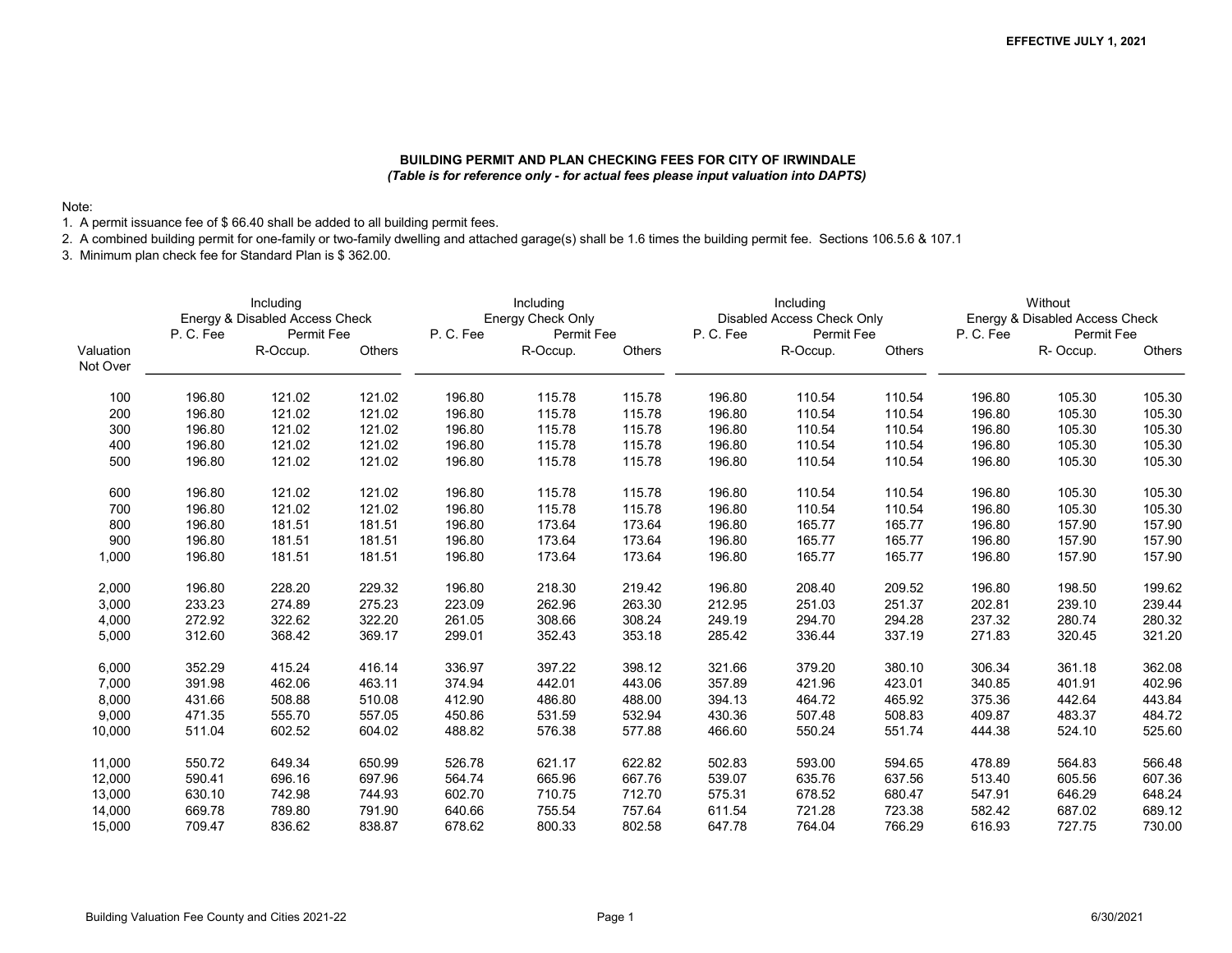EFFECTIVE JULY 1, 2021

## BUILDING PERMIT AND PLAN CHECKING FEES FOR CITY OF IRWINDALE

*(Table is for reference only - for actual fees please input valuation into DAPTS)*

Note:

1. A permit issuance fee of $ 66.40 shall be added to all building permit fees.
2. A combined building permit for one-family or two-family dwelling and attached garage(s) shall be 1.6 times the building permit fee. Sections 106.5.6 & 107.1
3. Minimum plan check fee for Standard Plan is $ 362.00.

| | Including Energy & Disabled Access Check | | | Including Energy Check Only | | | Including Disabled Access Check Only | | | Without Energy & Disabled Access Check | | |
|---|---|---|---|---|---|---|---|---|---|---|---|---|
| | P. C. Fee | Permit Fee | | P. C. Fee | Permit Fee | | P. C. Fee | Permit Fee | | P. C. Fee | Permit Fee | |
| Valuation Not Over | | R-Occup. | Others | | R-Occup. | Others | | R-Occup. | Others | | R- Occup. | Others |
| 100 | 196.80 | 121.02 | 121.02 | 196.80 | 115.78 | 115.78 | 196.80 | 110.54 | 110.54 | 196.80 | 105.30 | 105.30 |
| 200 | 196.80 | 121.02 | 121.02 | 196.80 | 115.78 | 115.78 | 196.80 | 110.54 | 110.54 | 196.80 | 105.30 | 105.30 |
| 300 | 196.80 | 121.02 | 121.02 | 196.80 | 115.78 | 115.78 | 196.80 | 110.54 | 110.54 | 196.80 | 105.30 | 105.30 |
| 400 | 196.80 | 121.02 | 121.02 | 196.80 | 115.78 | 115.78 | 196.80 | 110.54 | 110.54 | 196.80 | 105.30 | 105.30 |
| 500 | 196.80 | 121.02 | 121.02 | 196.80 | 115.78 | 115.78 | 196.80 | 110.54 | 110.54 | 196.80 | 105.30 | 105.30 |
| 600 | 196.80 | 121.02 | 121.02 | 196.80 | 115.78 | 115.78 | 196.80 | 110.54 | 110.54 | 196.80 | 105.30 | 105.30 |
| 700 | 196.80 | 121.02 | 121.02 | 196.80 | 115.78 | 115.78 | 196.80 | 110.54 | 110.54 | 196.80 | 105.30 | 105.30 |
| 800 | 196.80 | 181.51 | 181.51 | 196.80 | 173.64 | 173.64 | 196.80 | 165.77 | 165.77 | 196.80 | 157.90 | 157.90 |
| 900 | 196.80 | 181.51 | 181.51 | 196.80 | 173.64 | 173.64 | 196.80 | 165.77 | 165.77 | 196.80 | 157.90 | 157.90 |
| 1,000 | 196.80 | 181.51 | 181.51 | 196.80 | 173.64 | 173.64 | 196.80 | 165.77 | 165.77 | 196.80 | 157.90 | 157.90 |
| 2,000 | 196.80 | 228.20 | 229.32 | 196.80 | 218.30 | 219.42 | 196.80 | 208.40 | 209.52 | 196.80 | 198.50 | 199.62 |
| 3,000 | 233.23 | 274.89 | 275.23 | 223.09 | 262.96 | 263.30 | 212.95 | 251.03 | 251.37 | 202.81 | 239.10 | 239.44 |
| 4,000 | 272.92 | 322.62 | 322.20 | 261.05 | 308.66 | 308.24 | 249.19 | 294.70 | 294.28 | 237.32 | 280.74 | 280.32 |
| 5,000 | 312.60 | 368.42 | 369.17 | 299.01 | 352.43 | 353.18 | 285.42 | 336.44 | 337.19 | 271.83 | 320.45 | 321.20 |
| 6,000 | 352.29 | 415.24 | 416.14 | 336.97 | 397.22 | 398.12 | 321.66 | 379.20 | 380.10 | 306.34 | 361.18 | 362.08 |
| 7,000 | 391.98 | 462.06 | 463.11 | 374.94 | 442.01 | 443.06 | 357.89 | 421.96 | 423.01 | 340.85 | 401.91 | 402.96 |
| 8,000 | 431.66 | 508.88 | 510.08 | 412.90 | 486.80 | 488.00 | 394.13 | 464.72 | 465.92 | 375.36 | 442.64 | 443.84 |
| 9,000 | 471.35 | 555.70 | 557.05 | 450.86 | 531.59 | 532.94 | 430.36 | 507.48 | 508.83 | 409.87 | 483.37 | 484.72 |
| 10,000 | 511.04 | 602.52 | 604.02 | 488.82 | 576.38 | 577.88 | 466.60 | 550.24 | 551.74 | 444.38 | 524.10 | 525.60 |
| 11,000 | 550.72 | 649.34 | 650.99 | 526.78 | 621.17 | 622.82 | 502.83 | 593.00 | 594.65 | 478.89 | 564.83 | 566.48 |
| 12,000 | 590.41 | 696.16 | 697.96 | 564.74 | 665.96 | 667.76 | 539.07 | 635.76 | 637.56 | 513.40 | 605.56 | 607.36 |
| 13,000 | 630.10 | 742.98 | 744.93 | 602.70 | 710.75 | 712.70 | 575.31 | 678.52 | 680.47 | 547.91 | 646.29 | 648.24 |
| 14,000 | 669.78 | 789.80 | 791.90 | 640.66 | 755.54 | 757.64 | 611.54 | 721.28 | 723.38 | 582.42 | 687.02 | 689.12 |
| 15,000 | 709.47 | 836.62 | 838.87 | 678.62 | 800.33 | 802.58 | 647.78 | 764.04 | 766.29 | 616.93 | 727.75 | 730.00 |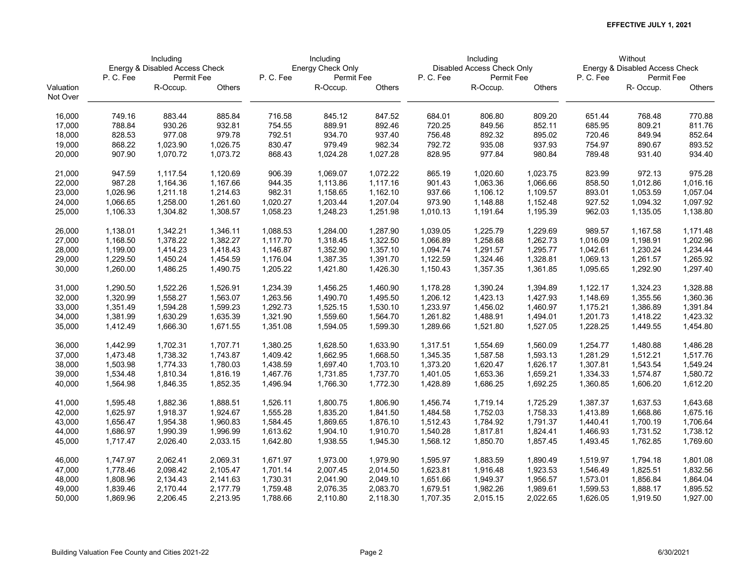**EFFECTIVE JULY 1, 2021**

| Valuation Not Over | Including Energy & Disabled Access Check | | | Including Energy Check Only | | | Including Disabled Access Check Only | | | Without Energy & Disabled Access Check | | |
|---|---|---|---|---|---|---|---|---|---|---|---|---|
| | P. C. Fee | Permit Fee | | P. C. Fee | Permit Fee | | P. C. Fee | Permit Fee | | P. C. Fee | Permit Fee | |
| | | R-Occup. | Others | | R-Occup. | Others | | R-Occup. | Others | | R- Occup. | Others |
| 16,000 | 749.16 | 883.44 | 885.84 | 716.58 | 845.12 | 847.52 | 684.01 | 806.80 | 809.20 | 651.44 | 768.48 | 770.88 |
| 17,000 | 788.84 | 930.26 | 932.81 | 754.55 | 889.91 | 892.46 | 720.25 | 849.56 | 852.11 | 685.95 | 809.21 | 811.76 |
| 18,000 | 828.53 | 977.08 | 979.78 | 792.51 | 934.70 | 937.40 | 756.48 | 892.32 | 895.02 | 720.46 | 849.94 | 852.64 |
| 19,000 | 868.22 | 1,023.90 | 1,026.75 | 830.47 | 979.49 | 982.34 | 792.72 | 935.08 | 937.93 | 754.97 | 890.67 | 893.52 |
| 20,000 | 907.90 | 1,070.72 | 1,073.72 | 868.43 | 1,024.28 | 1,027.28 | 828.95 | 977.84 | 980.84 | 789.48 | 931.40 | 934.40 |
| 21,000 | 947.59 | 1,117.54 | 1,120.69 | 906.39 | 1,069.07 | 1,072.22 | 865.19 | 1,020.60 | 1,023.75 | 823.99 | 972.13 | 975.28 |
| 22,000 | 987.28 | 1,164.36 | 1,167.66 | 944.35 | 1,113.86 | 1,117.16 | 901.43 | 1,063.36 | 1,066.66 | 858.50 | 1,012.86 | 1,016.16 |
| 23,000 | 1,026.96 | 1,211.18 | 1,214.63 | 982.31 | 1,158.65 | 1,162.10 | 937.66 | 1,106.12 | 1,109.57 | 893.01 | 1,053.59 | 1,057.04 |
| 24,000 | 1,066.65 | 1,258.00 | 1,261.60 | 1,020.27 | 1,203.44 | 1,207.04 | 973.90 | 1,148.88 | 1,152.48 | 927.52 | 1,094.32 | 1,097.92 |
| 25,000 | 1,106.33 | 1,304.82 | 1,308.57 | 1,058.23 | 1,248.23 | 1,251.98 | 1,010.13 | 1,191.64 | 1,195.39 | 962.03 | 1,135.05 | 1,138.80 |
| 26,000 | 1,138.01 | 1,342.21 | 1,346.11 | 1,088.53 | 1,284.00 | 1,287.90 | 1,039.05 | 1,225.79 | 1,229.69 | 989.57 | 1,167.58 | 1,171.48 |
| 27,000 | 1,168.50 | 1,378.22 | 1,382.27 | 1,117.70 | 1,318.45 | 1,322.50 | 1,066.89 | 1,258.68 | 1,262.73 | 1,016.09 | 1,198.91 | 1,202.96 |
| 28,000 | 1,199.00 | 1,414.23 | 1,418.43 | 1,146.87 | 1,352.90 | 1,357.10 | 1,094.74 | 1,291.57 | 1,295.77 | 1,042.61 | 1,230.24 | 1,234.44 |
| 29,000 | 1,229.50 | 1,450.24 | 1,454.59 | 1,176.04 | 1,387.35 | 1,391.70 | 1,122.59 | 1,324.46 | 1,328.81 | 1,069.13 | 1,261.57 | 1,265.92 |
| 30,000 | 1,260.00 | 1,486.25 | 1,490.75 | 1,205.22 | 1,421.80 | 1,426.30 | 1,150.43 | 1,357.35 | 1,361.85 | 1,095.65 | 1,292.90 | 1,297.40 |
| 31,000 | 1,290.50 | 1,522.26 | 1,526.91 | 1,234.39 | 1,456.25 | 1,460.90 | 1,178.28 | 1,390.24 | 1,394.89 | 1,122.17 | 1,324.23 | 1,328.88 |
| 32,000 | 1,320.99 | 1,558.27 | 1,563.07 | 1,263.56 | 1,490.70 | 1,495.50 | 1,206.12 | 1,423.13 | 1,427.93 | 1,148.69 | 1,355.56 | 1,360.36 |
| 33,000 | 1,351.49 | 1,594.28 | 1,599.23 | 1,292.73 | 1,525.15 | 1,530.10 | 1,233.97 | 1,456.02 | 1,460.97 | 1,175.21 | 1,386.89 | 1,391.84 |
| 34,000 | 1,381.99 | 1,630.29 | 1,635.39 | 1,321.90 | 1,559.60 | 1,564.70 | 1,261.82 | 1,488.91 | 1,494.01 | 1,201.73 | 1,418.22 | 1,423.32 |
| 35,000 | 1,412.49 | 1,666.30 | 1,671.55 | 1,351.08 | 1,594.05 | 1,599.30 | 1,289.66 | 1,521.80 | 1,527.05 | 1,228.25 | 1,449.55 | 1,454.80 |
| 36,000 | 1,442.99 | 1,702.31 | 1,707.71 | 1,380.25 | 1,628.50 | 1,633.90 | 1,317.51 | 1,554.69 | 1,560.09 | 1,254.77 | 1,480.88 | 1,486.28 |
| 37,000 | 1,473.48 | 1,738.32 | 1,743.87 | 1,409.42 | 1,662.95 | 1,668.50 | 1,345.35 | 1,587.58 | 1,593.13 | 1,281.29 | 1,512.21 | 1,517.76 |
| 38,000 | 1,503.98 | 1,774.33 | 1,780.03 | 1,438.59 | 1,697.40 | 1,703.10 | 1,373.20 | 1,620.47 | 1,626.17 | 1,307.81 | 1,543.54 | 1,549.24 |
| 39,000 | 1,534.48 | 1,810.34 | 1,816.19 | 1,467.76 | 1,731.85 | 1,737.70 | 1,401.05 | 1,653.36 | 1,659.21 | 1,334.33 | 1,574.87 | 1,580.72 |
| 40,000 | 1,564.98 | 1,846.35 | 1,852.35 | 1,496.94 | 1,766.30 | 1,772.30 | 1,428.89 | 1,686.25 | 1,692.25 | 1,360.85 | 1,606.20 | 1,612.20 |
| 41,000 | 1,595.48 | 1,882.36 | 1,888.51 | 1,526.11 | 1,800.75 | 1,806.90 | 1,456.74 | 1,719.14 | 1,725.29 | 1,387.37 | 1,637.53 | 1,643.68 |
| 42,000 | 1,625.97 | 1,918.37 | 1,924.67 | 1,555.28 | 1,835.20 | 1,841.50 | 1,484.58 | 1,752.03 | 1,758.33 | 1,413.89 | 1,668.86 | 1,675.16 |
| 43,000 | 1,656.47 | 1,954.38 | 1,960.83 | 1,584.45 | 1,869.65 | 1,876.10 | 1,512.43 | 1,784.92 | 1,791.37 | 1,440.41 | 1,700.19 | 1,706.64 |
| 44,000 | 1,686.97 | 1,990.39 | 1,996.99 | 1,613.62 | 1,904.10 | 1,910.70 | 1,540.28 | 1,817.81 | 1,824.41 | 1,466.93 | 1,731.52 | 1,738.12 |
| 45,000 | 1,717.47 | 2,026.40 | 2,033.15 | 1,642.80 | 1,938.55 | 1,945.30 | 1,568.12 | 1,850.70 | 1,857.45 | 1,493.45 | 1,762.85 | 1,769.60 |
| 46,000 | 1,747.97 | 2,062.41 | 2,069.31 | 1,671.97 | 1,973.00 | 1,979.90 | 1,595.97 | 1,883.59 | 1,890.49 | 1,519.97 | 1,794.18 | 1,801.08 |
| 47,000 | 1,778.46 | 2,098.42 | 2,105.47 | 1,701.14 | 2,007.45 | 2,014.50 | 1,623.81 | 1,916.48 | 1,923.53 | 1,546.49 | 1,825.51 | 1,832.56 |
| 48,000 | 1,808.96 | 2,134.43 | 2,141.63 | 1,730.31 | 2,041.90 | 2,049.10 | 1,651.66 | 1,949.37 | 1,956.57 | 1,573.01 | 1,856.84 | 1,864.04 |
| 49,000 | 1,839.46 | 2,170.44 | 2,177.79 | 1,759.48 | 2,076.35 | 2,083.70 | 1,679.51 | 1,982.26 | 1,989.61 | 1,599.53 | 1,888.17 | 1,895.52 |
| 50,000 | 1,869.96 | 2,206.45 | 2,213.95 | 1,788.66 | 2,110.80 | 2,118.30 | 1,707.35 | 2,015.15 | 2,022.65 | 1,626.05 | 1,919.50 | 1,927.00 |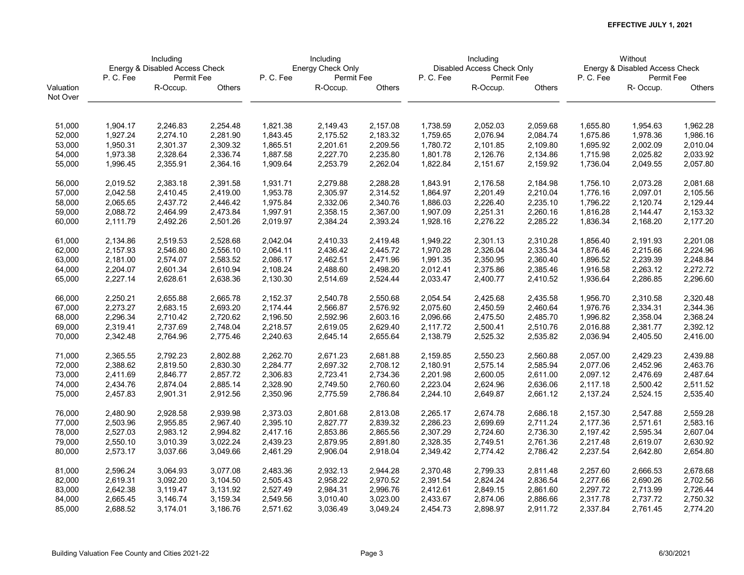**EFFECTIVE JULY 1, 2021**

| | Including Energy & Disabled Access Check | | | Including Energy Check Only | | | Including Disabled Access Check Only | | | Without Energy & Disabled Access Check | | |
|---|---|---|---|---|---|---|---|---|---|---|---|---|
| | P. C. Fee | Permit Fee | | P. C. Fee | Permit Fee | | P. C. Fee | Permit Fee | | P. C. Fee | Permit Fee | |
| Valuation Not Over | | R-Occup. | Others | | R-Occup. | Others | | R-Occup. | Others | | R- Occup. | Others |
| 51,000 | 1,904.17 | 2,246.83 | 2,254.48 | 1,821.38 | 2,149.43 | 2,157.08 | 1,738.59 | 2,052.03 | 2,059.68 | 1,655.80 | 1,954.63 | 1,962.28 |
| 52,000 | 1,927.24 | 2,274.10 | 2,281.90 | 1,843.45 | 2,175.52 | 2,183.32 | 1,759.65 | 2,076.94 | 2,084.74 | 1,675.86 | 1,978.36 | 1,986.16 |
| 53,000 | 1,950.31 | 2,301.37 | 2,309.32 | 1,865.51 | 2,201.61 | 2,209.56 | 1,780.72 | 2,101.85 | 2,109.80 | 1,695.92 | 2,002.09 | 2,010.04 |
| 54,000 | 1,973.38 | 2,328.64 | 2,336.74 | 1,887.58 | 2,227.70 | 2,235.80 | 1,801.78 | 2,126.76 | 2,134.86 | 1,715.98 | 2,025.82 | 2,033.92 |
| 55,000 | 1,996.45 | 2,355.91 | 2,364.16 | 1,909.64 | 2,253.79 | 2,262.04 | 1,822.84 | 2,151.67 | 2,159.92 | 1,736.04 | 2,049.55 | 2,057.80 |
| 56,000 | 2,019.52 | 2,383.18 | 2,391.58 | 1,931.71 | 2,279.88 | 2,288.28 | 1,843.91 | 2,176.58 | 2,184.98 | 1,756.10 | 2,073.28 | 2,081.68 |
| 57,000 | 2,042.58 | 2,410.45 | 2,419.00 | 1,953.78 | 2,305.97 | 2,314.52 | 1,864.97 | 2,201.49 | 2,210.04 | 1,776.16 | 2,097.01 | 2,105.56 |
| 58,000 | 2,065.65 | 2,437.72 | 2,446.42 | 1,975.84 | 2,332.06 | 2,340.76 | 1,886.03 | 2,226.40 | 2,235.10 | 1,796.22 | 2,120.74 | 2,129.44 |
| 59,000 | 2,088.72 | 2,464.99 | 2,473.84 | 1,997.91 | 2,358.15 | 2,367.00 | 1,907.09 | 2,251.31 | 2,260.16 | 1,816.28 | 2,144.47 | 2,153.32 |
| 60,000 | 2,111.79 | 2,492.26 | 2,501.26 | 2,019.97 | 2,384.24 | 2,393.24 | 1,928.16 | 2,276.22 | 2,285.22 | 1,836.34 | 2,168.20 | 2,177.20 |
| 61,000 | 2,134.86 | 2,519.53 | 2,528.68 | 2,042.04 | 2,410.33 | 2,419.48 | 1,949.22 | 2,301.13 | 2,310.28 | 1,856.40 | 2,191.93 | 2,201.08 |
| 62,000 | 2,157.93 | 2,546.80 | 2,556.10 | 2,064.11 | 2,436.42 | 2,445.72 | 1,970.28 | 2,326.04 | 2,335.34 | 1,876.46 | 2,215.66 | 2,224.96 |
| 63,000 | 2,181.00 | 2,574.07 | 2,583.52 | 2,086.17 | 2,462.51 | 2,471.96 | 1,991.35 | 2,350.95 | 2,360.40 | 1,896.52 | 2,239.39 | 2,248.84 |
| 64,000 | 2,204.07 | 2,601.34 | 2,610.94 | 2,108.24 | 2,488.60 | 2,498.20 | 2,012.41 | 2,375.86 | 2,385.46 | 1,916.58 | 2,263.12 | 2,272.72 |
| 65,000 | 2,227.14 | 2,628.61 | 2,638.36 | 2,130.30 | 2,514.69 | 2,524.44 | 2,033.47 | 2,400.77 | 2,410.52 | 1,936.64 | 2,286.85 | 2,296.60 |
| 66,000 | 2,250.21 | 2,655.88 | 2,665.78 | 2,152.37 | 2,540.78 | 2,550.68 | 2,054.54 | 2,425.68 | 2,435.58 | 1,956.70 | 2,310.58 | 2,320.48 |
| 67,000 | 2,273.27 | 2,683.15 | 2,693.20 | 2,174.44 | 2,566.87 | 2,576.92 | 2,075.60 | 2,450.59 | 2,460.64 | 1,976.76 | 2,334.31 | 2,344.36 |
| 68,000 | 2,296.34 | 2,710.42 | 2,720.62 | 2,196.50 | 2,592.96 | 2,603.16 | 2,096.66 | 2,475.50 | 2,485.70 | 1,996.82 | 2,358.04 | 2,368.24 |
| 69,000 | 2,319.41 | 2,737.69 | 2,748.04 | 2,218.57 | 2,619.05 | 2,629.40 | 2,117.72 | 2,500.41 | 2,510.76 | 2,016.88 | 2,381.77 | 2,392.12 |
| 70,000 | 2,342.48 | 2,764.96 | 2,775.46 | 2,240.63 | 2,645.14 | 2,655.64 | 2,138.79 | 2,525.32 | 2,535.82 | 2,036.94 | 2,405.50 | 2,416.00 |
| 71,000 | 2,365.55 | 2,792.23 | 2,802.88 | 2,262.70 | 2,671.23 | 2,681.88 | 2,159.85 | 2,550.23 | 2,560.88 | 2,057.00 | 2,429.23 | 2,439.88 |
| 72,000 | 2,388.62 | 2,819.50 | 2,830.30 | 2,284.77 | 2,697.32 | 2,708.12 | 2,180.91 | 2,575.14 | 2,585.94 | 2,077.06 | 2,452.96 | 2,463.76 |
| 73,000 | 2,411.69 | 2,846.77 | 2,857.72 | 2,306.83 | 2,723.41 | 2,734.36 | 2,201.98 | 2,600.05 | 2,611.00 | 2,097.12 | 2,476.69 | 2,487.64 |
| 74,000 | 2,434.76 | 2,874.04 | 2,885.14 | 2,328.90 | 2,749.50 | 2,760.60 | 2,223.04 | 2,624.96 | 2,636.06 | 2,117.18 | 2,500.42 | 2,511.52 |
| 75,000 | 2,457.83 | 2,901.31 | 2,912.56 | 2,350.96 | 2,775.59 | 2,786.84 | 2,244.10 | 2,649.87 | 2,661.12 | 2,137.24 | 2,524.15 | 2,535.40 |
| 76,000 | 2,480.90 | 2,928.58 | 2,939.98 | 2,373.03 | 2,801.68 | 2,813.08 | 2,265.17 | 2,674.78 | 2,686.18 | 2,157.30 | 2,547.88 | 2,559.28 |
| 77,000 | 2,503.96 | 2,955.85 | 2,967.40 | 2,395.10 | 2,827.77 | 2,839.32 | 2,286.23 | 2,699.69 | 2,711.24 | 2,177.36 | 2,571.61 | 2,583.16 |
| 78,000 | 2,527.03 | 2,983.12 | 2,994.82 | 2,417.16 | 2,853.86 | 2,865.56 | 2,307.29 | 2,724.60 | 2,736.30 | 2,197.42 | 2,595.34 | 2,607.04 |
| 79,000 | 2,550.10 | 3,010.39 | 3,022.24 | 2,439.23 | 2,879.95 | 2,891.80 | 2,328.35 | 2,749.51 | 2,761.36 | 2,217.48 | 2,619.07 | 2,630.92 |
| 80,000 | 2,573.17 | 3,037.66 | 3,049.66 | 2,461.29 | 2,906.04 | 2,918.04 | 2,349.42 | 2,774.42 | 2,786.42 | 2,237.54 | 2,642.80 | 2,654.80 |
| 81,000 | 2,596.24 | 3,064.93 | 3,077.08 | 2,483.36 | 2,932.13 | 2,944.28 | 2,370.48 | 2,799.33 | 2,811.48 | 2,257.60 | 2,666.53 | 2,678.68 |
| 82,000 | 2,619.31 | 3,092.20 | 3,104.50 | 2,505.43 | 2,958.22 | 2,970.52 | 2,391.54 | 2,824.24 | 2,836.54 | 2,277.66 | 2,690.26 | 2,702.56 |
| 83,000 | 2,642.38 | 3,119.47 | 3,131.92 | 2,527.49 | 2,984.31 | 2,996.76 | 2,412.61 | 2,849.15 | 2,861.60 | 2,297.72 | 2,713.99 | 2,726.44 |
| 84,000 | 2,665.45 | 3,146.74 | 3,159.34 | 2,549.56 | 3,010.40 | 3,023.00 | 2,433.67 | 2,874.06 | 2,886.66 | 2,317.78 | 2,737.72 | 2,750.32 |
| 85,000 | 2,688.52 | 3,174.01 | 3,186.76 | 2,571.62 | 3,036.49 | 3,049.24 | 2,454.73 | 2,898.97 | 2,911.72 | 2,337.84 | 2,761.45 | 2,774.20 |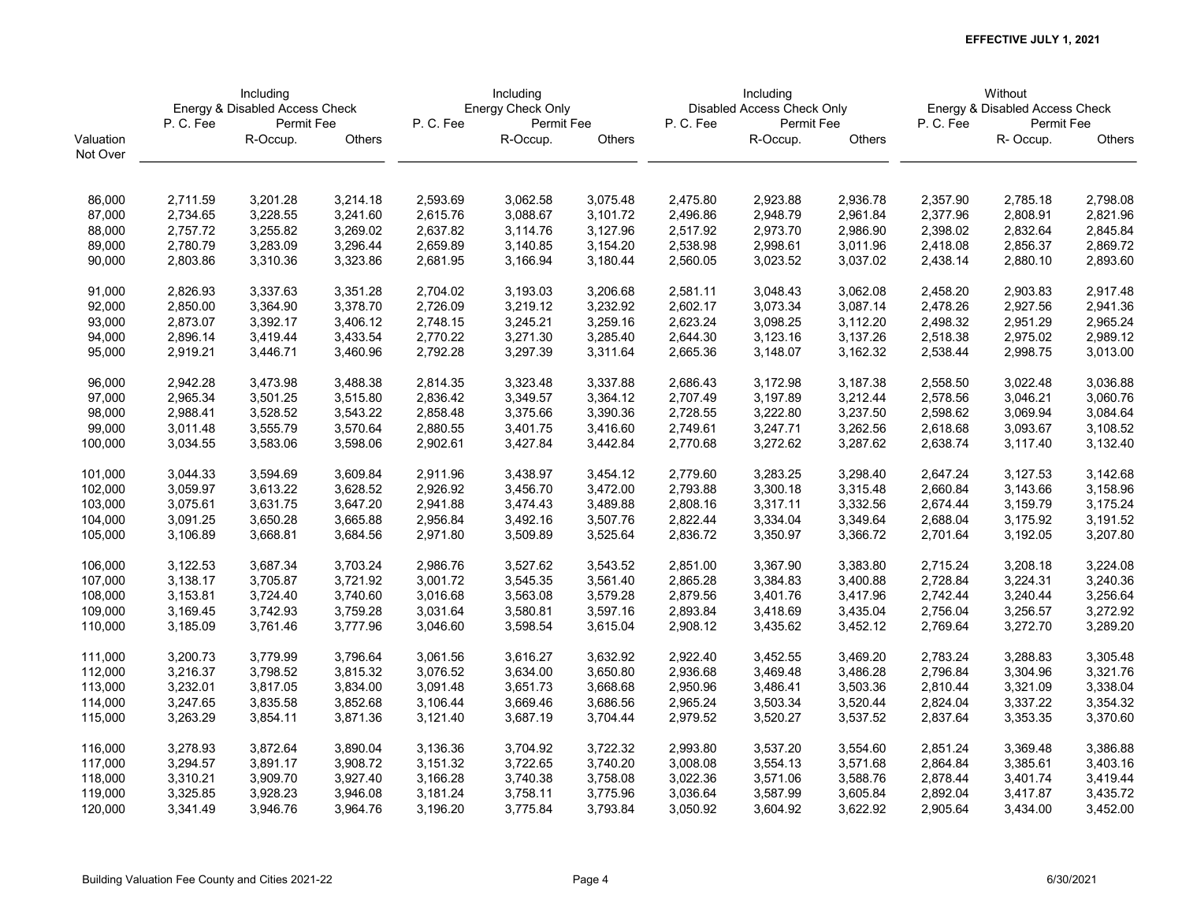**EFFECTIVE JULY 1, 2021**

| | Including Energy & Disabled Access Check | | | Including Energy Check Only | | | Including Disabled Access Check Only | | | Without Energy & Disabled Access Check | | |
|---|---|---|---|---|---|---|---|---|---|---|---|---|
| | P. C. Fee | Permit Fee | | P. C. Fee | Permit Fee | | P. C. Fee | Permit Fee | | P. C. Fee | Permit Fee | |
| Valuation Not Over | | R-Occup. | Others | | R-Occup. | Others | | R-Occup. | Others | | R- Occup. | Others |
| 86,000 | 2,711.59 | 3,201.28 | 3,214.18 | 2,593.69 | 3,062.58 | 3,075.48 | 2,475.80 | 2,923.88 | 2,936.78 | 2,357.90 | 2,785.18 | 2,798.08 |
| 87,000 | 2,734.65 | 3,228.55 | 3,241.60 | 2,615.76 | 3,088.67 | 3,101.72 | 2,496.86 | 2,948.79 | 2,961.84 | 2,377.96 | 2,808.91 | 2,821.96 |
| 88,000 | 2,757.72 | 3,255.82 | 3,269.02 | 2,637.82 | 3,114.76 | 3,127.96 | 2,517.92 | 2,973.70 | 2,986.90 | 2,398.02 | 2,832.64 | 2,845.84 |
| 89,000 | 2,780.79 | 3,283.09 | 3,296.44 | 2,659.89 | 3,140.85 | 3,154.20 | 2,538.98 | 2,998.61 | 3,011.96 | 2,418.08 | 2,856.37 | 2,869.72 |
| 90,000 | 2,803.86 | 3,310.36 | 3,323.86 | 2,681.95 | 3,166.94 | 3,180.44 | 2,560.05 | 3,023.52 | 3,037.02 | 2,438.14 | 2,880.10 | 2,893.60 |
| 91,000 | 2,826.93 | 3,337.63 | 3,351.28 | 2,704.02 | 3,193.03 | 3,206.68 | 2,581.11 | 3,048.43 | 3,062.08 | 2,458.20 | 2,903.83 | 2,917.48 |
| 92,000 | 2,850.00 | 3,364.90 | 3,378.70 | 2,726.09 | 3,219.12 | 3,232.92 | 2,602.17 | 3,073.34 | 3,087.14 | 2,478.26 | 2,927.56 | 2,941.36 |
| 93,000 | 2,873.07 | 3,392.17 | 3,406.12 | 2,748.15 | 3,245.21 | 3,259.16 | 2,623.24 | 3,098.25 | 3,112.20 | 2,498.32 | 2,951.29 | 2,965.24 |
| 94,000 | 2,896.14 | 3,419.44 | 3,433.54 | 2,770.22 | 3,271.30 | 3,285.40 | 2,644.30 | 3,123.16 | 3,137.26 | 2,518.38 | 2,975.02 | 2,989.12 |
| 95,000 | 2,919.21 | 3,446.71 | 3,460.96 | 2,792.28 | 3,297.39 | 3,311.64 | 2,665.36 | 3,148.07 | 3,162.32 | 2,538.44 | 2,998.75 | 3,013.00 |
| 96,000 | 2,942.28 | 3,473.98 | 3,488.38 | 2,814.35 | 3,323.48 | 3,337.88 | 2,686.43 | 3,172.98 | 3,187.38 | 2,558.50 | 3,022.48 | 3,036.88 |
| 97,000 | 2,965.34 | 3,501.25 | 3,515.80 | 2,836.42 | 3,349.57 | 3,364.12 | 2,707.49 | 3,197.89 | 3,212.44 | 2,578.56 | 3,046.21 | 3,060.76 |
| 98,000 | 2,988.41 | 3,528.52 | 3,543.22 | 2,858.48 | 3,375.66 | 3,390.36 | 2,728.55 | 3,222.80 | 3,237.50 | 2,598.62 | 3,069.94 | 3,084.64 |
| 99,000 | 3,011.48 | 3,555.79 | 3,570.64 | 2,880.55 | 3,401.75 | 3,416.60 | 2,749.61 | 3,247.71 | 3,262.56 | 2,618.68 | 3,093.67 | 3,108.52 |
| 100,000 | 3,034.55 | 3,583.06 | 3,598.06 | 2,902.61 | 3,427.84 | 3,442.84 | 2,770.68 | 3,272.62 | 3,287.62 | 2,638.74 | 3,117.40 | 3,132.40 |
| 101,000 | 3,044.33 | 3,594.69 | 3,609.84 | 2,911.96 | 3,438.97 | 3,454.12 | 2,779.60 | 3,283.25 | 3,298.40 | 2,647.24 | 3,127.53 | 3,142.68 |
| 102,000 | 3,059.97 | 3,613.22 | 3,628.52 | 2,926.92 | 3,456.70 | 3,472.00 | 2,793.88 | 3,300.18 | 3,315.48 | 2,660.84 | 3,143.66 | 3,158.96 |
| 103,000 | 3,075.61 | 3,631.75 | 3,647.20 | 2,941.88 | 3,474.43 | 3,489.88 | 2,808.16 | 3,317.11 | 3,332.56 | 2,674.44 | 3,159.79 | 3,175.24 |
| 104,000 | 3,091.25 | 3,650.28 | 3,665.88 | 2,956.84 | 3,492.16 | 3,507.76 | 2,822.44 | 3,334.04 | 3,349.64 | 2,688.04 | 3,175.92 | 3,191.52 |
| 105,000 | 3,106.89 | 3,668.81 | 3,684.56 | 2,971.80 | 3,509.89 | 3,525.64 | 2,836.72 | 3,350.97 | 3,366.72 | 2,701.64 | 3,192.05 | 3,207.80 |
| 106,000 | 3,122.53 | 3,687.34 | 3,703.24 | 2,986.76 | 3,527.62 | 3,543.52 | 2,851.00 | 3,367.90 | 3,383.80 | 2,715.24 | 3,208.18 | 3,224.08 |
| 107,000 | 3,138.17 | 3,705.87 | 3,721.92 | 3,001.72 | 3,545.35 | 3,561.40 | 2,865.28 | 3,384.83 | 3,400.88 | 2,728.84 | 3,224.31 | 3,240.36 |
| 108,000 | 3,153.81 | 3,724.40 | 3,740.60 | 3,016.68 | 3,563.08 | 3,579.28 | 2,879.56 | 3,401.76 | 3,417.96 | 2,742.44 | 3,240.44 | 3,256.64 |
| 109,000 | 3,169.45 | 3,742.93 | 3,759.28 | 3,031.64 | 3,580.81 | 3,597.16 | 2,893.84 | 3,418.69 | 3,435.04 | 2,756.04 | 3,256.57 | 3,272.92 |
| 110,000 | 3,185.09 | 3,761.46 | 3,777.96 | 3,046.60 | 3,598.54 | 3,615.04 | 2,908.12 | 3,435.62 | 3,452.12 | 2,769.64 | 3,272.70 | 3,289.20 |
| 111,000 | 3,200.73 | 3,779.99 | 3,796.64 | 3,061.56 | 3,616.27 | 3,632.92 | 2,922.40 | 3,452.55 | 3,469.20 | 2,783.24 | 3,288.83 | 3,305.48 |
| 112,000 | 3,216.37 | 3,798.52 | 3,815.32 | 3,076.52 | 3,634.00 | 3,650.80 | 2,936.68 | 3,469.48 | 3,486.28 | 2,796.84 | 3,304.96 | 3,321.76 |
| 113,000 | 3,232.01 | 3,817.05 | 3,834.00 | 3,091.48 | 3,651.73 | 3,668.68 | 2,950.96 | 3,486.41 | 3,503.36 | 2,810.44 | 3,321.09 | 3,338.04 |
| 114,000 | 3,247.65 | 3,835.58 | 3,852.68 | 3,106.44 | 3,669.46 | 3,686.56 | 2,965.24 | 3,503.34 | 3,520.44 | 2,824.04 | 3,337.22 | 3,354.32 |
| 115,000 | 3,263.29 | 3,854.11 | 3,871.36 | 3,121.40 | 3,687.19 | 3,704.44 | 2,979.52 | 3,520.27 | 3,537.52 | 2,837.64 | 3,353.35 | 3,370.60 |
| 116,000 | 3,278.93 | 3,872.64 | 3,890.04 | 3,136.36 | 3,704.92 | 3,722.32 | 2,993.80 | 3,537.20 | 3,554.60 | 2,851.24 | 3,369.48 | 3,386.88 |
| 117,000 | 3,294.57 | 3,891.17 | 3,908.72 | 3,151.32 | 3,722.65 | 3,740.20 | 3,008.08 | 3,554.13 | 3,571.68 | 2,864.84 | 3,385.61 | 3,403.16 |
| 118,000 | 3,310.21 | 3,909.70 | 3,927.40 | 3,166.28 | 3,740.38 | 3,758.08 | 3,022.36 | 3,571.06 | 3,588.76 | 2,878.44 | 3,401.74 | 3,419.44 |
| 119,000 | 3,325.85 | 3,928.23 | 3,946.08 | 3,181.24 | 3,758.11 | 3,775.96 | 3,036.64 | 3,587.99 | 3,605.84 | 2,892.04 | 3,417.87 | 3,435.72 |
| 120,000 | 3,341.49 | 3,946.76 | 3,964.76 | 3,196.20 | 3,775.84 | 3,793.84 | 3,050.92 | 3,604.92 | 3,622.92 | 2,905.64 | 3,434.00 | 3,452.00 |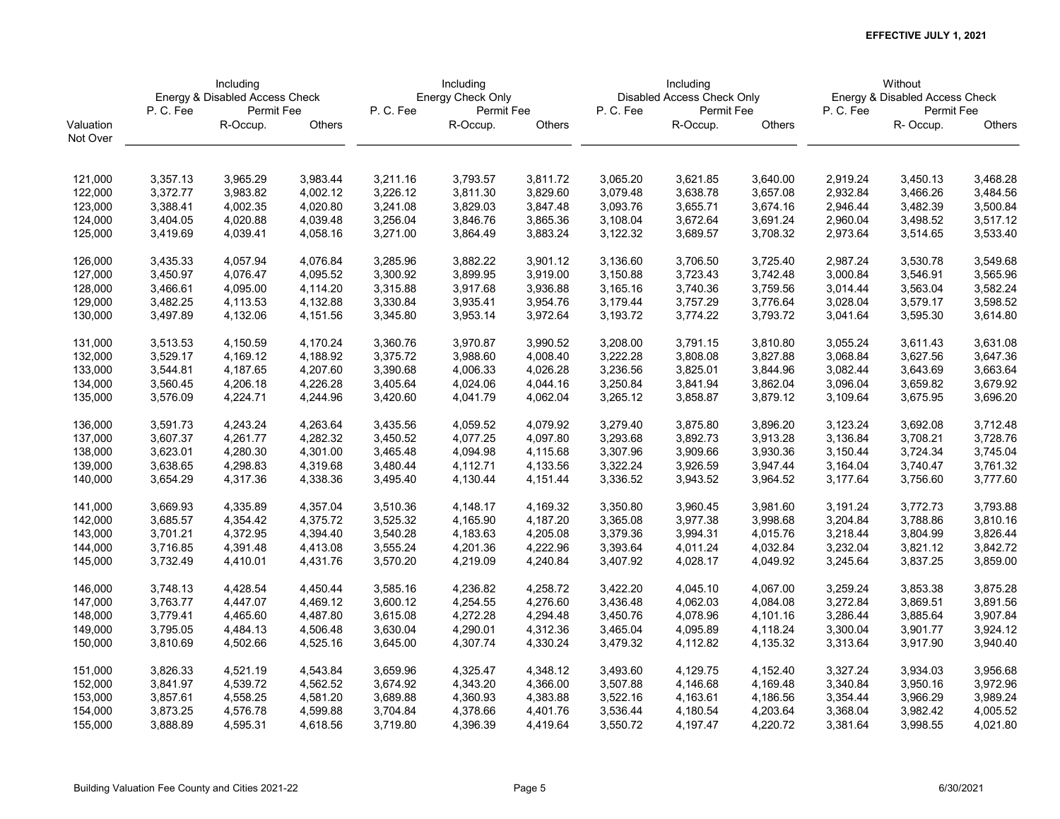**EFFECTIVE JULY 1, 2021**

| | Including Energy & Disabled Access Check | | | Including Energy Check Only | | | Including Disabled Access Check Only | | | Without Energy & Disabled Access Check | | |
|---|---|---|---|---|---|---|---|---|---|---|---|---|
| | P. C. Fee | Permit Fee | | P. C. Fee | Permit Fee | | P. C. Fee | Permit Fee | | P. C. Fee | Permit Fee | |
| Valuation Not Over | | R-Occup. | Others | | R-Occup. | Others | | R-Occup. | Others | | R- Occup. | Others |
| 121,000 | 3,357.13 | 3,965.29 | 3,983.44 | 3,211.16 | 3,793.57 | 3,811.72 | 3,065.20 | 3,621.85 | 3,640.00 | 2,919.24 | 3,450.13 | 3,468.28 |
| 122,000 | 3,372.77 | 3,983.82 | 4,002.12 | 3,226.12 | 3,811.30 | 3,829.60 | 3,079.48 | 3,638.78 | 3,657.08 | 2,932.84 | 3,466.26 | 3,484.56 |
| 123,000 | 3,388.41 | 4,002.35 | 4,020.80 | 3,241.08 | 3,829.03 | 3,847.48 | 3,093.76 | 3,655.71 | 3,674.16 | 2,946.44 | 3,482.39 | 3,500.84 |
| 124,000 | 3,404.05 | 4,020.88 | 4,039.48 | 3,256.04 | 3,846.76 | 3,865.36 | 3,108.04 | 3,672.64 | 3,691.24 | 2,960.04 | 3,498.52 | 3,517.12 |
| 125,000 | 3,419.69 | 4,039.41 | 4,058.16 | 3,271.00 | 3,864.49 | 3,883.24 | 3,122.32 | 3,689.57 | 3,708.32 | 2,973.64 | 3,514.65 | 3,533.40 |
| 126,000 | 3,435.33 | 4,057.94 | 4,076.84 | 3,285.96 | 3,882.22 | 3,901.12 | 3,136.60 | 3,706.50 | 3,725.40 | 2,987.24 | 3,530.78 | 3,549.68 |
| 127,000 | 3,450.97 | 4,076.47 | 4,095.52 | 3,300.92 | 3,899.95 | 3,919.00 | 3,150.88 | 3,723.43 | 3,742.48 | 3,000.84 | 3,546.91 | 3,565.96 |
| 128,000 | 3,466.61 | 4,095.00 | 4,114.20 | 3,315.88 | 3,917.68 | 3,936.88 | 3,165.16 | 3,740.36 | 3,759.56 | 3,014.44 | 3,563.04 | 3,582.24 |
| 129,000 | 3,482.25 | 4,113.53 | 4,132.88 | 3,330.84 | 3,935.41 | 3,954.76 | 3,179.44 | 3,757.29 | 3,776.64 | 3,028.04 | 3,579.17 | 3,598.52 |
| 130,000 | 3,497.89 | 4,132.06 | 4,151.56 | 3,345.80 | 3,953.14 | 3,972.64 | 3,193.72 | 3,774.22 | 3,793.72 | 3,041.64 | 3,595.30 | 3,614.80 |
| 131,000 | 3,513.53 | 4,150.59 | 4,170.24 | 3,360.76 | 3,970.87 | 3,990.52 | 3,208.00 | 3,791.15 | 3,810.80 | 3,055.24 | 3,611.43 | 3,631.08 |
| 132,000 | 3,529.17 | 4,169.12 | 4,188.92 | 3,375.72 | 3,988.60 | 4,008.40 | 3,222.28 | 3,808.08 | 3,827.88 | 3,068.84 | 3,627.56 | 3,647.36 |
| 133,000 | 3,544.81 | 4,187.65 | 4,207.60 | 3,390.68 | 4,006.33 | 4,026.28 | 3,236.56 | 3,825.01 | 3,844.96 | 3,082.44 | 3,643.69 | 3,663.64 |
| 134,000 | 3,560.45 | 4,206.18 | 4,226.28 | 3,405.64 | 4,024.06 | 4,044.16 | 3,250.84 | 3,841.94 | 3,862.04 | 3,096.04 | 3,659.82 | 3,679.92 |
| 135,000 | 3,576.09 | 4,224.71 | 4,244.96 | 3,420.60 | 4,041.79 | 4,062.04 | 3,265.12 | 3,858.87 | 3,879.12 | 3,109.64 | 3,675.95 | 3,696.20 |
| 136,000 | 3,591.73 | 4,243.24 | 4,263.64 | 3,435.56 | 4,059.52 | 4,079.92 | 3,279.40 | 3,875.80 | 3,896.20 | 3,123.24 | 3,692.08 | 3,712.48 |
| 137,000 | 3,607.37 | 4,261.77 | 4,282.32 | 3,450.52 | 4,077.25 | 4,097.80 | 3,293.68 | 3,892.73 | 3,913.28 | 3,136.84 | 3,708.21 | 3,728.76 |
| 138,000 | 3,623.01 | 4,280.30 | 4,301.00 | 3,465.48 | 4,094.98 | 4,115.68 | 3,307.96 | 3,909.66 | 3,930.36 | 3,150.44 | 3,724.34 | 3,745.04 |
| 139,000 | 3,638.65 | 4,298.83 | 4,319.68 | 3,480.44 | 4,112.71 | 4,133.56 | 3,322.24 | 3,926.59 | 3,947.44 | 3,164.04 | 3,740.47 | 3,761.32 |
| 140,000 | 3,654.29 | 4,317.36 | 4,338.36 | 3,495.40 | 4,130.44 | 4,151.44 | 3,336.52 | 3,943.52 | 3,964.52 | 3,177.64 | 3,756.60 | 3,777.60 |
| 141,000 | 3,669.93 | 4,335.89 | 4,357.04 | 3,510.36 | 4,148.17 | 4,169.32 | 3,350.80 | 3,960.45 | 3,981.60 | 3,191.24 | 3,772.73 | 3,793.88 |
| 142,000 | 3,685.57 | 4,354.42 | 4,375.72 | 3,525.32 | 4,165.90 | 4,187.20 | 3,365.08 | 3,977.38 | 3,998.68 | 3,204.84 | 3,788.86 | 3,810.16 |
| 143,000 | 3,701.21 | 4,372.95 | 4,394.40 | 3,540.28 | 4,183.63 | 4,205.08 | 3,379.36 | 3,994.31 | 4,015.76 | 3,218.44 | 3,804.99 | 3,826.44 |
| 144,000 | 3,716.85 | 4,391.48 | 4,413.08 | 3,555.24 | 4,201.36 | 4,222.96 | 3,393.64 | 4,011.24 | 4,032.84 | 3,232.04 | 3,821.12 | 3,842.72 |
| 145,000 | 3,732.49 | 4,410.01 | 4,431.76 | 3,570.20 | 4,219.09 | 4,240.84 | 3,407.92 | 4,028.17 | 4,049.92 | 3,245.64 | 3,837.25 | 3,859.00 |
| 146,000 | 3,748.13 | 4,428.54 | 4,450.44 | 3,585.16 | 4,236.82 | 4,258.72 | 3,422.20 | 4,045.10 | 4,067.00 | 3,259.24 | 3,853.38 | 3,875.28 |
| 147,000 | 3,763.77 | 4,447.07 | 4,469.12 | 3,600.12 | 4,254.55 | 4,276.60 | 3,436.48 | 4,062.03 | 4,084.08 | 3,272.84 | 3,869.51 | 3,891.56 |
| 148,000 | 3,779.41 | 4,465.60 | 4,487.80 | 3,615.08 | 4,272.28 | 4,294.48 | 3,450.76 | 4,078.96 | 4,101.16 | 3,286.44 | 3,885.64 | 3,907.84 |
| 149,000 | 3,795.05 | 4,484.13 | 4,506.48 | 3,630.04 | 4,290.01 | 4,312.36 | 3,465.04 | 4,095.89 | 4,118.24 | 3,300.04 | 3,901.77 | 3,924.12 |
| 150,000 | 3,810.69 | 4,502.66 | 4,525.16 | 3,645.00 | 4,307.74 | 4,330.24 | 3,479.32 | 4,112.82 | 4,135.32 | 3,313.64 | 3,917.90 | 3,940.40 |
| 151,000 | 3,826.33 | 4,521.19 | 4,543.84 | 3,659.96 | 4,325.47 | 4,348.12 | 3,493.60 | 4,129.75 | 4,152.40 | 3,327.24 | 3,934.03 | 3,956.68 |
| 152,000 | 3,841.97 | 4,539.72 | 4,562.52 | 3,674.92 | 4,343.20 | 4,366.00 | 3,507.88 | 4,146.68 | 4,169.48 | 3,340.84 | 3,950.16 | 3,972.96 |
| 153,000 | 3,857.61 | 4,558.25 | 4,581.20 | 3,689.88 | 4,360.93 | 4,383.88 | 3,522.16 | 4,163.61 | 4,186.56 | 3,354.44 | 3,966.29 | 3,989.24 |
| 154,000 | 3,873.25 | 4,576.78 | 4,599.88 | 3,704.84 | 4,378.66 | 4,401.76 | 3,536.44 | 4,180.54 | 4,203.64 | 3,368.04 | 3,982.42 | 4,005.52 |
| 155,000 | 3,888.89 | 4,595.31 | 4,618.56 | 3,719.80 | 4,396.39 | 4,419.64 | 3,550.72 | 4,197.47 | 4,220.72 | 3,381.64 | 3,998.55 | 4,021.80 |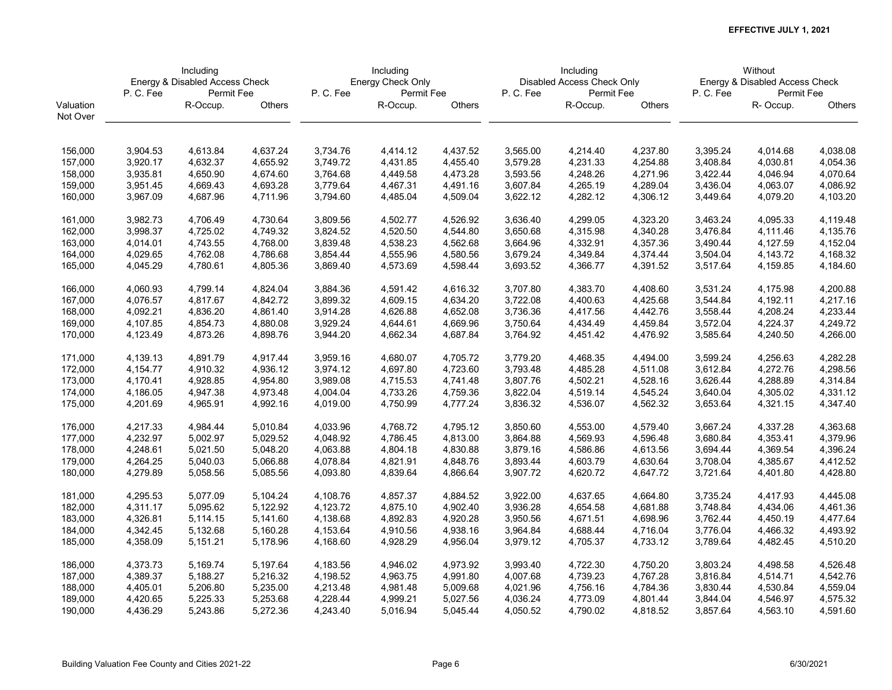**EFFECTIVE JULY 1, 2021**

| Valuation Not Over | Including Energy & Disabled Access Check P. C. Fee | Including Energy & Disabled Access Check Permit Fee R-Occup. | Including Energy & Disabled Access Check Permit Fee Others | Including Energy Check Only P. C. Fee | Including Energy Check Only Permit Fee R-Occup. | Including Energy Check Only Permit Fee Others | Including Disabled Access Check Only P. C. Fee | Including Disabled Access Check Only Permit Fee R-Occup. | Including Disabled Access Check Only Permit Fee Others | Without Energy & Disabled Access Check P. C. Fee | Without Energy & Disabled Access Check Permit Fee R- Occup. | Without Energy & Disabled Access Check Permit Fee Others |
|---|---|---|---|---|---|---|---|---|---|---|---|---|
| 156,000 | 3,904.53 | 4,613.84 | 4,637.24 | 3,734.76 | 4,414.12 | 4,437.52 | 3,565.00 | 4,214.40 | 4,237.80 | 3,395.24 | 4,014.68 | 4,038.08 |
| 157,000 | 3,920.17 | 4,632.37 | 4,655.92 | 3,749.72 | 4,431.85 | 4,455.40 | 3,579.28 | 4,231.33 | 4,254.88 | 3,408.84 | 4,030.81 | 4,054.36 |
| 158,000 | 3,935.81 | 4,650.90 | 4,674.60 | 3,764.68 | 4,449.58 | 4,473.28 | 3,593.56 | 4,248.26 | 4,271.96 | 3,422.44 | 4,046.94 | 4,070.64 |
| 159,000 | 3,951.45 | 4,669.43 | 4,693.28 | 3,779.64 | 4,467.31 | 4,491.16 | 3,607.84 | 4,265.19 | 4,289.04 | 3,436.04 | 4,063.07 | 4,086.92 |
| 160,000 | 3,967.09 | 4,687.96 | 4,711.96 | 3,794.60 | 4,485.04 | 4,509.04 | 3,622.12 | 4,282.12 | 4,306.12 | 3,449.64 | 4,079.20 | 4,103.20 |
| 161,000 | 3,982.73 | 4,706.49 | 4,730.64 | 3,809.56 | 4,502.77 | 4,526.92 | 3,636.40 | 4,299.05 | 4,323.20 | 3,463.24 | 4,095.33 | 4,119.48 |
| 162,000 | 3,998.37 | 4,725.02 | 4,749.32 | 3,824.52 | 4,520.50 | 4,544.80 | 3,650.68 | 4,315.98 | 4,340.28 | 3,476.84 | 4,111.46 | 4,135.76 |
| 163,000 | 4,014.01 | 4,743.55 | 4,768.00 | 3,839.48 | 4,538.23 | 4,562.68 | 3,664.96 | 4,332.91 | 4,357.36 | 3,490.44 | 4,127.59 | 4,152.04 |
| 164,000 | 4,029.65 | 4,762.08 | 4,786.68 | 3,854.44 | 4,555.96 | 4,580.56 | 3,679.24 | 4,349.84 | 4,374.44 | 3,504.04 | 4,143.72 | 4,168.32 |
| 165,000 | 4,045.29 | 4,780.61 | 4,805.36 | 3,869.40 | 4,573.69 | 4,598.44 | 3,693.52 | 4,366.77 | 4,391.52 | 3,517.64 | 4,159.85 | 4,184.60 |
| 166,000 | 4,060.93 | 4,799.14 | 4,824.04 | 3,884.36 | 4,591.42 | 4,616.32 | 3,707.80 | 4,383.70 | 4,408.60 | 3,531.24 | 4,175.98 | 4,200.88 |
| 167,000 | 4,076.57 | 4,817.67 | 4,842.72 | 3,899.32 | 4,609.15 | 4,634.20 | 3,722.08 | 4,400.63 | 4,425.68 | 3,544.84 | 4,192.11 | 4,217.16 |
| 168,000 | 4,092.21 | 4,836.20 | 4,861.40 | 3,914.28 | 4,626.88 | 4,652.08 | 3,736.36 | 4,417.56 | 4,442.76 | 3,558.44 | 4,208.24 | 4,233.44 |
| 169,000 | 4,107.85 | 4,854.73 | 4,880.08 | 3,929.24 | 4,644.61 | 4,669.96 | 3,750.64 | 4,434.49 | 4,459.84 | 3,572.04 | 4,224.37 | 4,249.72 |
| 170,000 | 4,123.49 | 4,873.26 | 4,898.76 | 3,944.20 | 4,662.34 | 4,687.84 | 3,764.92 | 4,451.42 | 4,476.92 | 3,585.64 | 4,240.50 | 4,266.00 |
| 171,000 | 4,139.13 | 4,891.79 | 4,917.44 | 3,959.16 | 4,680.07 | 4,705.72 | 3,779.20 | 4,468.35 | 4,494.00 | 3,599.24 | 4,256.63 | 4,282.28 |
| 172,000 | 4,154.77 | 4,910.32 | 4,936.12 | 3,974.12 | 4,697.80 | 4,723.60 | 3,793.48 | 4,485.28 | 4,511.08 | 3,612.84 | 4,272.76 | 4,298.56 |
| 173,000 | 4,170.41 | 4,928.85 | 4,954.80 | 3,989.08 | 4,715.53 | 4,741.48 | 3,807.76 | 4,502.21 | 4,528.16 | 3,626.44 | 4,288.89 | 4,314.84 |
| 174,000 | 4,186.05 | 4,947.38 | 4,973.48 | 4,004.04 | 4,733.26 | 4,759.36 | 3,822.04 | 4,519.14 | 4,545.24 | 3,640.04 | 4,305.02 | 4,331.12 |
| 175,000 | 4,201.69 | 4,965.91 | 4,992.16 | 4,019.00 | 4,750.99 | 4,777.24 | 3,836.32 | 4,536.07 | 4,562.32 | 3,653.64 | 4,321.15 | 4,347.40 |
| 176,000 | 4,217.33 | 4,984.44 | 5,010.84 | 4,033.96 | 4,768.72 | 4,795.12 | 3,850.60 | 4,553.00 | 4,579.40 | 3,667.24 | 4,337.28 | 4,363.68 |
| 177,000 | 4,232.97 | 5,002.97 | 5,029.52 | 4,048.92 | 4,786.45 | 4,813.00 | 3,864.88 | 4,569.93 | 4,596.48 | 3,680.84 | 4,353.41 | 4,379.96 |
| 178,000 | 4,248.61 | 5,021.50 | 5,048.20 | 4,063.88 | 4,804.18 | 4,830.88 | 3,879.16 | 4,586.86 | 4,613.56 | 3,694.44 | 4,369.54 | 4,396.24 |
| 179,000 | 4,264.25 | 5,040.03 | 5,066.88 | 4,078.84 | 4,821.91 | 4,848.76 | 3,893.44 | 4,603.79 | 4,630.64 | 3,708.04 | 4,385.67 | 4,412.52 |
| 180,000 | 4,279.89 | 5,058.56 | 5,085.56 | 4,093.80 | 4,839.64 | 4,866.64 | 3,907.72 | 4,620.72 | 4,647.72 | 3,721.64 | 4,401.80 | 4,428.80 |
| 181,000 | 4,295.53 | 5,077.09 | 5,104.24 | 4,108.76 | 4,857.37 | 4,884.52 | 3,922.00 | 4,637.65 | 4,664.80 | 3,735.24 | 4,417.93 | 4,445.08 |
| 182,000 | 4,311.17 | 5,095.62 | 5,122.92 | 4,123.72 | 4,875.10 | 4,902.40 | 3,936.28 | 4,654.58 | 4,681.88 | 3,748.84 | 4,434.06 | 4,461.36 |
| 183,000 | 4,326.81 | 5,114.15 | 5,141.60 | 4,138.68 | 4,892.83 | 4,920.28 | 3,950.56 | 4,671.51 | 4,698.96 | 3,762.44 | 4,450.19 | 4,477.64 |
| 184,000 | 4,342.45 | 5,132.68 | 5,160.28 | 4,153.64 | 4,910.56 | 4,938.16 | 3,964.84 | 4,688.44 | 4,716.04 | 3,776.04 | 4,466.32 | 4,493.92 |
| 185,000 | 4,358.09 | 5,151.21 | 5,178.96 | 4,168.60 | 4,928.29 | 4,956.04 | 3,979.12 | 4,705.37 | 4,733.12 | 3,789.64 | 4,482.45 | 4,510.20 |
| 186,000 | 4,373.73 | 5,169.74 | 5,197.64 | 4,183.56 | 4,946.02 | 4,973.92 | 3,993.40 | 4,722.30 | 4,750.20 | 3,803.24 | 4,498.58 | 4,526.48 |
| 187,000 | 4,389.37 | 5,188.27 | 5,216.32 | 4,198.52 | 4,963.75 | 4,991.80 | 4,007.68 | 4,739.23 | 4,767.28 | 3,816.84 | 4,514.71 | 4,542.76 |
| 188,000 | 4,405.01 | 5,206.80 | 5,235.00 | 4,213.48 | 4,981.48 | 5,009.68 | 4,021.96 | 4,756.16 | 4,784.36 | 3,830.44 | 4,530.84 | 4,559.04 |
| 189,000 | 4,420.65 | 5,225.33 | 5,253.68 | 4,228.44 | 4,999.21 | 5,027.56 | 4,036.24 | 4,773.09 | 4,801.44 | 3,844.04 | 4,546.97 | 4,575.32 |
| 190,000 | 4,436.29 | 5,243.86 | 5,272.36 | 4,243.40 | 5,016.94 | 5,045.44 | 4,050.52 | 4,790.02 | 4,818.52 | 3,857.64 | 4,563.10 | 4,591.60 |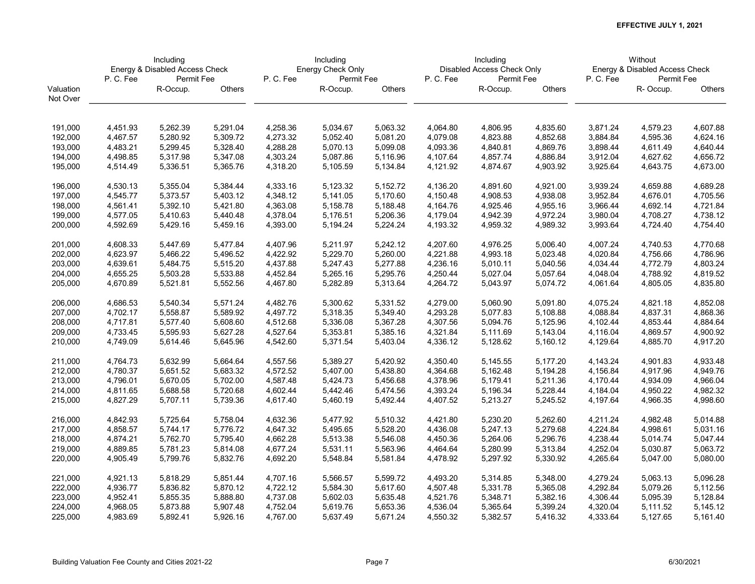**EFFECTIVE JULY 1, 2021**

| Valuation Not Over | Including Energy & Disabled Access Check | | | Including Energy Check Only | | | Including Disabled Access Check Only | | | Without Energy & Disabled Access Check | | |
|---|---|---|---|---|---|---|---|---|---|---|---|---|
| | P. C. Fee | Permit Fee | | P. C. Fee | Permit Fee | | P. C. Fee | Permit Fee | | P. C. Fee | Permit Fee | |
| | | R-Occup. | Others | | R-Occup. | Others | | R-Occup. | Others | | R- Occup. | Others |
| 191,000 | 4,451.93 | 5,262.39 | 5,291.04 | 4,258.36 | 5,034.67 | 5,063.32 | 4,064.80 | 4,806.95 | 4,835.60 | 3,871.24 | 4,579.23 | 4,607.88 |
| 192,000 | 4,467.57 | 5,280.92 | 5,309.72 | 4,273.32 | 5,052.40 | 5,081.20 | 4,079.08 | 4,823.88 | 4,852.68 | 3,884.84 | 4,595.36 | 4,624.16 |
| 193,000 | 4,483.21 | 5,299.45 | 5,328.40 | 4,288.28 | 5,070.13 | 5,099.08 | 4,093.36 | 4,840.81 | 4,869.76 | 3,898.44 | 4,611.49 | 4,640.44 |
| 194,000 | 4,498.85 | 5,317.98 | 5,347.08 | 4,303.24 | 5,087.86 | 5,116.96 | 4,107.64 | 4,857.74 | 4,886.84 | 3,912.04 | 4,627.62 | 4,656.72 |
| 195,000 | 4,514.49 | 5,336.51 | 5,365.76 | 4,318.20 | 5,105.59 | 5,134.84 | 4,121.92 | 4,874.67 | 4,903.92 | 3,925.64 | 4,643.75 | 4,673.00 |
| 196,000 | 4,530.13 | 5,355.04 | 5,384.44 | 4,333.16 | 5,123.32 | 5,152.72 | 4,136.20 | 4,891.60 | 4,921.00 | 3,939.24 | 4,659.88 | 4,689.28 |
| 197,000 | 4,545.77 | 5,373.57 | 5,403.12 | 4,348.12 | 5,141.05 | 5,170.60 | 4,150.48 | 4,908.53 | 4,938.08 | 3,952.84 | 4,676.01 | 4,705.56 |
| 198,000 | 4,561.41 | 5,392.10 | 5,421.80 | 4,363.08 | 5,158.78 | 5,188.48 | 4,164.76 | 4,925.46 | 4,955.16 | 3,966.44 | 4,692.14 | 4,721.84 |
| 199,000 | 4,577.05 | 5,410.63 | 5,440.48 | 4,378.04 | 5,176.51 | 5,206.36 | 4,179.04 | 4,942.39 | 4,972.24 | 3,980.04 | 4,708.27 | 4,738.12 |
| 200,000 | 4,592.69 | 5,429.16 | 5,459.16 | 4,393.00 | 5,194.24 | 5,224.24 | 4,193.32 | 4,959.32 | 4,989.32 | 3,993.64 | 4,724.40 | 4,754.40 |
| 201,000 | 4,608.33 | 5,447.69 | 5,477.84 | 4,407.96 | 5,211.97 | 5,242.12 | 4,207.60 | 4,976.25 | 5,006.40 | 4,007.24 | 4,740.53 | 4,770.68 |
| 202,000 | 4,623.97 | 5,466.22 | 5,496.52 | 4,422.92 | 5,229.70 | 5,260.00 | 4,221.88 | 4,993.18 | 5,023.48 | 4,020.84 | 4,756.66 | 4,786.96 |
| 203,000 | 4,639.61 | 5,484.75 | 5,515.20 | 4,437.88 | 5,247.43 | 5,277.88 | 4,236.16 | 5,010.11 | 5,040.56 | 4,034.44 | 4,772.79 | 4,803.24 |
| 204,000 | 4,655.25 | 5,503.28 | 5,533.88 | 4,452.84 | 5,265.16 | 5,295.76 | 4,250.44 | 5,027.04 | 5,057.64 | 4,048.04 | 4,788.92 | 4,819.52 |
| 205,000 | 4,670.89 | 5,521.81 | 5,552.56 | 4,467.80 | 5,282.89 | 5,313.64 | 4,264.72 | 5,043.97 | 5,074.72 | 4,061.64 | 4,805.05 | 4,835.80 |
| 206,000 | 4,686.53 | 5,540.34 | 5,571.24 | 4,482.76 | 5,300.62 | 5,331.52 | 4,279.00 | 5,060.90 | 5,091.80 | 4,075.24 | 4,821.18 | 4,852.08 |
| 207,000 | 4,702.17 | 5,558.87 | 5,589.92 | 4,497.72 | 5,318.35 | 5,349.40 | 4,293.28 | 5,077.83 | 5,108.88 | 4,088.84 | 4,837.31 | 4,868.36 |
| 208,000 | 4,717.81 | 5,577.40 | 5,608.60 | 4,512.68 | 5,336.08 | 5,367.28 | 4,307.56 | 5,094.76 | 5,125.96 | 4,102.44 | 4,853.44 | 4,884.64 |
| 209,000 | 4,733.45 | 5,595.93 | 5,627.28 | 4,527.64 | 5,353.81 | 5,385.16 | 4,321.84 | 5,111.69 | 5,143.04 | 4,116.04 | 4,869.57 | 4,900.92 |
| 210,000 | 4,749.09 | 5,614.46 | 5,645.96 | 4,542.60 | 5,371.54 | 5,403.04 | 4,336.12 | 5,128.62 | 5,160.12 | 4,129.64 | 4,885.70 | 4,917.20 |
| 211,000 | 4,764.73 | 5,632.99 | 5,664.64 | 4,557.56 | 5,389.27 | 5,420.92 | 4,350.40 | 5,145.55 | 5,177.20 | 4,143.24 | 4,901.83 | 4,933.48 |
| 212,000 | 4,780.37 | 5,651.52 | 5,683.32 | 4,572.52 | 5,407.00 | 5,438.80 | 4,364.68 | 5,162.48 | 5,194.28 | 4,156.84 | 4,917.96 | 4,949.76 |
| 213,000 | 4,796.01 | 5,670.05 | 5,702.00 | 4,587.48 | 5,424.73 | 5,456.68 | 4,378.96 | 5,179.41 | 5,211.36 | 4,170.44 | 4,934.09 | 4,966.04 |
| 214,000 | 4,811.65 | 5,688.58 | 5,720.68 | 4,602.44 | 5,442.46 | 5,474.56 | 4,393.24 | 5,196.34 | 5,228.44 | 4,184.04 | 4,950.22 | 4,982.32 |
| 215,000 | 4,827.29 | 5,707.11 | 5,739.36 | 4,617.40 | 5,460.19 | 5,492.44 | 4,407.52 | 5,213.27 | 5,245.52 | 4,197.64 | 4,966.35 | 4,998.60 |
| 216,000 | 4,842.93 | 5,725.64 | 5,758.04 | 4,632.36 | 5,477.92 | 5,510.32 | 4,421.80 | 5,230.20 | 5,262.60 | 4,211.24 | 4,982.48 | 5,014.88 |
| 217,000 | 4,858.57 | 5,744.17 | 5,776.72 | 4,647.32 | 5,495.65 | 5,528.20 | 4,436.08 | 5,247.13 | 5,279.68 | 4,224.84 | 4,998.61 | 5,031.16 |
| 218,000 | 4,874.21 | 5,762.70 | 5,795.40 | 4,662.28 | 5,513.38 | 5,546.08 | 4,450.36 | 5,264.06 | 5,296.76 | 4,238.44 | 5,014.74 | 5,047.44 |
| 219,000 | 4,889.85 | 5,781.23 | 5,814.08 | 4,677.24 | 5,531.11 | 5,563.96 | 4,464.64 | 5,280.99 | 5,313.84 | 4,252.04 | 5,030.87 | 5,063.72 |
| 220,000 | 4,905.49 | 5,799.76 | 5,832.76 | 4,692.20 | 5,548.84 | 5,581.84 | 4,478.92 | 5,297.92 | 5,330.92 | 4,265.64 | 5,047.00 | 5,080.00 |
| 221,000 | 4,921.13 | 5,818.29 | 5,851.44 | 4,707.16 | 5,566.57 | 5,599.72 | 4,493.20 | 5,314.85 | 5,348.00 | 4,279.24 | 5,063.13 | 5,096.28 |
| 222,000 | 4,936.77 | 5,836.82 | 5,870.12 | 4,722.12 | 5,584.30 | 5,617.60 | 4,507.48 | 5,331.78 | 5,365.08 | 4,292.84 | 5,079.26 | 5,112.56 |
| 223,000 | 4,952.41 | 5,855.35 | 5,888.80 | 4,737.08 | 5,602.03 | 5,635.48 | 4,521.76 | 5,348.71 | 5,382.16 | 4,306.44 | 5,095.39 | 5,128.84 |
| 224,000 | 4,968.05 | 5,873.88 | 5,907.48 | 4,752.04 | 5,619.76 | 5,653.36 | 4,536.04 | 5,365.64 | 5,399.24 | 4,320.04 | 5,111.52 | 5,145.12 |
| 225,000 | 4,983.69 | 5,892.41 | 5,926.16 | 4,767.00 | 5,637.49 | 5,671.24 | 4,550.32 | 5,382.57 | 5,416.32 | 4,333.64 | 5,127.65 | 5,161.40 |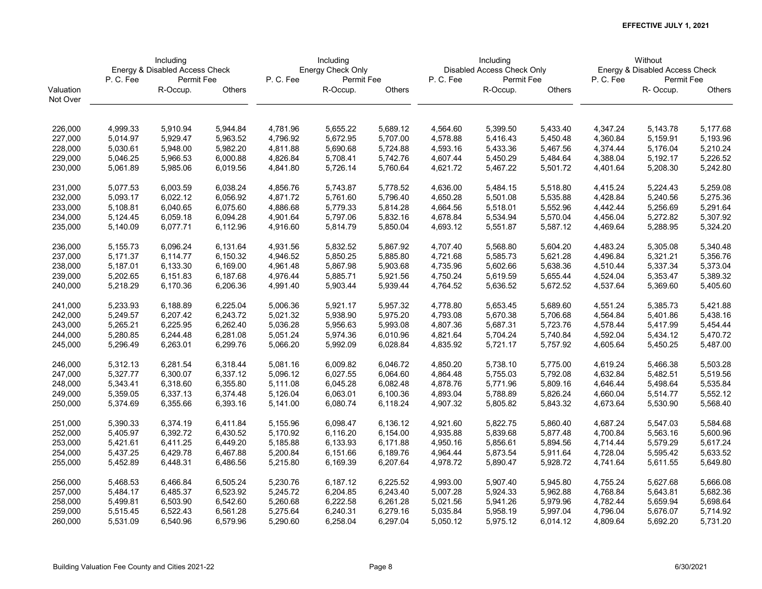**EFFECTIVE JULY 1, 2021**

| Valuation Not Over | Including Energy & Disabled Access Check | | | Including Energy Check Only | | | Including Disabled Access Check Only | | | Without Energy & Disabled Access Check | | |
|---|---|---|---|---|---|---|---|---|---|---|---|---|
| | P. C. Fee | Permit Fee | | P. C. Fee | Permit Fee | | P. C. Fee | Permit Fee | | P. C. Fee | Permit Fee | |
| | | R-Occup. | Others | | R-Occup. | Others | | R-Occup. | Others | | R- Occup. | Others |
| 226,000 | 4,999.33 | 5,910.94 | 5,944.84 | 4,781.96 | 5,655.22 | 5,689.12 | 4,564.60 | 5,399.50 | 5,433.40 | 4,347.24 | 5,143.78 | 5,177.68 |
| 227,000 | 5,014.97 | 5,929.47 | 5,963.52 | 4,796.92 | 5,672.95 | 5,707.00 | 4,578.88 | 5,416.43 | 5,450.48 | 4,360.84 | 5,159.91 | 5,193.96 |
| 228,000 | 5,030.61 | 5,948.00 | 5,982.20 | 4,811.88 | 5,690.68 | 5,724.88 | 4,593.16 | 5,433.36 | 5,467.56 | 4,374.44 | 5,176.04 | 5,210.24 |
| 229,000 | 5,046.25 | 5,966.53 | 6,000.88 | 4,826.84 | 5,708.41 | 5,742.76 | 4,607.44 | 5,450.29 | 5,484.64 | 4,388.04 | 5,192.17 | 5,226.52 |
| 230,000 | 5,061.89 | 5,985.06 | 6,019.56 | 4,841.80 | 5,726.14 | 5,760.64 | 4,621.72 | 5,467.22 | 5,501.72 | 4,401.64 | 5,208.30 | 5,242.80 |
| 231,000 | 5,077.53 | 6,003.59 | 6,038.24 | 4,856.76 | 5,743.87 | 5,778.52 | 4,636.00 | 5,484.15 | 5,518.80 | 4,415.24 | 5,224.43 | 5,259.08 |
| 232,000 | 5,093.17 | 6,022.12 | 6,056.92 | 4,871.72 | 5,761.60 | 5,796.40 | 4,650.28 | 5,501.08 | 5,535.88 | 4,428.84 | 5,240.56 | 5,275.36 |
| 233,000 | 5,108.81 | 6,040.65 | 6,075.60 | 4,886.68 | 5,779.33 | 5,814.28 | 4,664.56 | 5,518.01 | 5,552.96 | 4,442.44 | 5,256.69 | 5,291.64 |
| 234,000 | 5,124.45 | 6,059.18 | 6,094.28 | 4,901.64 | 5,797.06 | 5,832.16 | 4,678.84 | 5,534.94 | 5,570.04 | 4,456.04 | 5,272.82 | 5,307.92 |
| 235,000 | 5,140.09 | 6,077.71 | 6,112.96 | 4,916.60 | 5,814.79 | 5,850.04 | 4,693.12 | 5,551.87 | 5,587.12 | 4,469.64 | 5,288.95 | 5,324.20 |
| 236,000 | 5,155.73 | 6,096.24 | 6,131.64 | 4,931.56 | 5,832.52 | 5,867.92 | 4,707.40 | 5,568.80 | 5,604.20 | 4,483.24 | 5,305.08 | 5,340.48 |
| 237,000 | 5,171.37 | 6,114.77 | 6,150.32 | 4,946.52 | 5,850.25 | 5,885.80 | 4,721.68 | 5,585.73 | 5,621.28 | 4,496.84 | 5,321.21 | 5,356.76 |
| 238,000 | 5,187.01 | 6,133.30 | 6,169.00 | 4,961.48 | 5,867.98 | 5,903.68 | 4,735.96 | 5,602.66 | 5,638.36 | 4,510.44 | 5,337.34 | 5,373.04 |
| 239,000 | 5,202.65 | 6,151.83 | 6,187.68 | 4,976.44 | 5,885.71 | 5,921.56 | 4,750.24 | 5,619.59 | 5,655.44 | 4,524.04 | 5,353.47 | 5,389.32 |
| 240,000 | 5,218.29 | 6,170.36 | 6,206.36 | 4,991.40 | 5,903.44 | 5,939.44 | 4,764.52 | 5,636.52 | 5,672.52 | 4,537.64 | 5,369.60 | 5,405.60 |
| 241,000 | 5,233.93 | 6,188.89 | 6,225.04 | 5,006.36 | 5,921.17 | 5,957.32 | 4,778.80 | 5,653.45 | 5,689.60 | 4,551.24 | 5,385.73 | 5,421.88 |
| 242,000 | 5,249.57 | 6,207.42 | 6,243.72 | 5,021.32 | 5,938.90 | 5,975.20 | 4,793.08 | 5,670.38 | 5,706.68 | 4,564.84 | 5,401.86 | 5,438.16 |
| 243,000 | 5,265.21 | 6,225.95 | 6,262.40 | 5,036.28 | 5,956.63 | 5,993.08 | 4,807.36 | 5,687.31 | 5,723.76 | 4,578.44 | 5,417.99 | 5,454.44 |
| 244,000 | 5,280.85 | 6,244.48 | 6,281.08 | 5,051.24 | 5,974.36 | 6,010.96 | 4,821.64 | 5,704.24 | 5,740.84 | 4,592.04 | 5,434.12 | 5,470.72 |
| 245,000 | 5,296.49 | 6,263.01 | 6,299.76 | 5,066.20 | 5,992.09 | 6,028.84 | 4,835.92 | 5,721.17 | 5,757.92 | 4,605.64 | 5,450.25 | 5,487.00 |
| 246,000 | 5,312.13 | 6,281.54 | 6,318.44 | 5,081.16 | 6,009.82 | 6,046.72 | 4,850.20 | 5,738.10 | 5,775.00 | 4,619.24 | 5,466.38 | 5,503.28 |
| 247,000 | 5,327.77 | 6,300.07 | 6,337.12 | 5,096.12 | 6,027.55 | 6,064.60 | 4,864.48 | 5,755.03 | 5,792.08 | 4,632.84 | 5,482.51 | 5,519.56 |
| 248,000 | 5,343.41 | 6,318.60 | 6,355.80 | 5,111.08 | 6,045.28 | 6,082.48 | 4,878.76 | 5,771.96 | 5,809.16 | 4,646.44 | 5,498.64 | 5,535.84 |
| 249,000 | 5,359.05 | 6,337.13 | 6,374.48 | 5,126.04 | 6,063.01 | 6,100.36 | 4,893.04 | 5,788.89 | 5,826.24 | 4,660.04 | 5,514.77 | 5,552.12 |
| 250,000 | 5,374.69 | 6,355.66 | 6,393.16 | 5,141.00 | 6,080.74 | 6,118.24 | 4,907.32 | 5,805.82 | 5,843.32 | 4,673.64 | 5,530.90 | 5,568.40 |
| 251,000 | 5,390.33 | 6,374.19 | 6,411.84 | 5,155.96 | 6,098.47 | 6,136.12 | 4,921.60 | 5,822.75 | 5,860.40 | 4,687.24 | 5,547.03 | 5,584.68 |
| 252,000 | 5,405.97 | 6,392.72 | 6,430.52 | 5,170.92 | 6,116.20 | 6,154.00 | 4,935.88 | 5,839.68 | 5,877.48 | 4,700.84 | 5,563.16 | 5,600.96 |
| 253,000 | 5,421.61 | 6,411.25 | 6,449.20 | 5,185.88 | 6,133.93 | 6,171.88 | 4,950.16 | 5,856.61 | 5,894.56 | 4,714.44 | 5,579.29 | 5,617.24 |
| 254,000 | 5,437.25 | 6,429.78 | 6,467.88 | 5,200.84 | 6,151.66 | 6,189.76 | 4,964.44 | 5,873.54 | 5,911.64 | 4,728.04 | 5,595.42 | 5,633.52 |
| 255,000 | 5,452.89 | 6,448.31 | 6,486.56 | 5,215.80 | 6,169.39 | 6,207.64 | 4,978.72 | 5,890.47 | 5,928.72 | 4,741.64 | 5,611.55 | 5,649.80 |
| 256,000 | 5,468.53 | 6,466.84 | 6,505.24 | 5,230.76 | 6,187.12 | 6,225.52 | 4,993.00 | 5,907.40 | 5,945.80 | 4,755.24 | 5,627.68 | 5,666.08 |
| 257,000 | 5,484.17 | 6,485.37 | 6,523.92 | 5,245.72 | 6,204.85 | 6,243.40 | 5,007.28 | 5,924.33 | 5,962.88 | 4,768.84 | 5,643.81 | 5,682.36 |
| 258,000 | 5,499.81 | 6,503.90 | 6,542.60 | 5,260.68 | 6,222.58 | 6,261.28 | 5,021.56 | 5,941.26 | 5,979.96 | 4,782.44 | 5,659.94 | 5,698.64 |
| 259,000 | 5,515.45 | 6,522.43 | 6,561.28 | 5,275.64 | 6,240.31 | 6,279.16 | 5,035.84 | 5,958.19 | 5,997.04 | 4,796.04 | 5,676.07 | 5,714.92 |
| 260,000 | 5,531.09 | 6,540.96 | 6,579.96 | 5,290.60 | 6,258.04 | 6,297.04 | 5,050.12 | 5,975.12 | 6,014.12 | 4,809.64 | 5,692.20 | 5,731.20 |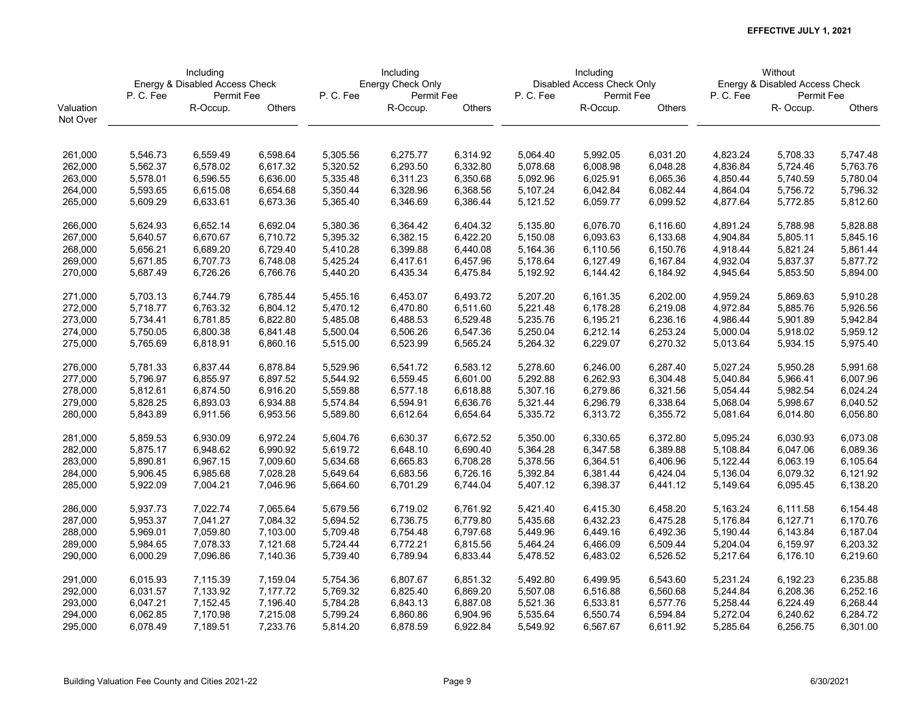**EFFECTIVE JULY 1, 2021**

| Valuation Not Over | Including Energy & Disabled Access Check | | | Including Energy Check Only | | | Including Disabled Access Check Only | | | Without Energy & Disabled Access Check | | |
|---|---|---|---|---|---|---|---|---|---|---|---|---|
| | P. C. Fee | Permit Fee | | P. C. Fee | Permit Fee | | P. C. Fee | Permit Fee | | P. C. Fee | Permit Fee | |
| | | R-Occup. | Others | | R-Occup. | Others | | R-Occup. | Others | | R- Occup. | Others |
| 261,000 | 5,546.73 | 6,559.49 | 6,598.64 | 5,305.56 | 6,275.77 | 6,314.92 | 5,064.40 | 5,992.05 | 6,031.20 | 4,823.24 | 5,708.33 | 5,747.48 |
| 262,000 | 5,562.37 | 6,578.02 | 6,617.32 | 5,320.52 | 6,293.50 | 6,332.80 | 5,078.68 | 6,008.98 | 6,048.28 | 4,836.84 | 5,724.46 | 5,763.76 |
| 263,000 | 5,578.01 | 6,596.55 | 6,636.00 | 5,335.48 | 6,311.23 | 6,350.68 | 5,092.96 | 6,025.91 | 6,065.36 | 4,850.44 | 5,740.59 | 5,780.04 |
| 264,000 | 5,593.65 | 6,615.08 | 6,654.68 | 5,350.44 | 6,328.96 | 6,368.56 | 5,107.24 | 6,042.84 | 6,082.44 | 4,864.04 | 5,756.72 | 5,796.32 |
| 265,000 | 5,609.29 | 6,633.61 | 6,673.36 | 5,365.40 | 6,346.69 | 6,386.44 | 5,121.52 | 6,059.77 | 6,099.52 | 4,877.64 | 5,772.85 | 5,812.60 |
| 266,000 | 5,624.93 | 6,652.14 | 6,692.04 | 5,380.36 | 6,364.42 | 6,404.32 | 5,135.80 | 6,076.70 | 6,116.60 | 4,891.24 | 5,788.98 | 5,828.88 |
| 267,000 | 5,640.57 | 6,670.67 | 6,710.72 | 5,395.32 | 6,382.15 | 6,422.20 | 5,150.08 | 6,093.63 | 6,133.68 | 4,904.84 | 5,805.11 | 5,845.16 |
| 268,000 | 5,656.21 | 6,689.20 | 6,729.40 | 5,410.28 | 6,399.88 | 6,440.08 | 5,164.36 | 6,110.56 | 6,150.76 | 4,918.44 | 5,821.24 | 5,861.44 |
| 269,000 | 5,671.85 | 6,707.73 | 6,748.08 | 5,425.24 | 6,417.61 | 6,457.96 | 5,178.64 | 6,127.49 | 6,167.84 | 4,932.04 | 5,837.37 | 5,877.72 |
| 270,000 | 5,687.49 | 6,726.26 | 6,766.76 | 5,440.20 | 6,435.34 | 6,475.84 | 5,192.92 | 6,144.42 | 6,184.92 | 4,945.64 | 5,853.50 | 5,894.00 |
| 271,000 | 5,703.13 | 6,744.79 | 6,785.44 | 5,455.16 | 6,453.07 | 6,493.72 | 5,207.20 | 6,161.35 | 6,202.00 | 4,959.24 | 5,869.63 | 5,910.28 |
| 272,000 | 5,718.77 | 6,763.32 | 6,804.12 | 5,470.12 | 6,470.80 | 6,511.60 | 5,221.48 | 6,178.28 | 6,219.08 | 4,972.84 | 5,885.76 | 5,926.56 |
| 273,000 | 5,734.41 | 6,781.85 | 6,822.80 | 5,485.08 | 6,488.53 | 6,529.48 | 5,235.76 | 6,195.21 | 6,236.16 | 4,986.44 | 5,901.89 | 5,942.84 |
| 274,000 | 5,750.05 | 6,800.38 | 6,841.48 | 5,500.04 | 6,506.26 | 6,547.36 | 5,250.04 | 6,212.14 | 6,253.24 | 5,000.04 | 5,918.02 | 5,959.12 |
| 275,000 | 5,765.69 | 6,818.91 | 6,860.16 | 5,515.00 | 6,523.99 | 6,565.24 | 5,264.32 | 6,229.07 | 6,270.32 | 5,013.64 | 5,934.15 | 5,975.40 |
| 276,000 | 5,781.33 | 6,837.44 | 6,878.84 | 5,529.96 | 6,541.72 | 6,583.12 | 5,278.60 | 6,246.00 | 6,287.40 | 5,027.24 | 5,950.28 | 5,991.68 |
| 277,000 | 5,796.97 | 6,855.97 | 6,897.52 | 5,544.92 | 6,559.45 | 6,601.00 | 5,292.88 | 6,262.93 | 6,304.48 | 5,040.84 | 5,966.41 | 6,007.96 |
| 278,000 | 5,812.61 | 6,874.50 | 6,916.20 | 5,559.88 | 6,577.18 | 6,618.88 | 5,307.16 | 6,279.86 | 6,321.56 | 5,054.44 | 5,982.54 | 6,024.24 |
| 279,000 | 5,828.25 | 6,893.03 | 6,934.88 | 5,574.84 | 6,594.91 | 6,636.76 | 5,321.44 | 6,296.79 | 6,338.64 | 5,068.04 | 5,998.67 | 6,040.52 |
| 280,000 | 5,843.89 | 6,911.56 | 6,953.56 | 5,589.80 | 6,612.64 | 6,654.64 | 5,335.72 | 6,313.72 | 6,355.72 | 5,081.64 | 6,014.80 | 6,056.80 |
| 281,000 | 5,859.53 | 6,930.09 | 6,972.24 | 5,604.76 | 6,630.37 | 6,672.52 | 5,350.00 | 6,330.65 | 6,372.80 | 5,095.24 | 6,030.93 | 6,073.08 |
| 282,000 | 5,875.17 | 6,948.62 | 6,990.92 | 5,619.72 | 6,648.10 | 6,690.40 | 5,364.28 | 6,347.58 | 6,389.88 | 5,108.84 | 6,047.06 | 6,089.36 |
| 283,000 | 5,890.81 | 6,967.15 | 7,009.60 | 5,634.68 | 6,665.83 | 6,708.28 | 5,378.56 | 6,364.51 | 6,406.96 | 5,122.44 | 6,063.19 | 6,105.64 |
| 284,000 | 5,906.45 | 6,985.68 | 7,028.28 | 5,649.64 | 6,683.56 | 6,726.16 | 5,392.84 | 6,381.44 | 6,424.04 | 5,136.04 | 6,079.32 | 6,121.92 |
| 285,000 | 5,922.09 | 7,004.21 | 7,046.96 | 5,664.60 | 6,701.29 | 6,744.04 | 5,407.12 | 6,398.37 | 6,441.12 | 5,149.64 | 6,095.45 | 6,138.20 |
| 286,000 | 5,937.73 | 7,022.74 | 7,065.64 | 5,679.56 | 6,719.02 | 6,761.92 | 5,421.40 | 6,415.30 | 6,458.20 | 5,163.24 | 6,111.58 | 6,154.48 |
| 287,000 | 5,953.37 | 7,041.27 | 7,084.32 | 5,694.52 | 6,736.75 | 6,779.80 | 5,435.68 | 6,432.23 | 6,475.28 | 5,176.84 | 6,127.71 | 6,170.76 |
| 288,000 | 5,969.01 | 7,059.80 | 7,103.00 | 5,709.48 | 6,754.48 | 6,797.68 | 5,449.96 | 6,449.16 | 6,492.36 | 5,190.44 | 6,143.84 | 6,187.04 |
| 289,000 | 5,984.65 | 7,078.33 | 7,121.68 | 5,724.44 | 6,772.21 | 6,815.56 | 5,464.24 | 6,466.09 | 6,509.44 | 5,204.04 | 6,159.97 | 6,203.32 |
| 290,000 | 6,000.29 | 7,096.86 | 7,140.36 | 5,739.40 | 6,789.94 | 6,833.44 | 5,478.52 | 6,483.02 | 6,526.52 | 5,217.64 | 6,176.10 | 6,219.60 |
| 291,000 | 6,015.93 | 7,115.39 | 7,159.04 | 5,754.36 | 6,807.67 | 6,851.32 | 5,492.80 | 6,499.95 | 6,543.60 | 5,231.24 | 6,192.23 | 6,235.88 |
| 292,000 | 6,031.57 | 7,133.92 | 7,177.72 | 5,769.32 | 6,825.40 | 6,869.20 | 5,507.08 | 6,516.88 | 6,560.68 | 5,244.84 | 6,208.36 | 6,252.16 |
| 293,000 | 6,047.21 | 7,152.45 | 7,196.40 | 5,784.28 | 6,843.13 | 6,887.08 | 5,521.36 | 6,533.81 | 6,577.76 | 5,258.44 | 6,224.49 | 6,268.44 |
| 294,000 | 6,062.85 | 7,170.98 | 7,215.08 | 5,799.24 | 6,860.86 | 6,904.96 | 5,535.64 | 6,550.74 | 6,594.84 | 5,272.04 | 6,240.62 | 6,284.72 |
| 295,000 | 6,078.49 | 7,189.51 | 7,233.76 | 5,814.20 | 6,878.59 | 6,922.84 | 5,549.92 | 6,567.67 | 6,611.92 | 5,285.64 | 6,256.75 | 6,301.00 |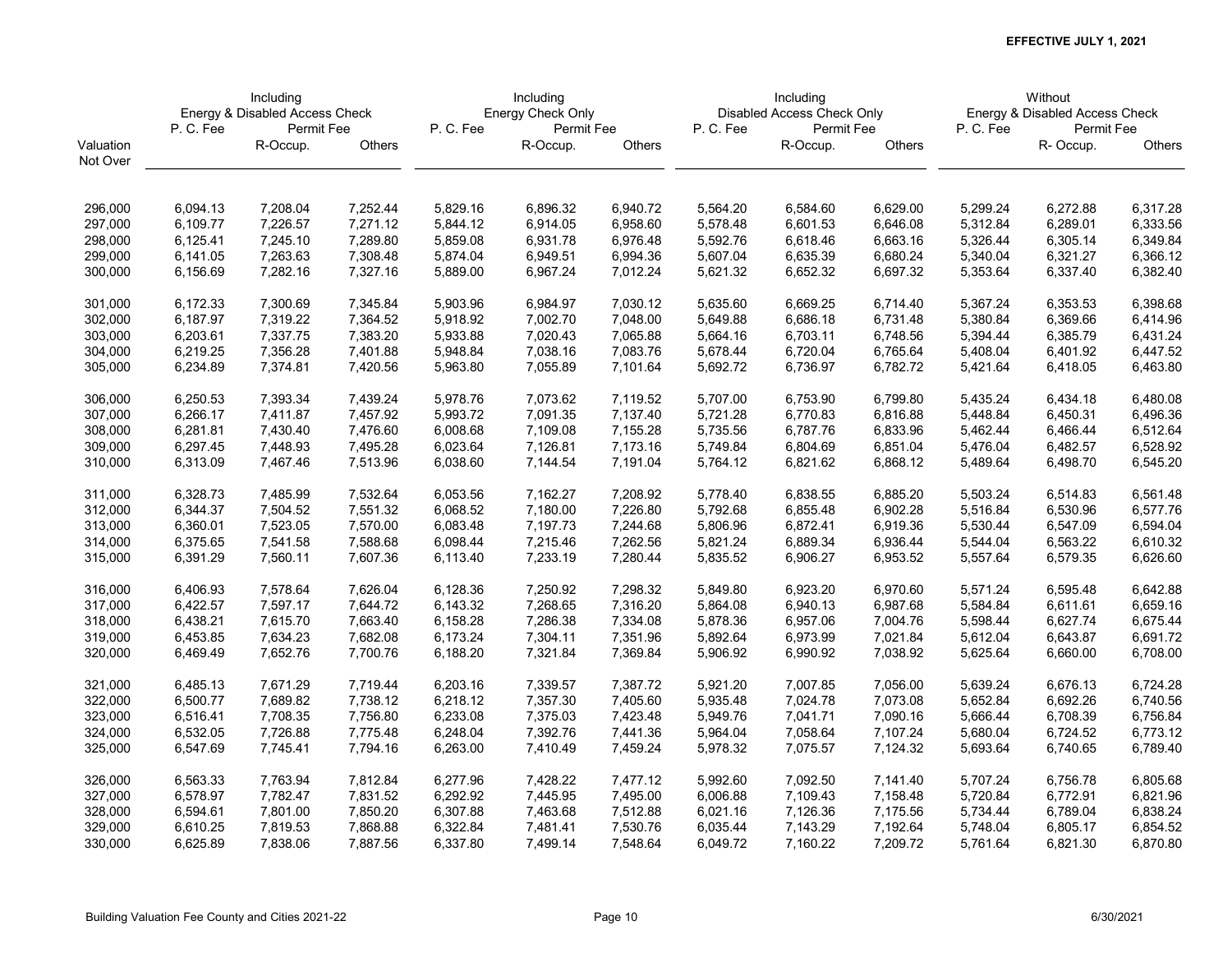**EFFECTIVE JULY 1, 2021**

| Valuation Not Over | Including Energy & Disabled Access Check | | | Including Energy Check Only | | | Including Disabled Access Check Only | | | Without Energy & Disabled Access Check | | |
|---|---|---|---|---|---|---|---|---|---|---|---|---|
| | P. C. Fee | Permit Fee | | P. C. Fee | Permit Fee | | P. C. Fee | Permit Fee | | P. C. Fee | Permit Fee | |
| | | R-Occup. | Others | | R-Occup. | Others | | R-Occup. | Others | | R- Occup. | Others |
| 296,000 | 6,094.13 | 7,208.04 | 7,252.44 | 5,829.16 | 6,896.32 | 6,940.72 | 5,564.20 | 6,584.60 | 6,629.00 | 5,299.24 | 6,272.88 | 6,317.28 |
| 297,000 | 6,109.77 | 7,226.57 | 7,271.12 | 5,844.12 | 6,914.05 | 6,958.60 | 5,578.48 | 6,601.53 | 6,646.08 | 5,312.84 | 6,289.01 | 6,333.56 |
| 298,000 | 6,125.41 | 7,245.10 | 7,289.80 | 5,859.08 | 6,931.78 | 6,976.48 | 5,592.76 | 6,618.46 | 6,663.16 | 5,326.44 | 6,305.14 | 6,349.84 |
| 299,000 | 6,141.05 | 7,263.63 | 7,308.48 | 5,874.04 | 6,949.51 | 6,994.36 | 5,607.04 | 6,635.39 | 6,680.24 | 5,340.04 | 6,321.27 | 6,366.12 |
| 300,000 | 6,156.69 | 7,282.16 | 7,327.16 | 5,889.00 | 6,967.24 | 7,012.24 | 5,621.32 | 6,652.32 | 6,697.32 | 5,353.64 | 6,337.40 | 6,382.40 |
| 301,000 | 6,172.33 | 7,300.69 | 7,345.84 | 5,903.96 | 6,984.97 | 7,030.12 | 5,635.60 | 6,669.25 | 6,714.40 | 5,367.24 | 6,353.53 | 6,398.68 |
| 302,000 | 6,187.97 | 7,319.22 | 7,364.52 | 5,918.92 | 7,002.70 | 7,048.00 | 5,649.88 | 6,686.18 | 6,731.48 | 5,380.84 | 6,369.66 | 6,414.96 |
| 303,000 | 6,203.61 | 7,337.75 | 7,383.20 | 5,933.88 | 7,020.43 | 7,065.88 | 5,664.16 | 6,703.11 | 6,748.56 | 5,394.44 | 6,385.79 | 6,431.24 |
| 304,000 | 6,219.25 | 7,356.28 | 7,401.88 | 5,948.84 | 7,038.16 | 7,083.76 | 5,678.44 | 6,720.04 | 6,765.64 | 5,408.04 | 6,401.92 | 6,447.52 |
| 305,000 | 6,234.89 | 7,374.81 | 7,420.56 | 5,963.80 | 7,055.89 | 7,101.64 | 5,692.72 | 6,736.97 | 6,782.72 | 5,421.64 | 6,418.05 | 6,463.80 |
| 306,000 | 6,250.53 | 7,393.34 | 7,439.24 | 5,978.76 | 7,073.62 | 7,119.52 | 5,707.00 | 6,753.90 | 6,799.80 | 5,435.24 | 6,434.18 | 6,480.08 |
| 307,000 | 6,266.17 | 7,411.87 | 7,457.92 | 5,993.72 | 7,091.35 | 7,137.40 | 5,721.28 | 6,770.83 | 6,816.88 | 5,448.84 | 6,450.31 | 6,496.36 |
| 308,000 | 6,281.81 | 7,430.40 | 7,476.60 | 6,008.68 | 7,109.08 | 7,155.28 | 5,735.56 | 6,787.76 | 6,833.96 | 5,462.44 | 6,466.44 | 6,512.64 |
| 309,000 | 6,297.45 | 7,448.93 | 7,495.28 | 6,023.64 | 7,126.81 | 7,173.16 | 5,749.84 | 6,804.69 | 6,851.04 | 5,476.04 | 6,482.57 | 6,528.92 |
| 310,000 | 6,313.09 | 7,467.46 | 7,513.96 | 6,038.60 | 7,144.54 | 7,191.04 | 5,764.12 | 6,821.62 | 6,868.12 | 5,489.64 | 6,498.70 | 6,545.20 |
| 311,000 | 6,328.73 | 7,485.99 | 7,532.64 | 6,053.56 | 7,162.27 | 7,208.92 | 5,778.40 | 6,838.55 | 6,885.20 | 5,503.24 | 6,514.83 | 6,561.48 |
| 312,000 | 6,344.37 | 7,504.52 | 7,551.32 | 6,068.52 | 7,180.00 | 7,226.80 | 5,792.68 | 6,855.48 | 6,902.28 | 5,516.84 | 6,530.96 | 6,577.76 |
| 313,000 | 6,360.01 | 7,523.05 | 7,570.00 | 6,083.48 | 7,197.73 | 7,244.68 | 5,806.96 | 6,872.41 | 6,919.36 | 5,530.44 | 6,547.09 | 6,594.04 |
| 314,000 | 6,375.65 | 7,541.58 | 7,588.68 | 6,098.44 | 7,215.46 | 7,262.56 | 5,821.24 | 6,889.34 | 6,936.44 | 5,544.04 | 6,563.22 | 6,610.32 |
| 315,000 | 6,391.29 | 7,560.11 | 7,607.36 | 6,113.40 | 7,233.19 | 7,280.44 | 5,835.52 | 6,906.27 | 6,953.52 | 5,557.64 | 6,579.35 | 6,626.60 |
| 316,000 | 6,406.93 | 7,578.64 | 7,626.04 | 6,128.36 | 7,250.92 | 7,298.32 | 5,849.80 | 6,923.20 | 6,970.60 | 5,571.24 | 6,595.48 | 6,642.88 |
| 317,000 | 6,422.57 | 7,597.17 | 7,644.72 | 6,143.32 | 7,268.65 | 7,316.20 | 5,864.08 | 6,940.13 | 6,987.68 | 5,584.84 | 6,611.61 | 6,659.16 |
| 318,000 | 6,438.21 | 7,615.70 | 7,663.40 | 6,158.28 | 7,286.38 | 7,334.08 | 5,878.36 | 6,957.06 | 7,004.76 | 5,598.44 | 6,627.74 | 6,675.44 |
| 319,000 | 6,453.85 | 7,634.23 | 7,682.08 | 6,173.24 | 7,304.11 | 7,351.96 | 5,892.64 | 6,973.99 | 7,021.84 | 5,612.04 | 6,643.87 | 6,691.72 |
| 320,000 | 6,469.49 | 7,652.76 | 7,700.76 | 6,188.20 | 7,321.84 | 7,369.84 | 5,906.92 | 6,990.92 | 7,038.92 | 5,625.64 | 6,660.00 | 6,708.00 |
| 321,000 | 6,485.13 | 7,671.29 | 7,719.44 | 6,203.16 | 7,339.57 | 7,387.72 | 5,921.20 | 7,007.85 | 7,056.00 | 5,639.24 | 6,676.13 | 6,724.28 |
| 322,000 | 6,500.77 | 7,689.82 | 7,738.12 | 6,218.12 | 7,357.30 | 7,405.60 | 5,935.48 | 7,024.78 | 7,073.08 | 5,652.84 | 6,692.26 | 6,740.56 |
| 323,000 | 6,516.41 | 7,708.35 | 7,756.80 | 6,233.08 | 7,375.03 | 7,423.48 | 5,949.76 | 7,041.71 | 7,090.16 | 5,666.44 | 6,708.39 | 6,756.84 |
| 324,000 | 6,532.05 | 7,726.88 | 7,775.48 | 6,248.04 | 7,392.76 | 7,441.36 | 5,964.04 | 7,058.64 | 7,107.24 | 5,680.04 | 6,724.52 | 6,773.12 |
| 325,000 | 6,547.69 | 7,745.41 | 7,794.16 | 6,263.00 | 7,410.49 | 7,459.24 | 5,978.32 | 7,075.57 | 7,124.32 | 5,693.64 | 6,740.65 | 6,789.40 |
| 326,000 | 6,563.33 | 7,763.94 | 7,812.84 | 6,277.96 | 7,428.22 | 7,477.12 | 5,992.60 | 7,092.50 | 7,141.40 | 5,707.24 | 6,756.78 | 6,805.68 |
| 327,000 | 6,578.97 | 7,782.47 | 7,831.52 | 6,292.92 | 7,445.95 | 7,495.00 | 6,006.88 | 7,109.43 | 7,158.48 | 5,720.84 | 6,772.91 | 6,821.96 |
| 328,000 | 6,594.61 | 7,801.00 | 7,850.20 | 6,307.88 | 7,463.68 | 7,512.88 | 6,021.16 | 7,126.36 | 7,175.56 | 5,734.44 | 6,789.04 | 6,838.24 |
| 329,000 | 6,610.25 | 7,819.53 | 7,868.88 | 6,322.84 | 7,481.41 | 7,530.76 | 6,035.44 | 7,143.29 | 7,192.64 | 5,748.04 | 6,805.17 | 6,854.52 |
| 330,000 | 6,625.89 | 7,838.06 | 7,887.56 | 6,337.80 | 7,499.14 | 7,548.64 | 6,049.72 | 7,160.22 | 7,209.72 | 5,761.64 | 6,821.30 | 6,870.80 |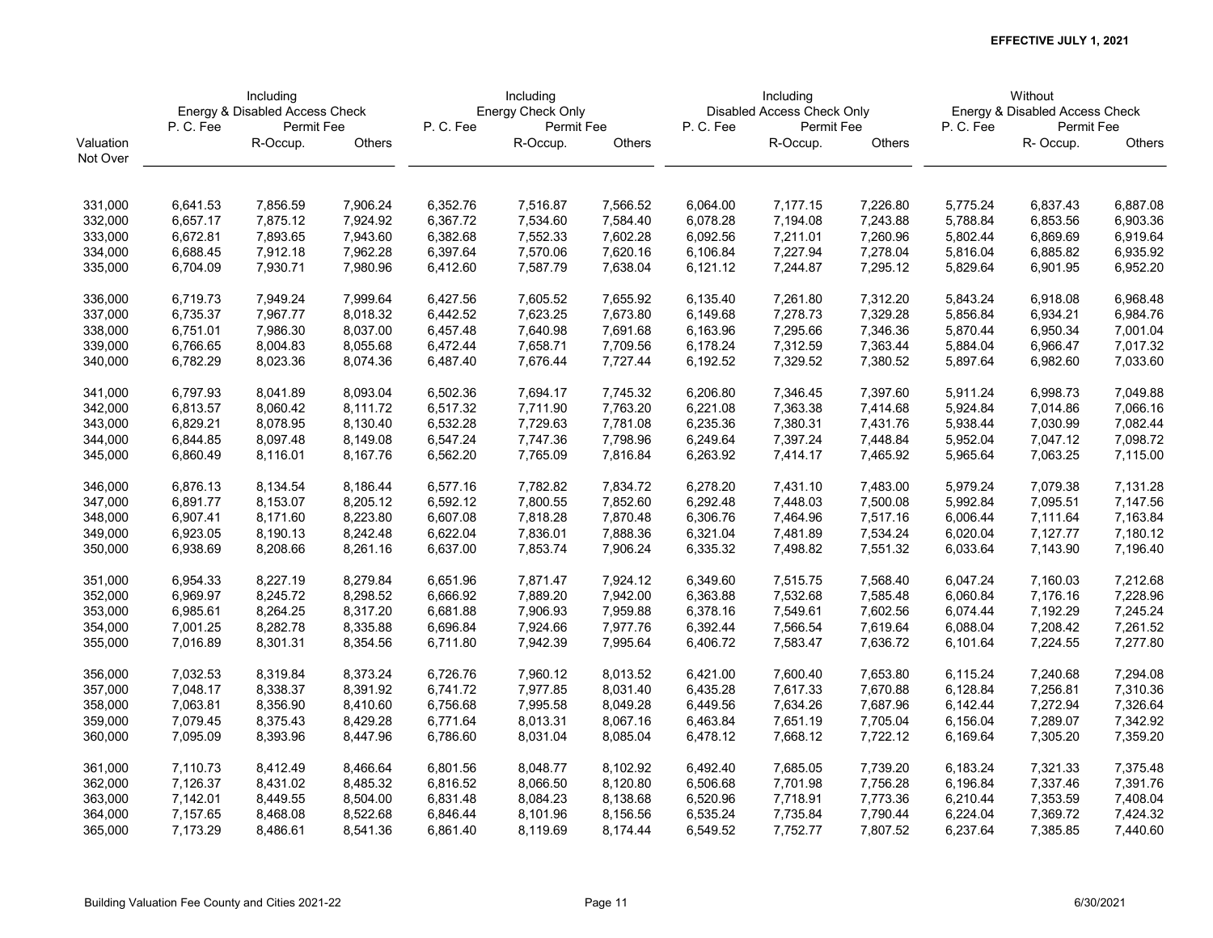**EFFECTIVE JULY 1, 2021**

| | Including Energy & Disabled Access Check | | | Including Energy Check Only | | | Including Disabled Access Check Only | | | Without Energy & Disabled Access Check | | |
|---|---|---|---|---|---|---|---|---|---|---|---|---|
| | P. C. Fee | Permit Fee | | P. C. Fee | Permit Fee | | P. C. Fee | Permit Fee | | P. C. Fee | Permit Fee | |
| Valuation Not Over | | R-Occup. | Others | | R-Occup. | Others | | R-Occup. | Others | | R- Occup. | Others |
| 331,000 | 6,641.53 | 7,856.59 | 7,906.24 | 6,352.76 | 7,516.87 | 7,566.52 | 6,064.00 | 7,177.15 | 7,226.80 | 5,775.24 | 6,837.43 | 6,887.08 |
| 332,000 | 6,657.17 | 7,875.12 | 7,924.92 | 6,367.72 | 7,534.60 | 7,584.40 | 6,078.28 | 7,194.08 | 7,243.88 | 5,788.84 | 6,853.56 | 6,903.36 |
| 333,000 | 6,672.81 | 7,893.65 | 7,943.60 | 6,382.68 | 7,552.33 | 7,602.28 | 6,092.56 | 7,211.01 | 7,260.96 | 5,802.44 | 6,869.69 | 6,919.64 |
| 334,000 | 6,688.45 | 7,912.18 | 7,962.28 | 6,397.64 | 7,570.06 | 7,620.16 | 6,106.84 | 7,227.94 | 7,278.04 | 5,816.04 | 6,885.82 | 6,935.92 |
| 335,000 | 6,704.09 | 7,930.71 | 7,980.96 | 6,412.60 | 7,587.79 | 7,638.04 | 6,121.12 | 7,244.87 | 7,295.12 | 5,829.64 | 6,901.95 | 6,952.20 |
| 336,000 | 6,719.73 | 7,949.24 | 7,999.64 | 6,427.56 | 7,605.52 | 7,655.92 | 6,135.40 | 7,261.80 | 7,312.20 | 5,843.24 | 6,918.08 | 6,968.48 |
| 337,000 | 6,735.37 | 7,967.77 | 8,018.32 | 6,442.52 | 7,623.25 | 7,673.80 | 6,149.68 | 7,278.73 | 7,329.28 | 5,856.84 | 6,934.21 | 6,984.76 |
| 338,000 | 6,751.01 | 7,986.30 | 8,037.00 | 6,457.48 | 7,640.98 | 7,691.68 | 6,163.96 | 7,295.66 | 7,346.36 | 5,870.44 | 6,950.34 | 7,001.04 |
| 339,000 | 6,766.65 | 8,004.83 | 8,055.68 | 6,472.44 | 7,658.71 | 7,709.56 | 6,178.24 | 7,312.59 | 7,363.44 | 5,884.04 | 6,966.47 | 7,017.32 |
| 340,000 | 6,782.29 | 8,023.36 | 8,074.36 | 6,487.40 | 7,676.44 | 7,727.44 | 6,192.52 | 7,329.52 | 7,380.52 | 5,897.64 | 6,982.60 | 7,033.60 |
| 341,000 | 6,797.93 | 8,041.89 | 8,093.04 | 6,502.36 | 7,694.17 | 7,745.32 | 6,206.80 | 7,346.45 | 7,397.60 | 5,911.24 | 6,998.73 | 7,049.88 |
| 342,000 | 6,813.57 | 8,060.42 | 8,111.72 | 6,517.32 | 7,711.90 | 7,763.20 | 6,221.08 | 7,363.38 | 7,414.68 | 5,924.84 | 7,014.86 | 7,066.16 |
| 343,000 | 6,829.21 | 8,078.95 | 8,130.40 | 6,532.28 | 7,729.63 | 7,781.08 | 6,235.36 | 7,380.31 | 7,431.76 | 5,938.44 | 7,030.99 | 7,082.44 |
| 344,000 | 6,844.85 | 8,097.48 | 8,149.08 | 6,547.24 | 7,747.36 | 7,798.96 | 6,249.64 | 7,397.24 | 7,448.84 | 5,952.04 | 7,047.12 | 7,098.72 |
| 345,000 | 6,860.49 | 8,116.01 | 8,167.76 | 6,562.20 | 7,765.09 | 7,816.84 | 6,263.92 | 7,414.17 | 7,465.92 | 5,965.64 | 7,063.25 | 7,115.00 |
| 346,000 | 6,876.13 | 8,134.54 | 8,186.44 | 6,577.16 | 7,782.82 | 7,834.72 | 6,278.20 | 7,431.10 | 7,483.00 | 5,979.24 | 7,079.38 | 7,131.28 |
| 347,000 | 6,891.77 | 8,153.07 | 8,205.12 | 6,592.12 | 7,800.55 | 7,852.60 | 6,292.48 | 7,448.03 | 7,500.08 | 5,992.84 | 7,095.51 | 7,147.56 |
| 348,000 | 6,907.41 | 8,171.60 | 8,223.80 | 6,607.08 | 7,818.28 | 7,870.48 | 6,306.76 | 7,464.96 | 7,517.16 | 6,006.44 | 7,111.64 | 7,163.84 |
| 349,000 | 6,923.05 | 8,190.13 | 8,242.48 | 6,622.04 | 7,836.01 | 7,888.36 | 6,321.04 | 7,481.89 | 7,534.24 | 6,020.04 | 7,127.77 | 7,180.12 |
| 350,000 | 6,938.69 | 8,208.66 | 8,261.16 | 6,637.00 | 7,853.74 | 7,906.24 | 6,335.32 | 7,498.82 | 7,551.32 | 6,033.64 | 7,143.90 | 7,196.40 |
| 351,000 | 6,954.33 | 8,227.19 | 8,279.84 | 6,651.96 | 7,871.47 | 7,924.12 | 6,349.60 | 7,515.75 | 7,568.40 | 6,047.24 | 7,160.03 | 7,212.68 |
| 352,000 | 6,969.97 | 8,245.72 | 8,298.52 | 6,666.92 | 7,889.20 | 7,942.00 | 6,363.88 | 7,532.68 | 7,585.48 | 6,060.84 | 7,176.16 | 7,228.96 |
| 353,000 | 6,985.61 | 8,264.25 | 8,317.20 | 6,681.88 | 7,906.93 | 7,959.88 | 6,378.16 | 7,549.61 | 7,602.56 | 6,074.44 | 7,192.29 | 7,245.24 |
| 354,000 | 7,001.25 | 8,282.78 | 8,335.88 | 6,696.84 | 7,924.66 | 7,977.76 | 6,392.44 | 7,566.54 | 7,619.64 | 6,088.04 | 7,208.42 | 7,261.52 |
| 355,000 | 7,016.89 | 8,301.31 | 8,354.56 | 6,711.80 | 7,942.39 | 7,995.64 | 6,406.72 | 7,583.47 | 7,636.72 | 6,101.64 | 7,224.55 | 7,277.80 |
| 356,000 | 7,032.53 | 8,319.84 | 8,373.24 | 6,726.76 | 7,960.12 | 8,013.52 | 6,421.00 | 7,600.40 | 7,653.80 | 6,115.24 | 7,240.68 | 7,294.08 |
| 357,000 | 7,048.17 | 8,338.37 | 8,391.92 | 6,741.72 | 7,977.85 | 8,031.40 | 6,435.28 | 7,617.33 | 7,670.88 | 6,128.84 | 7,256.81 | 7,310.36 |
| 358,000 | 7,063.81 | 8,356.90 | 8,410.60 | 6,756.68 | 7,995.58 | 8,049.28 | 6,449.56 | 7,634.26 | 7,687.96 | 6,142.44 | 7,272.94 | 7,326.64 |
| 359,000 | 7,079.45 | 8,375.43 | 8,429.28 | 6,771.64 | 8,013.31 | 8,067.16 | 6,463.84 | 7,651.19 | 7,705.04 | 6,156.04 | 7,289.07 | 7,342.92 |
| 360,000 | 7,095.09 | 8,393.96 | 8,447.96 | 6,786.60 | 8,031.04 | 8,085.04 | 6,478.12 | 7,668.12 | 7,722.12 | 6,169.64 | 7,305.20 | 7,359.20 |
| 361,000 | 7,110.73 | 8,412.49 | 8,466.64 | 6,801.56 | 8,048.77 | 8,102.92 | 6,492.40 | 7,685.05 | 7,739.20 | 6,183.24 | 7,321.33 | 7,375.48 |
| 362,000 | 7,126.37 | 8,431.02 | 8,485.32 | 6,816.52 | 8,066.50 | 8,120.80 | 6,506.68 | 7,701.98 | 7,756.28 | 6,196.84 | 7,337.46 | 7,391.76 |
| 363,000 | 7,142.01 | 8,449.55 | 8,504.00 | 6,831.48 | 8,084.23 | 8,138.68 | 6,520.96 | 7,718.91 | 7,773.36 | 6,210.44 | 7,353.59 | 7,408.04 |
| 364,000 | 7,157.65 | 8,468.08 | 8,522.68 | 6,846.44 | 8,101.96 | 8,156.56 | 6,535.24 | 7,735.84 | 7,790.44 | 6,224.04 | 7,369.72 | 7,424.32 |
| 365,000 | 7,173.29 | 8,486.61 | 8,541.36 | 6,861.40 | 8,119.69 | 8,174.44 | 6,549.52 | 7,752.77 | 7,807.52 | 6,237.64 | 7,385.85 | 7,440.60 |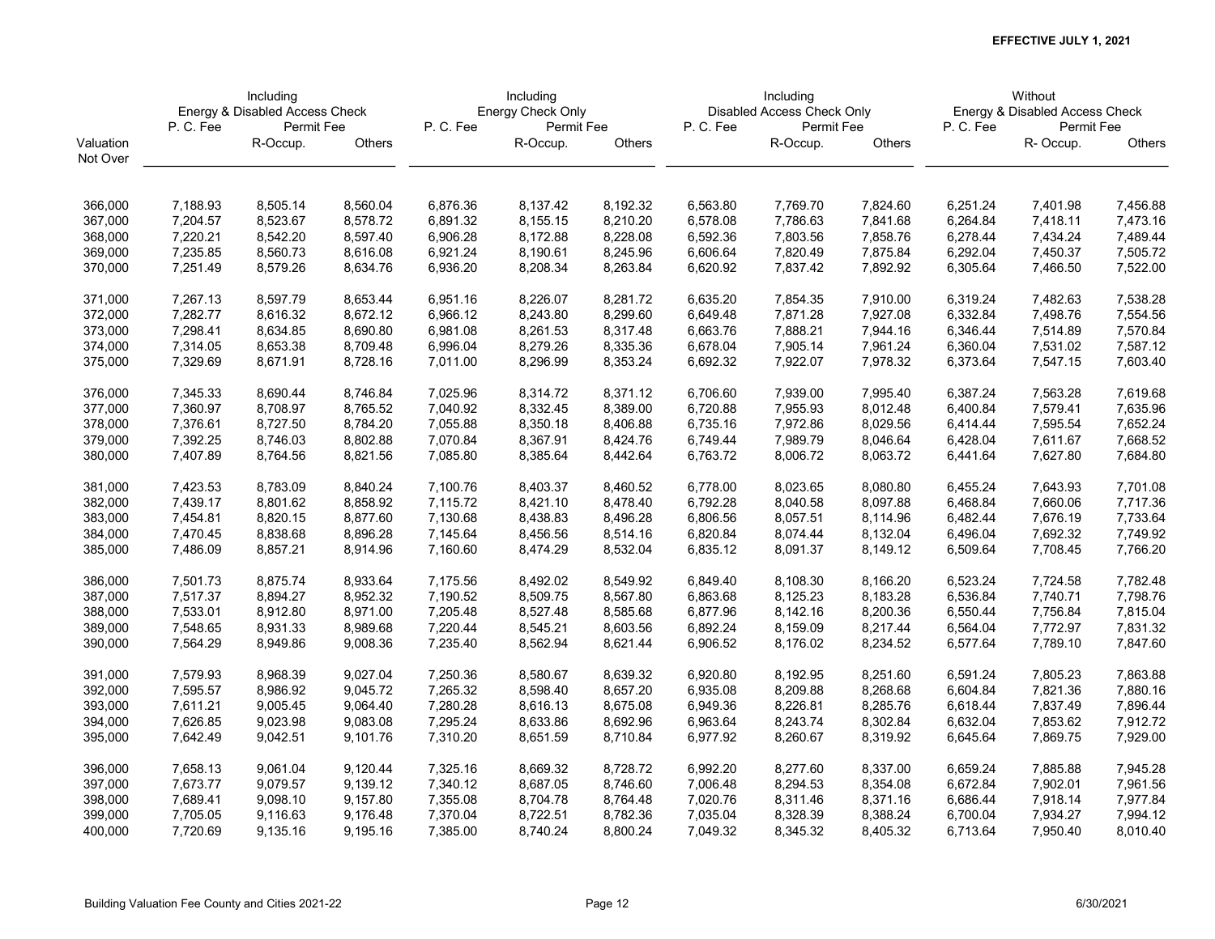**EFFECTIVE JULY 1, 2021**

| Valuation Not Over | Including Energy & Disabled Access Check P. C. Fee | Including Energy & Disabled Access Check Permit Fee R-Occup. | Including Energy & Disabled Access Check Permit Fee Others | Including Energy Check Only P. C. Fee | Including Energy Check Only Permit Fee R-Occup. | Including Energy Check Only Permit Fee Others | Including Disabled Access Check Only P. C. Fee | Including Disabled Access Check Only Permit Fee R-Occup. | Including Disabled Access Check Only Permit Fee Others | Without Energy & Disabled Access Check P. C. Fee | Without Energy & Disabled Access Check Permit Fee R- Occup. | Without Energy & Disabled Access Check Permit Fee Others |
|---|---|---|---|---|---|---|---|---|---|---|---|---|
| 366,000 | 7,188.93 | 8,505.14 | 8,560.04 | 6,876.36 | 8,137.42 | 8,192.32 | 6,563.80 | 7,769.70 | 7,824.60 | 6,251.24 | 7,401.98 | 7,456.88 |
| 367,000 | 7,204.57 | 8,523.67 | 8,578.72 | 6,891.32 | 8,155.15 | 8,210.20 | 6,578.08 | 7,786.63 | 7,841.68 | 6,264.84 | 7,418.11 | 7,473.16 |
| 368,000 | 7,220.21 | 8,542.20 | 8,597.40 | 6,906.28 | 8,172.88 | 8,228.08 | 6,592.36 | 7,803.56 | 7,858.76 | 6,278.44 | 7,434.24 | 7,489.44 |
| 369,000 | 7,235.85 | 8,560.73 | 8,616.08 | 6,921.24 | 8,190.61 | 8,245.96 | 6,606.64 | 7,820.49 | 7,875.84 | 6,292.04 | 7,450.37 | 7,505.72 |
| 370,000 | 7,251.49 | 8,579.26 | 8,634.76 | 6,936.20 | 8,208.34 | 8,263.84 | 6,620.92 | 7,837.42 | 7,892.92 | 6,305.64 | 7,466.50 | 7,522.00 |
| 371,000 | 7,267.13 | 8,597.79 | 8,653.44 | 6,951.16 | 8,226.07 | 8,281.72 | 6,635.20 | 7,854.35 | 7,910.00 | 6,319.24 | 7,482.63 | 7,538.28 |
| 372,000 | 7,282.77 | 8,616.32 | 8,672.12 | 6,966.12 | 8,243.80 | 8,299.60 | 6,649.48 | 7,871.28 | 7,927.08 | 6,332.84 | 7,498.76 | 7,554.56 |
| 373,000 | 7,298.41 | 8,634.85 | 8,690.80 | 6,981.08 | 8,261.53 | 8,317.48 | 6,663.76 | 7,888.21 | 7,944.16 | 6,346.44 | 7,514.89 | 7,570.84 |
| 374,000 | 7,314.05 | 8,653.38 | 8,709.48 | 6,996.04 | 8,279.26 | 8,335.36 | 6,678.04 | 7,905.14 | 7,961.24 | 6,360.04 | 7,531.02 | 7,587.12 |
| 375,000 | 7,329.69 | 8,671.91 | 8,728.16 | 7,011.00 | 8,296.99 | 8,353.24 | 6,692.32 | 7,922.07 | 7,978.32 | 6,373.64 | 7,547.15 | 7,603.40 |
| 376,000 | 7,345.33 | 8,690.44 | 8,746.84 | 7,025.96 | 8,314.72 | 8,371.12 | 6,706.60 | 7,939.00 | 7,995.40 | 6,387.24 | 7,563.28 | 7,619.68 |
| 377,000 | 7,360.97 | 8,708.97 | 8,765.52 | 7,040.92 | 8,332.45 | 8,389.00 | 6,720.88 | 7,955.93 | 8,012.48 | 6,400.84 | 7,579.41 | 7,635.96 |
| 378,000 | 7,376.61 | 8,727.50 | 8,784.20 | 7,055.88 | 8,350.18 | 8,406.88 | 6,735.16 | 7,972.86 | 8,029.56 | 6,414.44 | 7,595.54 | 7,652.24 |
| 379,000 | 7,392.25 | 8,746.03 | 8,802.88 | 7,070.84 | 8,367.91 | 8,424.76 | 6,749.44 | 7,989.79 | 8,046.64 | 6,428.04 | 7,611.67 | 7,668.52 |
| 380,000 | 7,407.89 | 8,764.56 | 8,821.56 | 7,085.80 | 8,385.64 | 8,442.64 | 6,763.72 | 8,006.72 | 8,063.72 | 6,441.64 | 7,627.80 | 7,684.80 |
| 381,000 | 7,423.53 | 8,783.09 | 8,840.24 | 7,100.76 | 8,403.37 | 8,460.52 | 6,778.00 | 8,023.65 | 8,080.80 | 6,455.24 | 7,643.93 | 7,701.08 |
| 382,000 | 7,439.17 | 8,801.62 | 8,858.92 | 7,115.72 | 8,421.10 | 8,478.40 | 6,792.28 | 8,040.58 | 8,097.88 | 6,468.84 | 7,660.06 | 7,717.36 |
| 383,000 | 7,454.81 | 8,820.15 | 8,877.60 | 7,130.68 | 8,438.83 | 8,496.28 | 6,806.56 | 8,057.51 | 8,114.96 | 6,482.44 | 7,676.19 | 7,733.64 |
| 384,000 | 7,470.45 | 8,838.68 | 8,896.28 | 7,145.64 | 8,456.56 | 8,514.16 | 6,820.84 | 8,074.44 | 8,132.04 | 6,496.04 | 7,692.32 | 7,749.92 |
| 385,000 | 7,486.09 | 8,857.21 | 8,914.96 | 7,160.60 | 8,474.29 | 8,532.04 | 6,835.12 | 8,091.37 | 8,149.12 | 6,509.64 | 7,708.45 | 7,766.20 |
| 386,000 | 7,501.73 | 8,875.74 | 8,933.64 | 7,175.56 | 8,492.02 | 8,549.92 | 6,849.40 | 8,108.30 | 8,166.20 | 6,523.24 | 7,724.58 | 7,782.48 |
| 387,000 | 7,517.37 | 8,894.27 | 8,952.32 | 7,190.52 | 8,509.75 | 8,567.80 | 6,863.68 | 8,125.23 | 8,183.28 | 6,536.84 | 7,740.71 | 7,798.76 |
| 388,000 | 7,533.01 | 8,912.80 | 8,971.00 | 7,205.48 | 8,527.48 | 8,585.68 | 6,877.96 | 8,142.16 | 8,200.36 | 6,550.44 | 7,756.84 | 7,815.04 |
| 389,000 | 7,548.65 | 8,931.33 | 8,989.68 | 7,220.44 | 8,545.21 | 8,603.56 | 6,892.24 | 8,159.09 | 8,217.44 | 6,564.04 | 7,772.97 | 7,831.32 |
| 390,000 | 7,564.29 | 8,949.86 | 9,008.36 | 7,235.40 | 8,562.94 | 8,621.44 | 6,906.52 | 8,176.02 | 8,234.52 | 6,577.64 | 7,789.10 | 7,847.60 |
| 391,000 | 7,579.93 | 8,968.39 | 9,027.04 | 7,250.36 | 8,580.67 | 8,639.32 | 6,920.80 | 8,192.95 | 8,251.60 | 6,591.24 | 7,805.23 | 7,863.88 |
| 392,000 | 7,595.57 | 8,986.92 | 9,045.72 | 7,265.32 | 8,598.40 | 8,657.20 | 6,935.08 | 8,209.88 | 8,268.68 | 6,604.84 | 7,821.36 | 7,880.16 |
| 393,000 | 7,611.21 | 9,005.45 | 9,064.40 | 7,280.28 | 8,616.13 | 8,675.08 | 6,949.36 | 8,226.81 | 8,285.76 | 6,618.44 | 7,837.49 | 7,896.44 |
| 394,000 | 7,626.85 | 9,023.98 | 9,083.08 | 7,295.24 | 8,633.86 | 8,692.96 | 6,963.64 | 8,243.74 | 8,302.84 | 6,632.04 | 7,853.62 | 7,912.72 |
| 395,000 | 7,642.49 | 9,042.51 | 9,101.76 | 7,310.20 | 8,651.59 | 8,710.84 | 6,977.92 | 8,260.67 | 8,319.92 | 6,645.64 | 7,869.75 | 7,929.00 |
| 396,000 | 7,658.13 | 9,061.04 | 9,120.44 | 7,325.16 | 8,669.32 | 8,728.72 | 6,992.20 | 8,277.60 | 8,337.00 | 6,659.24 | 7,885.88 | 7,945.28 |
| 397,000 | 7,673.77 | 9,079.57 | 9,139.12 | 7,340.12 | 8,687.05 | 8,746.60 | 7,006.48 | 8,294.53 | 8,354.08 | 6,672.84 | 7,902.01 | 7,961.56 |
| 398,000 | 7,689.41 | 9,098.10 | 9,157.80 | 7,355.08 | 8,704.78 | 8,764.48 | 7,020.76 | 8,311.46 | 8,371.16 | 6,686.44 | 7,918.14 | 7,977.84 |
| 399,000 | 7,705.05 | 9,116.63 | 9,176.48 | 7,370.04 | 8,722.51 | 8,782.36 | 7,035.04 | 8,328.39 | 8,388.24 | 6,700.04 | 7,934.27 | 7,994.12 |
| 400,000 | 7,720.69 | 9,135.16 | 9,195.16 | 7,385.00 | 8,740.24 | 8,800.24 | 7,049.32 | 8,345.32 | 8,405.32 | 6,713.64 | 7,950.40 | 8,010.40 |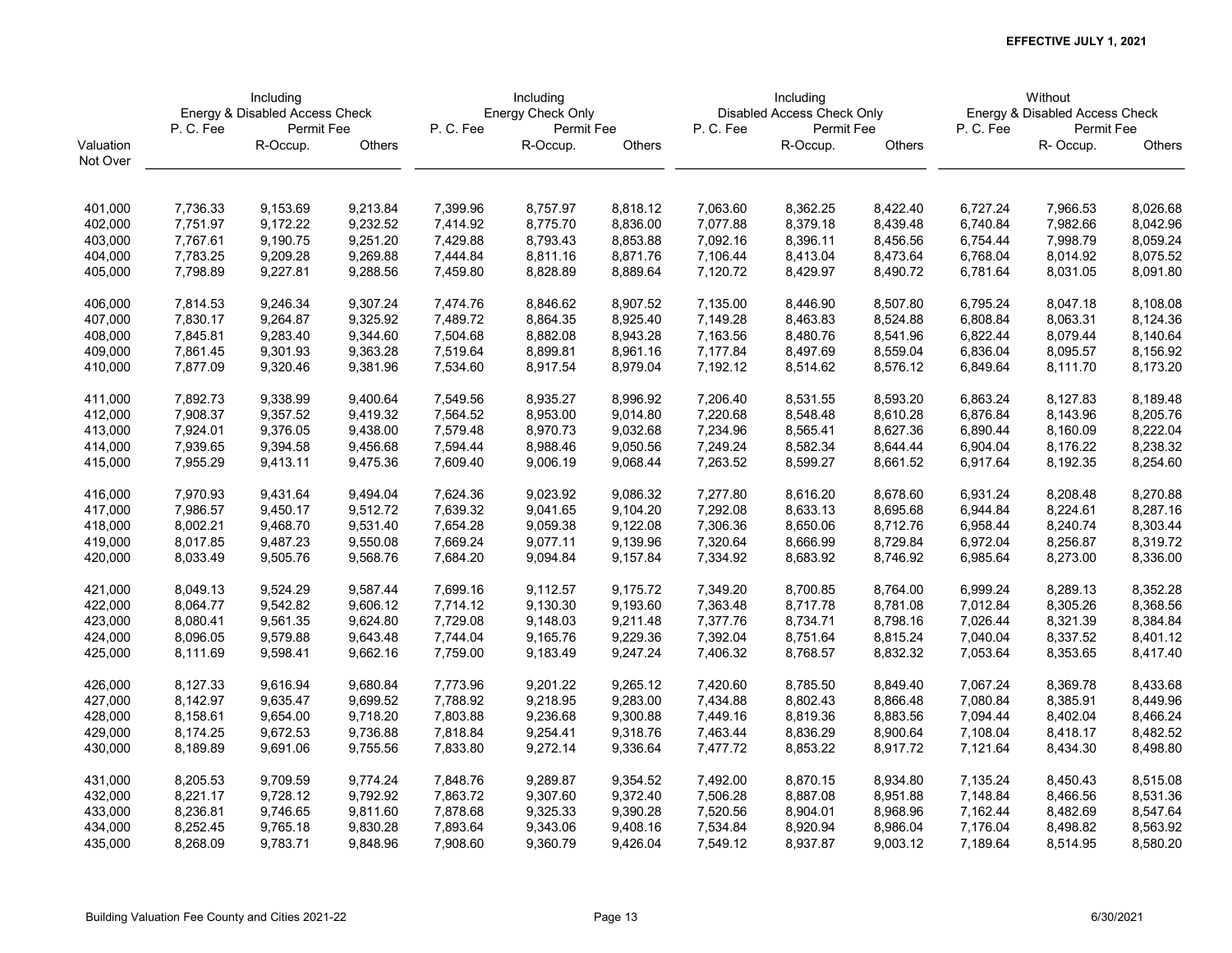**EFFECTIVE JULY 1, 2021**

| | Including Energy & Disabled Access Check | | | Including Energy Check Only | | | Including Disabled Access Check Only | | | Without Energy & Disabled Access Check | | |
|---|---|---|---|---|---|---|---|---|---|---|---|---|
| | P. C. Fee | Permit Fee | | P. C. Fee | Permit Fee | | P. C. Fee | Permit Fee | | P. C. Fee | Permit Fee | |
| Valuation Not Over | | R-Occup. | Others | | R-Occup. | Others | | R-Occup. | Others | | R- Occup. | Others |
| 401,000 | 7,736.33 | 9,153.69 | 9,213.84 | 7,399.96 | 8,757.97 | 8,818.12 | 7,063.60 | 8,362.25 | 8,422.40 | 6,727.24 | 7,966.53 | 8,026.68 |
| 402,000 | 7,751.97 | 9,172.22 | 9,232.52 | 7,414.92 | 8,775.70 | 8,836.00 | 7,077.88 | 8,379.18 | 8,439.48 | 6,740.84 | 7,982.66 | 8,042.96 |
| 403,000 | 7,767.61 | 9,190.75 | 9,251.20 | 7,429.88 | 8,793.43 | 8,853.88 | 7,092.16 | 8,396.11 | 8,456.56 | 6,754.44 | 7,998.79 | 8,059.24 |
| 404,000 | 7,783.25 | 9,209.28 | 9,269.88 | 7,444.84 | 8,811.16 | 8,871.76 | 7,106.44 | 8,413.04 | 8,473.64 | 6,768.04 | 8,014.92 | 8,075.52 |
| 405,000 | 7,798.89 | 9,227.81 | 9,288.56 | 7,459.80 | 8,828.89 | 8,889.64 | 7,120.72 | 8,429.97 | 8,490.72 | 6,781.64 | 8,031.05 | 8,091.80 |
| 406,000 | 7,814.53 | 9,246.34 | 9,307.24 | 7,474.76 | 8,846.62 | 8,907.52 | 7,135.00 | 8,446.90 | 8,507.80 | 6,795.24 | 8,047.18 | 8,108.08 |
| 407,000 | 7,830.17 | 9,264.87 | 9,325.92 | 7,489.72 | 8,864.35 | 8,925.40 | 7,149.28 | 8,463.83 | 8,524.88 | 6,808.84 | 8,063.31 | 8,124.36 |
| 408,000 | 7,845.81 | 9,283.40 | 9,344.60 | 7,504.68 | 8,882.08 | 8,943.28 | 7,163.56 | 8,480.76 | 8,541.96 | 6,822.44 | 8,079.44 | 8,140.64 |
| 409,000 | 7,861.45 | 9,301.93 | 9,363.28 | 7,519.64 | 8,899.81 | 8,961.16 | 7,177.84 | 8,497.69 | 8,559.04 | 6,836.04 | 8,095.57 | 8,156.92 |
| 410,000 | 7,877.09 | 9,320.46 | 9,381.96 | 7,534.60 | 8,917.54 | 8,979.04 | 7,192.12 | 8,514.62 | 8,576.12 | 6,849.64 | 8,111.70 | 8,173.20 |
| 411,000 | 7,892.73 | 9,338.99 | 9,400.64 | 7,549.56 | 8,935.27 | 8,996.92 | 7,206.40 | 8,531.55 | 8,593.20 | 6,863.24 | 8,127.83 | 8,189.48 |
| 412,000 | 7,908.37 | 9,357.52 | 9,419.32 | 7,564.52 | 8,953.00 | 9,014.80 | 7,220.68 | 8,548.48 | 8,610.28 | 6,876.84 | 8,143.96 | 8,205.76 |
| 413,000 | 7,924.01 | 9,376.05 | 9,438.00 | 7,579.48 | 8,970.73 | 9,032.68 | 7,234.96 | 8,565.41 | 8,627.36 | 6,890.44 | 8,160.09 | 8,222.04 |
| 414,000 | 7,939.65 | 9,394.58 | 9,456.68 | 7,594.44 | 8,988.46 | 9,050.56 | 7,249.24 | 8,582.34 | 8,644.44 | 6,904.04 | 8,176.22 | 8,238.32 |
| 415,000 | 7,955.29 | 9,413.11 | 9,475.36 | 7,609.40 | 9,006.19 | 9,068.44 | 7,263.52 | 8,599.27 | 8,661.52 | 6,917.64 | 8,192.35 | 8,254.60 |
| 416,000 | 7,970.93 | 9,431.64 | 9,494.04 | 7,624.36 | 9,023.92 | 9,086.32 | 7,277.80 | 8,616.20 | 8,678.60 | 6,931.24 | 8,208.48 | 8,270.88 |
| 417,000 | 7,986.57 | 9,450.17 | 9,512.72 | 7,639.32 | 9,041.65 | 9,104.20 | 7,292.08 | 8,633.13 | 8,695.68 | 6,944.84 | 8,224.61 | 8,287.16 |
| 418,000 | 8,002.21 | 9,468.70 | 9,531.40 | 7,654.28 | 9,059.38 | 9,122.08 | 7,306.36 | 8,650.06 | 8,712.76 | 6,958.44 | 8,240.74 | 8,303.44 |
| 419,000 | 8,017.85 | 9,487.23 | 9,550.08 | 7,669.24 | 9,077.11 | 9,139.96 | 7,320.64 | 8,666.99 | 8,729.84 | 6,972.04 | 8,256.87 | 8,319.72 |
| 420,000 | 8,033.49 | 9,505.76 | 9,568.76 | 7,684.20 | 9,094.84 | 9,157.84 | 7,334.92 | 8,683.92 | 8,746.92 | 6,985.64 | 8,273.00 | 8,336.00 |
| 421,000 | 8,049.13 | 9,524.29 | 9,587.44 | 7,699.16 | 9,112.57 | 9,175.72 | 7,349.20 | 8,700.85 | 8,764.00 | 6,999.24 | 8,289.13 | 8,352.28 |
| 422,000 | 8,064.77 | 9,542.82 | 9,606.12 | 7,714.12 | 9,130.30 | 9,193.60 | 7,363.48 | 8,717.78 | 8,781.08 | 7,012.84 | 8,305.26 | 8,368.56 |
| 423,000 | 8,080.41 | 9,561.35 | 9,624.80 | 7,729.08 | 9,148.03 | 9,211.48 | 7,377.76 | 8,734.71 | 8,798.16 | 7,026.44 | 8,321.39 | 8,384.84 |
| 424,000 | 8,096.05 | 9,579.88 | 9,643.48 | 7,744.04 | 9,165.76 | 9,229.36 | 7,392.04 | 8,751.64 | 8,815.24 | 7,040.04 | 8,337.52 | 8,401.12 |
| 425,000 | 8,111.69 | 9,598.41 | 9,662.16 | 7,759.00 | 9,183.49 | 9,247.24 | 7,406.32 | 8,768.57 | 8,832.32 | 7,053.64 | 8,353.65 | 8,417.40 |
| 426,000 | 8,127.33 | 9,616.94 | 9,680.84 | 7,773.96 | 9,201.22 | 9,265.12 | 7,420.60 | 8,785.50 | 8,849.40 | 7,067.24 | 8,369.78 | 8,433.68 |
| 427,000 | 8,142.97 | 9,635.47 | 9,699.52 | 7,788.92 | 9,218.95 | 9,283.00 | 7,434.88 | 8,802.43 | 8,866.48 | 7,080.84 | 8,385.91 | 8,449.96 |
| 428,000 | 8,158.61 | 9,654.00 | 9,718.20 | 7,803.88 | 9,236.68 | 9,300.88 | 7,449.16 | 8,819.36 | 8,883.56 | 7,094.44 | 8,402.04 | 8,466.24 |
| 429,000 | 8,174.25 | 9,672.53 | 9,736.88 | 7,818.84 | 9,254.41 | 9,318.76 | 7,463.44 | 8,836.29 | 8,900.64 | 7,108.04 | 8,418.17 | 8,482.52 |
| 430,000 | 8,189.89 | 9,691.06 | 9,755.56 | 7,833.80 | 9,272.14 | 9,336.64 | 7,477.72 | 8,853.22 | 8,917.72 | 7,121.64 | 8,434.30 | 8,498.80 |
| 431,000 | 8,205.53 | 9,709.59 | 9,774.24 | 7,848.76 | 9,289.87 | 9,354.52 | 7,492.00 | 8,870.15 | 8,934.80 | 7,135.24 | 8,450.43 | 8,515.08 |
| 432,000 | 8,221.17 | 9,728.12 | 9,792.92 | 7,863.72 | 9,307.60 | 9,372.40 | 7,506.28 | 8,887.08 | 8,951.88 | 7,148.84 | 8,466.56 | 8,531.36 |
| 433,000 | 8,236.81 | 9,746.65 | 9,811.60 | 7,878.68 | 9,325.33 | 9,390.28 | 7,520.56 | 8,904.01 | 8,968.96 | 7,162.44 | 8,482.69 | 8,547.64 |
| 434,000 | 8,252.45 | 9,765.18 | 9,830.28 | 7,893.64 | 9,343.06 | 9,408.16 | 7,534.84 | 8,920.94 | 8,986.04 | 7,176.04 | 8,498.82 | 8,563.92 |
| 435,000 | 8,268.09 | 9,783.71 | 9,848.96 | 7,908.60 | 9,360.79 | 9,426.04 | 7,549.12 | 8,937.87 | 9,003.12 | 7,189.64 | 8,514.95 | 8,580.20 |

Building Valuation Fee County and Cities 2021-22 | 6/30/2021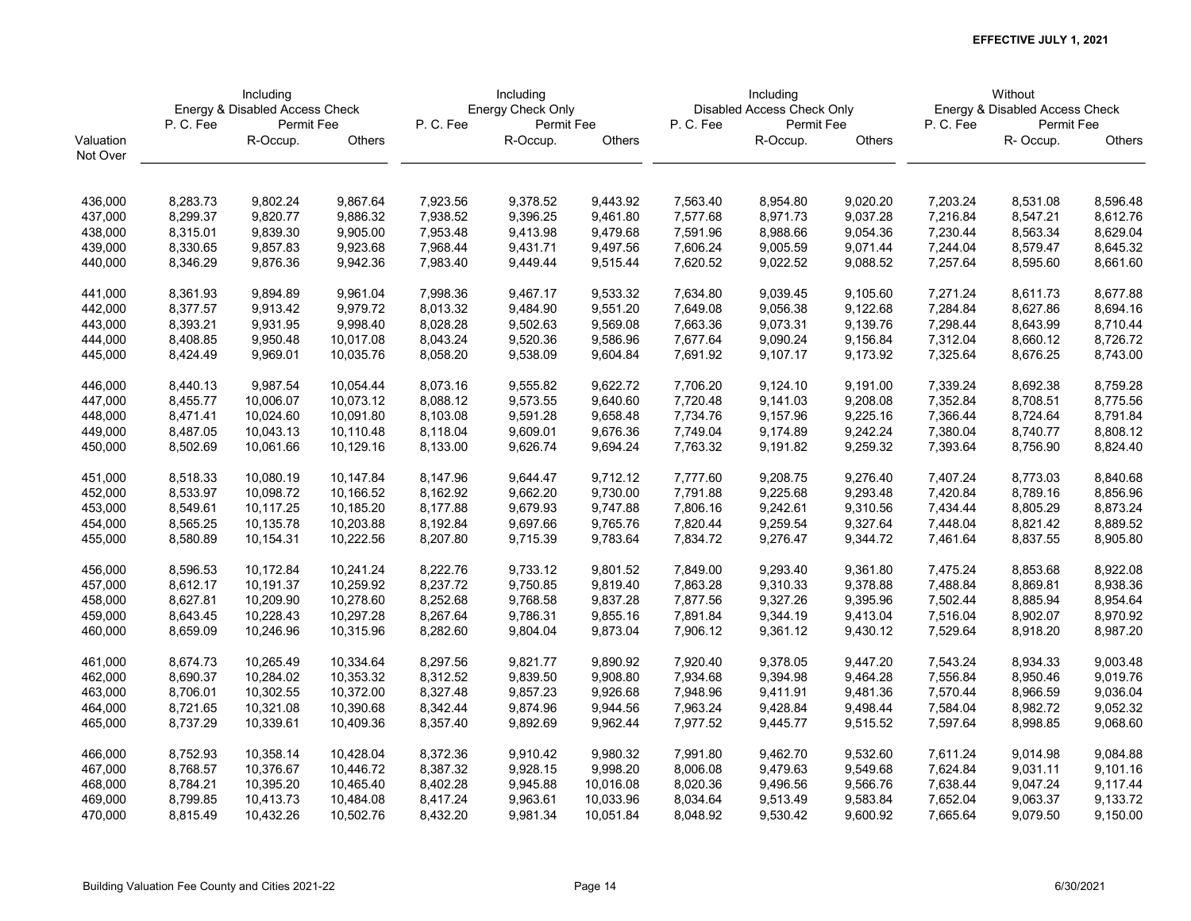**EFFECTIVE JULY 1, 2021**

| | Including Energy & Disabled Access Check | | | Including Energy Check Only | | | Including Disabled Access Check Only | | | Without Energy & Disabled Access Check | | |
|---|---|---|---|---|---|---|---|---|---|---|---|---|
| | P. C. Fee | Permit Fee | | P. C. Fee | Permit Fee | | P. C. Fee | Permit Fee | | P. C. Fee | Permit Fee | |
| Valuation Not Over | | R-Occup. | Others | | R-Occup. | Others | | R-Occup. | Others | | R- Occup. | Others |
| 436,000 | 8,283.73 | 9,802.24 | 9,867.64 | 7,923.56 | 9,378.52 | 9,443.92 | 7,563.40 | 8,954.80 | 9,020.20 | 7,203.24 | 8,531.08 | 8,596.48 |
| 437,000 | 8,299.37 | 9,820.77 | 9,886.32 | 7,938.52 | 9,396.25 | 9,461.80 | 7,577.68 | 8,971.73 | 9,037.28 | 7,216.84 | 8,547.21 | 8,612.76 |
| 438,000 | 8,315.01 | 9,839.30 | 9,905.00 | 7,953.48 | 9,413.98 | 9,479.68 | 7,591.96 | 8,988.66 | 9,054.36 | 7,230.44 | 8,563.34 | 8,629.04 |
| 439,000 | 8,330.65 | 9,857.83 | 9,923.68 | 7,968.44 | 9,431.71 | 9,497.56 | 7,606.24 | 9,005.59 | 9,071.44 | 7,244.04 | 8,579.47 | 8,645.32 |
| 440,000 | 8,346.29 | 9,876.36 | 9,942.36 | 7,983.40 | 9,449.44 | 9,515.44 | 7,620.52 | 9,022.52 | 9,088.52 | 7,257.64 | 8,595.60 | 8,661.60 |
| 441,000 | 8,361.93 | 9,894.89 | 9,961.04 | 7,998.36 | 9,467.17 | 9,533.32 | 7,634.80 | 9,039.45 | 9,105.60 | 7,271.24 | 8,611.73 | 8,677.88 |
| 442,000 | 8,377.57 | 9,913.42 | 9,979.72 | 8,013.32 | 9,484.90 | 9,551.20 | 7,649.08 | 9,056.38 | 9,122.68 | 7,284.84 | 8,627.86 | 8,694.16 |
| 443,000 | 8,393.21 | 9,931.95 | 9,998.40 | 8,028.28 | 9,502.63 | 9,569.08 | 7,663.36 | 9,073.31 | 9,139.76 | 7,298.44 | 8,643.99 | 8,710.44 |
| 444,000 | 8,408.85 | 9,950.48 | 10,017.08 | 8,043.24 | 9,520.36 | 9,586.96 | 7,677.64 | 9,090.24 | 9,156.84 | 7,312.04 | 8,660.12 | 8,726.72 |
| 445,000 | 8,424.49 | 9,969.01 | 10,035.76 | 8,058.20 | 9,538.09 | 9,604.84 | 7,691.92 | 9,107.17 | 9,173.92 | 7,325.64 | 8,676.25 | 8,743.00 |
| 446,000 | 8,440.13 | 9,987.54 | 10,054.44 | 8,073.16 | 9,555.82 | 9,622.72 | 7,706.20 | 9,124.10 | 9,191.00 | 7,339.24 | 8,692.38 | 8,759.28 |
| 447,000 | 8,455.77 | 10,006.07 | 10,073.12 | 8,088.12 | 9,573.55 | 9,640.60 | 7,720.48 | 9,141.03 | 9,208.08 | 7,352.84 | 8,708.51 | 8,775.56 |
| 448,000 | 8,471.41 | 10,024.60 | 10,091.80 | 8,103.08 | 9,591.28 | 9,658.48 | 7,734.76 | 9,157.96 | 9,225.16 | 7,366.44 | 8,724.64 | 8,791.84 |
| 449,000 | 8,487.05 | 10,043.13 | 10,110.48 | 8,118.04 | 9,609.01 | 9,676.36 | 7,749.04 | 9,174.89 | 9,242.24 | 7,380.04 | 8,740.77 | 8,808.12 |
| 450,000 | 8,502.69 | 10,061.66 | 10,129.16 | 8,133.00 | 9,626.74 | 9,694.24 | 7,763.32 | 9,191.82 | 9,259.32 | 7,393.64 | 8,756.90 | 8,824.40 |
| 451,000 | 8,518.33 | 10,080.19 | 10,147.84 | 8,147.96 | 9,644.47 | 9,712.12 | 7,777.60 | 9,208.75 | 9,276.40 | 7,407.24 | 8,773.03 | 8,840.68 |
| 452,000 | 8,533.97 | 10,098.72 | 10,166.52 | 8,162.92 | 9,662.20 | 9,730.00 | 7,791.88 | 9,225.68 | 9,293.48 | 7,420.84 | 8,789.16 | 8,856.96 |
| 453,000 | 8,549.61 | 10,117.25 | 10,185.20 | 8,177.88 | 9,679.93 | 9,747.88 | 7,806.16 | 9,242.61 | 9,310.56 | 7,434.44 | 8,805.29 | 8,873.24 |
| 454,000 | 8,565.25 | 10,135.78 | 10,203.88 | 8,192.84 | 9,697.66 | 9,765.76 | 7,820.44 | 9,259.54 | 9,327.64 | 7,448.04 | 8,821.42 | 8,889.52 |
| 455,000 | 8,580.89 | 10,154.31 | 10,222.56 | 8,207.80 | 9,715.39 | 9,783.64 | 7,834.72 | 9,276.47 | 9,344.72 | 7,461.64 | 8,837.55 | 8,905.80 |
| 456,000 | 8,596.53 | 10,172.84 | 10,241.24 | 8,222.76 | 9,733.12 | 9,801.52 | 7,849.00 | 9,293.40 | 9,361.80 | 7,475.24 | 8,853.68 | 8,922.08 |
| 457,000 | 8,612.17 | 10,191.37 | 10,259.92 | 8,237.72 | 9,750.85 | 9,819.40 | 7,863.28 | 9,310.33 | 9,378.88 | 7,488.84 | 8,869.81 | 8,938.36 |
| 458,000 | 8,627.81 | 10,209.90 | 10,278.60 | 8,252.68 | 9,768.58 | 9,837.28 | 7,877.56 | 9,327.26 | 9,395.96 | 7,502.44 | 8,885.94 | 8,954.64 |
| 459,000 | 8,643.45 | 10,228.43 | 10,297.28 | 8,267.64 | 9,786.31 | 9,855.16 | 7,891.84 | 9,344.19 | 9,413.04 | 7,516.04 | 8,902.07 | 8,970.92 |
| 460,000 | 8,659.09 | 10,246.96 | 10,315.96 | 8,282.60 | 9,804.04 | 9,873.04 | 7,906.12 | 9,361.12 | 9,430.12 | 7,529.64 | 8,918.20 | 8,987.20 |
| 461,000 | 8,674.73 | 10,265.49 | 10,334.64 | 8,297.56 | 9,821.77 | 9,890.92 | 7,920.40 | 9,378.05 | 9,447.20 | 7,543.24 | 8,934.33 | 9,003.48 |
| 462,000 | 8,690.37 | 10,284.02 | 10,353.32 | 8,312.52 | 9,839.50 | 9,908.80 | 7,934.68 | 9,394.98 | 9,464.28 | 7,556.84 | 8,950.46 | 9,019.76 |
| 463,000 | 8,706.01 | 10,302.55 | 10,372.00 | 8,327.48 | 9,857.23 | 9,926.68 | 7,948.96 | 9,411.91 | 9,481.36 | 7,570.44 | 8,966.59 | 9,036.04 |
| 464,000 | 8,721.65 | 10,321.08 | 10,390.68 | 8,342.44 | 9,874.96 | 9,944.56 | 7,963.24 | 9,428.84 | 9,498.44 | 7,584.04 | 8,982.72 | 9,052.32 |
| 465,000 | 8,737.29 | 10,339.61 | 10,409.36 | 8,357.40 | 9,892.69 | 9,962.44 | 7,977.52 | 9,445.77 | 9,515.52 | 7,597.64 | 8,998.85 | 9,068.60 |
| 466,000 | 8,752.93 | 10,358.14 | 10,428.04 | 8,372.36 | 9,910.42 | 9,980.32 | 7,991.80 | 9,462.70 | 9,532.60 | 7,611.24 | 9,014.98 | 9,084.88 |
| 467,000 | 8,768.57 | 10,376.67 | 10,446.72 | 8,387.32 | 9,928.15 | 9,998.20 | 8,006.08 | 9,479.63 | 9,549.68 | 7,624.84 | 9,031.11 | 9,101.16 |
| 468,000 | 8,784.21 | 10,395.20 | 10,465.40 | 8,402.28 | 9,945.88 | 10,016.08 | 8,020.36 | 9,496.56 | 9,566.76 | 7,638.44 | 9,047.24 | 9,117.44 |
| 469,000 | 8,799.85 | 10,413.73 | 10,484.08 | 8,417.24 | 9,963.61 | 10,033.96 | 8,034.64 | 9,513.49 | 9,583.84 | 7,652.04 | 9,063.37 | 9,133.72 |
| 470,000 | 8,815.49 | 10,432.26 | 10,502.76 | 8,432.20 | 9,981.34 | 10,051.84 | 8,048.92 | 9,530.42 | 9,600.92 | 7,665.64 | 9,079.50 | 9,150.00 |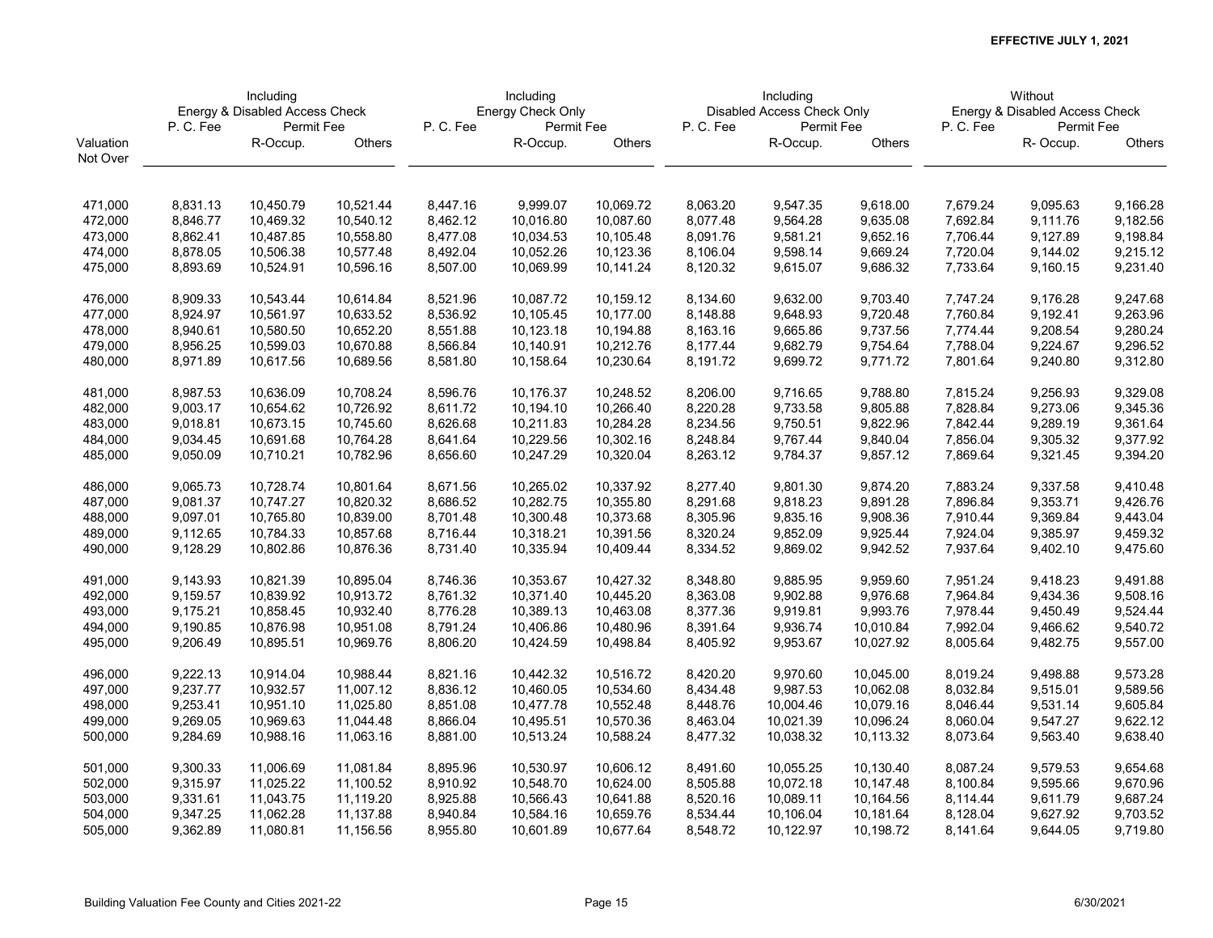**EFFECTIVE JULY 1, 2021**

| Valuation Not Over | Including Energy & Disabled Access Check | | | Including Energy Check Only | | | Including Disabled Access Check Only | | | Without Energy & Disabled Access Check | | |
|---|---|---|---|---|---|---|---|---|---|---|---|---|
| | P. C. Fee | Permit Fee | | P. C. Fee | Permit Fee | | P. C. Fee | Permit Fee | | P. C. Fee | Permit Fee | |
| | | R-Occup. | Others | | R-Occup. | Others | | R-Occup. | Others | | R- Occup. | Others |
| 471,000 | 8,831.13 | 10,450.79 | 10,521.44 | 8,447.16 | 9,999.07 | 10,069.72 | 8,063.20 | 9,547.35 | 9,618.00 | 7,679.24 | 9,095.63 | 9,166.28 |
| 472,000 | 8,846.77 | 10,469.32 | 10,540.12 | 8,462.12 | 10,016.80 | 10,087.60 | 8,077.48 | 9,564.28 | 9,635.08 | 7,692.84 | 9,111.76 | 9,182.56 |
| 473,000 | 8,862.41 | 10,487.85 | 10,558.80 | 8,477.08 | 10,034.53 | 10,105.48 | 8,091.76 | 9,581.21 | 9,652.16 | 7,706.44 | 9,127.89 | 9,198.84 |
| 474,000 | 8,878.05 | 10,506.38 | 10,577.48 | 8,492.04 | 10,052.26 | 10,123.36 | 8,106.04 | 9,598.14 | 9,669.24 | 7,720.04 | 9,144.02 | 9,215.12 |
| 475,000 | 8,893.69 | 10,524.91 | 10,596.16 | 8,507.00 | 10,069.99 | 10,141.24 | 8,120.32 | 9,615.07 | 9,686.32 | 7,733.64 | 9,160.15 | 9,231.40 |
| 476,000 | 8,909.33 | 10,543.44 | 10,614.84 | 8,521.96 | 10,087.72 | 10,159.12 | 8,134.60 | 9,632.00 | 9,703.40 | 7,747.24 | 9,176.28 | 9,247.68 |
| 477,000 | 8,924.97 | 10,561.97 | 10,633.52 | 8,536.92 | 10,105.45 | 10,177.00 | 8,148.88 | 9,648.93 | 9,720.48 | 7,760.84 | 9,192.41 | 9,263.96 |
| 478,000 | 8,940.61 | 10,580.50 | 10,652.20 | 8,551.88 | 10,123.18 | 10,194.88 | 8,163.16 | 9,665.86 | 9,737.56 | 7,774.44 | 9,208.54 | 9,280.24 |
| 479,000 | 8,956.25 | 10,599.03 | 10,670.88 | 8,566.84 | 10,140.91 | 10,212.76 | 8,177.44 | 9,682.79 | 9,754.64 | 7,788.04 | 9,224.67 | 9,296.52 |
| 480,000 | 8,971.89 | 10,617.56 | 10,689.56 | 8,581.80 | 10,158.64 | 10,230.64 | 8,191.72 | 9,699.72 | 9,771.72 | 7,801.64 | 9,240.80 | 9,312.80 |
| 481,000 | 8,987.53 | 10,636.09 | 10,708.24 | 8,596.76 | 10,176.37 | 10,248.52 | 8,206.00 | 9,716.65 | 9,788.80 | 7,815.24 | 9,256.93 | 9,329.08 |
| 482,000 | 9,003.17 | 10,654.62 | 10,726.92 | 8,611.72 | 10,194.10 | 10,266.40 | 8,220.28 | 9,733.58 | 9,805.88 | 7,828.84 | 9,273.06 | 9,345.36 |
| 483,000 | 9,018.81 | 10,673.15 | 10,745.60 | 8,626.68 | 10,211.83 | 10,284.28 | 8,234.56 | 9,750.51 | 9,822.96 | 7,842.44 | 9,289.19 | 9,361.64 |
| 484,000 | 9,034.45 | 10,691.68 | 10,764.28 | 8,641.64 | 10,229.56 | 10,302.16 | 8,248.84 | 9,767.44 | 9,840.04 | 7,856.04 | 9,305.32 | 9,377.92 |
| 485,000 | 9,050.09 | 10,710.21 | 10,782.96 | 8,656.60 | 10,247.29 | 10,320.04 | 8,263.12 | 9,784.37 | 9,857.12 | 7,869.64 | 9,321.45 | 9,394.20 |
| 486,000 | 9,065.73 | 10,728.74 | 10,801.64 | 8,671.56 | 10,265.02 | 10,337.92 | 8,277.40 | 9,801.30 | 9,874.20 | 7,883.24 | 9,337.58 | 9,410.48 |
| 487,000 | 9,081.37 | 10,747.27 | 10,820.32 | 8,686.52 | 10,282.75 | 10,355.80 | 8,291.68 | 9,818.23 | 9,891.28 | 7,896.84 | 9,353.71 | 9,426.76 |
| 488,000 | 9,097.01 | 10,765.80 | 10,839.00 | 8,701.48 | 10,300.48 | 10,373.68 | 8,305.96 | 9,835.16 | 9,908.36 | 7,910.44 | 9,369.84 | 9,443.04 |
| 489,000 | 9,112.65 | 10,784.33 | 10,857.68 | 8,716.44 | 10,318.21 | 10,391.56 | 8,320.24 | 9,852.09 | 9,925.44 | 7,924.04 | 9,385.97 | 9,459.32 |
| 490,000 | 9,128.29 | 10,802.86 | 10,876.36 | 8,731.40 | 10,335.94 | 10,409.44 | 8,334.52 | 9,869.02 | 9,942.52 | 7,937.64 | 9,402.10 | 9,475.60 |
| 491,000 | 9,143.93 | 10,821.39 | 10,895.04 | 8,746.36 | 10,353.67 | 10,427.32 | 8,348.80 | 9,885.95 | 9,959.60 | 7,951.24 | 9,418.23 | 9,491.88 |
| 492,000 | 9,159.57 | 10,839.92 | 10,913.72 | 8,761.32 | 10,371.40 | 10,445.20 | 8,363.08 | 9,902.88 | 9,976.68 | 7,964.84 | 9,434.36 | 9,508.16 |
| 493,000 | 9,175.21 | 10,858.45 | 10,932.40 | 8,776.28 | 10,389.13 | 10,463.08 | 8,377.36 | 9,919.81 | 9,993.76 | 7,978.44 | 9,450.49 | 9,524.44 |
| 494,000 | 9,190.85 | 10,876.98 | 10,951.08 | 8,791.24 | 10,406.86 | 10,480.96 | 8,391.64 | 9,936.74 | 10,010.84 | 7,992.04 | 9,466.62 | 9,540.72 |
| 495,000 | 9,206.49 | 10,895.51 | 10,969.76 | 8,806.20 | 10,424.59 | 10,498.84 | 8,405.92 | 9,953.67 | 10,027.92 | 8,005.64 | 9,482.75 | 9,557.00 |
| 496,000 | 9,222.13 | 10,914.04 | 10,988.44 | 8,821.16 | 10,442.32 | 10,516.72 | 8,420.20 | 9,970.60 | 10,045.00 | 8,019.24 | 9,498.88 | 9,573.28 |
| 497,000 | 9,237.77 | 10,932.57 | 11,007.12 | 8,836.12 | 10,460.05 | 10,534.60 | 8,434.48 | 9,987.53 | 10,062.08 | 8,032.84 | 9,515.01 | 9,589.56 |
| 498,000 | 9,253.41 | 10,951.10 | 11,025.80 | 8,851.08 | 10,477.78 | 10,552.48 | 8,448.76 | 10,004.46 | 10,079.16 | 8,046.44 | 9,531.14 | 9,605.84 |
| 499,000 | 9,269.05 | 10,969.63 | 11,044.48 | 8,866.04 | 10,495.51 | 10,570.36 | 8,463.04 | 10,021.39 | 10,096.24 | 8,060.04 | 9,547.27 | 9,622.12 |
| 500,000 | 9,284.69 | 10,988.16 | 11,063.16 | 8,881.00 | 10,513.24 | 10,588.24 | 8,477.32 | 10,038.32 | 10,113.32 | 8,073.64 | 9,563.40 | 9,638.40 |
| 501,000 | 9,300.33 | 11,006.69 | 11,081.84 | 8,895.96 | 10,530.97 | 10,606.12 | 8,491.60 | 10,055.25 | 10,130.40 | 8,087.24 | 9,579.53 | 9,654.68 |
| 502,000 | 9,315.97 | 11,025.22 | 11,100.52 | 8,910.92 | 10,548.70 | 10,624.00 | 8,505.88 | 10,072.18 | 10,147.48 | 8,100.84 | 9,595.66 | 9,670.96 |
| 503,000 | 9,331.61 | 11,043.75 | 11,119.20 | 8,925.88 | 10,566.43 | 10,641.88 | 8,520.16 | 10,089.11 | 10,164.56 | 8,114.44 | 9,611.79 | 9,687.24 |
| 504,000 | 9,347.25 | 11,062.28 | 11,137.88 | 8,940.84 | 10,584.16 | 10,659.76 | 8,534.44 | 10,106.04 | 10,181.64 | 8,128.04 | 9,627.92 | 9,703.52 |
| 505,000 | 9,362.89 | 11,080.81 | 11,156.56 | 8,955.80 | 10,601.89 | 10,677.64 | 8,548.72 | 10,122.97 | 10,198.72 | 8,141.64 | 9,644.05 | 9,719.80 |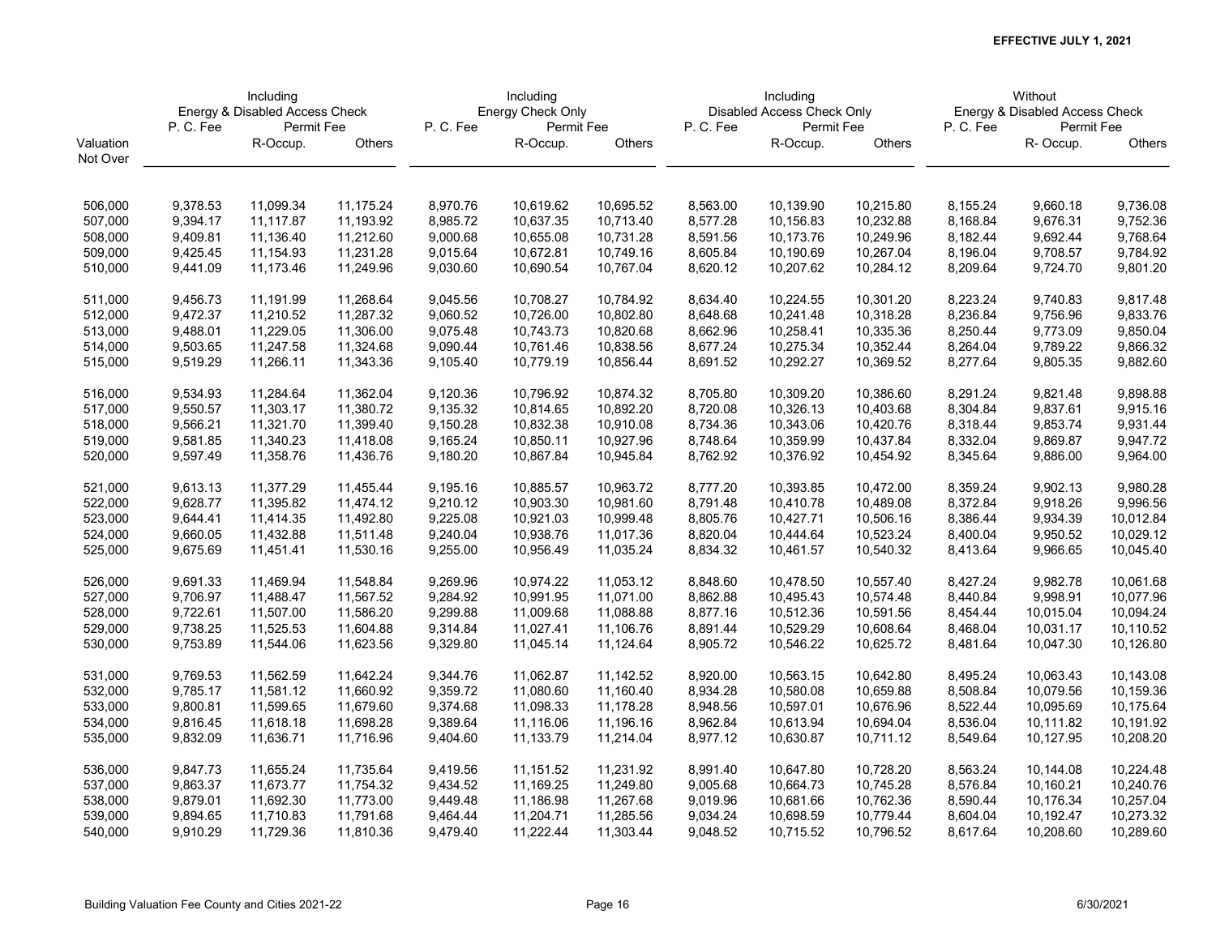**EFFECTIVE JULY 1, 2021**

| Valuation Not Over | Including Energy & Disabled Access Check | | | Including Energy Check Only | | | Including Disabled Access Check Only | | | Without Energy & Disabled Access Check | | |
|---|---|---|---|---|---|---|---|---|---|---|---|---|
| | P. C. Fee | Permit Fee | | P. C. Fee | Permit Fee | | P. C. Fee | Permit Fee | | P. C. Fee | Permit Fee | |
| | | R-Occup. | Others | | R-Occup. | Others | | R-Occup. | Others | | R- Occup. | Others |
| 506,000 | 9,378.53 | 11,099.34 | 11,175.24 | 8,970.76 | 10,619.62 | 10,695.52 | 8,563.00 | 10,139.90 | 10,215.80 | 8,155.24 | 9,660.18 | 9,736.08 |
| 507,000 | 9,394.17 | 11,117.87 | 11,193.92 | 8,985.72 | 10,637.35 | 10,713.40 | 8,577.28 | 10,156.83 | 10,232.88 | 8,168.84 | 9,676.31 | 9,752.36 |
| 508,000 | 9,409.81 | 11,136.40 | 11,212.60 | 9,000.68 | 10,655.08 | 10,731.28 | 8,591.56 | 10,173.76 | 10,249.96 | 8,182.44 | 9,692.44 | 9,768.64 |
| 509,000 | 9,425.45 | 11,154.93 | 11,231.28 | 9,015.64 | 10,672.81 | 10,749.16 | 8,605.84 | 10,190.69 | 10,267.04 | 8,196.04 | 9,708.57 | 9,784.92 |
| 510,000 | 9,441.09 | 11,173.46 | 11,249.96 | 9,030.60 | 10,690.54 | 10,767.04 | 8,620.12 | 10,207.62 | 10,284.12 | 8,209.64 | 9,724.70 | 9,801.20 |
| 511,000 | 9,456.73 | 11,191.99 | 11,268.64 | 9,045.56 | 10,708.27 | 10,784.92 | 8,634.40 | 10,224.55 | 10,301.20 | 8,223.24 | 9,740.83 | 9,817.48 |
| 512,000 | 9,472.37 | 11,210.52 | 11,287.32 | 9,060.52 | 10,726.00 | 10,802.80 | 8,648.68 | 10,241.48 | 10,318.28 | 8,236.84 | 9,756.96 | 9,833.76 |
| 513,000 | 9,488.01 | 11,229.05 | 11,306.00 | 9,075.48 | 10,743.73 | 10,820.68 | 8,662.96 | 10,258.41 | 10,335.36 | 8,250.44 | 9,773.09 | 9,850.04 |
| 514,000 | 9,503.65 | 11,247.58 | 11,324.68 | 9,090.44 | 10,761.46 | 10,838.56 | 8,677.24 | 10,275.34 | 10,352.44 | 8,264.04 | 9,789.22 | 9,866.32 |
| 515,000 | 9,519.29 | 11,266.11 | 11,343.36 | 9,105.40 | 10,779.19 | 10,856.44 | 8,691.52 | 10,292.27 | 10,369.52 | 8,277.64 | 9,805.35 | 9,882.60 |
| 516,000 | 9,534.93 | 11,284.64 | 11,362.04 | 9,120.36 | 10,796.92 | 10,874.32 | 8,705.80 | 10,309.20 | 10,386.60 | 8,291.24 | 9,821.48 | 9,898.88 |
| 517,000 | 9,550.57 | 11,303.17 | 11,380.72 | 9,135.32 | 10,814.65 | 10,892.20 | 8,720.08 | 10,326.13 | 10,403.68 | 8,304.84 | 9,837.61 | 9,915.16 |
| 518,000 | 9,566.21 | 11,321.70 | 11,399.40 | 9,150.28 | 10,832.38 | 10,910.08 | 8,734.36 | 10,343.06 | 10,420.76 | 8,318.44 | 9,853.74 | 9,931.44 |
| 519,000 | 9,581.85 | 11,340.23 | 11,418.08 | 9,165.24 | 10,850.11 | 10,927.96 | 8,748.64 | 10,359.99 | 10,437.84 | 8,332.04 | 9,869.87 | 9,947.72 |
| 520,000 | 9,597.49 | 11,358.76 | 11,436.76 | 9,180.20 | 10,867.84 | 10,945.84 | 8,762.92 | 10,376.92 | 10,454.92 | 8,345.64 | 9,886.00 | 9,964.00 |
| 521,000 | 9,613.13 | 11,377.29 | 11,455.44 | 9,195.16 | 10,885.57 | 10,963.72 | 8,777.20 | 10,393.85 | 10,472.00 | 8,359.24 | 9,902.13 | 9,980.28 |
| 522,000 | 9,628.77 | 11,395.82 | 11,474.12 | 9,210.12 | 10,903.30 | 10,981.60 | 8,791.48 | 10,410.78 | 10,489.08 | 8,372.84 | 9,918.26 | 9,996.56 |
| 523,000 | 9,644.41 | 11,414.35 | 11,492.80 | 9,225.08 | 10,921.03 | 10,999.48 | 8,805.76 | 10,427.71 | 10,506.16 | 8,386.44 | 9,934.39 | 10,012.84 |
| 524,000 | 9,660.05 | 11,432.88 | 11,511.48 | 9,240.04 | 10,938.76 | 11,017.36 | 8,820.04 | 10,444.64 | 10,523.24 | 8,400.04 | 9,950.52 | 10,029.12 |
| 525,000 | 9,675.69 | 11,451.41 | 11,530.16 | 9,255.00 | 10,956.49 | 11,035.24 | 8,834.32 | 10,461.57 | 10,540.32 | 8,413.64 | 9,966.65 | 10,045.40 |
| 526,000 | 9,691.33 | 11,469.94 | 11,548.84 | 9,269.96 | 10,974.22 | 11,053.12 | 8,848.60 | 10,478.50 | 10,557.40 | 8,427.24 | 9,982.78 | 10,061.68 |
| 527,000 | 9,706.97 | 11,488.47 | 11,567.52 | 9,284.92 | 10,991.95 | 11,071.00 | 8,862.88 | 10,495.43 | 10,574.48 | 8,440.84 | 9,998.91 | 10,077.96 |
| 528,000 | 9,722.61 | 11,507.00 | 11,586.20 | 9,299.88 | 11,009.68 | 11,088.88 | 8,877.16 | 10,512.36 | 10,591.56 | 8,454.44 | 10,015.04 | 10,094.24 |
| 529,000 | 9,738.25 | 11,525.53 | 11,604.88 | 9,314.84 | 11,027.41 | 11,106.76 | 8,891.44 | 10,529.29 | 10,608.64 | 8,468.04 | 10,031.17 | 10,110.52 |
| 530,000 | 9,753.89 | 11,544.06 | 11,623.56 | 9,329.80 | 11,045.14 | 11,124.64 | 8,905.72 | 10,546.22 | 10,625.72 | 8,481.64 | 10,047.30 | 10,126.80 |
| 531,000 | 9,769.53 | 11,562.59 | 11,642.24 | 9,344.76 | 11,062.87 | 11,142.52 | 8,920.00 | 10,563.15 | 10,642.80 | 8,495.24 | 10,063.43 | 10,143.08 |
| 532,000 | 9,785.17 | 11,581.12 | 11,660.92 | 9,359.72 | 11,080.60 | 11,160.40 | 8,934.28 | 10,580.08 | 10,659.88 | 8,508.84 | 10,079.56 | 10,159.36 |
| 533,000 | 9,800.81 | 11,599.65 | 11,679.60 | 9,374.68 | 11,098.33 | 11,178.28 | 8,948.56 | 10,597.01 | 10,676.96 | 8,522.44 | 10,095.69 | 10,175.64 |
| 534,000 | 9,816.45 | 11,618.18 | 11,698.28 | 9,389.64 | 11,116.06 | 11,196.16 | 8,962.84 | 10,613.94 | 10,694.04 | 8,536.04 | 10,111.82 | 10,191.92 |
| 535,000 | 9,832.09 | 11,636.71 | 11,716.96 | 9,404.60 | 11,133.79 | 11,214.04 | 8,977.12 | 10,630.87 | 10,711.12 | 8,549.64 | 10,127.95 | 10,208.20 |
| 536,000 | 9,847.73 | 11,655.24 | 11,735.64 | 9,419.56 | 11,151.52 | 11,231.92 | 8,991.40 | 10,647.80 | 10,728.20 | 8,563.24 | 10,144.08 | 10,224.48 |
| 537,000 | 9,863.37 | 11,673.77 | 11,754.32 | 9,434.52 | 11,169.25 | 11,249.80 | 9,005.68 | 10,664.73 | 10,745.28 | 8,576.84 | 10,160.21 | 10,240.76 |
| 538,000 | 9,879.01 | 11,692.30 | 11,773.00 | 9,449.48 | 11,186.98 | 11,267.68 | 9,019.96 | 10,681.66 | 10,762.36 | 8,590.44 | 10,176.34 | 10,257.04 |
| 539,000 | 9,894.65 | 11,710.83 | 11,791.68 | 9,464.44 | 11,204.71 | 11,285.56 | 9,034.24 | 10,698.59 | 10,779.44 | 8,604.04 | 10,192.47 | 10,273.32 |
| 540,000 | 9,910.29 | 11,729.36 | 11,810.36 | 9,479.40 | 11,222.44 | 11,303.44 | 9,048.52 | 10,715.52 | 10,796.52 | 8,617.64 | 10,208.60 | 10,289.60 |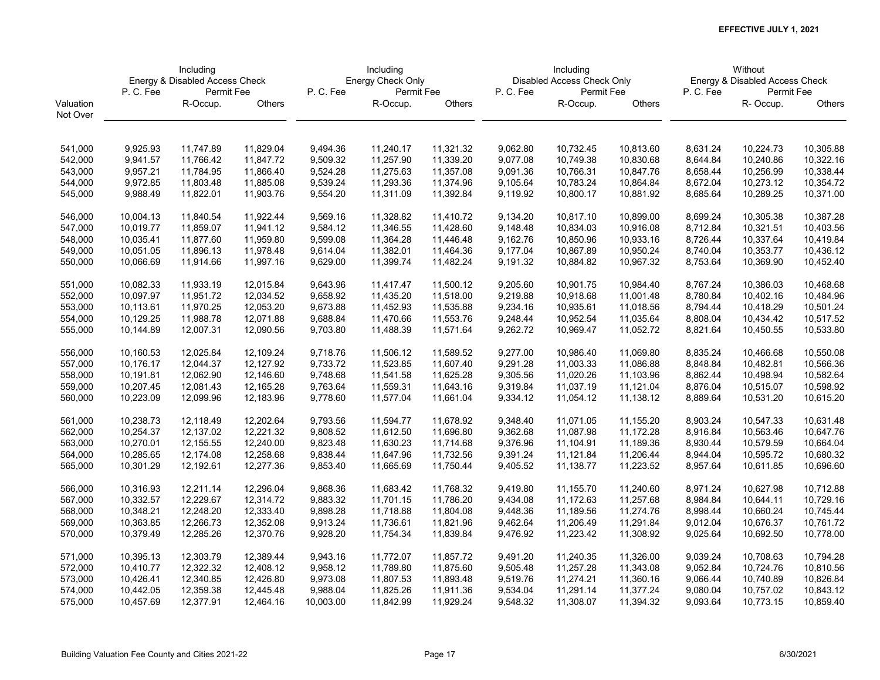**EFFECTIVE JULY 1, 2021**

| Valuation Not Over | Including Energy & Disabled Access Check | | | Including Energy Check Only | | | Including Disabled Access Check Only | | | Without Energy & Disabled Access Check | | |
|---|---|---|---|---|---|---|---|---|---|---|---|---|
| | P. C. Fee | Permit Fee | | P. C. Fee | Permit Fee | | P. C. Fee | Permit Fee | | P. C. Fee | Permit Fee | |
| | | R-Occup. | Others | | R-Occup. | Others | | R-Occup. | Others | | R- Occup. | Others |
| 541,000 | 9,925.93 | 11,747.89 | 11,829.04 | 9,494.36 | 11,240.17 | 11,321.32 | 9,062.80 | 10,732.45 | 10,813.60 | 8,631.24 | 10,224.73 | 10,305.88 |
| 542,000 | 9,941.57 | 11,766.42 | 11,847.72 | 9,509.32 | 11,257.90 | 11,339.20 | 9,077.08 | 10,749.38 | 10,830.68 | 8,644.84 | 10,240.86 | 10,322.16 |
| 543,000 | 9,957.21 | 11,784.95 | 11,866.40 | 9,524.28 | 11,275.63 | 11,357.08 | 9,091.36 | 10,766.31 | 10,847.76 | 8,658.44 | 10,256.99 | 10,338.44 |
| 544,000 | 9,972.85 | 11,803.48 | 11,885.08 | 9,539.24 | 11,293.36 | 11,374.96 | 9,105.64 | 10,783.24 | 10,864.84 | 8,672.04 | 10,273.12 | 10,354.72 |
| 545,000 | 9,988.49 | 11,822.01 | 11,903.76 | 9,554.20 | 11,311.09 | 11,392.84 | 9,119.92 | 10,800.17 | 10,881.92 | 8,685.64 | 10,289.25 | 10,371.00 |
| 546,000 | 10,004.13 | 11,840.54 | 11,922.44 | 9,569.16 | 11,328.82 | 11,410.72 | 9,134.20 | 10,817.10 | 10,899.00 | 8,699.24 | 10,305.38 | 10,387.28 |
| 547,000 | 10,019.77 | 11,859.07 | 11,941.12 | 9,584.12 | 11,346.55 | 11,428.60 | 9,148.48 | 10,834.03 | 10,916.08 | 8,712.84 | 10,321.51 | 10,403.56 |
| 548,000 | 10,035.41 | 11,877.60 | 11,959.80 | 9,599.08 | 11,364.28 | 11,446.48 | 9,162.76 | 10,850.96 | 10,933.16 | 8,726.44 | 10,337.64 | 10,419.84 |
| 549,000 | 10,051.05 | 11,896.13 | 11,978.48 | 9,614.04 | 11,382.01 | 11,464.36 | 9,177.04 | 10,867.89 | 10,950.24 | 8,740.04 | 10,353.77 | 10,436.12 |
| 550,000 | 10,066.69 | 11,914.66 | 11,997.16 | 9,629.00 | 11,399.74 | 11,482.24 | 9,191.32 | 10,884.82 | 10,967.32 | 8,753.64 | 10,369.90 | 10,452.40 |
| 551,000 | 10,082.33 | 11,933.19 | 12,015.84 | 9,643.96 | 11,417.47 | 11,500.12 | 9,205.60 | 10,901.75 | 10,984.40 | 8,767.24 | 10,386.03 | 10,468.68 |
| 552,000 | 10,097.97 | 11,951.72 | 12,034.52 | 9,658.92 | 11,435.20 | 11,518.00 | 9,219.88 | 10,918.68 | 11,001.48 | 8,780.84 | 10,402.16 | 10,484.96 |
| 553,000 | 10,113.61 | 11,970.25 | 12,053.20 | 9,673.88 | 11,452.93 | 11,535.88 | 9,234.16 | 10,935.61 | 11,018.56 | 8,794.44 | 10,418.29 | 10,501.24 |
| 554,000 | 10,129.25 | 11,988.78 | 12,071.88 | 9,688.84 | 11,470.66 | 11,553.76 | 9,248.44 | 10,952.54 | 11,035.64 | 8,808.04 | 10,434.42 | 10,517.52 |
| 555,000 | 10,144.89 | 12,007.31 | 12,090.56 | 9,703.80 | 11,488.39 | 11,571.64 | 9,262.72 | 10,969.47 | 11,052.72 | 8,821.64 | 10,450.55 | 10,533.80 |
| 556,000 | 10,160.53 | 12,025.84 | 12,109.24 | 9,718.76 | 11,506.12 | 11,589.52 | 9,277.00 | 10,986.40 | 11,069.80 | 8,835.24 | 10,466.68 | 10,550.08 |
| 557,000 | 10,176.17 | 12,044.37 | 12,127.92 | 9,733.72 | 11,523.85 | 11,607.40 | 9,291.28 | 11,003.33 | 11,086.88 | 8,848.84 | 10,482.81 | 10,566.36 |
| 558,000 | 10,191.81 | 12,062.90 | 12,146.60 | 9,748.68 | 11,541.58 | 11,625.28 | 9,305.56 | 11,020.26 | 11,103.96 | 8,862.44 | 10,498.94 | 10,582.64 |
| 559,000 | 10,207.45 | 12,081.43 | 12,165.28 | 9,763.64 | 11,559.31 | 11,643.16 | 9,319.84 | 11,037.19 | 11,121.04 | 8,876.04 | 10,515.07 | 10,598.92 |
| 560,000 | 10,223.09 | 12,099.96 | 12,183.96 | 9,778.60 | 11,577.04 | 11,661.04 | 9,334.12 | 11,054.12 | 11,138.12 | 8,889.64 | 10,531.20 | 10,615.20 |
| 561,000 | 10,238.73 | 12,118.49 | 12,202.64 | 9,793.56 | 11,594.77 | 11,678.92 | 9,348.40 | 11,071.05 | 11,155.20 | 8,903.24 | 10,547.33 | 10,631.48 |
| 562,000 | 10,254.37 | 12,137.02 | 12,221.32 | 9,808.52 | 11,612.50 | 11,696.80 | 9,362.68 | 11,087.98 | 11,172.28 | 8,916.84 | 10,563.46 | 10,647.76 |
| 563,000 | 10,270.01 | 12,155.55 | 12,240.00 | 9,823.48 | 11,630.23 | 11,714.68 | 9,376.96 | 11,104.91 | 11,189.36 | 8,930.44 | 10,579.59 | 10,664.04 |
| 564,000 | 10,285.65 | 12,174.08 | 12,258.68 | 9,838.44 | 11,647.96 | 11,732.56 | 9,391.24 | 11,121.84 | 11,206.44 | 8,944.04 | 10,595.72 | 10,680.32 |
| 565,000 | 10,301.29 | 12,192.61 | 12,277.36 | 9,853.40 | 11,665.69 | 11,750.44 | 9,405.52 | 11,138.77 | 11,223.52 | 8,957.64 | 10,611.85 | 10,696.60 |
| 566,000 | 10,316.93 | 12,211.14 | 12,296.04 | 9,868.36 | 11,683.42 | 11,768.32 | 9,419.80 | 11,155.70 | 11,240.60 | 8,971.24 | 10,627.98 | 10,712.88 |
| 567,000 | 10,332.57 | 12,229.67 | 12,314.72 | 9,883.32 | 11,701.15 | 11,786.20 | 9,434.08 | 11,172.63 | 11,257.68 | 8,984.84 | 10,644.11 | 10,729.16 |
| 568,000 | 10,348.21 | 12,248.20 | 12,333.40 | 9,898.28 | 11,718.88 | 11,804.08 | 9,448.36 | 11,189.56 | 11,274.76 | 8,998.44 | 10,660.24 | 10,745.44 |
| 569,000 | 10,363.85 | 12,266.73 | 12,352.08 | 9,913.24 | 11,736.61 | 11,821.96 | 9,462.64 | 11,206.49 | 11,291.84 | 9,012.04 | 10,676.37 | 10,761.72 |
| 570,000 | 10,379.49 | 12,285.26 | 12,370.76 | 9,928.20 | 11,754.34 | 11,839.84 | 9,476.92 | 11,223.42 | 11,308.92 | 9,025.64 | 10,692.50 | 10,778.00 |
| 571,000 | 10,395.13 | 12,303.79 | 12,389.44 | 9,943.16 | 11,772.07 | 11,857.72 | 9,491.20 | 11,240.35 | 11,326.00 | 9,039.24 | 10,708.63 | 10,794.28 |
| 572,000 | 10,410.77 | 12,322.32 | 12,408.12 | 9,958.12 | 11,789.80 | 11,875.60 | 9,505.48 | 11,257.28 | 11,343.08 | 9,052.84 | 10,724.76 | 10,810.56 |
| 573,000 | 10,426.41 | 12,340.85 | 12,426.80 | 9,973.08 | 11,807.53 | 11,893.48 | 9,519.76 | 11,274.21 | 11,360.16 | 9,066.44 | 10,740.89 | 10,826.84 |
| 574,000 | 10,442.05 | 12,359.38 | 12,445.48 | 9,988.04 | 11,825.26 | 11,911.36 | 9,534.04 | 11,291.14 | 11,377.24 | 9,080.04 | 10,757.02 | 10,843.12 |
| 575,000 | 10,457.69 | 12,377.91 | 12,464.16 | 10,003.00 | 11,842.99 | 11,929.24 | 9,548.32 | 11,308.07 | 11,394.32 | 9,093.64 | 10,773.15 | 10,859.40 |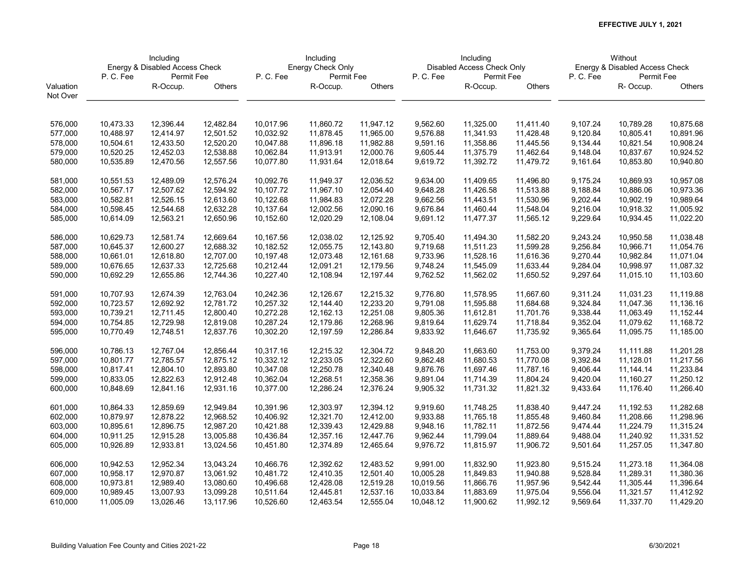**EFFECTIVE JULY 1, 2021**

| Valuation Not Over | Including Energy & Disabled Access Check | | | Including Energy Check Only | | | Including Disabled Access Check Only | | | Without Energy & Disabled Access Check | | |
|---|---|---|---|---|---|---|---|---|---|---|---|---|
| | P. C. Fee | Permit Fee | | P. C. Fee | Permit Fee | | P. C. Fee | Permit Fee | | P. C. Fee | Permit Fee | |
| | | R-Occup. | Others | | R-Occup. | Others | | R-Occup. | Others | | R- Occup. | Others |
| 576,000 | 10,473.33 | 12,396.44 | 12,482.84 | 10,017.96 | 11,860.72 | 11,947.12 | 9,562.60 | 11,325.00 | 11,411.40 | 9,107.24 | 10,789.28 | 10,875.68 |
| 577,000 | 10,488.97 | 12,414.97 | 12,501.52 | 10,032.92 | 11,878.45 | 11,965.00 | 9,576.88 | 11,341.93 | 11,428.48 | 9,120.84 | 10,805.41 | 10,891.96 |
| 578,000 | 10,504.61 | 12,433.50 | 12,520.20 | 10,047.88 | 11,896.18 | 11,982.88 | 9,591.16 | 11,358.86 | 11,445.56 | 9,134.44 | 10,821.54 | 10,908.24 |
| 579,000 | 10,520.25 | 12,452.03 | 12,538.88 | 10,062.84 | 11,913.91 | 12,000.76 | 9,605.44 | 11,375.79 | 11,462.64 | 9,148.04 | 10,837.67 | 10,924.52 |
| 580,000 | 10,535.89 | 12,470.56 | 12,557.56 | 10,077.80 | 11,931.64 | 12,018.64 | 9,619.72 | 11,392.72 | 11,479.72 | 9,161.64 | 10,853.80 | 10,940.80 |
| 581,000 | 10,551.53 | 12,489.09 | 12,576.24 | 10,092.76 | 11,949.37 | 12,036.52 | 9,634.00 | 11,409.65 | 11,496.80 | 9,175.24 | 10,869.93 | 10,957.08 |
| 582,000 | 10,567.17 | 12,507.62 | 12,594.92 | 10,107.72 | 11,967.10 | 12,054.40 | 9,648.28 | 11,426.58 | 11,513.88 | 9,188.84 | 10,886.06 | 10,973.36 |
| 583,000 | 10,582.81 | 12,526.15 | 12,613.60 | 10,122.68 | 11,984.83 | 12,072.28 | 9,662.56 | 11,443.51 | 11,530.96 | 9,202.44 | 10,902.19 | 10,989.64 |
| 584,000 | 10,598.45 | 12,544.68 | 12,632.28 | 10,137.64 | 12,002.56 | 12,090.16 | 9,676.84 | 11,460.44 | 11,548.04 | 9,216.04 | 10,918.32 | 11,005.92 |
| 585,000 | 10,614.09 | 12,563.21 | 12,650.96 | 10,152.60 | 12,020.29 | 12,108.04 | 9,691.12 | 11,477.37 | 11,565.12 | 9,229.64 | 10,934.45 | 11,022.20 |
| 586,000 | 10,629.73 | 12,581.74 | 12,669.64 | 10,167.56 | 12,038.02 | 12,125.92 | 9,705.40 | 11,494.30 | 11,582.20 | 9,243.24 | 10,950.58 | 11,038.48 |
| 587,000 | 10,645.37 | 12,600.27 | 12,688.32 | 10,182.52 | 12,055.75 | 12,143.80 | 9,719.68 | 11,511.23 | 11,599.28 | 9,256.84 | 10,966.71 | 11,054.76 |
| 588,000 | 10,661.01 | 12,618.80 | 12,707.00 | 10,197.48 | 12,073.48 | 12,161.68 | 9,733.96 | 11,528.16 | 11,616.36 | 9,270.44 | 10,982.84 | 11,071.04 |
| 589,000 | 10,676.65 | 12,637.33 | 12,725.68 | 10,212.44 | 12,091.21 | 12,179.56 | 9,748.24 | 11,545.09 | 11,633.44 | 9,284.04 | 10,998.97 | 11,087.32 |
| 590,000 | 10,692.29 | 12,655.86 | 12,744.36 | 10,227.40 | 12,108.94 | 12,197.44 | 9,762.52 | 11,562.02 | 11,650.52 | 9,297.64 | 11,015.10 | 11,103.60 |
| 591,000 | 10,707.93 | 12,674.39 | 12,763.04 | 10,242.36 | 12,126.67 | 12,215.32 | 9,776.80 | 11,578.95 | 11,667.60 | 9,311.24 | 11,031.23 | 11,119.88 |
| 592,000 | 10,723.57 | 12,692.92 | 12,781.72 | 10,257.32 | 12,144.40 | 12,233.20 | 9,791.08 | 11,595.88 | 11,684.68 | 9,324.84 | 11,047.36 | 11,136.16 |
| 593,000 | 10,739.21 | 12,711.45 | 12,800.40 | 10,272.28 | 12,162.13 | 12,251.08 | 9,805.36 | 11,612.81 | 11,701.76 | 9,338.44 | 11,063.49 | 11,152.44 |
| 594,000 | 10,754.85 | 12,729.98 | 12,819.08 | 10,287.24 | 12,179.86 | 12,268.96 | 9,819.64 | 11,629.74 | 11,718.84 | 9,352.04 | 11,079.62 | 11,168.72 |
| 595,000 | 10,770.49 | 12,748.51 | 12,837.76 | 10,302.20 | 12,197.59 | 12,286.84 | 9,833.92 | 11,646.67 | 11,735.92 | 9,365.64 | 11,095.75 | 11,185.00 |
| 596,000 | 10,786.13 | 12,767.04 | 12,856.44 | 10,317.16 | 12,215.32 | 12,304.72 | 9,848.20 | 11,663.60 | 11,753.00 | 9,379.24 | 11,111.88 | 11,201.28 |
| 597,000 | 10,801.77 | 12,785.57 | 12,875.12 | 10,332.12 | 12,233.05 | 12,322.60 | 9,862.48 | 11,680.53 | 11,770.08 | 9,392.84 | 11,128.01 | 11,217.56 |
| 598,000 | 10,817.41 | 12,804.10 | 12,893.80 | 10,347.08 | 12,250.78 | 12,340.48 | 9,876.76 | 11,697.46 | 11,787.16 | 9,406.44 | 11,144.14 | 11,233.84 |
| 599,000 | 10,833.05 | 12,822.63 | 12,912.48 | 10,362.04 | 12,268.51 | 12,358.36 | 9,891.04 | 11,714.39 | 11,804.24 | 9,420.04 | 11,160.27 | 11,250.12 |
| 600,000 | 10,848.69 | 12,841.16 | 12,931.16 | 10,377.00 | 12,286.24 | 12,376.24 | 9,905.32 | 11,731.32 | 11,821.32 | 9,433.64 | 11,176.40 | 11,266.40 |
| 601,000 | 10,864.33 | 12,859.69 | 12,949.84 | 10,391.96 | 12,303.97 | 12,394.12 | 9,919.60 | 11,748.25 | 11,838.40 | 9,447.24 | 11,192.53 | 11,282.68 |
| 602,000 | 10,879.97 | 12,878.22 | 12,968.52 | 10,406.92 | 12,321.70 | 12,412.00 | 9,933.88 | 11,765.18 | 11,855.48 | 9,460.84 | 11,208.66 | 11,298.96 |
| 603,000 | 10,895.61 | 12,896.75 | 12,987.20 | 10,421.88 | 12,339.43 | 12,429.88 | 9,948.16 | 11,782.11 | 11,872.56 | 9,474.44 | 11,224.79 | 11,315.24 |
| 604,000 | 10,911.25 | 12,915.28 | 13,005.88 | 10,436.84 | 12,357.16 | 12,447.76 | 9,962.44 | 11,799.04 | 11,889.64 | 9,488.04 | 11,240.92 | 11,331.52 |
| 605,000 | 10,926.89 | 12,933.81 | 13,024.56 | 10,451.80 | 12,374.89 | 12,465.64 | 9,976.72 | 11,815.97 | 11,906.72 | 9,501.64 | 11,257.05 | 11,347.80 |
| 606,000 | 10,942.53 | 12,952.34 | 13,043.24 | 10,466.76 | 12,392.62 | 12,483.52 | 9,991.00 | 11,832.90 | 11,923.80 | 9,515.24 | 11,273.18 | 11,364.08 |
| 607,000 | 10,958.17 | 12,970.87 | 13,061.92 | 10,481.72 | 12,410.35 | 12,501.40 | 10,005.28 | 11,849.83 | 11,940.88 | 9,528.84 | 11,289.31 | 11,380.36 |
| 608,000 | 10,973.81 | 12,989.40 | 13,080.60 | 10,496.68 | 12,428.08 | 12,519.28 | 10,019.56 | 11,866.76 | 11,957.96 | 9,542.44 | 11,305.44 | 11,396.64 |
| 609,000 | 10,989.45 | 13,007.93 | 13,099.28 | 10,511.64 | 12,445.81 | 12,537.16 | 10,033.84 | 11,883.69 | 11,975.04 | 9,556.04 | 11,321.57 | 11,412.92 |
| 610,000 | 11,005.09 | 13,026.46 | 13,117.96 | 10,526.60 | 12,463.54 | 12,555.04 | 10,048.12 | 11,900.62 | 11,992.12 | 9,569.64 | 11,337.70 | 11,429.20 |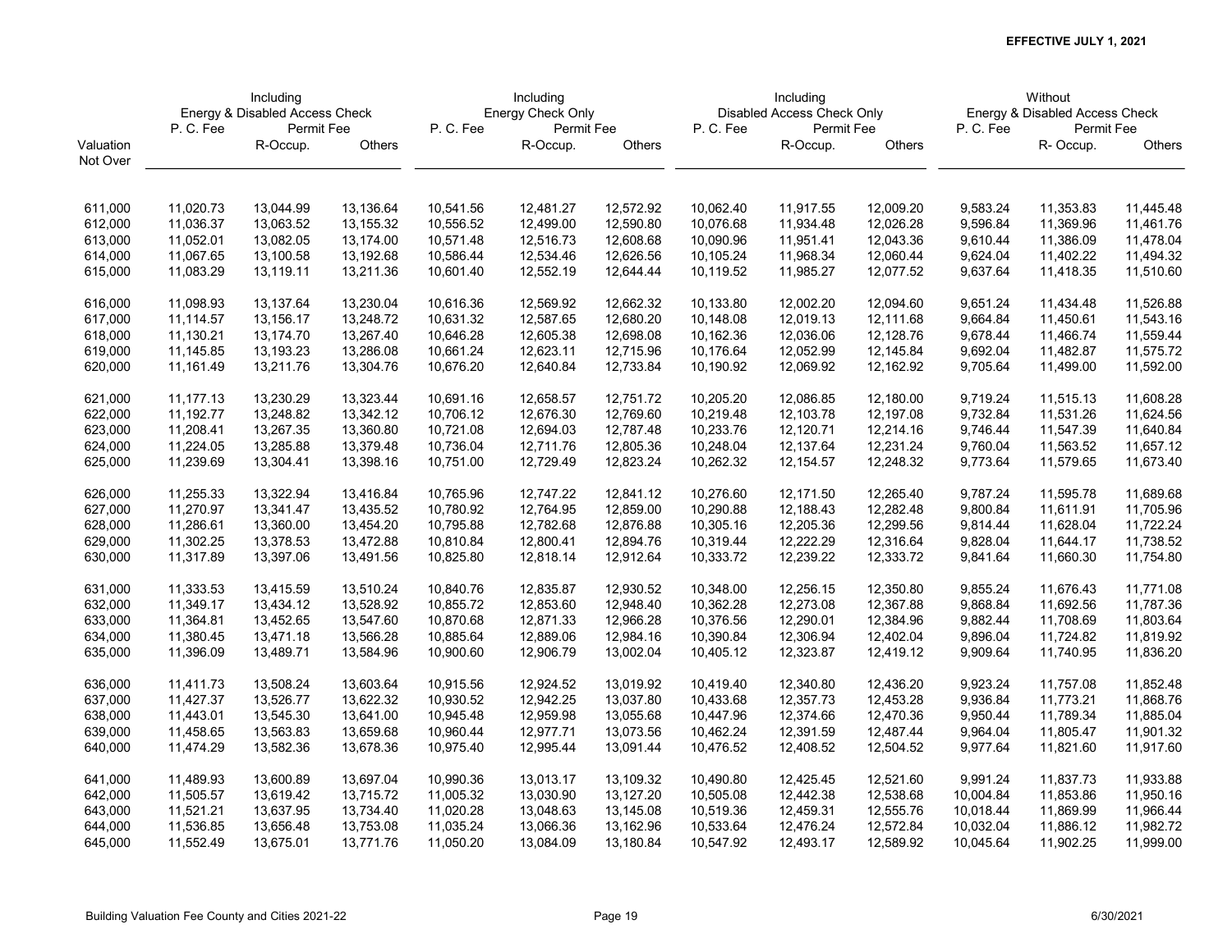**EFFECTIVE JULY 1, 2021**

| | Including Energy & Disabled Access Check | | | Including Energy Check Only | | | Including Disabled Access Check Only | | | Without Energy & Disabled Access Check | | |
|---|---|---|---|---|---|---|---|---|---|---|---|---|
| | P. C. Fee | Permit Fee | | P. C. Fee | Permit Fee | | P. C. Fee | Permit Fee | | P. C. Fee | Permit Fee | |
| Valuation Not Over | | R-Occup. | Others | | R-Occup. | Others | | R-Occup. | Others | | R- Occup. | Others |
| 611,000 | 11,020.73 | 13,044.99 | 13,136.64 | 10,541.56 | 12,481.27 | 12,572.92 | 10,062.40 | 11,917.55 | 12,009.20 | 9,583.24 | 11,353.83 | 11,445.48 |
| 612,000 | 11,036.37 | 13,063.52 | 13,155.32 | 10,556.52 | 12,499.00 | 12,590.80 | 10,076.68 | 11,934.48 | 12,026.28 | 9,596.84 | 11,369.96 | 11,461.76 |
| 613,000 | 11,052.01 | 13,082.05 | 13,174.00 | 10,571.48 | 12,516.73 | 12,608.68 | 10,090.96 | 11,951.41 | 12,043.36 | 9,610.44 | 11,386.09 | 11,478.04 |
| 614,000 | 11,067.65 | 13,100.58 | 13,192.68 | 10,586.44 | 12,534.46 | 12,626.56 | 10,105.24 | 11,968.34 | 12,060.44 | 9,624.04 | 11,402.22 | 11,494.32 |
| 615,000 | 11,083.29 | 13,119.11 | 13,211.36 | 10,601.40 | 12,552.19 | 12,644.44 | 10,119.52 | 11,985.27 | 12,077.52 | 9,637.64 | 11,418.35 | 11,510.60 |
| 616,000 | 11,098.93 | 13,137.64 | 13,230.04 | 10,616.36 | 12,569.92 | 12,662.32 | 10,133.80 | 12,002.20 | 12,094.60 | 9,651.24 | 11,434.48 | 11,526.88 |
| 617,000 | 11,114.57 | 13,156.17 | 13,248.72 | 10,631.32 | 12,587.65 | 12,680.20 | 10,148.08 | 12,019.13 | 12,111.68 | 9,664.84 | 11,450.61 | 11,543.16 |
| 618,000 | 11,130.21 | 13,174.70 | 13,267.40 | 10,646.28 | 12,605.38 | 12,698.08 | 10,162.36 | 12,036.06 | 12,128.76 | 9,678.44 | 11,466.74 | 11,559.44 |
| 619,000 | 11,145.85 | 13,193.23 | 13,286.08 | 10,661.24 | 12,623.11 | 12,715.96 | 10,176.64 | 12,052.99 | 12,145.84 | 9,692.04 | 11,482.87 | 11,575.72 |
| 620,000 | 11,161.49 | 13,211.76 | 13,304.76 | 10,676.20 | 12,640.84 | 12,733.84 | 10,190.92 | 12,069.92 | 12,162.92 | 9,705.64 | 11,499.00 | 11,592.00 |
| 621,000 | 11,177.13 | 13,230.29 | 13,323.44 | 10,691.16 | 12,658.57 | 12,751.72 | 10,205.20 | 12,086.85 | 12,180.00 | 9,719.24 | 11,515.13 | 11,608.28 |
| 622,000 | 11,192.77 | 13,248.82 | 13,342.12 | 10,706.12 | 12,676.30 | 12,769.60 | 10,219.48 | 12,103.78 | 12,197.08 | 9,732.84 | 11,531.26 | 11,624.56 |
| 623,000 | 11,208.41 | 13,267.35 | 13,360.80 | 10,721.08 | 12,694.03 | 12,787.48 | 10,233.76 | 12,120.71 | 12,214.16 | 9,746.44 | 11,547.39 | 11,640.84 |
| 624,000 | 11,224.05 | 13,285.88 | 13,379.48 | 10,736.04 | 12,711.76 | 12,805.36 | 10,248.04 | 12,137.64 | 12,231.24 | 9,760.04 | 11,563.52 | 11,657.12 |
| 625,000 | 11,239.69 | 13,304.41 | 13,398.16 | 10,751.00 | 12,729.49 | 12,823.24 | 10,262.32 | 12,154.57 | 12,248.32 | 9,773.64 | 11,579.65 | 11,673.40 |
| 626,000 | 11,255.33 | 13,322.94 | 13,416.84 | 10,765.96 | 12,747.22 | 12,841.12 | 10,276.60 | 12,171.50 | 12,265.40 | 9,787.24 | 11,595.78 | 11,689.68 |
| 627,000 | 11,270.97 | 13,341.47 | 13,435.52 | 10,780.92 | 12,764.95 | 12,859.00 | 10,290.88 | 12,188.43 | 12,282.48 | 9,800.84 | 11,611.91 | 11,705.96 |
| 628,000 | 11,286.61 | 13,360.00 | 13,454.20 | 10,795.88 | 12,782.68 | 12,876.88 | 10,305.16 | 12,205.36 | 12,299.56 | 9,814.44 | 11,628.04 | 11,722.24 |
| 629,000 | 11,302.25 | 13,378.53 | 13,472.88 | 10,810.84 | 12,800.41 | 12,894.76 | 10,319.44 | 12,222.29 | 12,316.64 | 9,828.04 | 11,644.17 | 11,738.52 |
| 630,000 | 11,317.89 | 13,397.06 | 13,491.56 | 10,825.80 | 12,818.14 | 12,912.64 | 10,333.72 | 12,239.22 | 12,333.72 | 9,841.64 | 11,660.30 | 11,754.80 |
| 631,000 | 11,333.53 | 13,415.59 | 13,510.24 | 10,840.76 | 12,835.87 | 12,930.52 | 10,348.00 | 12,256.15 | 12,350.80 | 9,855.24 | 11,676.43 | 11,771.08 |
| 632,000 | 11,349.17 | 13,434.12 | 13,528.92 | 10,855.72 | 12,853.60 | 12,948.40 | 10,362.28 | 12,273.08 | 12,367.88 | 9,868.84 | 11,692.56 | 11,787.36 |
| 633,000 | 11,364.81 | 13,452.65 | 13,547.60 | 10,870.68 | 12,871.33 | 12,966.28 | 10,376.56 | 12,290.01 | 12,384.96 | 9,882.44 | 11,708.69 | 11,803.64 |
| 634,000 | 11,380.45 | 13,471.18 | 13,566.28 | 10,885.64 | 12,889.06 | 12,984.16 | 10,390.84 | 12,306.94 | 12,402.04 | 9,896.04 | 11,724.82 | 11,819.92 |
| 635,000 | 11,396.09 | 13,489.71 | 13,584.96 | 10,900.60 | 12,906.79 | 13,002.04 | 10,405.12 | 12,323.87 | 12,419.12 | 9,909.64 | 11,740.95 | 11,836.20 |
| 636,000 | 11,411.73 | 13,508.24 | 13,603.64 | 10,915.56 | 12,924.52 | 13,019.92 | 10,419.40 | 12,340.80 | 12,436.20 | 9,923.24 | 11,757.08 | 11,852.48 |
| 637,000 | 11,427.37 | 13,526.77 | 13,622.32 | 10,930.52 | 12,942.25 | 13,037.80 | 10,433.68 | 12,357.73 | 12,453.28 | 9,936.84 | 11,773.21 | 11,868.76 |
| 638,000 | 11,443.01 | 13,545.30 | 13,641.00 | 10,945.48 | 12,959.98 | 13,055.68 | 10,447.96 | 12,374.66 | 12,470.36 | 9,950.44 | 11,789.34 | 11,885.04 |
| 639,000 | 11,458.65 | 13,563.83 | 13,659.68 | 10,960.44 | 12,977.71 | 13,073.56 | 10,462.24 | 12,391.59 | 12,487.44 | 9,964.04 | 11,805.47 | 11,901.32 |
| 640,000 | 11,474.29 | 13,582.36 | 13,678.36 | 10,975.40 | 12,995.44 | 13,091.44 | 10,476.52 | 12,408.52 | 12,504.52 | 9,977.64 | 11,821.60 | 11,917.60 |
| 641,000 | 11,489.93 | 13,600.89 | 13,697.04 | 10,990.36 | 13,013.17 | 13,109.32 | 10,490.80 | 12,425.45 | 12,521.60 | 9,991.24 | 11,837.73 | 11,933.88 |
| 642,000 | 11,505.57 | 13,619.42 | 13,715.72 | 11,005.32 | 13,030.90 | 13,127.20 | 10,505.08 | 12,442.38 | 12,538.68 | 10,004.84 | 11,853.86 | 11,950.16 |
| 643,000 | 11,521.21 | 13,637.95 | 13,734.40 | 11,020.28 | 13,048.63 | 13,145.08 | 10,519.36 | 12,459.31 | 12,555.76 | 10,018.44 | 11,869.99 | 11,966.44 |
| 644,000 | 11,536.85 | 13,656.48 | 13,753.08 | 11,035.24 | 13,066.36 | 13,162.96 | 10,533.64 | 12,476.24 | 12,572.84 | 10,032.04 | 11,886.12 | 11,982.72 |
| 645,000 | 11,552.49 | 13,675.01 | 13,771.76 | 11,050.20 | 13,084.09 | 13,180.84 | 10,547.92 | 12,493.17 | 12,589.92 | 10,045.64 | 11,902.25 | 11,999.00 |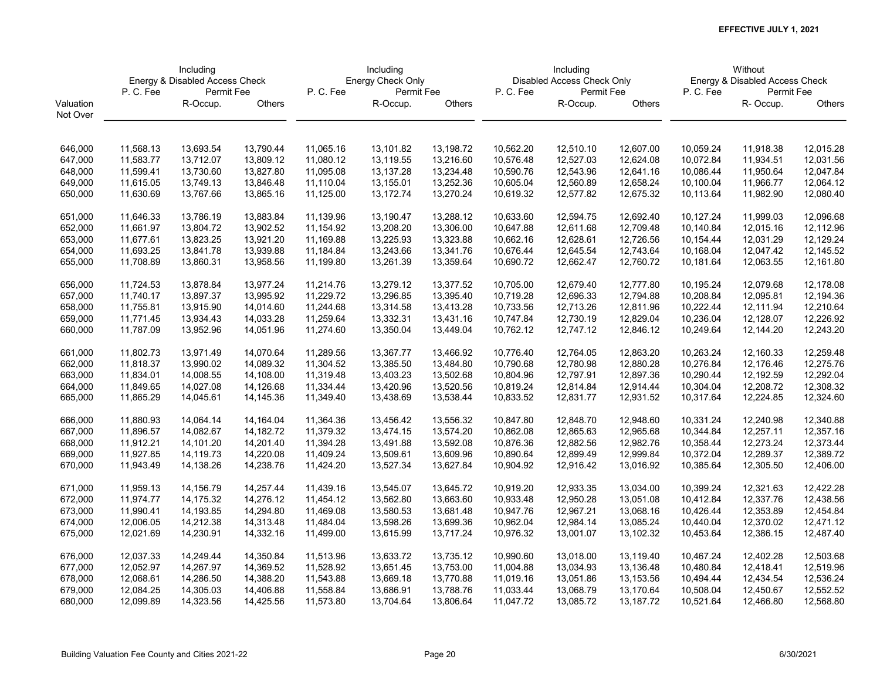**EFFECTIVE JULY 1, 2021**

| Valuation Not Over | Including Energy & Disabled Access Check | | | Including Energy Check Only | | | Including Disabled Access Check Only | | | Without Energy & Disabled Access Check | | |
|---|---|---|---|---|---|---|---|---|---|---|---|---|
| | P. C. Fee | Permit Fee | | P. C. Fee | Permit Fee | | P. C. Fee | Permit Fee | | P. C. Fee | Permit Fee | |
| | | R-Occup. | Others | | R-Occup. | Others | | R-Occup. | Others | | R- Occup. | Others |
| 646,000 | 11,568.13 | 13,693.54 | 13,790.44 | 11,065.16 | 13,101.82 | 13,198.72 | 10,562.20 | 12,510.10 | 12,607.00 | 10,059.24 | 11,918.38 | 12,015.28 |
| 647,000 | 11,583.77 | 13,712.07 | 13,809.12 | 11,080.12 | 13,119.55 | 13,216.60 | 10,576.48 | 12,527.03 | 12,624.08 | 10,072.84 | 11,934.51 | 12,031.56 |
| 648,000 | 11,599.41 | 13,730.60 | 13,827.80 | 11,095.08 | 13,137.28 | 13,234.48 | 10,590.76 | 12,543.96 | 12,641.16 | 10,086.44 | 11,950.64 | 12,047.84 |
| 649,000 | 11,615.05 | 13,749.13 | 13,846.48 | 11,110.04 | 13,155.01 | 13,252.36 | 10,605.04 | 12,560.89 | 12,658.24 | 10,100.04 | 11,966.77 | 12,064.12 |
| 650,000 | 11,630.69 | 13,767.66 | 13,865.16 | 11,125.00 | 13,172.74 | 13,270.24 | 10,619.32 | 12,577.82 | 12,675.32 | 10,113.64 | 11,982.90 | 12,080.40 |
| 651,000 | 11,646.33 | 13,786.19 | 13,883.84 | 11,139.96 | 13,190.47 | 13,288.12 | 10,633.60 | 12,594.75 | 12,692.40 | 10,127.24 | 11,999.03 | 12,096.68 |
| 652,000 | 11,661.97 | 13,804.72 | 13,902.52 | 11,154.92 | 13,208.20 | 13,306.00 | 10,647.88 | 12,611.68 | 12,709.48 | 10,140.84 | 12,015.16 | 12,112.96 |
| 653,000 | 11,677.61 | 13,823.25 | 13,921.20 | 11,169.88 | 13,225.93 | 13,323.88 | 10,662.16 | 12,628.61 | 12,726.56 | 10,154.44 | 12,031.29 | 12,129.24 |
| 654,000 | 11,693.25 | 13,841.78 | 13,939.88 | 11,184.84 | 13,243.66 | 13,341.76 | 10,676.44 | 12,645.54 | 12,743.64 | 10,168.04 | 12,047.42 | 12,145.52 |
| 655,000 | 11,708.89 | 13,860.31 | 13,958.56 | 11,199.80 | 13,261.39 | 13,359.64 | 10,690.72 | 12,662.47 | 12,760.72 | 10,181.64 | 12,063.55 | 12,161.80 |
| 656,000 | 11,724.53 | 13,878.84 | 13,977.24 | 11,214.76 | 13,279.12 | 13,377.52 | 10,705.00 | 12,679.40 | 12,777.80 | 10,195.24 | 12,079.68 | 12,178.08 |
| 657,000 | 11,740.17 | 13,897.37 | 13,995.92 | 11,229.72 | 13,296.85 | 13,395.40 | 10,719.28 | 12,696.33 | 12,794.88 | 10,208.84 | 12,095.81 | 12,194.36 |
| 658,000 | 11,755.81 | 13,915.90 | 14,014.60 | 11,244.68 | 13,314.58 | 13,413.28 | 10,733.56 | 12,713.26 | 12,811.96 | 10,222.44 | 12,111.94 | 12,210.64 |
| 659,000 | 11,771.45 | 13,934.43 | 14,033.28 | 11,259.64 | 13,332.31 | 13,431.16 | 10,747.84 | 12,730.19 | 12,829.04 | 10,236.04 | 12,128.07 | 12,226.92 |
| 660,000 | 11,787.09 | 13,952.96 | 14,051.96 | 11,274.60 | 13,350.04 | 13,449.04 | 10,762.12 | 12,747.12 | 12,846.12 | 10,249.64 | 12,144.20 | 12,243.20 |
| 661,000 | 11,802.73 | 13,971.49 | 14,070.64 | 11,289.56 | 13,367.77 | 13,466.92 | 10,776.40 | 12,764.05 | 12,863.20 | 10,263.24 | 12,160.33 | 12,259.48 |
| 662,000 | 11,818.37 | 13,990.02 | 14,089.32 | 11,304.52 | 13,385.50 | 13,484.80 | 10,790.68 | 12,780.98 | 12,880.28 | 10,276.84 | 12,176.46 | 12,275.76 |
| 663,000 | 11,834.01 | 14,008.55 | 14,108.00 | 11,319.48 | 13,403.23 | 13,502.68 | 10,804.96 | 12,797.91 | 12,897.36 | 10,290.44 | 12,192.59 | 12,292.04 |
| 664,000 | 11,849.65 | 14,027.08 | 14,126.68 | 11,334.44 | 13,420.96 | 13,520.56 | 10,819.24 | 12,814.84 | 12,914.44 | 10,304.04 | 12,208.72 | 12,308.32 |
| 665,000 | 11,865.29 | 14,045.61 | 14,145.36 | 11,349.40 | 13,438.69 | 13,538.44 | 10,833.52 | 12,831.77 | 12,931.52 | 10,317.64 | 12,224.85 | 12,324.60 |
| 666,000 | 11,880.93 | 14,064.14 | 14,164.04 | 11,364.36 | 13,456.42 | 13,556.32 | 10,847.80 | 12,848.70 | 12,948.60 | 10,331.24 | 12,240.98 | 12,340.88 |
| 667,000 | 11,896.57 | 14,082.67 | 14,182.72 | 11,379.32 | 13,474.15 | 13,574.20 | 10,862.08 | 12,865.63 | 12,965.68 | 10,344.84 | 12,257.11 | 12,357.16 |
| 668,000 | 11,912.21 | 14,101.20 | 14,201.40 | 11,394.28 | 13,491.88 | 13,592.08 | 10,876.36 | 12,882.56 | 12,982.76 | 10,358.44 | 12,273.24 | 12,373.44 |
| 669,000 | 11,927.85 | 14,119.73 | 14,220.08 | 11,409.24 | 13,509.61 | 13,609.96 | 10,890.64 | 12,899.49 | 12,999.84 | 10,372.04 | 12,289.37 | 12,389.72 |
| 670,000 | 11,943.49 | 14,138.26 | 14,238.76 | 11,424.20 | 13,527.34 | 13,627.84 | 10,904.92 | 12,916.42 | 13,016.92 | 10,385.64 | 12,305.50 | 12,406.00 |
| 671,000 | 11,959.13 | 14,156.79 | 14,257.44 | 11,439.16 | 13,545.07 | 13,645.72 | 10,919.20 | 12,933.35 | 13,034.00 | 10,399.24 | 12,321.63 | 12,422.28 |
| 672,000 | 11,974.77 | 14,175.32 | 14,276.12 | 11,454.12 | 13,562.80 | 13,663.60 | 10,933.48 | 12,950.28 | 13,051.08 | 10,412.84 | 12,337.76 | 12,438.56 |
| 673,000 | 11,990.41 | 14,193.85 | 14,294.80 | 11,469.08 | 13,580.53 | 13,681.48 | 10,947.76 | 12,967.21 | 13,068.16 | 10,426.44 | 12,353.89 | 12,454.84 |
| 674,000 | 12,006.05 | 14,212.38 | 14,313.48 | 11,484.04 | 13,598.26 | 13,699.36 | 10,962.04 | 12,984.14 | 13,085.24 | 10,440.04 | 12,370.02 | 12,471.12 |
| 675,000 | 12,021.69 | 14,230.91 | 14,332.16 | 11,499.00 | 13,615.99 | 13,717.24 | 10,976.32 | 13,001.07 | 13,102.32 | 10,453.64 | 12,386.15 | 12,487.40 |
| 676,000 | 12,037.33 | 14,249.44 | 14,350.84 | 11,513.96 | 13,633.72 | 13,735.12 | 10,990.60 | 13,018.00 | 13,119.40 | 10,467.24 | 12,402.28 | 12,503.68 |
| 677,000 | 12,052.97 | 14,267.97 | 14,369.52 | 11,528.92 | 13,651.45 | 13,753.00 | 11,004.88 | 13,034.93 | 13,136.48 | 10,480.84 | 12,418.41 | 12,519.96 |
| 678,000 | 12,068.61 | 14,286.50 | 14,388.20 | 11,543.88 | 13,669.18 | 13,770.88 | 11,019.16 | 13,051.86 | 13,153.56 | 10,494.44 | 12,434.54 | 12,536.24 |
| 679,000 | 12,084.25 | 14,305.03 | 14,406.88 | 11,558.84 | 13,686.91 | 13,788.76 | 11,033.44 | 13,068.79 | 13,170.64 | 10,508.04 | 12,450.67 | 12,552.52 |
| 680,000 | 12,099.89 | 14,323.56 | 14,425.56 | 11,573.80 | 13,704.64 | 13,806.64 | 11,047.72 | 13,085.72 | 13,187.72 | 10,521.64 | 12,466.80 | 12,568.80 |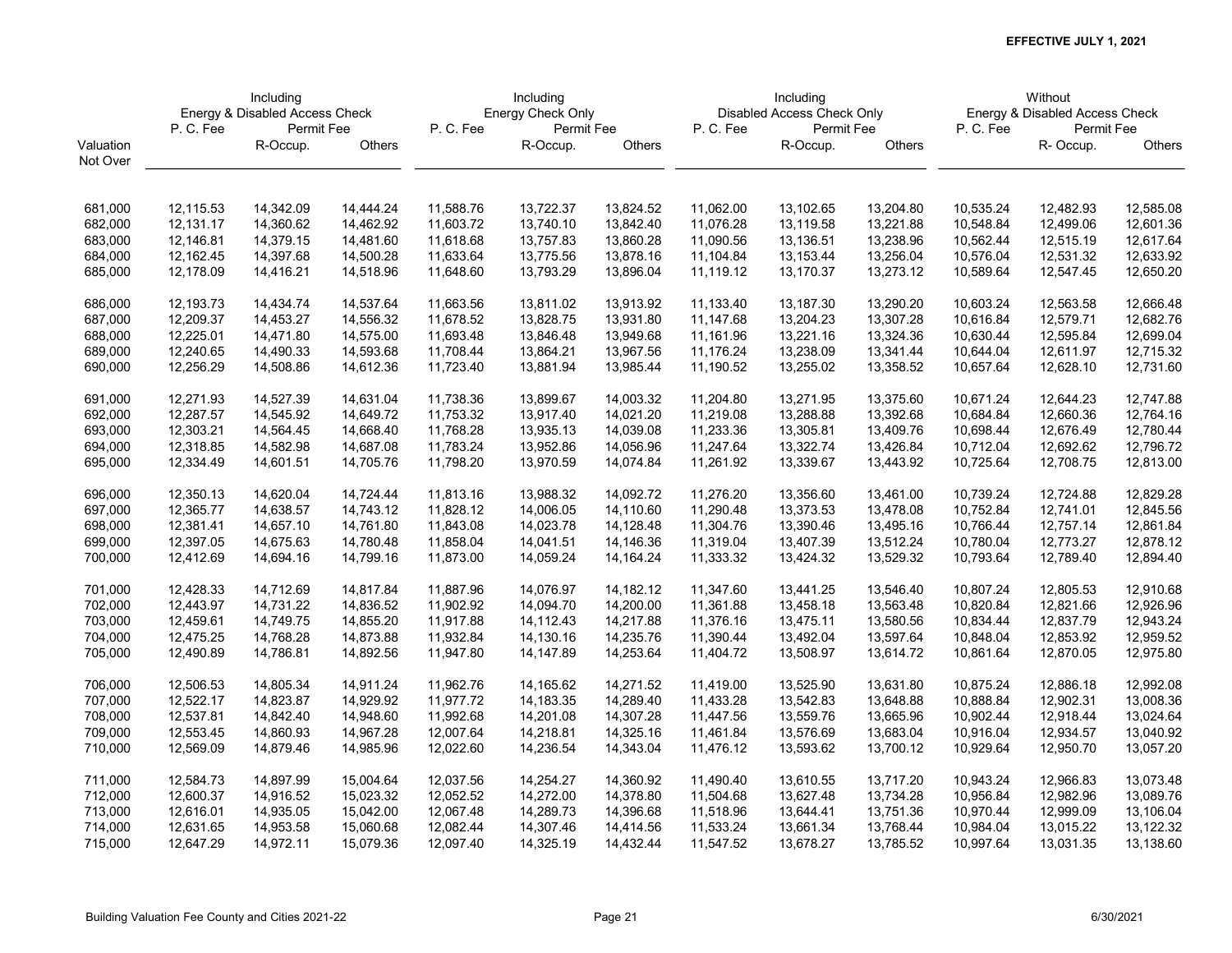**EFFECTIVE JULY 1, 2021**

| Valuation Not Over | Including Energy & Disabled Access Check | | | Including Energy Check Only | | | Including Disabled Access Check Only | | | Without Energy & Disabled Access Check | | |
|---|---|---|---|---|---|---|---|---|---|---|---|---|
| | P. C. Fee | Permit Fee | | P. C. Fee | Permit Fee | | P. C. Fee | Permit Fee | | P. C. Fee | Permit Fee | |
| | | R-Occup. | Others | | R-Occup. | Others | | R-Occup. | Others | | R- Occup. | Others |
| 681,000 | 12,115.53 | 14,342.09 | 14,444.24 | 11,588.76 | 13,722.37 | 13,824.52 | 11,062.00 | 13,102.65 | 13,204.80 | 10,535.24 | 12,482.93 | 12,585.08 |
| 682,000 | 12,131.17 | 14,360.62 | 14,462.92 | 11,603.72 | 13,740.10 | 13,842.40 | 11,076.28 | 13,119.58 | 13,221.88 | 10,548.84 | 12,499.06 | 12,601.36 |
| 683,000 | 12,146.81 | 14,379.15 | 14,481.60 | 11,618.68 | 13,757.83 | 13,860.28 | 11,090.56 | 13,136.51 | 13,238.96 | 10,562.44 | 12,515.19 | 12,617.64 |
| 684,000 | 12,162.45 | 14,397.68 | 14,500.28 | 11,633.64 | 13,775.56 | 13,878.16 | 11,104.84 | 13,153.44 | 13,256.04 | 10,576.04 | 12,531.32 | 12,633.92 |
| 685,000 | 12,178.09 | 14,416.21 | 14,518.96 | 11,648.60 | 13,793.29 | 13,896.04 | 11,119.12 | 13,170.37 | 13,273.12 | 10,589.64 | 12,547.45 | 12,650.20 |
| 686,000 | 12,193.73 | 14,434.74 | 14,537.64 | 11,663.56 | 13,811.02 | 13,913.92 | 11,133.40 | 13,187.30 | 13,290.20 | 10,603.24 | 12,563.58 | 12,666.48 |
| 687,000 | 12,209.37 | 14,453.27 | 14,556.32 | 11,678.52 | 13,828.75 | 13,931.80 | 11,147.68 | 13,204.23 | 13,307.28 | 10,616.84 | 12,579.71 | 12,682.76 |
| 688,000 | 12,225.01 | 14,471.80 | 14,575.00 | 11,693.48 | 13,846.48 | 13,949.68 | 11,161.96 | 13,221.16 | 13,324.36 | 10,630.44 | 12,595.84 | 12,699.04 |
| 689,000 | 12,240.65 | 14,490.33 | 14,593.68 | 11,708.44 | 13,864.21 | 13,967.56 | 11,176.24 | 13,238.09 | 13,341.44 | 10,644.04 | 12,611.97 | 12,715.32 |
| 690,000 | 12,256.29 | 14,508.86 | 14,612.36 | 11,723.40 | 13,881.94 | 13,985.44 | 11,190.52 | 13,255.02 | 13,358.52 | 10,657.64 | 12,628.10 | 12,731.60 |
| 691,000 | 12,271.93 | 14,527.39 | 14,631.04 | 11,738.36 | 13,899.67 | 14,003.32 | 11,204.80 | 13,271.95 | 13,375.60 | 10,671.24 | 12,644.23 | 12,747.88 |
| 692,000 | 12,287.57 | 14,545.92 | 14,649.72 | 11,753.32 | 13,917.40 | 14,021.20 | 11,219.08 | 13,288.88 | 13,392.68 | 10,684.84 | 12,660.36 | 12,764.16 |
| 693,000 | 12,303.21 | 14,564.45 | 14,668.40 | 11,768.28 | 13,935.13 | 14,039.08 | 11,233.36 | 13,305.81 | 13,409.76 | 10,698.44 | 12,676.49 | 12,780.44 |
| 694,000 | 12,318.85 | 14,582.98 | 14,687.08 | 11,783.24 | 13,952.86 | 14,056.96 | 11,247.64 | 13,322.74 | 13,426.84 | 10,712.04 | 12,692.62 | 12,796.72 |
| 695,000 | 12,334.49 | 14,601.51 | 14,705.76 | 11,798.20 | 13,970.59 | 14,074.84 | 11,261.92 | 13,339.67 | 13,443.92 | 10,725.64 | 12,708.75 | 12,813.00 |
| 696,000 | 12,350.13 | 14,620.04 | 14,724.44 | 11,813.16 | 13,988.32 | 14,092.72 | 11,276.20 | 13,356.60 | 13,461.00 | 10,739.24 | 12,724.88 | 12,829.28 |
| 697,000 | 12,365.77 | 14,638.57 | 14,743.12 | 11,828.12 | 14,006.05 | 14,110.60 | 11,290.48 | 13,373.53 | 13,478.08 | 10,752.84 | 12,741.01 | 12,845.56 |
| 698,000 | 12,381.41 | 14,657.10 | 14,761.80 | 11,843.08 | 14,023.78 | 14,128.48 | 11,304.76 | 13,390.46 | 13,495.16 | 10,766.44 | 12,757.14 | 12,861.84 |
| 699,000 | 12,397.05 | 14,675.63 | 14,780.48 | 11,858.04 | 14,041.51 | 14,146.36 | 11,319.04 | 13,407.39 | 13,512.24 | 10,780.04 | 12,773.27 | 12,878.12 |
| 700,000 | 12,412.69 | 14,694.16 | 14,799.16 | 11,873.00 | 14,059.24 | 14,164.24 | 11,333.32 | 13,424.32 | 13,529.32 | 10,793.64 | 12,789.40 | 12,894.40 |
| 701,000 | 12,428.33 | 14,712.69 | 14,817.84 | 11,887.96 | 14,076.97 | 14,182.12 | 11,347.60 | 13,441.25 | 13,546.40 | 10,807.24 | 12,805.53 | 12,910.68 |
| 702,000 | 12,443.97 | 14,731.22 | 14,836.52 | 11,902.92 | 14,094.70 | 14,200.00 | 11,361.88 | 13,458.18 | 13,563.48 | 10,820.84 | 12,821.66 | 12,926.96 |
| 703,000 | 12,459.61 | 14,749.75 | 14,855.20 | 11,917.88 | 14,112.43 | 14,217.88 | 11,376.16 | 13,475.11 | 13,580.56 | 10,834.44 | 12,837.79 | 12,943.24 |
| 704,000 | 12,475.25 | 14,768.28 | 14,873.88 | 11,932.84 | 14,130.16 | 14,235.76 | 11,390.44 | 13,492.04 | 13,597.64 | 10,848.04 | 12,853.92 | 12,959.52 |
| 705,000 | 12,490.89 | 14,786.81 | 14,892.56 | 11,947.80 | 14,147.89 | 14,253.64 | 11,404.72 | 13,508.97 | 13,614.72 | 10,861.64 | 12,870.05 | 12,975.80 |
| 706,000 | 12,506.53 | 14,805.34 | 14,911.24 | 11,962.76 | 14,165.62 | 14,271.52 | 11,419.00 | 13,525.90 | 13,631.80 | 10,875.24 | 12,886.18 | 12,992.08 |
| 707,000 | 12,522.17 | 14,823.87 | 14,929.92 | 11,977.72 | 14,183.35 | 14,289.40 | 11,433.28 | 13,542.83 | 13,648.88 | 10,888.84 | 12,902.31 | 13,008.36 |
| 708,000 | 12,537.81 | 14,842.40 | 14,948.60 | 11,992.68 | 14,201.08 | 14,307.28 | 11,447.56 | 13,559.76 | 13,665.96 | 10,902.44 | 12,918.44 | 13,024.64 |
| 709,000 | 12,553.45 | 14,860.93 | 14,967.28 | 12,007.64 | 14,218.81 | 14,325.16 | 11,461.84 | 13,576.69 | 13,683.04 | 10,916.04 | 12,934.57 | 13,040.92 |
| 710,000 | 12,569.09 | 14,879.46 | 14,985.96 | 12,022.60 | 14,236.54 | 14,343.04 | 11,476.12 | 13,593.62 | 13,700.12 | 10,929.64 | 12,950.70 | 13,057.20 |
| 711,000 | 12,584.73 | 14,897.99 | 15,004.64 | 12,037.56 | 14,254.27 | 14,360.92 | 11,490.40 | 13,610.55 | 13,717.20 | 10,943.24 | 12,966.83 | 13,073.48 |
| 712,000 | 12,600.37 | 14,916.52 | 15,023.32 | 12,052.52 | 14,272.00 | 14,378.80 | 11,504.68 | 13,627.48 | 13,734.28 | 10,956.84 | 12,982.96 | 13,089.76 |
| 713,000 | 12,616.01 | 14,935.05 | 15,042.00 | 12,067.48 | 14,289.73 | 14,396.68 | 11,518.96 | 13,644.41 | 13,751.36 | 10,970.44 | 12,999.09 | 13,106.04 |
| 714,000 | 12,631.65 | 14,953.58 | 15,060.68 | 12,082.44 | 14,307.46 | 14,414.56 | 11,533.24 | 13,661.34 | 13,768.44 | 10,984.04 | 13,015.22 | 13,122.32 |
| 715,000 | 12,647.29 | 14,972.11 | 15,079.36 | 12,097.40 | 14,325.19 | 14,432.44 | 11,547.52 | 13,678.27 | 13,785.52 | 10,997.64 | 13,031.35 | 13,138.60 |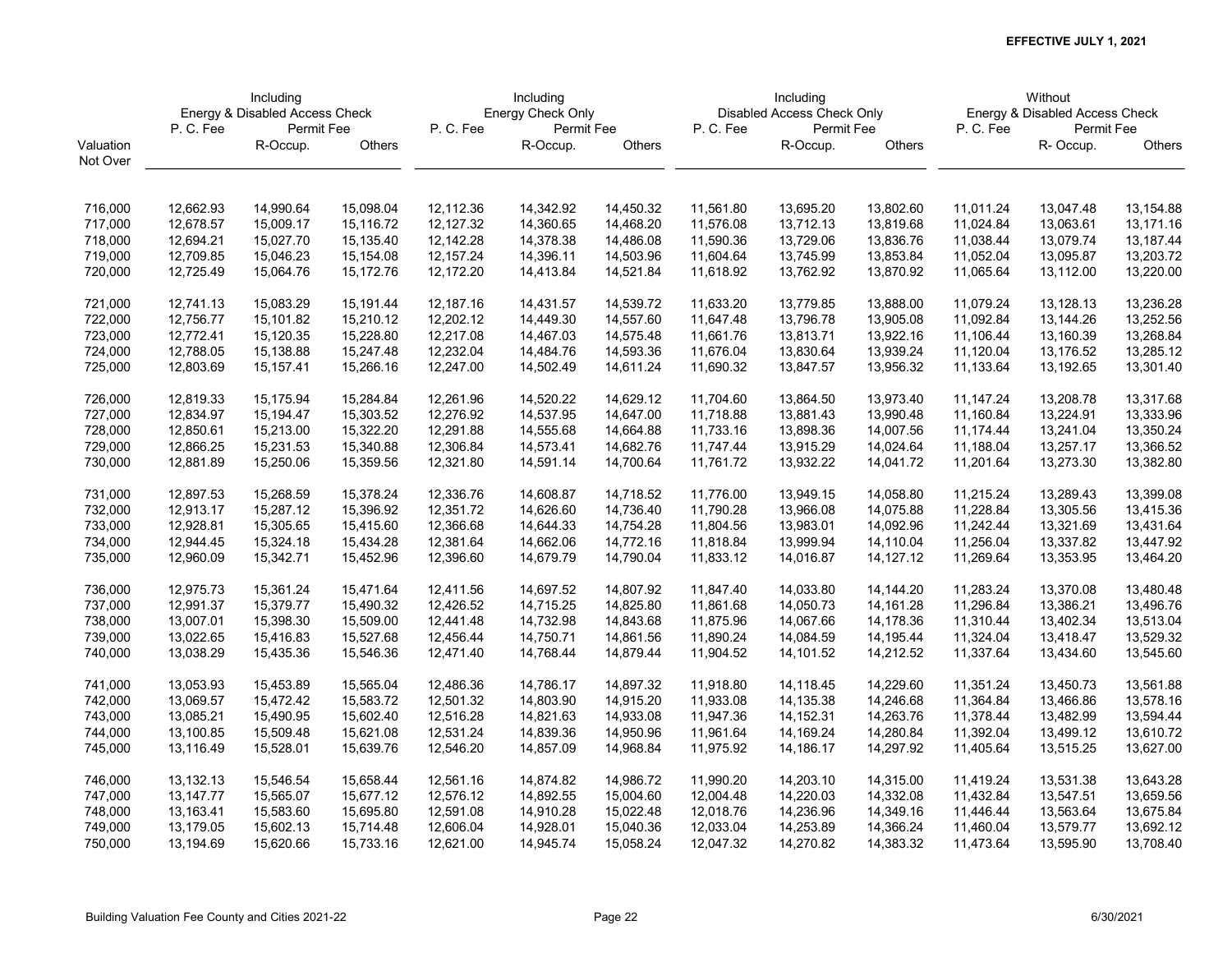**EFFECTIVE JULY 1, 2021**

| Valuation Not Over | Including Energy & Disabled Access Check | | | Including Energy Check Only | | | Including Disabled Access Check Only | | | Without Energy & Disabled Access Check | | |
|---|---|---|---|---|---|---|---|---|---|---|---|---|
| | P. C. Fee | Permit Fee | | P. C. Fee | Permit Fee | | P. C. Fee | Permit Fee | | P. C. Fee | Permit Fee | |
| | | R-Occup. | Others | | R-Occup. | Others | | R-Occup. | Others | | R- Occup. | Others |
| 716,000 | 12,662.93 | 14,990.64 | 15,098.04 | 12,112.36 | 14,342.92 | 14,450.32 | 11,561.80 | 13,695.20 | 13,802.60 | 11,011.24 | 13,047.48 | 13,154.88 |
| 717,000 | 12,678.57 | 15,009.17 | 15,116.72 | 12,127.32 | 14,360.65 | 14,468.20 | 11,576.08 | 13,712.13 | 13,819.68 | 11,024.84 | 13,063.61 | 13,171.16 |
| 718,000 | 12,694.21 | 15,027.70 | 15,135.40 | 12,142.28 | 14,378.38 | 14,486.08 | 11,590.36 | 13,729.06 | 13,836.76 | 11,038.44 | 13,079.74 | 13,187.44 |
| 719,000 | 12,709.85 | 15,046.23 | 15,154.08 | 12,157.24 | 14,396.11 | 14,503.96 | 11,604.64 | 13,745.99 | 13,853.84 | 11,052.04 | 13,095.87 | 13,203.72 |
| 720,000 | 12,725.49 | 15,064.76 | 15,172.76 | 12,172.20 | 14,413.84 | 14,521.84 | 11,618.92 | 13,762.92 | 13,870.92 | 11,065.64 | 13,112.00 | 13,220.00 |
| 721,000 | 12,741.13 | 15,083.29 | 15,191.44 | 12,187.16 | 14,431.57 | 14,539.72 | 11,633.20 | 13,779.85 | 13,888.00 | 11,079.24 | 13,128.13 | 13,236.28 |
| 722,000 | 12,756.77 | 15,101.82 | 15,210.12 | 12,202.12 | 14,449.30 | 14,557.60 | 11,647.48 | 13,796.78 | 13,905.08 | 11,092.84 | 13,144.26 | 13,252.56 |
| 723,000 | 12,772.41 | 15,120.35 | 15,228.80 | 12,217.08 | 14,467.03 | 14,575.48 | 11,661.76 | 13,813.71 | 13,922.16 | 11,106.44 | 13,160.39 | 13,268.84 |
| 724,000 | 12,788.05 | 15,138.88 | 15,247.48 | 12,232.04 | 14,484.76 | 14,593.36 | 11,676.04 | 13,830.64 | 13,939.24 | 11,120.04 | 13,176.52 | 13,285.12 |
| 725,000 | 12,803.69 | 15,157.41 | 15,266.16 | 12,247.00 | 14,502.49 | 14,611.24 | 11,690.32 | 13,847.57 | 13,956.32 | 11,133.64 | 13,192.65 | 13,301.40 |
| 726,000 | 12,819.33 | 15,175.94 | 15,284.84 | 12,261.96 | 14,520.22 | 14,629.12 | 11,704.60 | 13,864.50 | 13,973.40 | 11,147.24 | 13,208.78 | 13,317.68 |
| 727,000 | 12,834.97 | 15,194.47 | 15,303.52 | 12,276.92 | 14,537.95 | 14,647.00 | 11,718.88 | 13,881.43 | 13,990.48 | 11,160.84 | 13,224.91 | 13,333.96 |
| 728,000 | 12,850.61 | 15,213.00 | 15,322.20 | 12,291.88 | 14,555.68 | 14,664.88 | 11,733.16 | 13,898.36 | 14,007.56 | 11,174.44 | 13,241.04 | 13,350.24 |
| 729,000 | 12,866.25 | 15,231.53 | 15,340.88 | 12,306.84 | 14,573.41 | 14,682.76 | 11,747.44 | 13,915.29 | 14,024.64 | 11,188.04 | 13,257.17 | 13,366.52 |
| 730,000 | 12,881.89 | 15,250.06 | 15,359.56 | 12,321.80 | 14,591.14 | 14,700.64 | 11,761.72 | 13,932.22 | 14,041.72 | 11,201.64 | 13,273.30 | 13,382.80 |
| 731,000 | 12,897.53 | 15,268.59 | 15,378.24 | 12,336.76 | 14,608.87 | 14,718.52 | 11,776.00 | 13,949.15 | 14,058.80 | 11,215.24 | 13,289.43 | 13,399.08 |
| 732,000 | 12,913.17 | 15,287.12 | 15,396.92 | 12,351.72 | 14,626.60 | 14,736.40 | 11,790.28 | 13,966.08 | 14,075.88 | 11,228.84 | 13,305.56 | 13,415.36 |
| 733,000 | 12,928.81 | 15,305.65 | 15,415.60 | 12,366.68 | 14,644.33 | 14,754.28 | 11,804.56 | 13,983.01 | 14,092.96 | 11,242.44 | 13,321.69 | 13,431.64 |
| 734,000 | 12,944.45 | 15,324.18 | 15,434.28 | 12,381.64 | 14,662.06 | 14,772.16 | 11,818.84 | 13,999.94 | 14,110.04 | 11,256.04 | 13,337.82 | 13,447.92 |
| 735,000 | 12,960.09 | 15,342.71 | 15,452.96 | 12,396.60 | 14,679.79 | 14,790.04 | 11,833.12 | 14,016.87 | 14,127.12 | 11,269.64 | 13,353.95 | 13,464.20 |
| 736,000 | 12,975.73 | 15,361.24 | 15,471.64 | 12,411.56 | 14,697.52 | 14,807.92 | 11,847.40 | 14,033.80 | 14,144.20 | 11,283.24 | 13,370.08 | 13,480.48 |
| 737,000 | 12,991.37 | 15,379.77 | 15,490.32 | 12,426.52 | 14,715.25 | 14,825.80 | 11,861.68 | 14,050.73 | 14,161.28 | 11,296.84 | 13,386.21 | 13,496.76 |
| 738,000 | 13,007.01 | 15,398.30 | 15,509.00 | 12,441.48 | 14,732.98 | 14,843.68 | 11,875.96 | 14,067.66 | 14,178.36 | 11,310.44 | 13,402.34 | 13,513.04 |
| 739,000 | 13,022.65 | 15,416.83 | 15,527.68 | 12,456.44 | 14,750.71 | 14,861.56 | 11,890.24 | 14,084.59 | 14,195.44 | 11,324.04 | 13,418.47 | 13,529.32 |
| 740,000 | 13,038.29 | 15,435.36 | 15,546.36 | 12,471.40 | 14,768.44 | 14,879.44 | 11,904.52 | 14,101.52 | 14,212.52 | 11,337.64 | 13,434.60 | 13,545.60 |
| 741,000 | 13,053.93 | 15,453.89 | 15,565.04 | 12,486.36 | 14,786.17 | 14,897.32 | 11,918.80 | 14,118.45 | 14,229.60 | 11,351.24 | 13,450.73 | 13,561.88 |
| 742,000 | 13,069.57 | 15,472.42 | 15,583.72 | 12,501.32 | 14,803.90 | 14,915.20 | 11,933.08 | 14,135.38 | 14,246.68 | 11,364.84 | 13,466.86 | 13,578.16 |
| 743,000 | 13,085.21 | 15,490.95 | 15,602.40 | 12,516.28 | 14,821.63 | 14,933.08 | 11,947.36 | 14,152.31 | 14,263.76 | 11,378.44 | 13,482.99 | 13,594.44 |
| 744,000 | 13,100.85 | 15,509.48 | 15,621.08 | 12,531.24 | 14,839.36 | 14,950.96 | 11,961.64 | 14,169.24 | 14,280.84 | 11,392.04 | 13,499.12 | 13,610.72 |
| 745,000 | 13,116.49 | 15,528.01 | 15,639.76 | 12,546.20 | 14,857.09 | 14,968.84 | 11,975.92 | 14,186.17 | 14,297.92 | 11,405.64 | 13,515.25 | 13,627.00 |
| 746,000 | 13,132.13 | 15,546.54 | 15,658.44 | 12,561.16 | 14,874.82 | 14,986.72 | 11,990.20 | 14,203.10 | 14,315.00 | 11,419.24 | 13,531.38 | 13,643.28 |
| 747,000 | 13,147.77 | 15,565.07 | 15,677.12 | 12,576.12 | 14,892.55 | 15,004.60 | 12,004.48 | 14,220.03 | 14,332.08 | 11,432.84 | 13,547.51 | 13,659.56 |
| 748,000 | 13,163.41 | 15,583.60 | 15,695.80 | 12,591.08 | 14,910.28 | 15,022.48 | 12,018.76 | 14,236.96 | 14,349.16 | 11,446.44 | 13,563.64 | 13,675.84 |
| 749,000 | 13,179.05 | 15,602.13 | 15,714.48 | 12,606.04 | 14,928.01 | 15,040.36 | 12,033.04 | 14,253.89 | 14,366.24 | 11,460.04 | 13,579.77 | 13,692.12 |
| 750,000 | 13,194.69 | 15,620.66 | 15,733.16 | 12,621.00 | 14,945.74 | 15,058.24 | 12,047.32 | 14,270.82 | 14,383.32 | 11,473.64 | 13,595.90 | 13,708.40 |

Building Valuation Fee County and Cities 2021-22 | Page 22 | 6/30/2021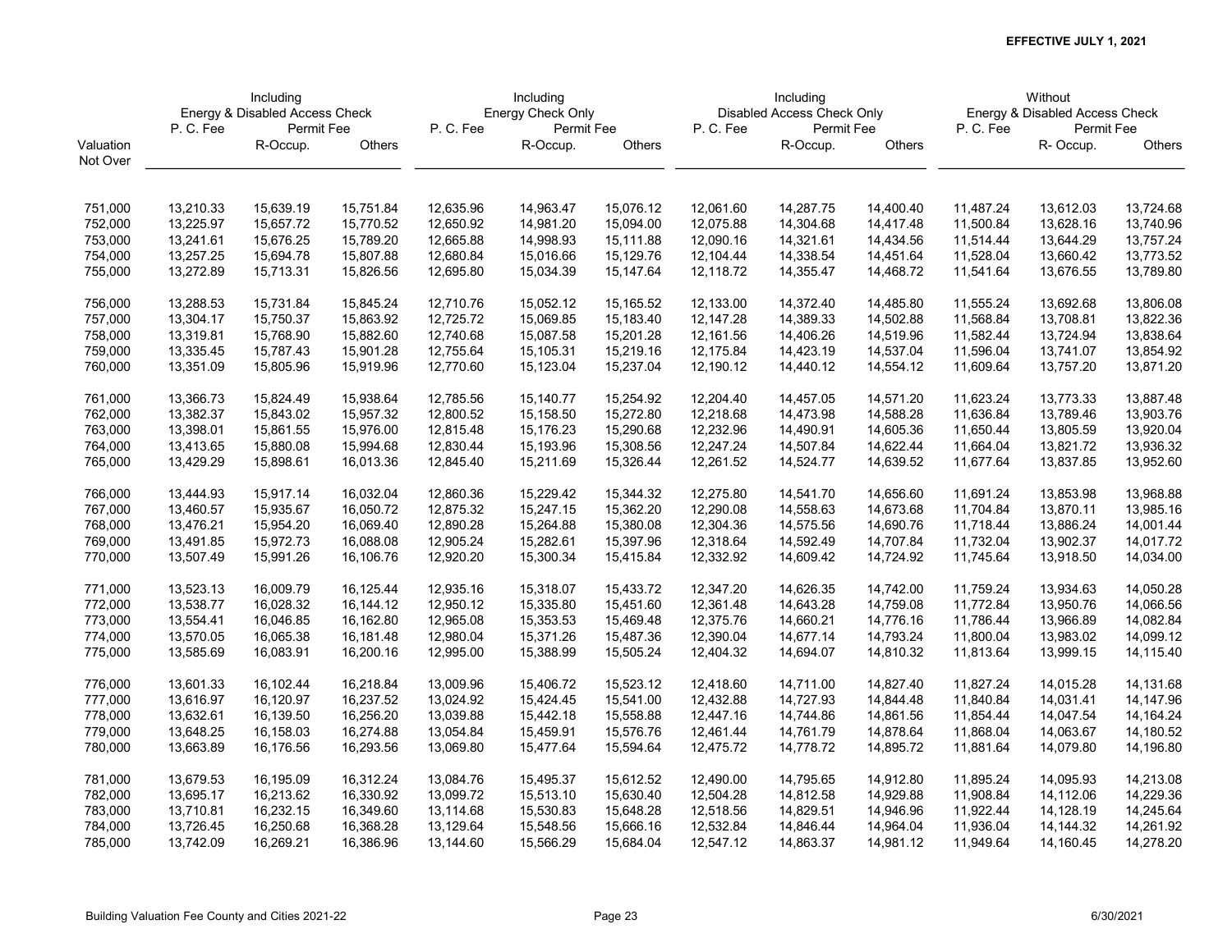**EFFECTIVE JULY 1, 2021**

| | Including Energy & Disabled Access Check | | | Including Energy Check Only | | | Including Disabled Access Check Only | | | Without Energy & Disabled Access Check | | |
|---|---|---|---|---|---|---|---|---|---|---|---|---|
| | P. C. Fee | Permit Fee | | P. C. Fee | Permit Fee | | P. C. Fee | Permit Fee | | P. C. Fee | Permit Fee | |
| Valuation Not Over | | R-Occup. | Others | | R-Occup. | Others | | R-Occup. | Others | | R- Occup. | Others |
| 751,000 | 13,210.33 | 15,639.19 | 15,751.84 | 12,635.96 | 14,963.47 | 15,076.12 | 12,061.60 | 14,287.75 | 14,400.40 | 11,487.24 | 13,612.03 | 13,724.68 |
| 752,000 | 13,225.97 | 15,657.72 | 15,770.52 | 12,650.92 | 14,981.20 | 15,094.00 | 12,075.88 | 14,304.68 | 14,417.48 | 11,500.84 | 13,628.16 | 13,740.96 |
| 753,000 | 13,241.61 | 15,676.25 | 15,789.20 | 12,665.88 | 14,998.93 | 15,111.88 | 12,090.16 | 14,321.61 | 14,434.56 | 11,514.44 | 13,644.29 | 13,757.24 |
| 754,000 | 13,257.25 | 15,694.78 | 15,807.88 | 12,680.84 | 15,016.66 | 15,129.76 | 12,104.44 | 14,338.54 | 14,451.64 | 11,528.04 | 13,660.42 | 13,773.52 |
| 755,000 | 13,272.89 | 15,713.31 | 15,826.56 | 12,695.80 | 15,034.39 | 15,147.64 | 12,118.72 | 14,355.47 | 14,468.72 | 11,541.64 | 13,676.55 | 13,789.80 |
| 756,000 | 13,288.53 | 15,731.84 | 15,845.24 | 12,710.76 | 15,052.12 | 15,165.52 | 12,133.00 | 14,372.40 | 14,485.80 | 11,555.24 | 13,692.68 | 13,806.08 |
| 757,000 | 13,304.17 | 15,750.37 | 15,863.92 | 12,725.72 | 15,069.85 | 15,183.40 | 12,147.28 | 14,389.33 | 14,502.88 | 11,568.84 | 13,708.81 | 13,822.36 |
| 758,000 | 13,319.81 | 15,768.90 | 15,882.60 | 12,740.68 | 15,087.58 | 15,201.28 | 12,161.56 | 14,406.26 | 14,519.96 | 11,582.44 | 13,724.94 | 13,838.64 |
| 759,000 | 13,335.45 | 15,787.43 | 15,901.28 | 12,755.64 | 15,105.31 | 15,219.16 | 12,175.84 | 14,423.19 | 14,537.04 | 11,596.04 | 13,741.07 | 13,854.92 |
| 760,000 | 13,351.09 | 15,805.96 | 15,919.96 | 12,770.60 | 15,123.04 | 15,237.04 | 12,190.12 | 14,440.12 | 14,554.12 | 11,609.64 | 13,757.20 | 13,871.20 |
| 761,000 | 13,366.73 | 15,824.49 | 15,938.64 | 12,785.56 | 15,140.77 | 15,254.92 | 12,204.40 | 14,457.05 | 14,571.20 | 11,623.24 | 13,773.33 | 13,887.48 |
| 762,000 | 13,382.37 | 15,843.02 | 15,957.32 | 12,800.52 | 15,158.50 | 15,272.80 | 12,218.68 | 14,473.98 | 14,588.28 | 11,636.84 | 13,789.46 | 13,903.76 |
| 763,000 | 13,398.01 | 15,861.55 | 15,976.00 | 12,815.48 | 15,176.23 | 15,290.68 | 12,232.96 | 14,490.91 | 14,605.36 | 11,650.44 | 13,805.59 | 13,920.04 |
| 764,000 | 13,413.65 | 15,880.08 | 15,994.68 | 12,830.44 | 15,193.96 | 15,308.56 | 12,247.24 | 14,507.84 | 14,622.44 | 11,664.04 | 13,821.72 | 13,936.32 |
| 765,000 | 13,429.29 | 15,898.61 | 16,013.36 | 12,845.40 | 15,211.69 | 15,326.44 | 12,261.52 | 14,524.77 | 14,639.52 | 11,677.64 | 13,837.85 | 13,952.60 |
| 766,000 | 13,444.93 | 15,917.14 | 16,032.04 | 12,860.36 | 15,229.42 | 15,344.32 | 12,275.80 | 14,541.70 | 14,656.60 | 11,691.24 | 13,853.98 | 13,968.88 |
| 767,000 | 13,460.57 | 15,935.67 | 16,050.72 | 12,875.32 | 15,247.15 | 15,362.20 | 12,290.08 | 14,558.63 | 14,673.68 | 11,704.84 | 13,870.11 | 13,985.16 |
| 768,000 | 13,476.21 | 15,954.20 | 16,069.40 | 12,890.28 | 15,264.88 | 15,380.08 | 12,304.36 | 14,575.56 | 14,690.76 | 11,718.44 | 13,886.24 | 14,001.44 |
| 769,000 | 13,491.85 | 15,972.73 | 16,088.08 | 12,905.24 | 15,282.61 | 15,397.96 | 12,318.64 | 14,592.49 | 14,707.84 | 11,732.04 | 13,902.37 | 14,017.72 |
| 770,000 | 13,507.49 | 15,991.26 | 16,106.76 | 12,920.20 | 15,300.34 | 15,415.84 | 12,332.92 | 14,609.42 | 14,724.92 | 11,745.64 | 13,918.50 | 14,034.00 |
| 771,000 | 13,523.13 | 16,009.79 | 16,125.44 | 12,935.16 | 15,318.07 | 15,433.72 | 12,347.20 | 14,626.35 | 14,742.00 | 11,759.24 | 13,934.63 | 14,050.28 |
| 772,000 | 13,538.77 | 16,028.32 | 16,144.12 | 12,950.12 | 15,335.80 | 15,451.60 | 12,361.48 | 14,643.28 | 14,759.08 | 11,772.84 | 13,950.76 | 14,066.56 |
| 773,000 | 13,554.41 | 16,046.85 | 16,162.80 | 12,965.08 | 15,353.53 | 15,469.48 | 12,375.76 | 14,660.21 | 14,776.16 | 11,786.44 | 13,966.89 | 14,082.84 |
| 774,000 | 13,570.05 | 16,065.38 | 16,181.48 | 12,980.04 | 15,371.26 | 15,487.36 | 12,390.04 | 14,677.14 | 14,793.24 | 11,800.04 | 13,983.02 | 14,099.12 |
| 775,000 | 13,585.69 | 16,083.91 | 16,200.16 | 12,995.00 | 15,388.99 | 15,505.24 | 12,404.32 | 14,694.07 | 14,810.32 | 11,813.64 | 13,999.15 | 14,115.40 |
| 776,000 | 13,601.33 | 16,102.44 | 16,218.84 | 13,009.96 | 15,406.72 | 15,523.12 | 12,418.60 | 14,711.00 | 14,827.40 | 11,827.24 | 14,015.28 | 14,131.68 |
| 777,000 | 13,616.97 | 16,120.97 | 16,237.52 | 13,024.92 | 15,424.45 | 15,541.00 | 12,432.88 | 14,727.93 | 14,844.48 | 11,840.84 | 14,031.41 | 14,147.96 |
| 778,000 | 13,632.61 | 16,139.50 | 16,256.20 | 13,039.88 | 15,442.18 | 15,558.88 | 12,447.16 | 14,744.86 | 14,861.56 | 11,854.44 | 14,047.54 | 14,164.24 |
| 779,000 | 13,648.25 | 16,158.03 | 16,274.88 | 13,054.84 | 15,459.91 | 15,576.76 | 12,461.44 | 14,761.79 | 14,878.64 | 11,868.04 | 14,063.67 | 14,180.52 |
| 780,000 | 13,663.89 | 16,176.56 | 16,293.56 | 13,069.80 | 15,477.64 | 15,594.64 | 12,475.72 | 14,778.72 | 14,895.72 | 11,881.64 | 14,079.80 | 14,196.80 |
| 781,000 | 13,679.53 | 16,195.09 | 16,312.24 | 13,084.76 | 15,495.37 | 15,612.52 | 12,490.00 | 14,795.65 | 14,912.80 | 11,895.24 | 14,095.93 | 14,213.08 |
| 782,000 | 13,695.17 | 16,213.62 | 16,330.92 | 13,099.72 | 15,513.10 | 15,630.40 | 12,504.28 | 14,812.58 | 14,929.88 | 11,908.84 | 14,112.06 | 14,229.36 |
| 783,000 | 13,710.81 | 16,232.15 | 16,349.60 | 13,114.68 | 15,530.83 | 15,648.28 | 12,518.56 | 14,829.51 | 14,946.96 | 11,922.44 | 14,128.19 | 14,245.64 |
| 784,000 | 13,726.45 | 16,250.68 | 16,368.28 | 13,129.64 | 15,548.56 | 15,666.16 | 12,532.84 | 14,846.44 | 14,964.04 | 11,936.04 | 14,144.32 | 14,261.92 |
| 785,000 | 13,742.09 | 16,269.21 | 16,386.96 | 13,144.60 | 15,566.29 | 15,684.04 | 12,547.12 | 14,863.37 | 14,981.12 | 11,949.64 | 14,160.45 | 14,278.20 |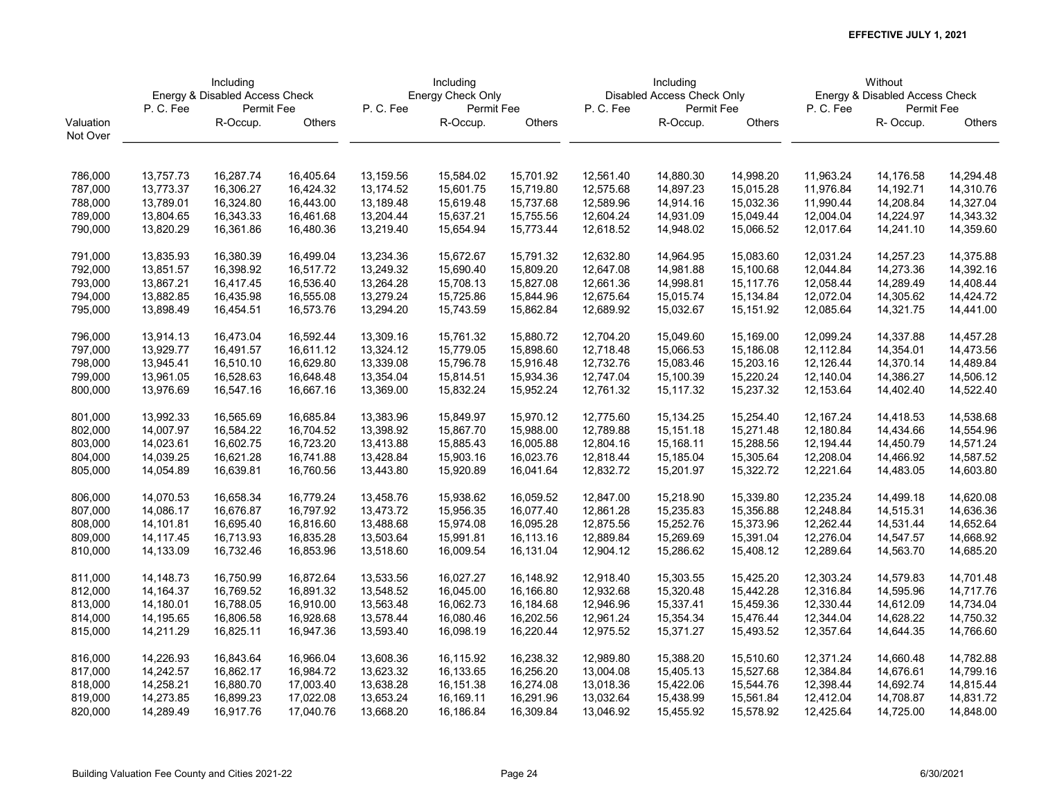**EFFECTIVE JULY 1, 2021**

| Valuation Not Over | Including Energy & Disabled Access Check P. C. Fee | Including Energy & Disabled Access Check Permit Fee R-Occup. | Including Energy & Disabled Access Check Permit Fee Others | Including Energy Check Only P. C. Fee | Including Energy Check Only Permit Fee R-Occup. | Including Energy Check Only Permit Fee Others | Including Disabled Access Check Only P. C. Fee | Including Disabled Access Check Only Permit Fee R-Occup. | Including Disabled Access Check Only Permit Fee Others | Without Energy & Disabled Access Check P. C. Fee | Without Energy & Disabled Access Check Permit Fee R- Occup. | Without Energy & Disabled Access Check Permit Fee Others |
|---|---|---|---|---|---|---|---|---|---|---|---|---|
| 786,000 | 13,757.73 | 16,287.74 | 16,405.64 | 13,159.56 | 15,584.02 | 15,701.92 | 12,561.40 | 14,880.30 | 14,998.20 | 11,963.24 | 14,176.58 | 14,294.48 |
| 787,000 | 13,773.37 | 16,306.27 | 16,424.32 | 13,174.52 | 15,601.75 | 15,719.80 | 12,575.68 | 14,897.23 | 15,015.28 | 11,976.84 | 14,192.71 | 14,310.76 |
| 788,000 | 13,789.01 | 16,324.80 | 16,443.00 | 13,189.48 | 15,619.48 | 15,737.68 | 12,589.96 | 14,914.16 | 15,032.36 | 11,990.44 | 14,208.84 | 14,327.04 |
| 789,000 | 13,804.65 | 16,343.33 | 16,461.68 | 13,204.44 | 15,637.21 | 15,755.56 | 12,604.24 | 14,931.09 | 15,049.44 | 12,004.04 | 14,224.97 | 14,343.32 |
| 790,000 | 13,820.29 | 16,361.86 | 16,480.36 | 13,219.40 | 15,654.94 | 15,773.44 | 12,618.52 | 14,948.02 | 15,066.52 | 12,017.64 | 14,241.10 | 14,359.60 |
| 791,000 | 13,835.93 | 16,380.39 | 16,499.04 | 13,234.36 | 15,672.67 | 15,791.32 | 12,632.80 | 14,964.95 | 15,083.60 | 12,031.24 | 14,257.23 | 14,375.88 |
| 792,000 | 13,851.57 | 16,398.92 | 16,517.72 | 13,249.32 | 15,690.40 | 15,809.20 | 12,647.08 | 14,981.88 | 15,100.68 | 12,044.84 | 14,273.36 | 14,392.16 |
| 793,000 | 13,867.21 | 16,417.45 | 16,536.40 | 13,264.28 | 15,708.13 | 15,827.08 | 12,661.36 | 14,998.81 | 15,117.76 | 12,058.44 | 14,289.49 | 14,408.44 |
| 794,000 | 13,882.85 | 16,435.98 | 16,555.08 | 13,279.24 | 15,725.86 | 15,844.96 | 12,675.64 | 15,015.74 | 15,134.84 | 12,072.04 | 14,305.62 | 14,424.72 |
| 795,000 | 13,898.49 | 16,454.51 | 16,573.76 | 13,294.20 | 15,743.59 | 15,862.84 | 12,689.92 | 15,032.67 | 15,151.92 | 12,085.64 | 14,321.75 | 14,441.00 |
| 796,000 | 13,914.13 | 16,473.04 | 16,592.44 | 13,309.16 | 15,761.32 | 15,880.72 | 12,704.20 | 15,049.60 | 15,169.00 | 12,099.24 | 14,337.88 | 14,457.28 |
| 797,000 | 13,929.77 | 16,491.57 | 16,611.12 | 13,324.12 | 15,779.05 | 15,898.60 | 12,718.48 | 15,066.53 | 15,186.08 | 12,112.84 | 14,354.01 | 14,473.56 |
| 798,000 | 13,945.41 | 16,510.10 | 16,629.80 | 13,339.08 | 15,796.78 | 15,916.48 | 12,732.76 | 15,083.46 | 15,203.16 | 12,126.44 | 14,370.14 | 14,489.84 |
| 799,000 | 13,961.05 | 16,528.63 | 16,648.48 | 13,354.04 | 15,814.51 | 15,934.36 | 12,747.04 | 15,100.39 | 15,220.24 | 12,140.04 | 14,386.27 | 14,506.12 |
| 800,000 | 13,976.69 | 16,547.16 | 16,667.16 | 13,369.00 | 15,832.24 | 15,952.24 | 12,761.32 | 15,117.32 | 15,237.32 | 12,153.64 | 14,402.40 | 14,522.40 |
| 801,000 | 13,992.33 | 16,565.69 | 16,685.84 | 13,383.96 | 15,849.97 | 15,970.12 | 12,775.60 | 15,134.25 | 15,254.40 | 12,167.24 | 14,418.53 | 14,538.68 |
| 802,000 | 14,007.97 | 16,584.22 | 16,704.52 | 13,398.92 | 15,867.70 | 15,988.00 | 12,789.88 | 15,151.18 | 15,271.48 | 12,180.84 | 14,434.66 | 14,554.96 |
| 803,000 | 14,023.61 | 16,602.75 | 16,723.20 | 13,413.88 | 15,885.43 | 16,005.88 | 12,804.16 | 15,168.11 | 15,288.56 | 12,194.44 | 14,450.79 | 14,571.24 |
| 804,000 | 14,039.25 | 16,621.28 | 16,741.88 | 13,428.84 | 15,903.16 | 16,023.76 | 12,818.44 | 15,185.04 | 15,305.64 | 12,208.04 | 14,466.92 | 14,587.52 |
| 805,000 | 14,054.89 | 16,639.81 | 16,760.56 | 13,443.80 | 15,920.89 | 16,041.64 | 12,832.72 | 15,201.97 | 15,322.72 | 12,221.64 | 14,483.05 | 14,603.80 |
| 806,000 | 14,070.53 | 16,658.34 | 16,779.24 | 13,458.76 | 15,938.62 | 16,059.52 | 12,847.00 | 15,218.90 | 15,339.80 | 12,235.24 | 14,499.18 | 14,620.08 |
| 807,000 | 14,086.17 | 16,676.87 | 16,797.92 | 13,473.72 | 15,956.35 | 16,077.40 | 12,861.28 | 15,235.83 | 15,356.88 | 12,248.84 | 14,515.31 | 14,636.36 |
| 808,000 | 14,101.81 | 16,695.40 | 16,816.60 | 13,488.68 | 15,974.08 | 16,095.28 | 12,875.56 | 15,252.76 | 15,373.96 | 12,262.44 | 14,531.44 | 14,652.64 |
| 809,000 | 14,117.45 | 16,713.93 | 16,835.28 | 13,503.64 | 15,991.81 | 16,113.16 | 12,889.84 | 15,269.69 | 15,391.04 | 12,276.04 | 14,547.57 | 14,668.92 |
| 810,000 | 14,133.09 | 16,732.46 | 16,853.96 | 13,518.60 | 16,009.54 | 16,131.04 | 12,904.12 | 15,286.62 | 15,408.12 | 12,289.64 | 14,563.70 | 14,685.20 |
| 811,000 | 14,148.73 | 16,750.99 | 16,872.64 | 13,533.56 | 16,027.27 | 16,148.92 | 12,918.40 | 15,303.55 | 15,425.20 | 12,303.24 | 14,579.83 | 14,701.48 |
| 812,000 | 14,164.37 | 16,769.52 | 16,891.32 | 13,548.52 | 16,045.00 | 16,166.80 | 12,932.68 | 15,320.48 | 15,442.28 | 12,316.84 | 14,595.96 | 14,717.76 |
| 813,000 | 14,180.01 | 16,788.05 | 16,910.00 | 13,563.48 | 16,062.73 | 16,184.68 | 12,946.96 | 15,337.41 | 15,459.36 | 12,330.44 | 14,612.09 | 14,734.04 |
| 814,000 | 14,195.65 | 16,806.58 | 16,928.68 | 13,578.44 | 16,080.46 | 16,202.56 | 12,961.24 | 15,354.34 | 15,476.44 | 12,344.04 | 14,628.22 | 14,750.32 |
| 815,000 | 14,211.29 | 16,825.11 | 16,947.36 | 13,593.40 | 16,098.19 | 16,220.44 | 12,975.52 | 15,371.27 | 15,493.52 | 12,357.64 | 14,644.35 | 14,766.60 |
| 816,000 | 14,226.93 | 16,843.64 | 16,966.04 | 13,608.36 | 16,115.92 | 16,238.32 | 12,989.80 | 15,388.20 | 15,510.60 | 12,371.24 | 14,660.48 | 14,782.88 |
| 817,000 | 14,242.57 | 16,862.17 | 16,984.72 | 13,623.32 | 16,133.65 | 16,256.20 | 13,004.08 | 15,405.13 | 15,527.68 | 12,384.84 | 14,676.61 | 14,799.16 |
| 818,000 | 14,258.21 | 16,880.70 | 17,003.40 | 13,638.28 | 16,151.38 | 16,274.08 | 13,018.36 | 15,422.06 | 15,544.76 | 12,398.44 | 14,692.74 | 14,815.44 |
| 819,000 | 14,273.85 | 16,899.23 | 17,022.08 | 13,653.24 | 16,169.11 | 16,291.96 | 13,032.64 | 15,438.99 | 15,561.84 | 12,412.04 | 14,708.87 | 14,831.72 |
| 820,000 | 14,289.49 | 16,917.76 | 17,040.76 | 13,668.20 | 16,186.84 | 16,309.84 | 13,046.92 | 15,455.92 | 15,578.92 | 12,425.64 | 14,725.00 | 14,848.00 |

Building Valuation Fee County and Cities 2021-22 — 6/30/2021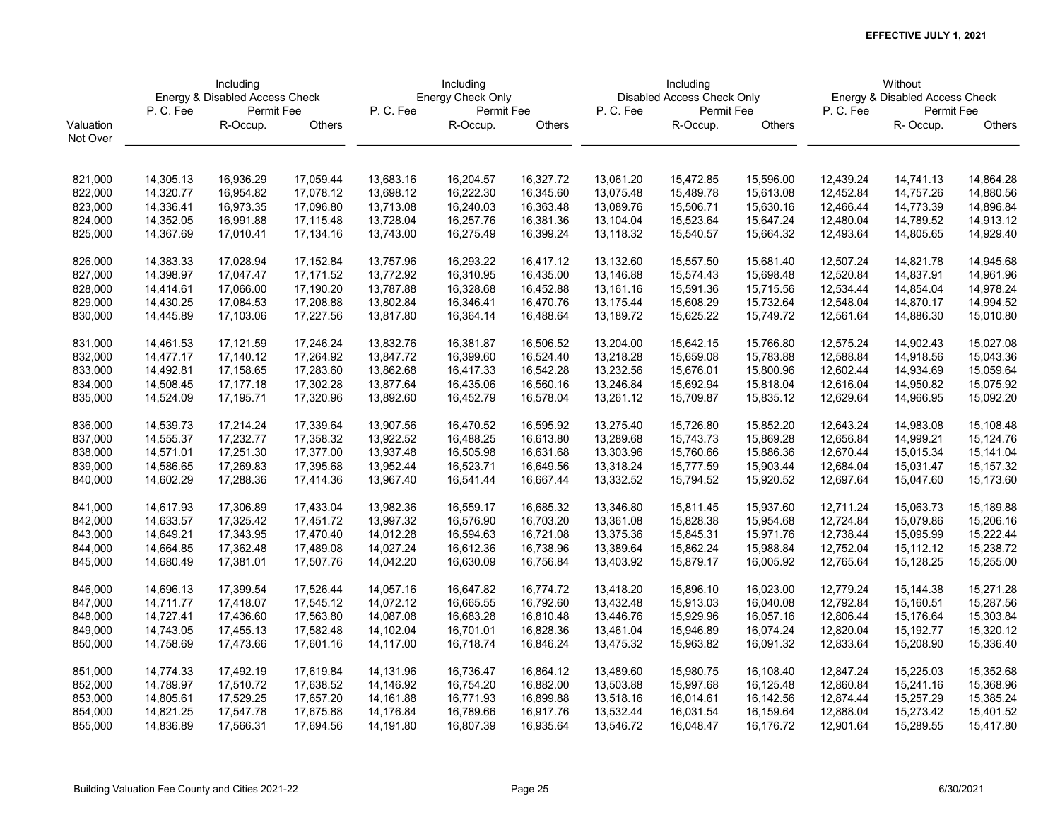EFFECTIVE JULY 1, 2021

| Valuation Not Over | Including Energy & Disabled Access Check | | | Including Energy Check Only | | | Including Disabled Access Check Only | | | Without Energy & Disabled Access Check | | |
|---|---|---|---|---|---|---|---|---|---|---|---|---|
| | P. C. Fee | Permit Fee | | P. C. Fee | Permit Fee | | P. C. Fee | Permit Fee | | P. C. Fee | Permit Fee | |
| | | R-Occup. | Others | | R-Occup. | Others | | R-Occup. | Others | | R- Occup. | Others |
| 821,000 | 14,305.13 | 16,936.29 | 17,059.44 | 13,683.16 | 16,204.57 | 16,327.72 | 13,061.20 | 15,472.85 | 15,596.00 | 12,439.24 | 14,741.13 | 14,864.28 |
| 822,000 | 14,320.77 | 16,954.82 | 17,078.12 | 13,698.12 | 16,222.30 | 16,345.60 | 13,075.48 | 15,489.78 | 15,613.08 | 12,452.84 | 14,757.26 | 14,880.56 |
| 823,000 | 14,336.41 | 16,973.35 | 17,096.80 | 13,713.08 | 16,240.03 | 16,363.48 | 13,089.76 | 15,506.71 | 15,630.16 | 12,466.44 | 14,773.39 | 14,896.84 |
| 824,000 | 14,352.05 | 16,991.88 | 17,115.48 | 13,728.04 | 16,257.76 | 16,381.36 | 13,104.04 | 15,523.64 | 15,647.24 | 12,480.04 | 14,789.52 | 14,913.12 |
| 825,000 | 14,367.69 | 17,010.41 | 17,134.16 | 13,743.00 | 16,275.49 | 16,399.24 | 13,118.32 | 15,540.57 | 15,664.32 | 12,493.64 | 14,805.65 | 14,929.40 |
| 826,000 | 14,383.33 | 17,028.94 | 17,152.84 | 13,757.96 | 16,293.22 | 16,417.12 | 13,132.60 | 15,557.50 | 15,681.40 | 12,507.24 | 14,821.78 | 14,945.68 |
| 827,000 | 14,398.97 | 17,047.47 | 17,171.52 | 13,772.92 | 16,310.95 | 16,435.00 | 13,146.88 | 15,574.43 | 15,698.48 | 12,520.84 | 14,837.91 | 14,961.96 |
| 828,000 | 14,414.61 | 17,066.00 | 17,190.20 | 13,787.88 | 16,328.68 | 16,452.88 | 13,161.16 | 15,591.36 | 15,715.56 | 12,534.44 | 14,854.04 | 14,978.24 |
| 829,000 | 14,430.25 | 17,084.53 | 17,208.88 | 13,802.84 | 16,346.41 | 16,470.76 | 13,175.44 | 15,608.29 | 15,732.64 | 12,548.04 | 14,870.17 | 14,994.52 |
| 830,000 | 14,445.89 | 17,103.06 | 17,227.56 | 13,817.80 | 16,364.14 | 16,488.64 | 13,189.72 | 15,625.22 | 15,749.72 | 12,561.64 | 14,886.30 | 15,010.80 |
| 831,000 | 14,461.53 | 17,121.59 | 17,246.24 | 13,832.76 | 16,381.87 | 16,506.52 | 13,204.00 | 15,642.15 | 15,766.80 | 12,575.24 | 14,902.43 | 15,027.08 |
| 832,000 | 14,477.17 | 17,140.12 | 17,264.92 | 13,847.72 | 16,399.60 | 16,524.40 | 13,218.28 | 15,659.08 | 15,783.88 | 12,588.84 | 14,918.56 | 15,043.36 |
| 833,000 | 14,492.81 | 17,158.65 | 17,283.60 | 13,862.68 | 16,417.33 | 16,542.28 | 13,232.56 | 15,676.01 | 15,800.96 | 12,602.44 | 14,934.69 | 15,059.64 |
| 834,000 | 14,508.45 | 17,177.18 | 17,302.28 | 13,877.64 | 16,435.06 | 16,560.16 | 13,246.84 | 15,692.94 | 15,818.04 | 12,616.04 | 14,950.82 | 15,075.92 |
| 835,000 | 14,524.09 | 17,195.71 | 17,320.96 | 13,892.60 | 16,452.79 | 16,578.04 | 13,261.12 | 15,709.87 | 15,835.12 | 12,629.64 | 14,966.95 | 15,092.20 |
| 836,000 | 14,539.73 | 17,214.24 | 17,339.64 | 13,907.56 | 16,470.52 | 16,595.92 | 13,275.40 | 15,726.80 | 15,852.20 | 12,643.24 | 14,983.08 | 15,108.48 |
| 837,000 | 14,555.37 | 17,232.77 | 17,358.32 | 13,922.52 | 16,488.25 | 16,613.80 | 13,289.68 | 15,743.73 | 15,869.28 | 12,656.84 | 14,999.21 | 15,124.76 |
| 838,000 | 14,571.01 | 17,251.30 | 17,377.00 | 13,937.48 | 16,505.98 | 16,631.68 | 13,303.96 | 15,760.66 | 15,886.36 | 12,670.44 | 15,015.34 | 15,141.04 |
| 839,000 | 14,586.65 | 17,269.83 | 17,395.68 | 13,952.44 | 16,523.71 | 16,649.56 | 13,318.24 | 15,777.59 | 15,903.44 | 12,684.04 | 15,031.47 | 15,157.32 |
| 840,000 | 14,602.29 | 17,288.36 | 17,414.36 | 13,967.40 | 16,541.44 | 16,667.44 | 13,332.52 | 15,794.52 | 15,920.52 | 12,697.64 | 15,047.60 | 15,173.60 |
| 841,000 | 14,617.93 | 17,306.89 | 17,433.04 | 13,982.36 | 16,559.17 | 16,685.32 | 13,346.80 | 15,811.45 | 15,937.60 | 12,711.24 | 15,063.73 | 15,189.88 |
| 842,000 | 14,633.57 | 17,325.42 | 17,451.72 | 13,997.32 | 16,576.90 | 16,703.20 | 13,361.08 | 15,828.38 | 15,954.68 | 12,724.84 | 15,079.86 | 15,206.16 |
| 843,000 | 14,649.21 | 17,343.95 | 17,470.40 | 14,012.28 | 16,594.63 | 16,721.08 | 13,375.36 | 15,845.31 | 15,971.76 | 12,738.44 | 15,095.99 | 15,222.44 |
| 844,000 | 14,664.85 | 17,362.48 | 17,489.08 | 14,027.24 | 16,612.36 | 16,738.96 | 13,389.64 | 15,862.24 | 15,988.84 | 12,752.04 | 15,112.12 | 15,238.72 |
| 845,000 | 14,680.49 | 17,381.01 | 17,507.76 | 14,042.20 | 16,630.09 | 16,756.84 | 13,403.92 | 15,879.17 | 16,005.92 | 12,765.64 | 15,128.25 | 15,255.00 |
| 846,000 | 14,696.13 | 17,399.54 | 17,526.44 | 14,057.16 | 16,647.82 | 16,774.72 | 13,418.20 | 15,896.10 | 16,023.00 | 12,779.24 | 15,144.38 | 15,271.28 |
| 847,000 | 14,711.77 | 17,418.07 | 17,545.12 | 14,072.12 | 16,665.55 | 16,792.60 | 13,432.48 | 15,913.03 | 16,040.08 | 12,792.84 | 15,160.51 | 15,287.56 |
| 848,000 | 14,727.41 | 17,436.60 | 17,563.80 | 14,087.08 | 16,683.28 | 16,810.48 | 13,446.76 | 15,929.96 | 16,057.16 | 12,806.44 | 15,176.64 | 15,303.84 |
| 849,000 | 14,743.05 | 17,455.13 | 17,582.48 | 14,102.04 | 16,701.01 | 16,828.36 | 13,461.04 | 15,946.89 | 16,074.24 | 12,820.04 | 15,192.77 | 15,320.12 |
| 850,000 | 14,758.69 | 17,473.66 | 17,601.16 | 14,117.00 | 16,718.74 | 16,846.24 | 13,475.32 | 15,963.82 | 16,091.32 | 12,833.64 | 15,208.90 | 15,336.40 |
| 851,000 | 14,774.33 | 17,492.19 | 17,619.84 | 14,131.96 | 16,736.47 | 16,864.12 | 13,489.60 | 15,980.75 | 16,108.40 | 12,847.24 | 15,225.03 | 15,352.68 |
| 852,000 | 14,789.97 | 17,510.72 | 17,638.52 | 14,146.92 | 16,754.20 | 16,882.00 | 13,503.88 | 15,997.68 | 16,125.48 | 12,860.84 | 15,241.16 | 15,368.96 |
| 853,000 | 14,805.61 | 17,529.25 | 17,657.20 | 14,161.88 | 16,771.93 | 16,899.88 | 13,518.16 | 16,014.61 | 16,142.56 | 12,874.44 | 15,257.29 | 15,385.24 |
| 854,000 | 14,821.25 | 17,547.78 | 17,675.88 | 14,176.84 | 16,789.66 | 16,917.76 | 13,532.44 | 16,031.54 | 16,159.64 | 12,888.04 | 15,273.42 | 15,401.52 |
| 855,000 | 14,836.89 | 17,566.31 | 17,694.56 | 14,191.80 | 16,807.39 | 16,935.64 | 13,546.72 | 16,048.47 | 16,176.72 | 12,901.64 | 15,289.55 | 15,417.80 |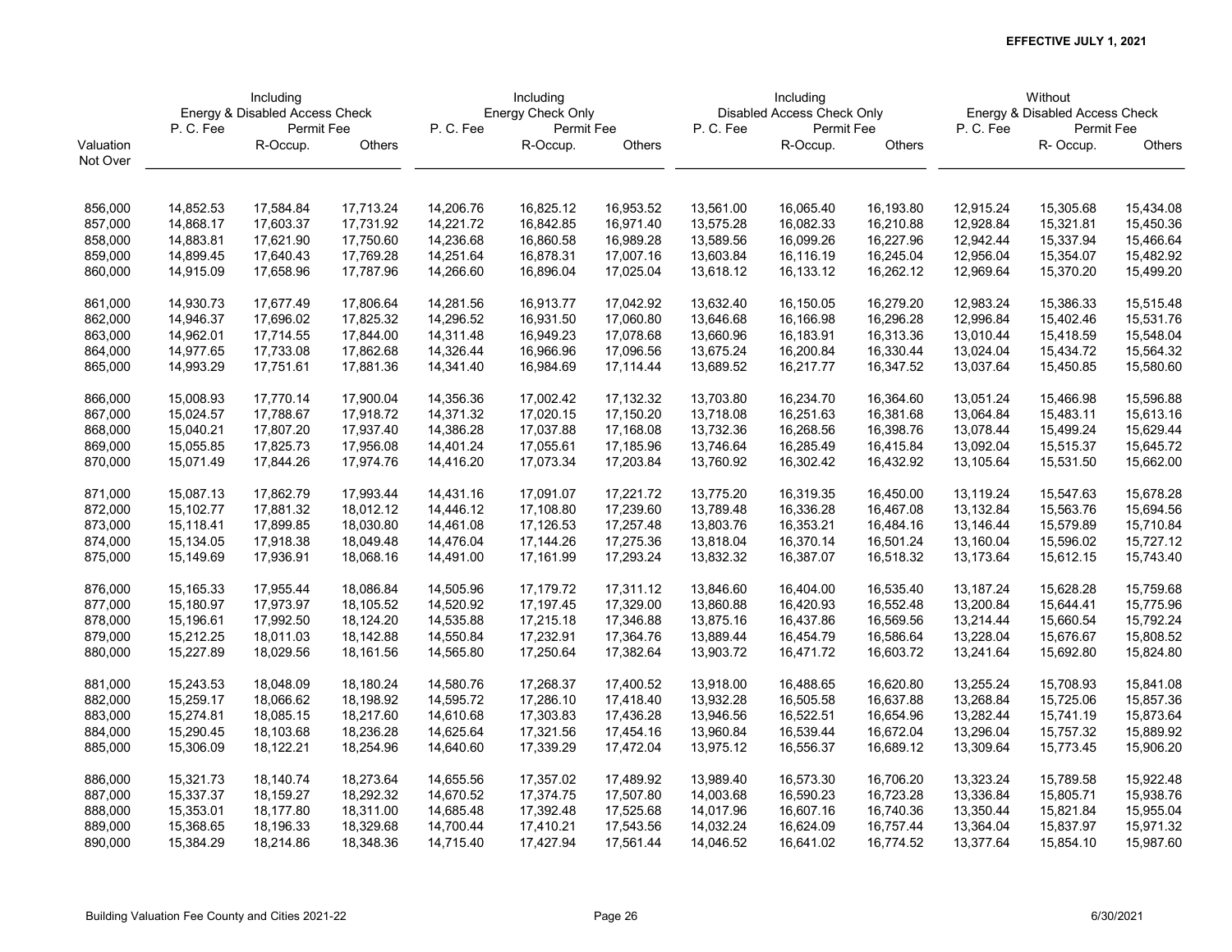**EFFECTIVE JULY 1, 2021**

| Valuation Not Over | Including Energy & Disabled Access Check | | | Including Energy Check Only | | | Including Disabled Access Check Only | | | Without Energy & Disabled Access Check | | |
|---|---|---|---|---|---|---|---|---|---|---|---|---|
| | P. C. Fee | Permit Fee | | P. C. Fee | Permit Fee | | P. C. Fee | Permit Fee | | P. C. Fee | Permit Fee | |
| | | R-Occup. | Others | | R-Occup. | Others | | R-Occup. | Others | | R- Occup. | Others |
| 856,000 | 14,852.53 | 17,584.84 | 17,713.24 | 14,206.76 | 16,825.12 | 16,953.52 | 13,561.00 | 16,065.40 | 16,193.80 | 12,915.24 | 15,305.68 | 15,434.08 |
| 857,000 | 14,868.17 | 17,603.37 | 17,731.92 | 14,221.72 | 16,842.85 | 16,971.40 | 13,575.28 | 16,082.33 | 16,210.88 | 12,928.84 | 15,321.81 | 15,450.36 |
| 858,000 | 14,883.81 | 17,621.90 | 17,750.60 | 14,236.68 | 16,860.58 | 16,989.28 | 13,589.56 | 16,099.26 | 16,227.96 | 12,942.44 | 15,337.94 | 15,466.64 |
| 859,000 | 14,899.45 | 17,640.43 | 17,769.28 | 14,251.64 | 16,878.31 | 17,007.16 | 13,603.84 | 16,116.19 | 16,245.04 | 12,956.04 | 15,354.07 | 15,482.92 |
| 860,000 | 14,915.09 | 17,658.96 | 17,787.96 | 14,266.60 | 16,896.04 | 17,025.04 | 13,618.12 | 16,133.12 | 16,262.12 | 12,969.64 | 15,370.20 | 15,499.20 |
| 861,000 | 14,930.73 | 17,677.49 | 17,806.64 | 14,281.56 | 16,913.77 | 17,042.92 | 13,632.40 | 16,150.05 | 16,279.20 | 12,983.24 | 15,386.33 | 15,515.48 |
| 862,000 | 14,946.37 | 17,696.02 | 17,825.32 | 14,296.52 | 16,931.50 | 17,060.80 | 13,646.68 | 16,166.98 | 16,296.28 | 12,996.84 | 15,402.46 | 15,531.76 |
| 863,000 | 14,962.01 | 17,714.55 | 17,844.00 | 14,311.48 | 16,949.23 | 17,078.68 | 13,660.96 | 16,183.91 | 16,313.36 | 13,010.44 | 15,418.59 | 15,548.04 |
| 864,000 | 14,977.65 | 17,733.08 | 17,862.68 | 14,326.44 | 16,966.96 | 17,096.56 | 13,675.24 | 16,200.84 | 16,330.44 | 13,024.04 | 15,434.72 | 15,564.32 |
| 865,000 | 14,993.29 | 17,751.61 | 17,881.36 | 14,341.40 | 16,984.69 | 17,114.44 | 13,689.52 | 16,217.77 | 16,347.52 | 13,037.64 | 15,450.85 | 15,580.60 |
| 866,000 | 15,008.93 | 17,770.14 | 17,900.04 | 14,356.36 | 17,002.42 | 17,132.32 | 13,703.80 | 16,234.70 | 16,364.60 | 13,051.24 | 15,466.98 | 15,596.88 |
| 867,000 | 15,024.57 | 17,788.67 | 17,918.72 | 14,371.32 | 17,020.15 | 17,150.20 | 13,718.08 | 16,251.63 | 16,381.68 | 13,064.84 | 15,483.11 | 15,613.16 |
| 868,000 | 15,040.21 | 17,807.20 | 17,937.40 | 14,386.28 | 17,037.88 | 17,168.08 | 13,732.36 | 16,268.56 | 16,398.76 | 13,078.44 | 15,499.24 | 15,629.44 |
| 869,000 | 15,055.85 | 17,825.73 | 17,956.08 | 14,401.24 | 17,055.61 | 17,185.96 | 13,746.64 | 16,285.49 | 16,415.84 | 13,092.04 | 15,515.37 | 15,645.72 |
| 870,000 | 15,071.49 | 17,844.26 | 17,974.76 | 14,416.20 | 17,073.34 | 17,203.84 | 13,760.92 | 16,302.42 | 16,432.92 | 13,105.64 | 15,531.50 | 15,662.00 |
| 871,000 | 15,087.13 | 17,862.79 | 17,993.44 | 14,431.16 | 17,091.07 | 17,221.72 | 13,775.20 | 16,319.35 | 16,450.00 | 13,119.24 | 15,547.63 | 15,678.28 |
| 872,000 | 15,102.77 | 17,881.32 | 18,012.12 | 14,446.12 | 17,108.80 | 17,239.60 | 13,789.48 | 16,336.28 | 16,467.08 | 13,132.84 | 15,563.76 | 15,694.56 |
| 873,000 | 15,118.41 | 17,899.85 | 18,030.80 | 14,461.08 | 17,126.53 | 17,257.48 | 13,803.76 | 16,353.21 | 16,484.16 | 13,146.44 | 15,579.89 | 15,710.84 |
| 874,000 | 15,134.05 | 17,918.38 | 18,049.48 | 14,476.04 | 17,144.26 | 17,275.36 | 13,818.04 | 16,370.14 | 16,501.24 | 13,160.04 | 15,596.02 | 15,727.12 |
| 875,000 | 15,149.69 | 17,936.91 | 18,068.16 | 14,491.00 | 17,161.99 | 17,293.24 | 13,832.32 | 16,387.07 | 16,518.32 | 13,173.64 | 15,612.15 | 15,743.40 |
| 876,000 | 15,165.33 | 17,955.44 | 18,086.84 | 14,505.96 | 17,179.72 | 17,311.12 | 13,846.60 | 16,404.00 | 16,535.40 | 13,187.24 | 15,628.28 | 15,759.68 |
| 877,000 | 15,180.97 | 17,973.97 | 18,105.52 | 14,520.92 | 17,197.45 | 17,329.00 | 13,860.88 | 16,420.93 | 16,552.48 | 13,200.84 | 15,644.41 | 15,775.96 |
| 878,000 | 15,196.61 | 17,992.50 | 18,124.20 | 14,535.88 | 17,215.18 | 17,346.88 | 13,875.16 | 16,437.86 | 16,569.56 | 13,214.44 | 15,660.54 | 15,792.24 |
| 879,000 | 15,212.25 | 18,011.03 | 18,142.88 | 14,550.84 | 17,232.91 | 17,364.76 | 13,889.44 | 16,454.79 | 16,586.64 | 13,228.04 | 15,676.67 | 15,808.52 |
| 880,000 | 15,227.89 | 18,029.56 | 18,161.56 | 14,565.80 | 17,250.64 | 17,382.64 | 13,903.72 | 16,471.72 | 16,603.72 | 13,241.64 | 15,692.80 | 15,824.80 |
| 881,000 | 15,243.53 | 18,048.09 | 18,180.24 | 14,580.76 | 17,268.37 | 17,400.52 | 13,918.00 | 16,488.65 | 16,620.80 | 13,255.24 | 15,708.93 | 15,841.08 |
| 882,000 | 15,259.17 | 18,066.62 | 18,198.92 | 14,595.72 | 17,286.10 | 17,418.40 | 13,932.28 | 16,505.58 | 16,637.88 | 13,268.84 | 15,725.06 | 15,857.36 |
| 883,000 | 15,274.81 | 18,085.15 | 18,217.60 | 14,610.68 | 17,303.83 | 17,436.28 | 13,946.56 | 16,522.51 | 16,654.96 | 13,282.44 | 15,741.19 | 15,873.64 |
| 884,000 | 15,290.45 | 18,103.68 | 18,236.28 | 14,625.64 | 17,321.56 | 17,454.16 | 13,960.84 | 16,539.44 | 16,672.04 | 13,296.04 | 15,757.32 | 15,889.92 |
| 885,000 | 15,306.09 | 18,122.21 | 18,254.96 | 14,640.60 | 17,339.29 | 17,472.04 | 13,975.12 | 16,556.37 | 16,689.12 | 13,309.64 | 15,773.45 | 15,906.20 |
| 886,000 | 15,321.73 | 18,140.74 | 18,273.64 | 14,655.56 | 17,357.02 | 17,489.92 | 13,989.40 | 16,573.30 | 16,706.20 | 13,323.24 | 15,789.58 | 15,922.48 |
| 887,000 | 15,337.37 | 18,159.27 | 18,292.32 | 14,670.52 | 17,374.75 | 17,507.80 | 14,003.68 | 16,590.23 | 16,723.28 | 13,336.84 | 15,805.71 | 15,938.76 |
| 888,000 | 15,353.01 | 18,177.80 | 18,311.00 | 14,685.48 | 17,392.48 | 17,525.68 | 14,017.96 | 16,607.16 | 16,740.36 | 13,350.44 | 15,821.84 | 15,955.04 |
| 889,000 | 15,368.65 | 18,196.33 | 18,329.68 | 14,700.44 | 17,410.21 | 17,543.56 | 14,032.24 | 16,624.09 | 16,757.44 | 13,364.04 | 15,837.97 | 15,971.32 |
| 890,000 | 15,384.29 | 18,214.86 | 18,348.36 | 14,715.40 | 17,427.94 | 17,561.44 | 14,046.52 | 16,641.02 | 16,774.52 | 13,377.64 | 15,854.10 | 15,987.60 |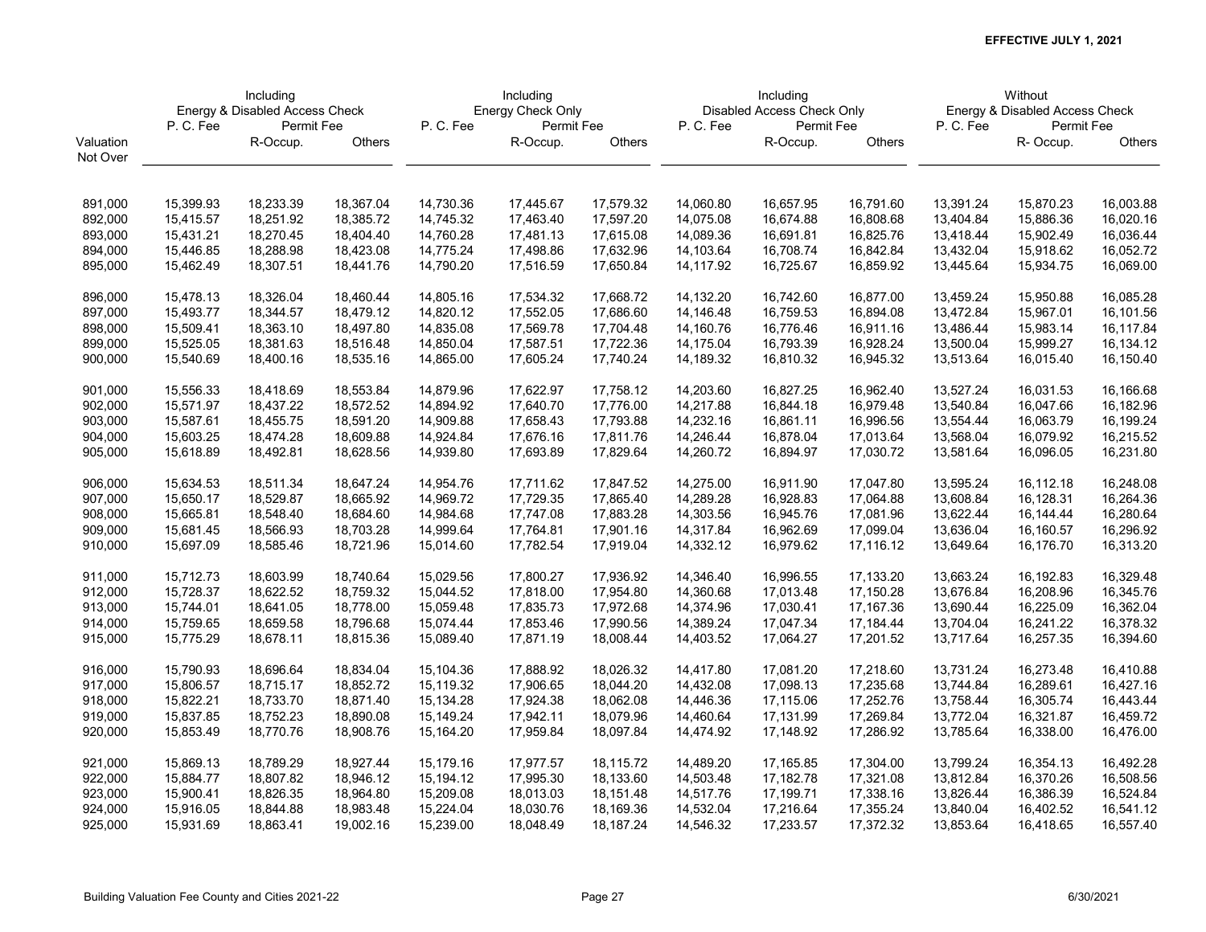**EFFECTIVE JULY 1, 2021**

| | Including Energy & Disabled Access Check | | | Including Energy Check Only | | | Including Disabled Access Check Only | | | Without Energy & Disabled Access Check | | |
|---|---|---|---|---|---|---|---|---|---|---|---|---|
| | P. C. Fee | Permit Fee | | P. C. Fee | Permit Fee | | P. C. Fee | Permit Fee | | P. C. Fee | Permit Fee | |
| Valuation Not Over | | R-Occup. | Others | | R-Occup. | Others | | R-Occup. | Others | | R- Occup. | Others |
| 891,000 | 15,399.93 | 18,233.39 | 18,367.04 | 14,730.36 | 17,445.67 | 17,579.32 | 14,060.80 | 16,657.95 | 16,791.60 | 13,391.24 | 15,870.23 | 16,003.88 |
| 892,000 | 15,415.57 | 18,251.92 | 18,385.72 | 14,745.32 | 17,463.40 | 17,597.20 | 14,075.08 | 16,674.88 | 16,808.68 | 13,404.84 | 15,886.36 | 16,020.16 |
| 893,000 | 15,431.21 | 18,270.45 | 18,404.40 | 14,760.28 | 17,481.13 | 17,615.08 | 14,089.36 | 16,691.81 | 16,825.76 | 13,418.44 | 15,902.49 | 16,036.44 |
| 894,000 | 15,446.85 | 18,288.98 | 18,423.08 | 14,775.24 | 17,498.86 | 17,632.96 | 14,103.64 | 16,708.74 | 16,842.84 | 13,432.04 | 15,918.62 | 16,052.72 |
| 895,000 | 15,462.49 | 18,307.51 | 18,441.76 | 14,790.20 | 17,516.59 | 17,650.84 | 14,117.92 | 16,725.67 | 16,859.92 | 13,445.64 | 15,934.75 | 16,069.00 |
| 896,000 | 15,478.13 | 18,326.04 | 18,460.44 | 14,805.16 | 17,534.32 | 17,668.72 | 14,132.20 | 16,742.60 | 16,877.00 | 13,459.24 | 15,950.88 | 16,085.28 |
| 897,000 | 15,493.77 | 18,344.57 | 18,479.12 | 14,820.12 | 17,552.05 | 17,686.60 | 14,146.48 | 16,759.53 | 16,894.08 | 13,472.84 | 15,967.01 | 16,101.56 |
| 898,000 | 15,509.41 | 18,363.10 | 18,497.80 | 14,835.08 | 17,569.78 | 17,704.48 | 14,160.76 | 16,776.46 | 16,911.16 | 13,486.44 | 15,983.14 | 16,117.84 |
| 899,000 | 15,525.05 | 18,381.63 | 18,516.48 | 14,850.04 | 17,587.51 | 17,722.36 | 14,175.04 | 16,793.39 | 16,928.24 | 13,500.04 | 15,999.27 | 16,134.12 |
| 900,000 | 15,540.69 | 18,400.16 | 18,535.16 | 14,865.00 | 17,605.24 | 17,740.24 | 14,189.32 | 16,810.32 | 16,945.32 | 13,513.64 | 16,015.40 | 16,150.40 |
| 901,000 | 15,556.33 | 18,418.69 | 18,553.84 | 14,879.96 | 17,622.97 | 17,758.12 | 14,203.60 | 16,827.25 | 16,962.40 | 13,527.24 | 16,031.53 | 16,166.68 |
| 902,000 | 15,571.97 | 18,437.22 | 18,572.52 | 14,894.92 | 17,640.70 | 17,776.00 | 14,217.88 | 16,844.18 | 16,979.48 | 13,540.84 | 16,047.66 | 16,182.96 |
| 903,000 | 15,587.61 | 18,455.75 | 18,591.20 | 14,909.88 | 17,658.43 | 17,793.88 | 14,232.16 | 16,861.11 | 16,996.56 | 13,554.44 | 16,063.79 | 16,199.24 |
| 904,000 | 15,603.25 | 18,474.28 | 18,609.88 | 14,924.84 | 17,676.16 | 17,811.76 | 14,246.44 | 16,878.04 | 17,013.64 | 13,568.04 | 16,079.92 | 16,215.52 |
| 905,000 | 15,618.89 | 18,492.81 | 18,628.56 | 14,939.80 | 17,693.89 | 17,829.64 | 14,260.72 | 16,894.97 | 17,030.72 | 13,581.64 | 16,096.05 | 16,231.80 |
| 906,000 | 15,634.53 | 18,511.34 | 18,647.24 | 14,954.76 | 17,711.62 | 17,847.52 | 14,275.00 | 16,911.90 | 17,047.80 | 13,595.24 | 16,112.18 | 16,248.08 |
| 907,000 | 15,650.17 | 18,529.87 | 18,665.92 | 14,969.72 | 17,729.35 | 17,865.40 | 14,289.28 | 16,928.83 | 17,064.88 | 13,608.84 | 16,128.31 | 16,264.36 |
| 908,000 | 15,665.81 | 18,548.40 | 18,684.60 | 14,984.68 | 17,747.08 | 17,883.28 | 14,303.56 | 16,945.76 | 17,081.96 | 13,622.44 | 16,144.44 | 16,280.64 |
| 909,000 | 15,681.45 | 18,566.93 | 18,703.28 | 14,999.64 | 17,764.81 | 17,901.16 | 14,317.84 | 16,962.69 | 17,099.04 | 13,636.04 | 16,160.57 | 16,296.92 |
| 910,000 | 15,697.09 | 18,585.46 | 18,721.96 | 15,014.60 | 17,782.54 | 17,919.04 | 14,332.12 | 16,979.62 | 17,116.12 | 13,649.64 | 16,176.70 | 16,313.20 |
| 911,000 | 15,712.73 | 18,603.99 | 18,740.64 | 15,029.56 | 17,800.27 | 17,936.92 | 14,346.40 | 16,996.55 | 17,133.20 | 13,663.24 | 16,192.83 | 16,329.48 |
| 912,000 | 15,728.37 | 18,622.52 | 18,759.32 | 15,044.52 | 17,818.00 | 17,954.80 | 14,360.68 | 17,013.48 | 17,150.28 | 13,676.84 | 16,208.96 | 16,345.76 |
| 913,000 | 15,744.01 | 18,641.05 | 18,778.00 | 15,059.48 | 17,835.73 | 17,972.68 | 14,374.96 | 17,030.41 | 17,167.36 | 13,690.44 | 16,225.09 | 16,362.04 |
| 914,000 | 15,759.65 | 18,659.58 | 18,796.68 | 15,074.44 | 17,853.46 | 17,990.56 | 14,389.24 | 17,047.34 | 17,184.44 | 13,704.04 | 16,241.22 | 16,378.32 |
| 915,000 | 15,775.29 | 18,678.11 | 18,815.36 | 15,089.40 | 17,871.19 | 18,008.44 | 14,403.52 | 17,064.27 | 17,201.52 | 13,717.64 | 16,257.35 | 16,394.60 |
| 916,000 | 15,790.93 | 18,696.64 | 18,834.04 | 15,104.36 | 17,888.92 | 18,026.32 | 14,417.80 | 17,081.20 | 17,218.60 | 13,731.24 | 16,273.48 | 16,410.88 |
| 917,000 | 15,806.57 | 18,715.17 | 18,852.72 | 15,119.32 | 17,906.65 | 18,044.20 | 14,432.08 | 17,098.13 | 17,235.68 | 13,744.84 | 16,289.61 | 16,427.16 |
| 918,000 | 15,822.21 | 18,733.70 | 18,871.40 | 15,134.28 | 17,924.38 | 18,062.08 | 14,446.36 | 17,115.06 | 17,252.76 | 13,758.44 | 16,305.74 | 16,443.44 |
| 919,000 | 15,837.85 | 18,752.23 | 18,890.08 | 15,149.24 | 17,942.11 | 18,079.96 | 14,460.64 | 17,131.99 | 17,269.84 | 13,772.04 | 16,321.87 | 16,459.72 |
| 920,000 | 15,853.49 | 18,770.76 | 18,908.76 | 15,164.20 | 17,959.84 | 18,097.84 | 14,474.92 | 17,148.92 | 17,286.92 | 13,785.64 | 16,338.00 | 16,476.00 |
| 921,000 | 15,869.13 | 18,789.29 | 18,927.44 | 15,179.16 | 17,977.57 | 18,115.72 | 14,489.20 | 17,165.85 | 17,304.00 | 13,799.24 | 16,354.13 | 16,492.28 |
| 922,000 | 15,884.77 | 18,807.82 | 18,946.12 | 15,194.12 | 17,995.30 | 18,133.60 | 14,503.48 | 17,182.78 | 17,321.08 | 13,812.84 | 16,370.26 | 16,508.56 |
| 923,000 | 15,900.41 | 18,826.35 | 18,964.80 | 15,209.08 | 18,013.03 | 18,151.48 | 14,517.76 | 17,199.71 | 17,338.16 | 13,826.44 | 16,386.39 | 16,524.84 |
| 924,000 | 15,916.05 | 18,844.88 | 18,983.48 | 15,224.04 | 18,030.76 | 18,169.36 | 14,532.04 | 17,216.64 | 17,355.24 | 13,840.04 | 16,402.52 | 16,541.12 |
| 925,000 | 15,931.69 | 18,863.41 | 19,002.16 | 15,239.00 | 18,048.49 | 18,187.24 | 14,546.32 | 17,233.57 | 17,372.32 | 13,853.64 | 16,418.65 | 16,557.40 |

Building Valuation Fee County and Cities 2021-22 — 6/30/2021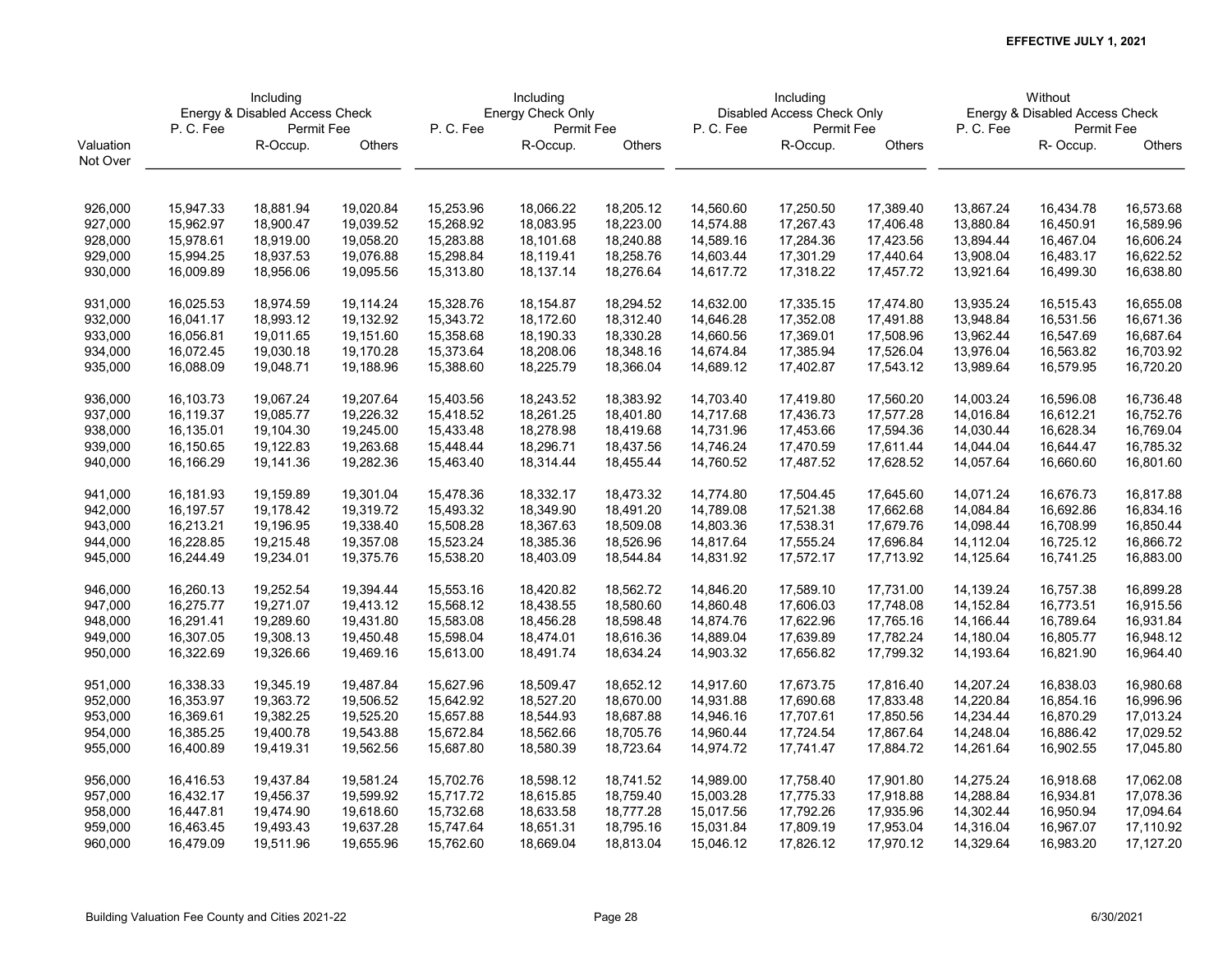EFFECTIVE JULY 1, 2021

| Valuation Not Over | Including Energy & Disabled Access Check | | | Including Energy Check Only | | | Including Disabled Access Check Only | | | Without Energy & Disabled Access Check | | |
|---|---|---|---|---|---|---|---|---|---|---|---|---|
| | P. C. Fee | Permit Fee | | P. C. Fee | Permit Fee | | P. C. Fee | Permit Fee | | P. C. Fee | Permit Fee | |
| | | R-Occup. | Others | | R-Occup. | Others | | R-Occup. | Others | | R- Occup. | Others |
| 926,000 | 15,947.33 | 18,881.94 | 19,020.84 | 15,253.96 | 18,066.22 | 18,205.12 | 14,560.60 | 17,250.50 | 17,389.40 | 13,867.24 | 16,434.78 | 16,573.68 |
| 927,000 | 15,962.97 | 18,900.47 | 19,039.52 | 15,268.92 | 18,083.95 | 18,223.00 | 14,574.88 | 17,267.43 | 17,406.48 | 13,880.84 | 16,450.91 | 16,589.96 |
| 928,000 | 15,978.61 | 18,919.00 | 19,058.20 | 15,283.88 | 18,101.68 | 18,240.88 | 14,589.16 | 17,284.36 | 17,423.56 | 13,894.44 | 16,467.04 | 16,606.24 |
| 929,000 | 15,994.25 | 18,937.53 | 19,076.88 | 15,298.84 | 18,119.41 | 18,258.76 | 14,603.44 | 17,301.29 | 17,440.64 | 13,908.04 | 16,483.17 | 16,622.52 |
| 930,000 | 16,009.89 | 18,956.06 | 19,095.56 | 15,313.80 | 18,137.14 | 18,276.64 | 14,617.72 | 17,318.22 | 17,457.72 | 13,921.64 | 16,499.30 | 16,638.80 |
| 931,000 | 16,025.53 | 18,974.59 | 19,114.24 | 15,328.76 | 18,154.87 | 18,294.52 | 14,632.00 | 17,335.15 | 17,474.80 | 13,935.24 | 16,515.43 | 16,655.08 |
| 932,000 | 16,041.17 | 18,993.12 | 19,132.92 | 15,343.72 | 18,172.60 | 18,312.40 | 14,646.28 | 17,352.08 | 17,491.88 | 13,948.84 | 16,531.56 | 16,671.36 |
| 933,000 | 16,056.81 | 19,011.65 | 19,151.60 | 15,358.68 | 18,190.33 | 18,330.28 | 14,660.56 | 17,369.01 | 17,508.96 | 13,962.44 | 16,547.69 | 16,687.64 |
| 934,000 | 16,072.45 | 19,030.18 | 19,170.28 | 15,373.64 | 18,208.06 | 18,348.16 | 14,674.84 | 17,385.94 | 17,526.04 | 13,976.04 | 16,563.82 | 16,703.92 |
| 935,000 | 16,088.09 | 19,048.71 | 19,188.96 | 15,388.60 | 18,225.79 | 18,366.04 | 14,689.12 | 17,402.87 | 17,543.12 | 13,989.64 | 16,579.95 | 16,720.20 |
| 936,000 | 16,103.73 | 19,067.24 | 19,207.64 | 15,403.56 | 18,243.52 | 18,383.92 | 14,703.40 | 17,419.80 | 17,560.20 | 14,003.24 | 16,596.08 | 16,736.48 |
| 937,000 | 16,119.37 | 19,085.77 | 19,226.32 | 15,418.52 | 18,261.25 | 18,401.80 | 14,717.68 | 17,436.73 | 17,577.28 | 14,016.84 | 16,612.21 | 16,752.76 |
| 938,000 | 16,135.01 | 19,104.30 | 19,245.00 | 15,433.48 | 18,278.98 | 18,419.68 | 14,731.96 | 17,453.66 | 17,594.36 | 14,030.44 | 16,628.34 | 16,769.04 |
| 939,000 | 16,150.65 | 19,122.83 | 19,263.68 | 15,448.44 | 18,296.71 | 18,437.56 | 14,746.24 | 17,470.59 | 17,611.44 | 14,044.04 | 16,644.47 | 16,785.32 |
| 940,000 | 16,166.29 | 19,141.36 | 19,282.36 | 15,463.40 | 18,314.44 | 18,455.44 | 14,760.52 | 17,487.52 | 17,628.52 | 14,057.64 | 16,660.60 | 16,801.60 |
| 941,000 | 16,181.93 | 19,159.89 | 19,301.04 | 15,478.36 | 18,332.17 | 18,473.32 | 14,774.80 | 17,504.45 | 17,645.60 | 14,071.24 | 16,676.73 | 16,817.88 |
| 942,000 | 16,197.57 | 19,178.42 | 19,319.72 | 15,493.32 | 18,349.90 | 18,491.20 | 14,789.08 | 17,521.38 | 17,662.68 | 14,084.84 | 16,692.86 | 16,834.16 |
| 943,000 | 16,213.21 | 19,196.95 | 19,338.40 | 15,508.28 | 18,367.63 | 18,509.08 | 14,803.36 | 17,538.31 | 17,679.76 | 14,098.44 | 16,708.99 | 16,850.44 |
| 944,000 | 16,228.85 | 19,215.48 | 19,357.08 | 15,523.24 | 18,385.36 | 18,526.96 | 14,817.64 | 17,555.24 | 17,696.84 | 14,112.04 | 16,725.12 | 16,866.72 |
| 945,000 | 16,244.49 | 19,234.01 | 19,375.76 | 15,538.20 | 18,403.09 | 18,544.84 | 14,831.92 | 17,572.17 | 17,713.92 | 14,125.64 | 16,741.25 | 16,883.00 |
| 946,000 | 16,260.13 | 19,252.54 | 19,394.44 | 15,553.16 | 18,420.82 | 18,562.72 | 14,846.20 | 17,589.10 | 17,731.00 | 14,139.24 | 16,757.38 | 16,899.28 |
| 947,000 | 16,275.77 | 19,271.07 | 19,413.12 | 15,568.12 | 18,438.55 | 18,580.60 | 14,860.48 | 17,606.03 | 17,748.08 | 14,152.84 | 16,773.51 | 16,915.56 |
| 948,000 | 16,291.41 | 19,289.60 | 19,431.80 | 15,583.08 | 18,456.28 | 18,598.48 | 14,874.76 | 17,622.96 | 17,765.16 | 14,166.44 | 16,789.64 | 16,931.84 |
| 949,000 | 16,307.05 | 19,308.13 | 19,450.48 | 15,598.04 | 18,474.01 | 18,616.36 | 14,889.04 | 17,639.89 | 17,782.24 | 14,180.04 | 16,805.77 | 16,948.12 |
| 950,000 | 16,322.69 | 19,326.66 | 19,469.16 | 15,613.00 | 18,491.74 | 18,634.24 | 14,903.32 | 17,656.82 | 17,799.32 | 14,193.64 | 16,821.90 | 16,964.40 |
| 951,000 | 16,338.33 | 19,345.19 | 19,487.84 | 15,627.96 | 18,509.47 | 18,652.12 | 14,917.60 | 17,673.75 | 17,816.40 | 14,207.24 | 16,838.03 | 16,980.68 |
| 952,000 | 16,353.97 | 19,363.72 | 19,506.52 | 15,642.92 | 18,527.20 | 18,670.00 | 14,931.88 | 17,690.68 | 17,833.48 | 14,220.84 | 16,854.16 | 16,996.96 |
| 953,000 | 16,369.61 | 19,382.25 | 19,525.20 | 15,657.88 | 18,544.93 | 18,687.88 | 14,946.16 | 17,707.61 | 17,850.56 | 14,234.44 | 16,870.29 | 17,013.24 |
| 954,000 | 16,385.25 | 19,400.78 | 19,543.88 | 15,672.84 | 18,562.66 | 18,705.76 | 14,960.44 | 17,724.54 | 17,867.64 | 14,248.04 | 16,886.42 | 17,029.52 |
| 955,000 | 16,400.89 | 19,419.31 | 19,562.56 | 15,687.80 | 18,580.39 | 18,723.64 | 14,974.72 | 17,741.47 | 17,884.72 | 14,261.64 | 16,902.55 | 17,045.80 |
| 956,000 | 16,416.53 | 19,437.84 | 19,581.24 | 15,702.76 | 18,598.12 | 18,741.52 | 14,989.00 | 17,758.40 | 17,901.80 | 14,275.24 | 16,918.68 | 17,062.08 |
| 957,000 | 16,432.17 | 19,456.37 | 19,599.92 | 15,717.72 | 18,615.85 | 18,759.40 | 15,003.28 | 17,775.33 | 17,918.88 | 14,288.84 | 16,934.81 | 17,078.36 |
| 958,000 | 16,447.81 | 19,474.90 | 19,618.60 | 15,732.68 | 18,633.58 | 18,777.28 | 15,017.56 | 17,792.26 | 17,935.96 | 14,302.44 | 16,950.94 | 17,094.64 |
| 959,000 | 16,463.45 | 19,493.43 | 19,637.28 | 15,747.64 | 18,651.31 | 18,795.16 | 15,031.84 | 17,809.19 | 17,953.04 | 14,316.04 | 16,967.07 | 17,110.92 |
| 960,000 | 16,479.09 | 19,511.96 | 19,655.96 | 15,762.60 | 18,669.04 | 18,813.04 | 15,046.12 | 17,826.12 | 17,970.12 | 14,329.64 | 16,983.20 | 17,127.20 |

Building Valuation Fee County and Cities 2021-22 | 6/30/2021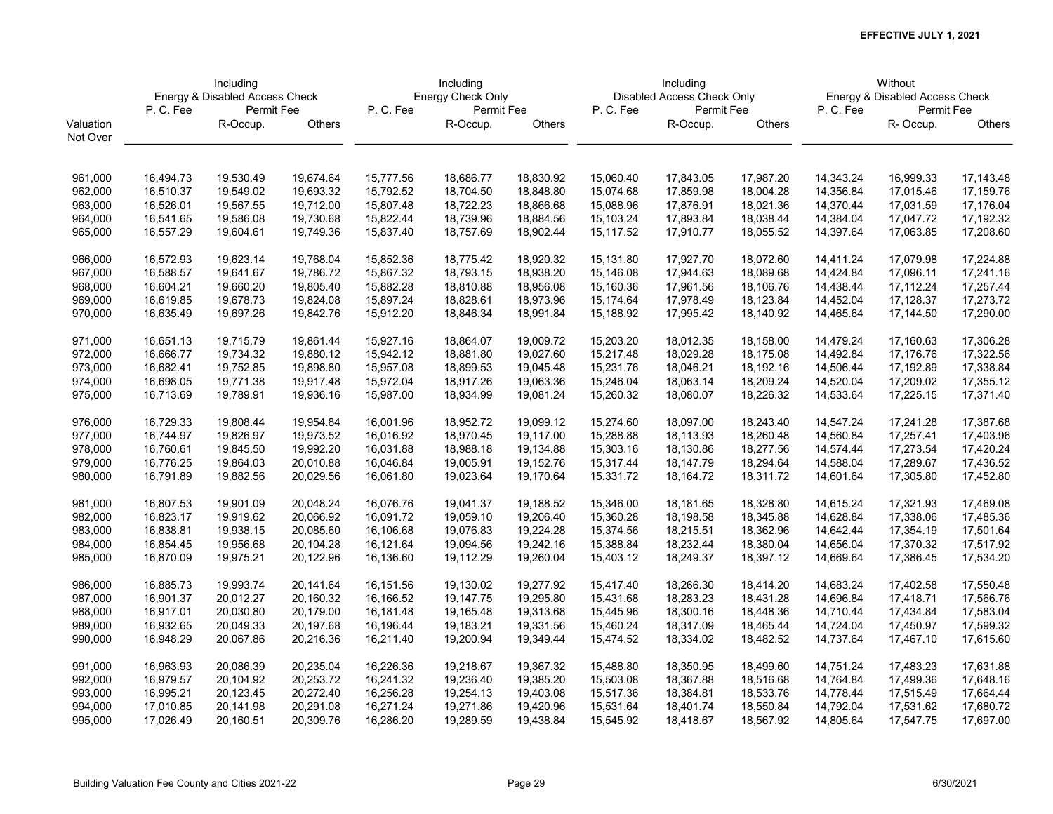**EFFECTIVE JULY 1, 2021**

| Valuation Not Over | Including Energy & Disabled Access Check | | | Including Energy Check Only | | | Including Disabled Access Check Only | | | Without Energy & Disabled Access Check | | |
|---|---|---|---|---|---|---|---|---|---|---|---|---|
| | P. C. Fee | Permit Fee | | P. C. Fee | Permit Fee | | P. C. Fee | Permit Fee | | P. C. Fee | Permit Fee | |
| | | R-Occup. | Others | | R-Occup. | Others | | R-Occup. | Others | | R- Occup. | Others |
| 961,000 | 16,494.73 | 19,530.49 | 19,674.64 | 15,777.56 | 18,686.77 | 18,830.92 | 15,060.40 | 17,843.05 | 17,987.20 | 14,343.24 | 16,999.33 | 17,143.48 |
| 962,000 | 16,510.37 | 19,549.02 | 19,693.32 | 15,792.52 | 18,704.50 | 18,848.80 | 15,074.68 | 17,859.98 | 18,004.28 | 14,356.84 | 17,015.46 | 17,159.76 |
| 963,000 | 16,526.01 | 19,567.55 | 19,712.00 | 15,807.48 | 18,722.23 | 18,866.68 | 15,088.96 | 17,876.91 | 18,021.36 | 14,370.44 | 17,031.59 | 17,176.04 |
| 964,000 | 16,541.65 | 19,586.08 | 19,730.68 | 15,822.44 | 18,739.96 | 18,884.56 | 15,103.24 | 17,893.84 | 18,038.44 | 14,384.04 | 17,047.72 | 17,192.32 |
| 965,000 | 16,557.29 | 19,604.61 | 19,749.36 | 15,837.40 | 18,757.69 | 18,902.44 | 15,117.52 | 17,910.77 | 18,055.52 | 14,397.64 | 17,063.85 | 17,208.60 |
| 966,000 | 16,572.93 | 19,623.14 | 19,768.04 | 15,852.36 | 18,775.42 | 18,920.32 | 15,131.80 | 17,927.70 | 18,072.60 | 14,411.24 | 17,079.98 | 17,224.88 |
| 967,000 | 16,588.57 | 19,641.67 | 19,786.72 | 15,867.32 | 18,793.15 | 18,938.20 | 15,146.08 | 17,944.63 | 18,089.68 | 14,424.84 | 17,096.11 | 17,241.16 |
| 968,000 | 16,604.21 | 19,660.20 | 19,805.40 | 15,882.28 | 18,810.88 | 18,956.08 | 15,160.36 | 17,961.56 | 18,106.76 | 14,438.44 | 17,112.24 | 17,257.44 |
| 969,000 | 16,619.85 | 19,678.73 | 19,824.08 | 15,897.24 | 18,828.61 | 18,973.96 | 15,174.64 | 17,978.49 | 18,123.84 | 14,452.04 | 17,128.37 | 17,273.72 |
| 970,000 | 16,635.49 | 19,697.26 | 19,842.76 | 15,912.20 | 18,846.34 | 18,991.84 | 15,188.92 | 17,995.42 | 18,140.92 | 14,465.64 | 17,144.50 | 17,290.00 |
| 971,000 | 16,651.13 | 19,715.79 | 19,861.44 | 15,927.16 | 18,864.07 | 19,009.72 | 15,203.20 | 18,012.35 | 18,158.00 | 14,479.24 | 17,160.63 | 17,306.28 |
| 972,000 | 16,666.77 | 19,734.32 | 19,880.12 | 15,942.12 | 18,881.80 | 19,027.60 | 15,217.48 | 18,029.28 | 18,175.08 | 14,492.84 | 17,176.76 | 17,322.56 |
| 973,000 | 16,682.41 | 19,752.85 | 19,898.80 | 15,957.08 | 18,899.53 | 19,045.48 | 15,231.76 | 18,046.21 | 18,192.16 | 14,506.44 | 17,192.89 | 17,338.84 |
| 974,000 | 16,698.05 | 19,771.38 | 19,917.48 | 15,972.04 | 18,917.26 | 19,063.36 | 15,246.04 | 18,063.14 | 18,209.24 | 14,520.04 | 17,209.02 | 17,355.12 |
| 975,000 | 16,713.69 | 19,789.91 | 19,936.16 | 15,987.00 | 18,934.99 | 19,081.24 | 15,260.32 | 18,080.07 | 18,226.32 | 14,533.64 | 17,225.15 | 17,371.40 |
| 976,000 | 16,729.33 | 19,808.44 | 19,954.84 | 16,001.96 | 18,952.72 | 19,099.12 | 15,274.60 | 18,097.00 | 18,243.40 | 14,547.24 | 17,241.28 | 17,387.68 |
| 977,000 | 16,744.97 | 19,826.97 | 19,973.52 | 16,016.92 | 18,970.45 | 19,117.00 | 15,288.88 | 18,113.93 | 18,260.48 | 14,560.84 | 17,257.41 | 17,403.96 |
| 978,000 | 16,760.61 | 19,845.50 | 19,992.20 | 16,031.88 | 18,988.18 | 19,134.88 | 15,303.16 | 18,130.86 | 18,277.56 | 14,574.44 | 17,273.54 | 17,420.24 |
| 979,000 | 16,776.25 | 19,864.03 | 20,010.88 | 16,046.84 | 19,005.91 | 19,152.76 | 15,317.44 | 18,147.79 | 18,294.64 | 14,588.04 | 17,289.67 | 17,436.52 |
| 980,000 | 16,791.89 | 19,882.56 | 20,029.56 | 16,061.80 | 19,023.64 | 19,170.64 | 15,331.72 | 18,164.72 | 18,311.72 | 14,601.64 | 17,305.80 | 17,452.80 |
| 981,000 | 16,807.53 | 19,901.09 | 20,048.24 | 16,076.76 | 19,041.37 | 19,188.52 | 15,346.00 | 18,181.65 | 18,328.80 | 14,615.24 | 17,321.93 | 17,469.08 |
| 982,000 | 16,823.17 | 19,919.62 | 20,066.92 | 16,091.72 | 19,059.10 | 19,206.40 | 15,360.28 | 18,198.58 | 18,345.88 | 14,628.84 | 17,338.06 | 17,485.36 |
| 983,000 | 16,838.81 | 19,938.15 | 20,085.60 | 16,106.68 | 19,076.83 | 19,224.28 | 15,374.56 | 18,215.51 | 18,362.96 | 14,642.44 | 17,354.19 | 17,501.64 |
| 984,000 | 16,854.45 | 19,956.68 | 20,104.28 | 16,121.64 | 19,094.56 | 19,242.16 | 15,388.84 | 18,232.44 | 18,380.04 | 14,656.04 | 17,370.32 | 17,517.92 |
| 985,000 | 16,870.09 | 19,975.21 | 20,122.96 | 16,136.60 | 19,112.29 | 19,260.04 | 15,403.12 | 18,249.37 | 18,397.12 | 14,669.64 | 17,386.45 | 17,534.20 |
| 986,000 | 16,885.73 | 19,993.74 | 20,141.64 | 16,151.56 | 19,130.02 | 19,277.92 | 15,417.40 | 18,266.30 | 18,414.20 | 14,683.24 | 17,402.58 | 17,550.48 |
| 987,000 | 16,901.37 | 20,012.27 | 20,160.32 | 16,166.52 | 19,147.75 | 19,295.80 | 15,431.68 | 18,283.23 | 18,431.28 | 14,696.84 | 17,418.71 | 17,566.76 |
| 988,000 | 16,917.01 | 20,030.80 | 20,179.00 | 16,181.48 | 19,165.48 | 19,313.68 | 15,445.96 | 18,300.16 | 18,448.36 | 14,710.44 | 17,434.84 | 17,583.04 |
| 989,000 | 16,932.65 | 20,049.33 | 20,197.68 | 16,196.44 | 19,183.21 | 19,331.56 | 15,460.24 | 18,317.09 | 18,465.44 | 14,724.04 | 17,450.97 | 17,599.32 |
| 990,000 | 16,948.29 | 20,067.86 | 20,216.36 | 16,211.40 | 19,200.94 | 19,349.44 | 15,474.52 | 18,334.02 | 18,482.52 | 14,737.64 | 17,467.10 | 17,615.60 |
| 991,000 | 16,963.93 | 20,086.39 | 20,235.04 | 16,226.36 | 19,218.67 | 19,367.32 | 15,488.80 | 18,350.95 | 18,499.60 | 14,751.24 | 17,483.23 | 17,631.88 |
| 992,000 | 16,979.57 | 20,104.92 | 20,253.72 | 16,241.32 | 19,236.40 | 19,385.20 | 15,503.08 | 18,367.88 | 18,516.68 | 14,764.84 | 17,499.36 | 17,648.16 |
| 993,000 | 16,995.21 | 20,123.45 | 20,272.40 | 16,256.28 | 19,254.13 | 19,403.08 | 15,517.36 | 18,384.81 | 18,533.76 | 14,778.44 | 17,515.49 | 17,664.44 |
| 994,000 | 17,010.85 | 20,141.98 | 20,291.08 | 16,271.24 | 19,271.86 | 19,420.96 | 15,531.64 | 18,401.74 | 18,550.84 | 14,792.04 | 17,531.62 | 17,680.72 |
| 995,000 | 17,026.49 | 20,160.51 | 20,309.76 | 16,286.20 | 19,289.59 | 19,438.84 | 15,545.92 | 18,418.67 | 18,567.92 | 14,805.64 | 17,547.75 | 17,697.00 |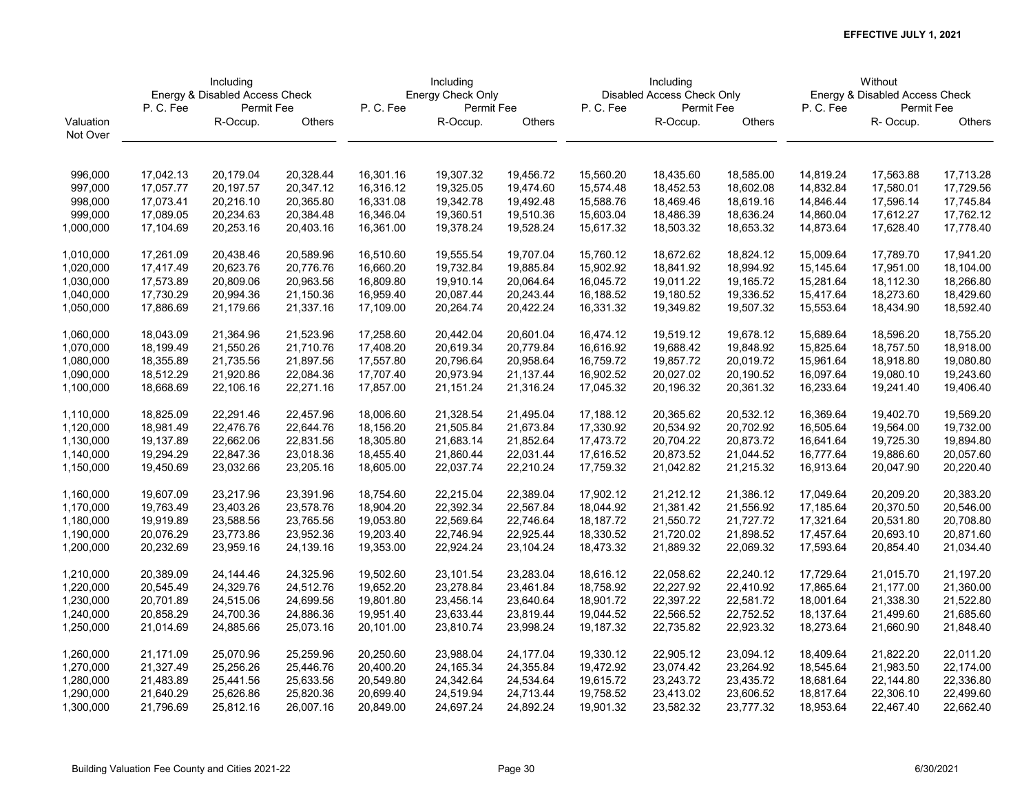**EFFECTIVE JULY 1, 2021**

| Valuation Not Over | Including Energy & Disabled Access Check P. C. Fee | Permit Fee R-Occup. | Permit Fee Others | Including Energy Check Only P. C. Fee | Permit Fee R-Occup. | Permit Fee Others | Including Disabled Access Check Only P. C. Fee | Permit Fee R-Occup. | Permit Fee Others | Without Energy & Disabled Access Check P. C. Fee | Permit Fee R- Occup. | Permit Fee Others |
|---|---|---|---|---|---|---|---|---|---|---|---|---|
| 996,000 | 17,042.13 | 20,179.04 | 20,328.44 | 16,301.16 | 19,307.32 | 19,456.72 | 15,560.20 | 18,435.60 | 18,585.00 | 14,819.24 | 17,563.88 | 17,713.28 |
| 997,000 | 17,057.77 | 20,197.57 | 20,347.12 | 16,316.12 | 19,325.05 | 19,474.60 | 15,574.48 | 18,452.53 | 18,602.08 | 14,832.84 | 17,580.01 | 17,729.56 |
| 998,000 | 17,073.41 | 20,216.10 | 20,365.80 | 16,331.08 | 19,342.78 | 19,492.48 | 15,588.76 | 18,469.46 | 18,619.16 | 14,846.44 | 17,596.14 | 17,745.84 |
| 999,000 | 17,089.05 | 20,234.63 | 20,384.48 | 16,346.04 | 19,360.51 | 19,510.36 | 15,603.04 | 18,486.39 | 18,636.24 | 14,860.04 | 17,612.27 | 17,762.12 |
| 1,000,000 | 17,104.69 | 20,253.16 | 20,403.16 | 16,361.00 | 19,378.24 | 19,528.24 | 15,617.32 | 18,503.32 | 18,653.32 | 14,873.64 | 17,628.40 | 17,778.40 |
| 1,010,000 | 17,261.09 | 20,438.46 | 20,589.96 | 16,510.60 | 19,555.54 | 19,707.04 | 15,760.12 | 18,672.62 | 18,824.12 | 15,009.64 | 17,789.70 | 17,941.20 |
| 1,020,000 | 17,417.49 | 20,623.76 | 20,776.76 | 16,660.20 | 19,732.84 | 19,885.84 | 15,902.92 | 18,841.92 | 18,994.92 | 15,145.64 | 17,951.00 | 18,104.00 |
| 1,030,000 | 17,573.89 | 20,809.06 | 20,963.56 | 16,809.80 | 19,910.14 | 20,064.64 | 16,045.72 | 19,011.22 | 19,165.72 | 15,281.64 | 18,112.30 | 18,266.80 |
| 1,040,000 | 17,730.29 | 20,994.36 | 21,150.36 | 16,959.40 | 20,087.44 | 20,243.44 | 16,188.52 | 19,180.52 | 19,336.52 | 15,417.64 | 18,273.60 | 18,429.60 |
| 1,050,000 | 17,886.69 | 21,179.66 | 21,337.16 | 17,109.00 | 20,264.74 | 20,422.24 | 16,331.32 | 19,349.82 | 19,507.32 | 15,553.64 | 18,434.90 | 18,592.40 |
| 1,060,000 | 18,043.09 | 21,364.96 | 21,523.96 | 17,258.60 | 20,442.04 | 20,601.04 | 16,474.12 | 19,519.12 | 19,678.12 | 15,689.64 | 18,596.20 | 18,755.20 |
| 1,070,000 | 18,199.49 | 21,550.26 | 21,710.76 | 17,408.20 | 20,619.34 | 20,779.84 | 16,616.92 | 19,688.42 | 19,848.92 | 15,825.64 | 18,757.50 | 18,918.00 |
| 1,080,000 | 18,355.89 | 21,735.56 | 21,897.56 | 17,557.80 | 20,796.64 | 20,958.64 | 16,759.72 | 19,857.72 | 20,019.72 | 15,961.64 | 18,918.80 | 19,080.80 |
| 1,090,000 | 18,512.29 | 21,920.86 | 22,084.36 | 17,707.40 | 20,973.94 | 21,137.44 | 16,902.52 | 20,027.02 | 20,190.52 | 16,097.64 | 19,080.10 | 19,243.60 |
| 1,100,000 | 18,668.69 | 22,106.16 | 22,271.16 | 17,857.00 | 21,151.24 | 21,316.24 | 17,045.32 | 20,196.32 | 20,361.32 | 16,233.64 | 19,241.40 | 19,406.40 |
| 1,110,000 | 18,825.09 | 22,291.46 | 22,457.96 | 18,006.60 | 21,328.54 | 21,495.04 | 17,188.12 | 20,365.62 | 20,532.12 | 16,369.64 | 19,402.70 | 19,569.20 |
| 1,120,000 | 18,981.49 | 22,476.76 | 22,644.76 | 18,156.20 | 21,505.84 | 21,673.84 | 17,330.92 | 20,534.92 | 20,702.92 | 16,505.64 | 19,564.00 | 19,732.00 |
| 1,130,000 | 19,137.89 | 22,662.06 | 22,831.56 | 18,305.80 | 21,683.14 | 21,852.64 | 17,473.72 | 20,704.22 | 20,873.72 | 16,641.64 | 19,725.30 | 19,894.80 |
| 1,140,000 | 19,294.29 | 22,847.36 | 23,018.36 | 18,455.40 | 21,860.44 | 22,031.44 | 17,616.52 | 20,873.52 | 21,044.52 | 16,777.64 | 19,886.60 | 20,057.60 |
| 1,150,000 | 19,450.69 | 23,032.66 | 23,205.16 | 18,605.00 | 22,037.74 | 22,210.24 | 17,759.32 | 21,042.82 | 21,215.32 | 16,913.64 | 20,047.90 | 20,220.40 |
| 1,160,000 | 19,607.09 | 23,217.96 | 23,391.96 | 18,754.60 | 22,215.04 | 22,389.04 | 17,902.12 | 21,212.12 | 21,386.12 | 17,049.64 | 20,209.20 | 20,383.20 |
| 1,170,000 | 19,763.49 | 23,403.26 | 23,578.76 | 18,904.20 | 22,392.34 | 22,567.84 | 18,044.92 | 21,381.42 | 21,556.92 | 17,185.64 | 20,370.50 | 20,546.00 |
| 1,180,000 | 19,919.89 | 23,588.56 | 23,765.56 | 19,053.80 | 22,569.64 | 22,746.64 | 18,187.72 | 21,550.72 | 21,727.72 | 17,321.64 | 20,531.80 | 20,708.80 |
| 1,190,000 | 20,076.29 | 23,773.86 | 23,952.36 | 19,203.40 | 22,746.94 | 22,925.44 | 18,330.52 | 21,720.02 | 21,898.52 | 17,457.64 | 20,693.10 | 20,871.60 |
| 1,200,000 | 20,232.69 | 23,959.16 | 24,139.16 | 19,353.00 | 22,924.24 | 23,104.24 | 18,473.32 | 21,889.32 | 22,069.32 | 17,593.64 | 20,854.40 | 21,034.40 |
| 1,210,000 | 20,389.09 | 24,144.46 | 24,325.96 | 19,502.60 | 23,101.54 | 23,283.04 | 18,616.12 | 22,058.62 | 22,240.12 | 17,729.64 | 21,015.70 | 21,197.20 |
| 1,220,000 | 20,545.49 | 24,329.76 | 24,512.76 | 19,652.20 | 23,278.84 | 23,461.84 | 18,758.92 | 22,227.92 | 22,410.92 | 17,865.64 | 21,177.00 | 21,360.00 |
| 1,230,000 | 20,701.89 | 24,515.06 | 24,699.56 | 19,801.80 | 23,456.14 | 23,640.64 | 18,901.72 | 22,397.22 | 22,581.72 | 18,001.64 | 21,338.30 | 21,522.80 |
| 1,240,000 | 20,858.29 | 24,700.36 | 24,886.36 | 19,951.40 | 23,633.44 | 23,819.44 | 19,044.52 | 22,566.52 | 22,752.52 | 18,137.64 | 21,499.60 | 21,685.60 |
| 1,250,000 | 21,014.69 | 24,885.66 | 25,073.16 | 20,101.00 | 23,810.74 | 23,998.24 | 19,187.32 | 22,735.82 | 22,923.32 | 18,273.64 | 21,660.90 | 21,848.40 |
| 1,260,000 | 21,171.09 | 25,070.96 | 25,259.96 | 20,250.60 | 23,988.04 | 24,177.04 | 19,330.12 | 22,905.12 | 23,094.12 | 18,409.64 | 21,822.20 | 22,011.20 |
| 1,270,000 | 21,327.49 | 25,256.26 | 25,446.76 | 20,400.20 | 24,165.34 | 24,355.84 | 19,472.92 | 23,074.42 | 23,264.92 | 18,545.64 | 21,983.50 | 22,174.00 |
| 1,280,000 | 21,483.89 | 25,441.56 | 25,633.56 | 20,549.80 | 24,342.64 | 24,534.64 | 19,615.72 | 23,243.72 | 23,435.72 | 18,681.64 | 22,144.80 | 22,336.80 |
| 1,290,000 | 21,640.29 | 25,626.86 | 25,820.36 | 20,699.40 | 24,519.94 | 24,713.44 | 19,758.52 | 23,413.02 | 23,606.52 | 18,817.64 | 22,306.10 | 22,499.60 |
| 1,300,000 | 21,796.69 | 25,812.16 | 26,007.16 | 20,849.00 | 24,697.24 | 24,892.24 | 19,901.32 | 23,582.32 | 23,777.32 | 18,953.64 | 22,467.40 | 22,662.40 |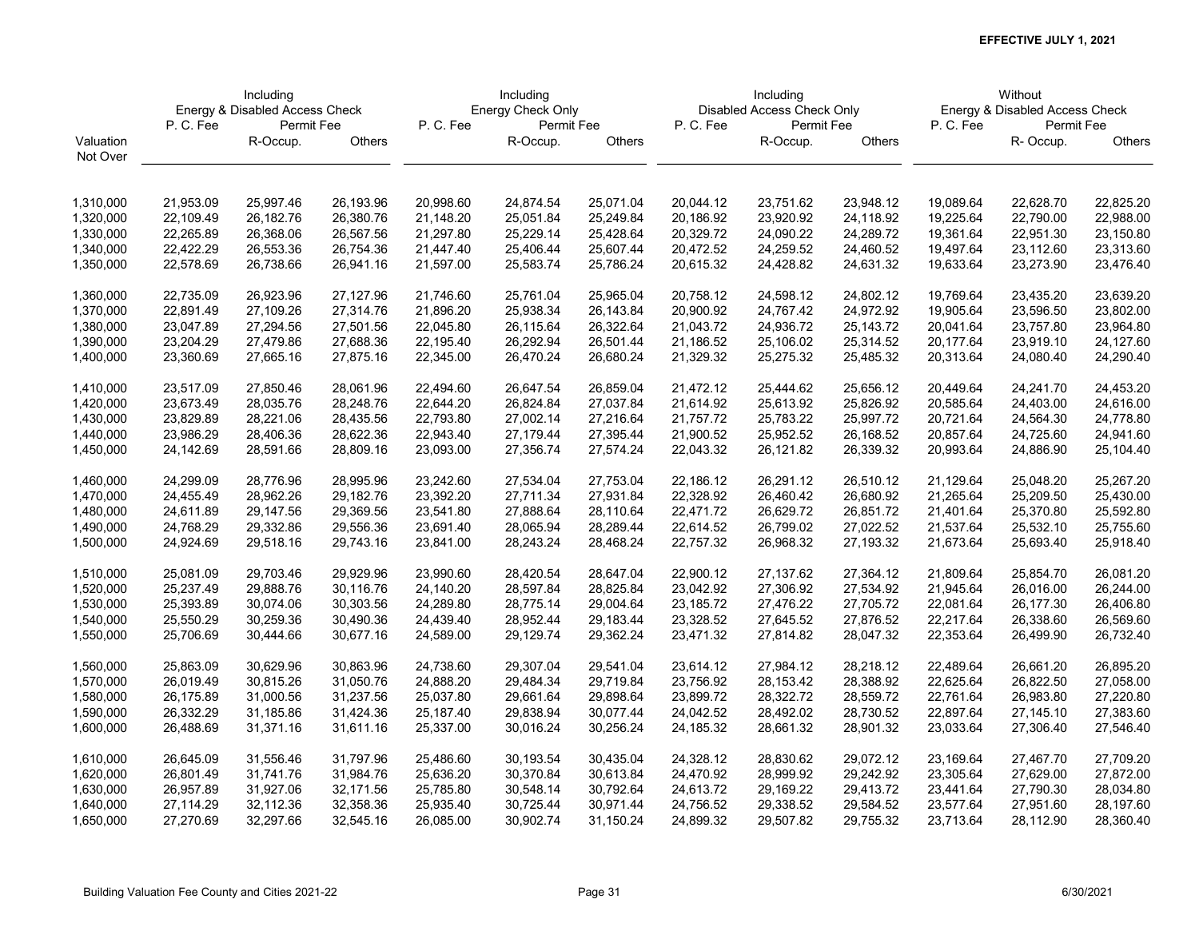**EFFECTIVE JULY 1, 2021**

| | Including Energy & Disabled Access Check | | | Including Energy Check Only | | | Including Disabled Access Check Only | | | Without Energy & Disabled Access Check | | |
|---|---|---|---|---|---|---|---|---|---|---|---|---|
| | P. C. Fee | Permit Fee | | P. C. Fee | Permit Fee | | P. C. Fee | Permit Fee | | P. C. Fee | Permit Fee | |
| Valuation Not Over | | R-Occup. | Others | | R-Occup. | Others | | R-Occup. | Others | | R- Occup. | Others |
| 1,310,000 | 21,953.09 | 25,997.46 | 26,193.96 | 20,998.60 | 24,874.54 | 25,071.04 | 20,044.12 | 23,751.62 | 23,948.12 | 19,089.64 | 22,628.70 | 22,825.20 |
| 1,320,000 | 22,109.49 | 26,182.76 | 26,380.76 | 21,148.20 | 25,051.84 | 25,249.84 | 20,186.92 | 23,920.92 | 24,118.92 | 19,225.64 | 22,790.00 | 22,988.00 |
| 1,330,000 | 22,265.89 | 26,368.06 | 26,567.56 | 21,297.80 | 25,229.14 | 25,428.64 | 20,329.72 | 24,090.22 | 24,289.72 | 19,361.64 | 22,951.30 | 23,150.80 |
| 1,340,000 | 22,422.29 | 26,553.36 | 26,754.36 | 21,447.40 | 25,406.44 | 25,607.44 | 20,472.52 | 24,259.52 | 24,460.52 | 19,497.64 | 23,112.60 | 23,313.60 |
| 1,350,000 | 22,578.69 | 26,738.66 | 26,941.16 | 21,597.00 | 25,583.74 | 25,786.24 | 20,615.32 | 24,428.82 | 24,631.32 | 19,633.64 | 23,273.90 | 23,476.40 |
| 1,360,000 | 22,735.09 | 26,923.96 | 27,127.96 | 21,746.60 | 25,761.04 | 25,965.04 | 20,758.12 | 24,598.12 | 24,802.12 | 19,769.64 | 23,435.20 | 23,639.20 |
| 1,370,000 | 22,891.49 | 27,109.26 | 27,314.76 | 21,896.20 | 25,938.34 | 26,143.84 | 20,900.92 | 24,767.42 | 24,972.92 | 19,905.64 | 23,596.50 | 23,802.00 |
| 1,380,000 | 23,047.89 | 27,294.56 | 27,501.56 | 22,045.80 | 26,115.64 | 26,322.64 | 21,043.72 | 24,936.72 | 25,143.72 | 20,041.64 | 23,757.80 | 23,964.80 |
| 1,390,000 | 23,204.29 | 27,479.86 | 27,688.36 | 22,195.40 | 26,292.94 | 26,501.44 | 21,186.52 | 25,106.02 | 25,314.52 | 20,177.64 | 23,919.10 | 24,127.60 |
| 1,400,000 | 23,360.69 | 27,665.16 | 27,875.16 | 22,345.00 | 26,470.24 | 26,680.24 | 21,329.32 | 25,275.32 | 25,485.32 | 20,313.64 | 24,080.40 | 24,290.40 |
| 1,410,000 | 23,517.09 | 27,850.46 | 28,061.96 | 22,494.60 | 26,647.54 | 26,859.04 | 21,472.12 | 25,444.62 | 25,656.12 | 20,449.64 | 24,241.70 | 24,453.20 |
| 1,420,000 | 23,673.49 | 28,035.76 | 28,248.76 | 22,644.20 | 26,824.84 | 27,037.84 | 21,614.92 | 25,613.92 | 25,826.92 | 20,585.64 | 24,403.00 | 24,616.00 |
| 1,430,000 | 23,829.89 | 28,221.06 | 28,435.56 | 22,793.80 | 27,002.14 | 27,216.64 | 21,757.72 | 25,783.22 | 25,997.72 | 20,721.64 | 24,564.30 | 24,778.80 |
| 1,440,000 | 23,986.29 | 28,406.36 | 28,622.36 | 22,943.40 | 27,179.44 | 27,395.44 | 21,900.52 | 25,952.52 | 26,168.52 | 20,857.64 | 24,725.60 | 24,941.60 |
| 1,450,000 | 24,142.69 | 28,591.66 | 28,809.16 | 23,093.00 | 27,356.74 | 27,574.24 | 22,043.32 | 26,121.82 | 26,339.32 | 20,993.64 | 24,886.90 | 25,104.40 |
| 1,460,000 | 24,299.09 | 28,776.96 | 28,995.96 | 23,242.60 | 27,534.04 | 27,753.04 | 22,186.12 | 26,291.12 | 26,510.12 | 21,129.64 | 25,048.20 | 25,267.20 |
| 1,470,000 | 24,455.49 | 28,962.26 | 29,182.76 | 23,392.20 | 27,711.34 | 27,931.84 | 22,328.92 | 26,460.42 | 26,680.92 | 21,265.64 | 25,209.50 | 25,430.00 |
| 1,480,000 | 24,611.89 | 29,147.56 | 29,369.56 | 23,541.80 | 27,888.64 | 28,110.64 | 22,471.72 | 26,629.72 | 26,851.72 | 21,401.64 | 25,370.80 | 25,592.80 |
| 1,490,000 | 24,768.29 | 29,332.86 | 29,556.36 | 23,691.40 | 28,065.94 | 28,289.44 | 22,614.52 | 26,799.02 | 27,022.52 | 21,537.64 | 25,532.10 | 25,755.60 |
| 1,500,000 | 24,924.69 | 29,518.16 | 29,743.16 | 23,841.00 | 28,243.24 | 28,468.24 | 22,757.32 | 26,968.32 | 27,193.32 | 21,673.64 | 25,693.40 | 25,918.40 |
| 1,510,000 | 25,081.09 | 29,703.46 | 29,929.96 | 23,990.60 | 28,420.54 | 28,647.04 | 22,900.12 | 27,137.62 | 27,364.12 | 21,809.64 | 25,854.70 | 26,081.20 |
| 1,520,000 | 25,237.49 | 29,888.76 | 30,116.76 | 24,140.20 | 28,597.84 | 28,825.84 | 23,042.92 | 27,306.92 | 27,534.92 | 21,945.64 | 26,016.00 | 26,244.00 |
| 1,530,000 | 25,393.89 | 30,074.06 | 30,303.56 | 24,289.80 | 28,775.14 | 29,004.64 | 23,185.72 | 27,476.22 | 27,705.72 | 22,081.64 | 26,177.30 | 26,406.80 |
| 1,540,000 | 25,550.29 | 30,259.36 | 30,490.36 | 24,439.40 | 28,952.44 | 29,183.44 | 23,328.52 | 27,645.52 | 27,876.52 | 22,217.64 | 26,338.60 | 26,569.60 |
| 1,550,000 | 25,706.69 | 30,444.66 | 30,677.16 | 24,589.00 | 29,129.74 | 29,362.24 | 23,471.32 | 27,814.82 | 28,047.32 | 22,353.64 | 26,499.90 | 26,732.40 |
| 1,560,000 | 25,863.09 | 30,629.96 | 30,863.96 | 24,738.60 | 29,307.04 | 29,541.04 | 23,614.12 | 27,984.12 | 28,218.12 | 22,489.64 | 26,661.20 | 26,895.20 |
| 1,570,000 | 26,019.49 | 30,815.26 | 31,050.76 | 24,888.20 | 29,484.34 | 29,719.84 | 23,756.92 | 28,153.42 | 28,388.92 | 22,625.64 | 26,822.50 | 27,058.00 |
| 1,580,000 | 26,175.89 | 31,000.56 | 31,237.56 | 25,037.80 | 29,661.64 | 29,898.64 | 23,899.72 | 28,322.72 | 28,559.72 | 22,761.64 | 26,983.80 | 27,220.80 |
| 1,590,000 | 26,332.29 | 31,185.86 | 31,424.36 | 25,187.40 | 29,838.94 | 30,077.44 | 24,042.52 | 28,492.02 | 28,730.52 | 22,897.64 | 27,145.10 | 27,383.60 |
| 1,600,000 | 26,488.69 | 31,371.16 | 31,611.16 | 25,337.00 | 30,016.24 | 30,256.24 | 24,185.32 | 28,661.32 | 28,901.32 | 23,033.64 | 27,306.40 | 27,546.40 |
| 1,610,000 | 26,645.09 | 31,556.46 | 31,797.96 | 25,486.60 | 30,193.54 | 30,435.04 | 24,328.12 | 28,830.62 | 29,072.12 | 23,169.64 | 27,467.70 | 27,709.20 |
| 1,620,000 | 26,801.49 | 31,741.76 | 31,984.76 | 25,636.20 | 30,370.84 | 30,613.84 | 24,470.92 | 28,999.92 | 29,242.92 | 23,305.64 | 27,629.00 | 27,872.00 |
| 1,630,000 | 26,957.89 | 31,927.06 | 32,171.56 | 25,785.80 | 30,548.14 | 30,792.64 | 24,613.72 | 29,169.22 | 29,413.72 | 23,441.64 | 27,790.30 | 28,034.80 |
| 1,640,000 | 27,114.29 | 32,112.36 | 32,358.36 | 25,935.40 | 30,725.44 | 30,971.44 | 24,756.52 | 29,338.52 | 29,584.52 | 23,577.64 | 27,951.60 | 28,197.60 |
| 1,650,000 | 27,270.69 | 32,297.66 | 32,545.16 | 26,085.00 | 30,902.74 | 31,150.24 | 24,899.32 | 29,507.82 | 29,755.32 | 23,713.64 | 28,112.90 | 28,360.40 |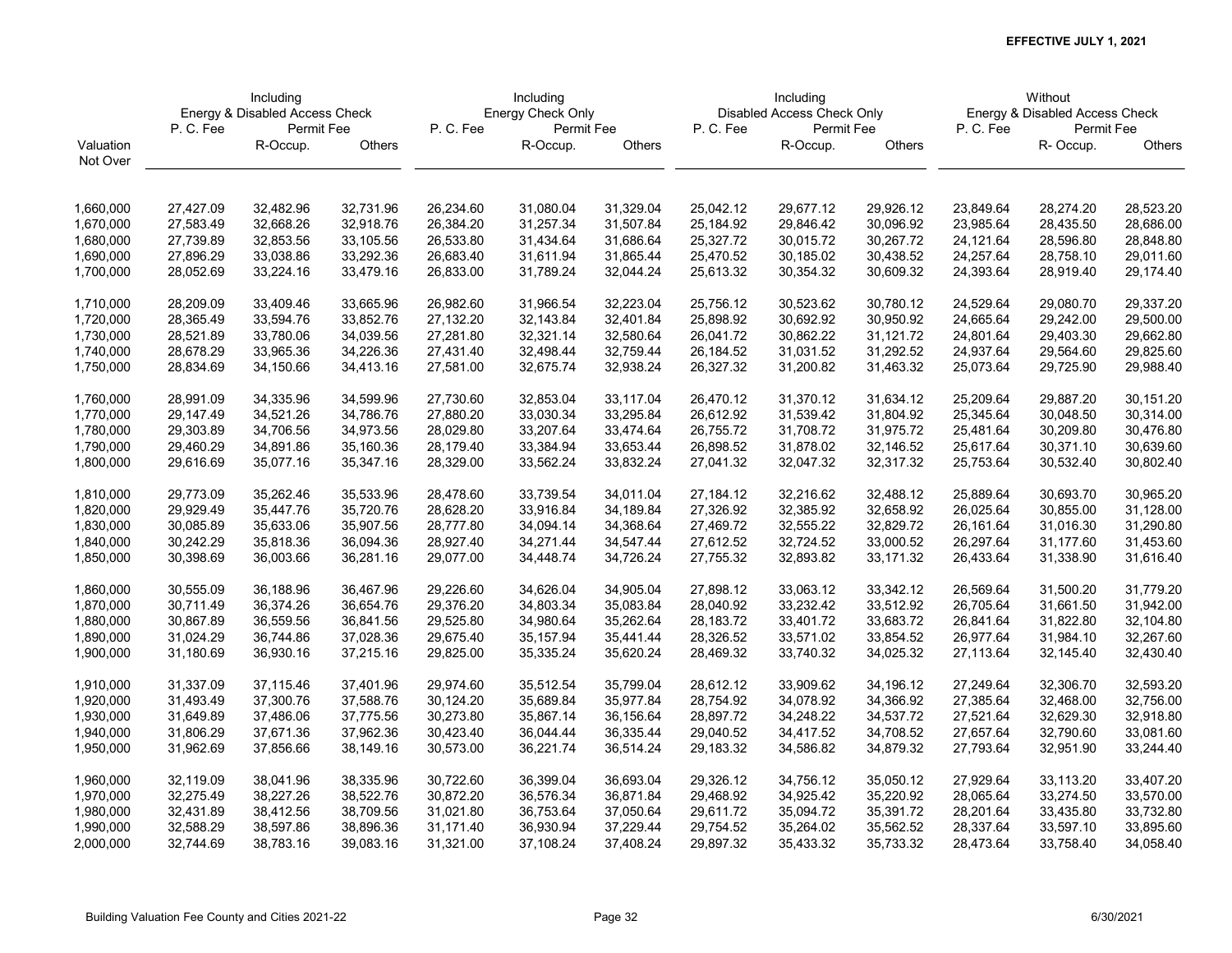**EFFECTIVE JULY 1, 2021**

| Valuation Not Over | Including Energy & Disabled Access Check P. C. Fee | Including Energy & Disabled Access Check Permit Fee R-Occup. | Including Energy & Disabled Access Check Permit Fee Others | Including Energy Check Only P. C. Fee | Including Energy Check Only Permit Fee R-Occup. | Including Energy Check Only Permit Fee Others | Including Disabled Access Check Only P. C. Fee | Including Disabled Access Check Only Permit Fee R-Occup. | Including Disabled Access Check Only Permit Fee Others | Without Energy & Disabled Access Check P. C. Fee | Without Energy & Disabled Access Check Permit Fee R- Occup. | Without Energy & Disabled Access Check Permit Fee Others |
|---|---|---|---|---|---|---|---|---|---|---|---|---|
| 1,660,000 | 27,427.09 | 32,482.96 | 32,731.96 | 26,234.60 | 31,080.04 | 31,329.04 | 25,042.12 | 29,677.12 | 29,926.12 | 23,849.64 | 28,274.20 | 28,523.20 |
| 1,670,000 | 27,583.49 | 32,668.26 | 32,918.76 | 26,384.20 | 31,257.34 | 31,507.84 | 25,184.92 | 29,846.42 | 30,096.92 | 23,985.64 | 28,435.50 | 28,686.00 |
| 1,680,000 | 27,739.89 | 32,853.56 | 33,105.56 | 26,533.80 | 31,434.64 | 31,686.64 | 25,327.72 | 30,015.72 | 30,267.72 | 24,121.64 | 28,596.80 | 28,848.80 |
| 1,690,000 | 27,896.29 | 33,038.86 | 33,292.36 | 26,683.40 | 31,611.94 | 31,865.44 | 25,470.52 | 30,185.02 | 30,438.52 | 24,257.64 | 28,758.10 | 29,011.60 |
| 1,700,000 | 28,052.69 | 33,224.16 | 33,479.16 | 26,833.00 | 31,789.24 | 32,044.24 | 25,613.32 | 30,354.32 | 30,609.32 | 24,393.64 | 28,919.40 | 29,174.40 |
| 1,710,000 | 28,209.09 | 33,409.46 | 33,665.96 | 26,982.60 | 31,966.54 | 32,223.04 | 25,756.12 | 30,523.62 | 30,780.12 | 24,529.64 | 29,080.70 | 29,337.20 |
| 1,720,000 | 28,365.49 | 33,594.76 | 33,852.76 | 27,132.20 | 32,143.84 | 32,401.84 | 25,898.92 | 30,692.92 | 30,950.92 | 24,665.64 | 29,242.00 | 29,500.00 |
| 1,730,000 | 28,521.89 | 33,780.06 | 34,039.56 | 27,281.80 | 32,321.14 | 32,580.64 | 26,041.72 | 30,862.22 | 31,121.72 | 24,801.64 | 29,403.30 | 29,662.80 |
| 1,740,000 | 28,678.29 | 33,965.36 | 34,226.36 | 27,431.40 | 32,498.44 | 32,759.44 | 26,184.52 | 31,031.52 | 31,292.52 | 24,937.64 | 29,564.60 | 29,825.60 |
| 1,750,000 | 28,834.69 | 34,150.66 | 34,413.16 | 27,581.00 | 32,675.74 | 32,938.24 | 26,327.32 | 31,200.82 | 31,463.32 | 25,073.64 | 29,725.90 | 29,988.40 |
| 1,760,000 | 28,991.09 | 34,335.96 | 34,599.96 | 27,730.60 | 32,853.04 | 33,117.04 | 26,470.12 | 31,370.12 | 31,634.12 | 25,209.64 | 29,887.20 | 30,151.20 |
| 1,770,000 | 29,147.49 | 34,521.26 | 34,786.76 | 27,880.20 | 33,030.34 | 33,295.84 | 26,612.92 | 31,539.42 | 31,804.92 | 25,345.64 | 30,048.50 | 30,314.00 |
| 1,780,000 | 29,303.89 | 34,706.56 | 34,973.56 | 28,029.80 | 33,207.64 | 33,474.64 | 26,755.72 | 31,708.72 | 31,975.72 | 25,481.64 | 30,209.80 | 30,476.80 |
| 1,790,000 | 29,460.29 | 34,891.86 | 35,160.36 | 28,179.40 | 33,384.94 | 33,653.44 | 26,898.52 | 31,878.02 | 32,146.52 | 25,617.64 | 30,371.10 | 30,639.60 |
| 1,800,000 | 29,616.69 | 35,077.16 | 35,347.16 | 28,329.00 | 33,562.24 | 33,832.24 | 27,041.32 | 32,047.32 | 32,317.32 | 25,753.64 | 30,532.40 | 30,802.40 |
| 1,810,000 | 29,773.09 | 35,262.46 | 35,533.96 | 28,478.60 | 33,739.54 | 34,011.04 | 27,184.12 | 32,216.62 | 32,488.12 | 25,889.64 | 30,693.70 | 30,965.20 |
| 1,820,000 | 29,929.49 | 35,447.76 | 35,720.76 | 28,628.20 | 33,916.84 | 34,189.84 | 27,326.92 | 32,385.92 | 32,658.92 | 26,025.64 | 30,855.00 | 31,128.00 |
| 1,830,000 | 30,085.89 | 35,633.06 | 35,907.56 | 28,777.80 | 34,094.14 | 34,368.64 | 27,469.72 | 32,555.22 | 32,829.72 | 26,161.64 | 31,016.30 | 31,290.80 |
| 1,840,000 | 30,242.29 | 35,818.36 | 36,094.36 | 28,927.40 | 34,271.44 | 34,547.44 | 27,612.52 | 32,724.52 | 33,000.52 | 26,297.64 | 31,177.60 | 31,453.60 |
| 1,850,000 | 30,398.69 | 36,003.66 | 36,281.16 | 29,077.00 | 34,448.74 | 34,726.24 | 27,755.32 | 32,893.82 | 33,171.32 | 26,433.64 | 31,338.90 | 31,616.40 |
| 1,860,000 | 30,555.09 | 36,188.96 | 36,467.96 | 29,226.60 | 34,626.04 | 34,905.04 | 27,898.12 | 33,063.12 | 33,342.12 | 26,569.64 | 31,500.20 | 31,779.20 |
| 1,870,000 | 30,711.49 | 36,374.26 | 36,654.76 | 29,376.20 | 34,803.34 | 35,083.84 | 28,040.92 | 33,232.42 | 33,512.92 | 26,705.64 | 31,661.50 | 31,942.00 |
| 1,880,000 | 30,867.89 | 36,559.56 | 36,841.56 | 29,525.80 | 34,980.64 | 35,262.64 | 28,183.72 | 33,401.72 | 33,683.72 | 26,841.64 | 31,822.80 | 32,104.80 |
| 1,890,000 | 31,024.29 | 36,744.86 | 37,028.36 | 29,675.40 | 35,157.94 | 35,441.44 | 28,326.52 | 33,571.02 | 33,854.52 | 26,977.64 | 31,984.10 | 32,267.60 |
| 1,900,000 | 31,180.69 | 36,930.16 | 37,215.16 | 29,825.00 | 35,335.24 | 35,620.24 | 28,469.32 | 33,740.32 | 34,025.32 | 27,113.64 | 32,145.40 | 32,430.40 |
| 1,910,000 | 31,337.09 | 37,115.46 | 37,401.96 | 29,974.60 | 35,512.54 | 35,799.04 | 28,612.12 | 33,909.62 | 34,196.12 | 27,249.64 | 32,306.70 | 32,593.20 |
| 1,920,000 | 31,493.49 | 37,300.76 | 37,588.76 | 30,124.20 | 35,689.84 | 35,977.84 | 28,754.92 | 34,078.92 | 34,366.92 | 27,385.64 | 32,468.00 | 32,756.00 |
| 1,930,000 | 31,649.89 | 37,486.06 | 37,775.56 | 30,273.80 | 35,867.14 | 36,156.64 | 28,897.72 | 34,248.22 | 34,537.72 | 27,521.64 | 32,629.30 | 32,918.80 |
| 1,940,000 | 31,806.29 | 37,671.36 | 37,962.36 | 30,423.40 | 36,044.44 | 36,335.44 | 29,040.52 | 34,417.52 | 34,708.52 | 27,657.64 | 32,790.60 | 33,081.60 |
| 1,950,000 | 31,962.69 | 37,856.66 | 38,149.16 | 30,573.00 | 36,221.74 | 36,514.24 | 29,183.32 | 34,586.82 | 34,879.32 | 27,793.64 | 32,951.90 | 33,244.40 |
| 1,960,000 | 32,119.09 | 38,041.96 | 38,335.96 | 30,722.60 | 36,399.04 | 36,693.04 | 29,326.12 | 34,756.12 | 35,050.12 | 27,929.64 | 33,113.20 | 33,407.20 |
| 1,970,000 | 32,275.49 | 38,227.26 | 38,522.76 | 30,872.20 | 36,576.34 | 36,871.84 | 29,468.92 | 34,925.42 | 35,220.92 | 28,065.64 | 33,274.50 | 33,570.00 |
| 1,980,000 | 32,431.89 | 38,412.56 | 38,709.56 | 31,021.80 | 36,753.64 | 37,050.64 | 29,611.72 | 35,094.72 | 35,391.72 | 28,201.64 | 33,435.80 | 33,732.80 |
| 1,990,000 | 32,588.29 | 38,597.86 | 38,896.36 | 31,171.40 | 36,930.94 | 37,229.44 | 29,754.52 | 35,264.02 | 35,562.52 | 28,337.64 | 33,597.10 | 33,895.60 |
| 2,000,000 | 32,744.69 | 38,783.16 | 39,083.16 | 31,321.00 | 37,108.24 | 37,408.24 | 29,897.32 | 35,433.32 | 35,733.32 | 28,473.64 | 33,758.40 | 34,058.40 |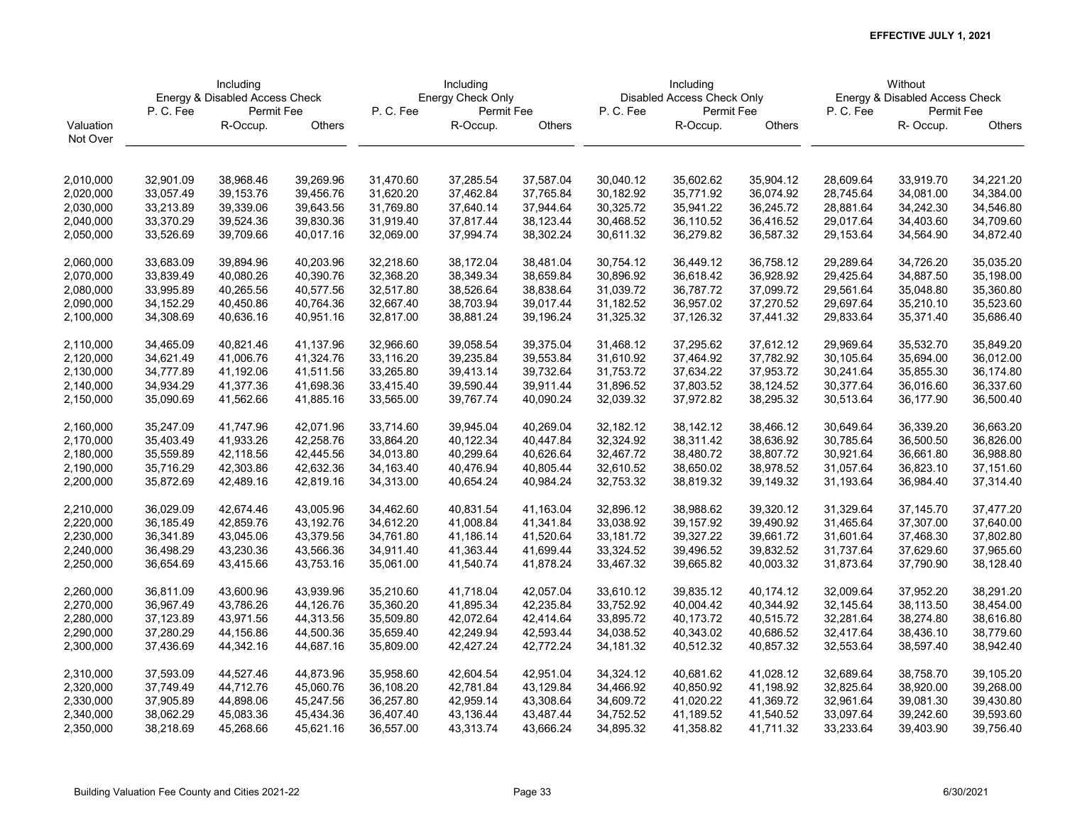**EFFECTIVE JULY 1, 2021**

| Valuation Not Over | Including Energy & Disabled Access Check | | | Including Energy Check Only | | | Including Disabled Access Check Only | | | Without Energy & Disabled Access Check | | |
|---|---|---|---|---|---|---|---|---|---|---|---|---|
| | P. C. Fee | Permit Fee | | P. C. Fee | Permit Fee | | P. C. Fee | Permit Fee | | P. C. Fee | Permit Fee | |
| | | R-Occup. | Others | | R-Occup. | Others | | R-Occup. | Others | | R- Occup. | Others |
| 2,010,000 | 32,901.09 | 38,968.46 | 39,269.96 | 31,470.60 | 37,285.54 | 37,587.04 | 30,040.12 | 35,602.62 | 35,904.12 | 28,609.64 | 33,919.70 | 34,221.20 |
| 2,020,000 | 33,057.49 | 39,153.76 | 39,456.76 | 31,620.20 | 37,462.84 | 37,765.84 | 30,182.92 | 35,771.92 | 36,074.92 | 28,745.64 | 34,081.00 | 34,384.00 |
| 2,030,000 | 33,213.89 | 39,339.06 | 39,643.56 | 31,769.80 | 37,640.14 | 37,944.64 | 30,325.72 | 35,941.22 | 36,245.72 | 28,881.64 | 34,242.30 | 34,546.80 |
| 2,040,000 | 33,370.29 | 39,524.36 | 39,830.36 | 31,919.40 | 37,817.44 | 38,123.44 | 30,468.52 | 36,110.52 | 36,416.52 | 29,017.64 | 34,403.60 | 34,709.60 |
| 2,050,000 | 33,526.69 | 39,709.66 | 40,017.16 | 32,069.00 | 37,994.74 | 38,302.24 | 30,611.32 | 36,279.82 | 36,587.32 | 29,153.64 | 34,564.90 | 34,872.40 |
| 2,060,000 | 33,683.09 | 39,894.96 | 40,203.96 | 32,218.60 | 38,172.04 | 38,481.04 | 30,754.12 | 36,449.12 | 36,758.12 | 29,289.64 | 34,726.20 | 35,035.20 |
| 2,070,000 | 33,839.49 | 40,080.26 | 40,390.76 | 32,368.20 | 38,349.34 | 38,659.84 | 30,896.92 | 36,618.42 | 36,928.92 | 29,425.64 | 34,887.50 | 35,198.00 |
| 2,080,000 | 33,995.89 | 40,265.56 | 40,577.56 | 32,517.80 | 38,526.64 | 38,838.64 | 31,039.72 | 36,787.72 | 37,099.72 | 29,561.64 | 35,048.80 | 35,360.80 |
| 2,090,000 | 34,152.29 | 40,450.86 | 40,764.36 | 32,667.40 | 38,703.94 | 39,017.44 | 31,182.52 | 36,957.02 | 37,270.52 | 29,697.64 | 35,210.10 | 35,523.60 |
| 2,100,000 | 34,308.69 | 40,636.16 | 40,951.16 | 32,817.00 | 38,881.24 | 39,196.24 | 31,325.32 | 37,126.32 | 37,441.32 | 29,833.64 | 35,371.40 | 35,686.40 |
| 2,110,000 | 34,465.09 | 40,821.46 | 41,137.96 | 32,966.60 | 39,058.54 | 39,375.04 | 31,468.12 | 37,295.62 | 37,612.12 | 29,969.64 | 35,532.70 | 35,849.20 |
| 2,120,000 | 34,621.49 | 41,006.76 | 41,324.76 | 33,116.20 | 39,235.84 | 39,553.84 | 31,610.92 | 37,464.92 | 37,782.92 | 30,105.64 | 35,694.00 | 36,012.00 |
| 2,130,000 | 34,777.89 | 41,192.06 | 41,511.56 | 33,265.80 | 39,413.14 | 39,732.64 | 31,753.72 | 37,634.22 | 37,953.72 | 30,241.64 | 35,855.30 | 36,174.80 |
| 2,140,000 | 34,934.29 | 41,377.36 | 41,698.36 | 33,415.40 | 39,590.44 | 39,911.44 | 31,896.52 | 37,803.52 | 38,124.52 | 30,377.64 | 36,016.60 | 36,337.60 |
| 2,150,000 | 35,090.69 | 41,562.66 | 41,885.16 | 33,565.00 | 39,767.74 | 40,090.24 | 32,039.32 | 37,972.82 | 38,295.32 | 30,513.64 | 36,177.90 | 36,500.40 |
| 2,160,000 | 35,247.09 | 41,747.96 | 42,071.96 | 33,714.60 | 39,945.04 | 40,269.04 | 32,182.12 | 38,142.12 | 38,466.12 | 30,649.64 | 36,339.20 | 36,663.20 |
| 2,170,000 | 35,403.49 | 41,933.26 | 42,258.76 | 33,864.20 | 40,122.34 | 40,447.84 | 32,324.92 | 38,311.42 | 38,636.92 | 30,785.64 | 36,500.50 | 36,826.00 |
| 2,180,000 | 35,559.89 | 42,118.56 | 42,445.56 | 34,013.80 | 40,299.64 | 40,626.64 | 32,467.72 | 38,480.72 | 38,807.72 | 30,921.64 | 36,661.80 | 36,988.80 |
| 2,190,000 | 35,716.29 | 42,303.86 | 42,632.36 | 34,163.40 | 40,476.94 | 40,805.44 | 32,610.52 | 38,650.02 | 38,978.52 | 31,057.64 | 36,823.10 | 37,151.60 |
| 2,200,000 | 35,872.69 | 42,489.16 | 42,819.16 | 34,313.00 | 40,654.24 | 40,984.24 | 32,753.32 | 38,819.32 | 39,149.32 | 31,193.64 | 36,984.40 | 37,314.40 |
| 2,210,000 | 36,029.09 | 42,674.46 | 43,005.96 | 34,462.60 | 40,831.54 | 41,163.04 | 32,896.12 | 38,988.62 | 39,320.12 | 31,329.64 | 37,145.70 | 37,477.20 |
| 2,220,000 | 36,185.49 | 42,859.76 | 43,192.76 | 34,612.20 | 41,008.84 | 41,341.84 | 33,038.92 | 39,157.92 | 39,490.92 | 31,465.64 | 37,307.00 | 37,640.00 |
| 2,230,000 | 36,341.89 | 43,045.06 | 43,379.56 | 34,761.80 | 41,186.14 | 41,520.64 | 33,181.72 | 39,327.22 | 39,661.72 | 31,601.64 | 37,468.30 | 37,802.80 |
| 2,240,000 | 36,498.29 | 43,230.36 | 43,566.36 | 34,911.40 | 41,363.44 | 41,699.44 | 33,324.52 | 39,496.52 | 39,832.52 | 31,737.64 | 37,629.60 | 37,965.60 |
| 2,250,000 | 36,654.69 | 43,415.66 | 43,753.16 | 35,061.00 | 41,540.74 | 41,878.24 | 33,467.32 | 39,665.82 | 40,003.32 | 31,873.64 | 37,790.90 | 38,128.40 |
| 2,260,000 | 36,811.09 | 43,600.96 | 43,939.96 | 35,210.60 | 41,718.04 | 42,057.04 | 33,610.12 | 39,835.12 | 40,174.12 | 32,009.64 | 37,952.20 | 38,291.20 |
| 2,270,000 | 36,967.49 | 43,786.26 | 44,126.76 | 35,360.20 | 41,895.34 | 42,235.84 | 33,752.92 | 40,004.42 | 40,344.92 | 32,145.64 | 38,113.50 | 38,454.00 |
| 2,280,000 | 37,123.89 | 43,971.56 | 44,313.56 | 35,509.80 | 42,072.64 | 42,414.64 | 33,895.72 | 40,173.72 | 40,515.72 | 32,281.64 | 38,274.80 | 38,616.80 |
| 2,290,000 | 37,280.29 | 44,156.86 | 44,500.36 | 35,659.40 | 42,249.94 | 42,593.44 | 34,038.52 | 40,343.02 | 40,686.52 | 32,417.64 | 38,436.10 | 38,779.60 |
| 2,300,000 | 37,436.69 | 44,342.16 | 44,687.16 | 35,809.00 | 42,427.24 | 42,772.24 | 34,181.32 | 40,512.32 | 40,857.32 | 32,553.64 | 38,597.40 | 38,942.40 |
| 2,310,000 | 37,593.09 | 44,527.46 | 44,873.96 | 35,958.60 | 42,604.54 | 42,951.04 | 34,324.12 | 40,681.62 | 41,028.12 | 32,689.64 | 38,758.70 | 39,105.20 |
| 2,320,000 | 37,749.49 | 44,712.76 | 45,060.76 | 36,108.20 | 42,781.84 | 43,129.84 | 34,466.92 | 40,850.92 | 41,198.92 | 32,825.64 | 38,920.00 | 39,268.00 |
| 2,330,000 | 37,905.89 | 44,898.06 | 45,247.56 | 36,257.80 | 42,959.14 | 43,308.64 | 34,609.72 | 41,020.22 | 41,369.72 | 32,961.64 | 39,081.30 | 39,430.80 |
| 2,340,000 | 38,062.29 | 45,083.36 | 45,434.36 | 36,407.40 | 43,136.44 | 43,487.44 | 34,752.52 | 41,189.52 | 41,540.52 | 33,097.64 | 39,242.60 | 39,593.60 |
| 2,350,000 | 38,218.69 | 45,268.66 | 45,621.16 | 36,557.00 | 43,313.74 | 43,666.24 | 34,895.32 | 41,358.82 | 41,711.32 | 33,233.64 | 39,403.90 | 39,756.40 |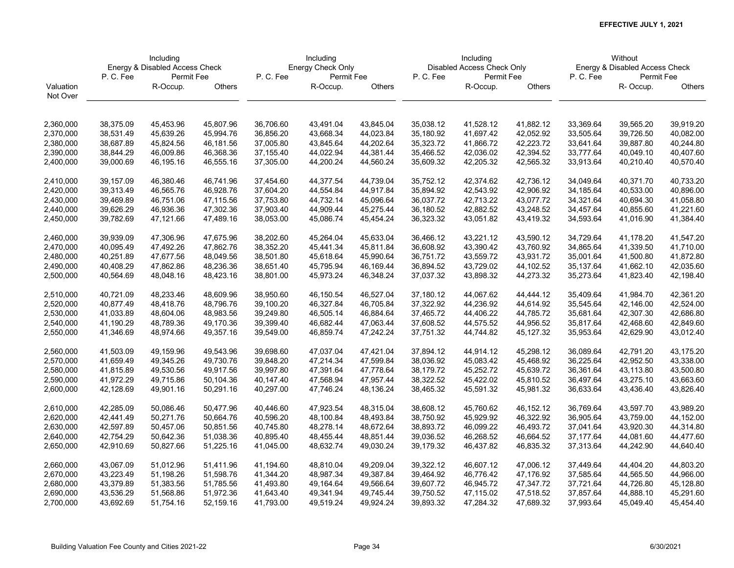**EFFECTIVE JULY 1, 2021**

| | Including Energy & Disabled Access Check | | | Including Energy Check Only | | | Including Disabled Access Check Only | | | Without Energy & Disabled Access Check | | |
|---|---|---|---|---|---|---|---|---|---|---|---|---|
| | P. C. Fee | Permit Fee | | P. C. Fee | Permit Fee | | P. C. Fee | Permit Fee | | P. C. Fee | Permit Fee | |
| Valuation Not Over | | R-Occup. | Others | | R-Occup. | Others | | R-Occup. | Others | | R- Occup. | Others |
| 2,360,000 | 38,375.09 | 45,453.96 | 45,807.96 | 36,706.60 | 43,491.04 | 43,845.04 | 35,038.12 | 41,528.12 | 41,882.12 | 33,369.64 | 39,565.20 | 39,919.20 |
| 2,370,000 | 38,531.49 | 45,639.26 | 45,994.76 | 36,856.20 | 43,668.34 | 44,023.84 | 35,180.92 | 41,697.42 | 42,052.92 | 33,505.64 | 39,726.50 | 40,082.00 |
| 2,380,000 | 38,687.89 | 45,824.56 | 46,181.56 | 37,005.80 | 43,845.64 | 44,202.64 | 35,323.72 | 41,866.72 | 42,223.72 | 33,641.64 | 39,887.80 | 40,244.80 |
| 2,390,000 | 38,844.29 | 46,009.86 | 46,368.36 | 37,155.40 | 44,022.94 | 44,381.44 | 35,466.52 | 42,036.02 | 42,394.52 | 33,777.64 | 40,049.10 | 40,407.60 |
| 2,400,000 | 39,000.69 | 46,195.16 | 46,555.16 | 37,305.00 | 44,200.24 | 44,560.24 | 35,609.32 | 42,205.32 | 42,565.32 | 33,913.64 | 40,210.40 | 40,570.40 |
| 2,410,000 | 39,157.09 | 46,380.46 | 46,741.96 | 37,454.60 | 44,377.54 | 44,739.04 | 35,752.12 | 42,374.62 | 42,736.12 | 34,049.64 | 40,371.70 | 40,733.20 |
| 2,420,000 | 39,313.49 | 46,565.76 | 46,928.76 | 37,604.20 | 44,554.84 | 44,917.84 | 35,894.92 | 42,543.92 | 42,906.92 | 34,185.64 | 40,533.00 | 40,896.00 |
| 2,430,000 | 39,469.89 | 46,751.06 | 47,115.56 | 37,753.80 | 44,732.14 | 45,096.64 | 36,037.72 | 42,713.22 | 43,077.72 | 34,321.64 | 40,694.30 | 41,058.80 |
| 2,440,000 | 39,626.29 | 46,936.36 | 47,302.36 | 37,903.40 | 44,909.44 | 45,275.44 | 36,180.52 | 42,882.52 | 43,248.52 | 34,457.64 | 40,855.60 | 41,221.60 |
| 2,450,000 | 39,782.69 | 47,121.66 | 47,489.16 | 38,053.00 | 45,086.74 | 45,454.24 | 36,323.32 | 43,051.82 | 43,419.32 | 34,593.64 | 41,016.90 | 41,384.40 |
| 2,460,000 | 39,939.09 | 47,306.96 | 47,675.96 | 38,202.60 | 45,264.04 | 45,633.04 | 36,466.12 | 43,221.12 | 43,590.12 | 34,729.64 | 41,178.20 | 41,547.20 |
| 2,470,000 | 40,095.49 | 47,492.26 | 47,862.76 | 38,352.20 | 45,441.34 | 45,811.84 | 36,608.92 | 43,390.42 | 43,760.92 | 34,865.64 | 41,339.50 | 41,710.00 |
| 2,480,000 | 40,251.89 | 47,677.56 | 48,049.56 | 38,501.80 | 45,618.64 | 45,990.64 | 36,751.72 | 43,559.72 | 43,931.72 | 35,001.64 | 41,500.80 | 41,872.80 |
| 2,490,000 | 40,408.29 | 47,862.86 | 48,236.36 | 38,651.40 | 45,795.94 | 46,169.44 | 36,894.52 | 43,729.02 | 44,102.52 | 35,137.64 | 41,662.10 | 42,035.60 |
| 2,500,000 | 40,564.69 | 48,048.16 | 48,423.16 | 38,801.00 | 45,973.24 | 46,348.24 | 37,037.32 | 43,898.32 | 44,273.32 | 35,273.64 | 41,823.40 | 42,198.40 |
| 2,510,000 | 40,721.09 | 48,233.46 | 48,609.96 | 38,950.60 | 46,150.54 | 46,527.04 | 37,180.12 | 44,067.62 | 44,444.12 | 35,409.64 | 41,984.70 | 42,361.20 |
| 2,520,000 | 40,877.49 | 48,418.76 | 48,796.76 | 39,100.20 | 46,327.84 | 46,705.84 | 37,322.92 | 44,236.92 | 44,614.92 | 35,545.64 | 42,146.00 | 42,524.00 |
| 2,530,000 | 41,033.89 | 48,604.06 | 48,983.56 | 39,249.80 | 46,505.14 | 46,884.64 | 37,465.72 | 44,406.22 | 44,785.72 | 35,681.64 | 42,307.30 | 42,686.80 |
| 2,540,000 | 41,190.29 | 48,789.36 | 49,170.36 | 39,399.40 | 46,682.44 | 47,063.44 | 37,608.52 | 44,575.52 | 44,956.52 | 35,817.64 | 42,468.60 | 42,849.60 |
| 2,550,000 | 41,346.69 | 48,974.66 | 49,357.16 | 39,549.00 | 46,859.74 | 47,242.24 | 37,751.32 | 44,744.82 | 45,127.32 | 35,953.64 | 42,629.90 | 43,012.40 |
| 2,560,000 | 41,503.09 | 49,159.96 | 49,543.96 | 39,698.60 | 47,037.04 | 47,421.04 | 37,894.12 | 44,914.12 | 45,298.12 | 36,089.64 | 42,791.20 | 43,175.20 |
| 2,570,000 | 41,659.49 | 49,345.26 | 49,730.76 | 39,848.20 | 47,214.34 | 47,599.84 | 38,036.92 | 45,083.42 | 45,468.92 | 36,225.64 | 42,952.50 | 43,338.00 |
| 2,580,000 | 41,815.89 | 49,530.56 | 49,917.56 | 39,997.80 | 47,391.64 | 47,778.64 | 38,179.72 | 45,252.72 | 45,639.72 | 36,361.64 | 43,113.80 | 43,500.80 |
| 2,590,000 | 41,972.29 | 49,715.86 | 50,104.36 | 40,147.40 | 47,568.94 | 47,957.44 | 38,322.52 | 45,422.02 | 45,810.52 | 36,497.64 | 43,275.10 | 43,663.60 |
| 2,600,000 | 42,128.69 | 49,901.16 | 50,291.16 | 40,297.00 | 47,746.24 | 48,136.24 | 38,465.32 | 45,591.32 | 45,981.32 | 36,633.64 | 43,436.40 | 43,826.40 |
| 2,610,000 | 42,285.09 | 50,086.46 | 50,477.96 | 40,446.60 | 47,923.54 | 48,315.04 | 38,608.12 | 45,760.62 | 46,152.12 | 36,769.64 | 43,597.70 | 43,989.20 |
| 2,620,000 | 42,441.49 | 50,271.76 | 50,664.76 | 40,596.20 | 48,100.84 | 48,493.84 | 38,750.92 | 45,929.92 | 46,322.92 | 36,905.64 | 43,759.00 | 44,152.00 |
| 2,630,000 | 42,597.89 | 50,457.06 | 50,851.56 | 40,745.80 | 48,278.14 | 48,672.64 | 38,893.72 | 46,099.22 | 46,493.72 | 37,041.64 | 43,920.30 | 44,314.80 |
| 2,640,000 | 42,754.29 | 50,642.36 | 51,038.36 | 40,895.40 | 48,455.44 | 48,851.44 | 39,036.52 | 46,268.52 | 46,664.52 | 37,177.64 | 44,081.60 | 44,477.60 |
| 2,650,000 | 42,910.69 | 50,827.66 | 51,225.16 | 41,045.00 | 48,632.74 | 49,030.24 | 39,179.32 | 46,437.82 | 46,835.32 | 37,313.64 | 44,242.90 | 44,640.40 |
| 2,660,000 | 43,067.09 | 51,012.96 | 51,411.96 | 41,194.60 | 48,810.04 | 49,209.04 | 39,322.12 | 46,607.12 | 47,006.12 | 37,449.64 | 44,404.20 | 44,803.20 |
| 2,670,000 | 43,223.49 | 51,198.26 | 51,598.76 | 41,344.20 | 48,987.34 | 49,387.84 | 39,464.92 | 46,776.42 | 47,176.92 | 37,585.64 | 44,565.50 | 44,966.00 |
| 2,680,000 | 43,379.89 | 51,383.56 | 51,785.56 | 41,493.80 | 49,164.64 | 49,566.64 | 39,607.72 | 46,945.72 | 47,347.72 | 37,721.64 | 44,726.80 | 45,128.80 |
| 2,690,000 | 43,536.29 | 51,568.86 | 51,972.36 | 41,643.40 | 49,341.94 | 49,745.44 | 39,750.52 | 47,115.02 | 47,518.52 | 37,857.64 | 44,888.10 | 45,291.60 |
| 2,700,000 | 43,692.69 | 51,754.16 | 52,159.16 | 41,793.00 | 49,519.24 | 49,924.24 | 39,893.32 | 47,284.32 | 47,689.32 | 37,993.64 | 45,049.40 | 45,454.40 |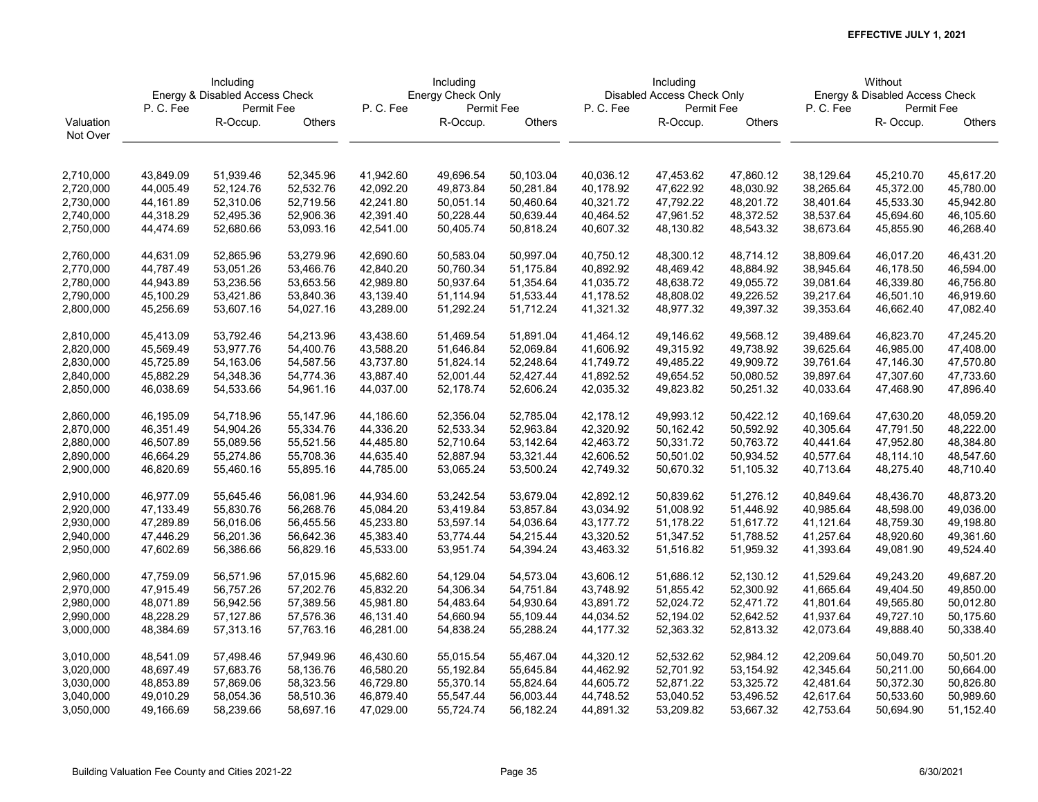**EFFECTIVE JULY 1, 2021**

| | Including Energy & Disabled Access Check | | | Including Energy Check Only | | | Including Disabled Access Check Only | | | Without Energy & Disabled Access Check | | |
|---|---|---|---|---|---|---|---|---|---|---|---|---|
| | P. C. Fee | Permit Fee | | P. C. Fee | Permit Fee | | P. C. Fee | Permit Fee | | P. C. Fee | Permit Fee | |
| Valuation Not Over | | R-Occup. | Others | | R-Occup. | Others | | R-Occup. | Others | | R- Occup. | Others |
| 2,710,000 | 43,849.09 | 51,939.46 | 52,345.96 | 41,942.60 | 49,696.54 | 50,103.04 | 40,036.12 | 47,453.62 | 47,860.12 | 38,129.64 | 45,210.70 | 45,617.20 |
| 2,720,000 | 44,005.49 | 52,124.76 | 52,532.76 | 42,092.20 | 49,873.84 | 50,281.84 | 40,178.92 | 47,622.92 | 48,030.92 | 38,265.64 | 45,372.00 | 45,780.00 |
| 2,730,000 | 44,161.89 | 52,310.06 | 52,719.56 | 42,241.80 | 50,051.14 | 50,460.64 | 40,321.72 | 47,792.22 | 48,201.72 | 38,401.64 | 45,533.30 | 45,942.80 |
| 2,740,000 | 44,318.29 | 52,495.36 | 52,906.36 | 42,391.40 | 50,228.44 | 50,639.44 | 40,464.52 | 47,961.52 | 48,372.52 | 38,537.64 | 45,694.60 | 46,105.60 |
| 2,750,000 | 44,474.69 | 52,680.66 | 53,093.16 | 42,541.00 | 50,405.74 | 50,818.24 | 40,607.32 | 48,130.82 | 48,543.32 | 38,673.64 | 45,855.90 | 46,268.40 |
| 2,760,000 | 44,631.09 | 52,865.96 | 53,279.96 | 42,690.60 | 50,583.04 | 50,997.04 | 40,750.12 | 48,300.12 | 48,714.12 | 38,809.64 | 46,017.20 | 46,431.20 |
| 2,770,000 | 44,787.49 | 53,051.26 | 53,466.76 | 42,840.20 | 50,760.34 | 51,175.84 | 40,892.92 | 48,469.42 | 48,884.92 | 38,945.64 | 46,178.50 | 46,594.00 |
| 2,780,000 | 44,943.89 | 53,236.56 | 53,653.56 | 42,989.80 | 50,937.64 | 51,354.64 | 41,035.72 | 48,638.72 | 49,055.72 | 39,081.64 | 46,339.80 | 46,756.80 |
| 2,790,000 | 45,100.29 | 53,421.86 | 53,840.36 | 43,139.40 | 51,114.94 | 51,533.44 | 41,178.52 | 48,808.02 | 49,226.52 | 39,217.64 | 46,501.10 | 46,919.60 |
| 2,800,000 | 45,256.69 | 53,607.16 | 54,027.16 | 43,289.00 | 51,292.24 | 51,712.24 | 41,321.32 | 48,977.32 | 49,397.32 | 39,353.64 | 46,662.40 | 47,082.40 |
| 2,810,000 | 45,413.09 | 53,792.46 | 54,213.96 | 43,438.60 | 51,469.54 | 51,891.04 | 41,464.12 | 49,146.62 | 49,568.12 | 39,489.64 | 46,823.70 | 47,245.20 |
| 2,820,000 | 45,569.49 | 53,977.76 | 54,400.76 | 43,588.20 | 51,646.84 | 52,069.84 | 41,606.92 | 49,315.92 | 49,738.92 | 39,625.64 | 46,985.00 | 47,408.00 |
| 2,830,000 | 45,725.89 | 54,163.06 | 54,587.56 | 43,737.80 | 51,824.14 | 52,248.64 | 41,749.72 | 49,485.22 | 49,909.72 | 39,761.64 | 47,146.30 | 47,570.80 |
| 2,840,000 | 45,882.29 | 54,348.36 | 54,774.36 | 43,887.40 | 52,001.44 | 52,427.44 | 41,892.52 | 49,654.52 | 50,080.52 | 39,897.64 | 47,307.60 | 47,733.60 |
| 2,850,000 | 46,038.69 | 54,533.66 | 54,961.16 | 44,037.00 | 52,178.74 | 52,606.24 | 42,035.32 | 49,823.82 | 50,251.32 | 40,033.64 | 47,468.90 | 47,896.40 |
| 2,860,000 | 46,195.09 | 54,718.96 | 55,147.96 | 44,186.60 | 52,356.04 | 52,785.04 | 42,178.12 | 49,993.12 | 50,422.12 | 40,169.64 | 47,630.20 | 48,059.20 |
| 2,870,000 | 46,351.49 | 54,904.26 | 55,334.76 | 44,336.20 | 52,533.34 | 52,963.84 | 42,320.92 | 50,162.42 | 50,592.92 | 40,305.64 | 47,791.50 | 48,222.00 |
| 2,880,000 | 46,507.89 | 55,089.56 | 55,521.56 | 44,485.80 | 52,710.64 | 53,142.64 | 42,463.72 | 50,331.72 | 50,763.72 | 40,441.64 | 47,952.80 | 48,384.80 |
| 2,890,000 | 46,664.29 | 55,274.86 | 55,708.36 | 44,635.40 | 52,887.94 | 53,321.44 | 42,606.52 | 50,501.02 | 50,934.52 | 40,577.64 | 48,114.10 | 48,547.60 |
| 2,900,000 | 46,820.69 | 55,460.16 | 55,895.16 | 44,785.00 | 53,065.24 | 53,500.24 | 42,749.32 | 50,670.32 | 51,105.32 | 40,713.64 | 48,275.40 | 48,710.40 |
| 2,910,000 | 46,977.09 | 55,645.46 | 56,081.96 | 44,934.60 | 53,242.54 | 53,679.04 | 42,892.12 | 50,839.62 | 51,276.12 | 40,849.64 | 48,436.70 | 48,873.20 |
| 2,920,000 | 47,133.49 | 55,830.76 | 56,268.76 | 45,084.20 | 53,419.84 | 53,857.84 | 43,034.92 | 51,008.92 | 51,446.92 | 40,985.64 | 48,598.00 | 49,036.00 |
| 2,930,000 | 47,289.89 | 56,016.06 | 56,455.56 | 45,233.80 | 53,597.14 | 54,036.64 | 43,177.72 | 51,178.22 | 51,617.72 | 41,121.64 | 48,759.30 | 49,198.80 |
| 2,940,000 | 47,446.29 | 56,201.36 | 56,642.36 | 45,383.40 | 53,774.44 | 54,215.44 | 43,320.52 | 51,347.52 | 51,788.52 | 41,257.64 | 48,920.60 | 49,361.60 |
| 2,950,000 | 47,602.69 | 56,386.66 | 56,829.16 | 45,533.00 | 53,951.74 | 54,394.24 | 43,463.32 | 51,516.82 | 51,959.32 | 41,393.64 | 49,081.90 | 49,524.40 |
| 2,960,000 | 47,759.09 | 56,571.96 | 57,015.96 | 45,682.60 | 54,129.04 | 54,573.04 | 43,606.12 | 51,686.12 | 52,130.12 | 41,529.64 | 49,243.20 | 49,687.20 |
| 2,970,000 | 47,915.49 | 56,757.26 | 57,202.76 | 45,832.20 | 54,306.34 | 54,751.84 | 43,748.92 | 51,855.42 | 52,300.92 | 41,665.64 | 49,404.50 | 49,850.00 |
| 2,980,000 | 48,071.89 | 56,942.56 | 57,389.56 | 45,981.80 | 54,483.64 | 54,930.64 | 43,891.72 | 52,024.72 | 52,471.72 | 41,801.64 | 49,565.80 | 50,012.80 |
| 2,990,000 | 48,228.29 | 57,127.86 | 57,576.36 | 46,131.40 | 54,660.94 | 55,109.44 | 44,034.52 | 52,194.02 | 52,642.52 | 41,937.64 | 49,727.10 | 50,175.60 |
| 3,000,000 | 48,384.69 | 57,313.16 | 57,763.16 | 46,281.00 | 54,838.24 | 55,288.24 | 44,177.32 | 52,363.32 | 52,813.32 | 42,073.64 | 49,888.40 | 50,338.40 |
| 3,010,000 | 48,541.09 | 57,498.46 | 57,949.96 | 46,430.60 | 55,015.54 | 55,467.04 | 44,320.12 | 52,532.62 | 52,984.12 | 42,209.64 | 50,049.70 | 50,501.20 |
| 3,020,000 | 48,697.49 | 57,683.76 | 58,136.76 | 46,580.20 | 55,192.84 | 55,645.84 | 44,462.92 | 52,701.92 | 53,154.92 | 42,345.64 | 50,211.00 | 50,664.00 |
| 3,030,000 | 48,853.89 | 57,869.06 | 58,323.56 | 46,729.80 | 55,370.14 | 55,824.64 | 44,605.72 | 52,871.22 | 53,325.72 | 42,481.64 | 50,372.30 | 50,826.80 |
| 3,040,000 | 49,010.29 | 58,054.36 | 58,510.36 | 46,879.40 | 55,547.44 | 56,003.44 | 44,748.52 | 53,040.52 | 53,496.52 | 42,617.64 | 50,533.60 | 50,989.60 |
| 3,050,000 | 49,166.69 | 58,239.66 | 58,697.16 | 47,029.00 | 55,724.74 | 56,182.24 | 44,891.32 | 53,209.82 | 53,667.32 | 42,753.64 | 50,694.90 | 51,152.40 |

Building Valuation Fee County and Cities 2021-22 6/30/2021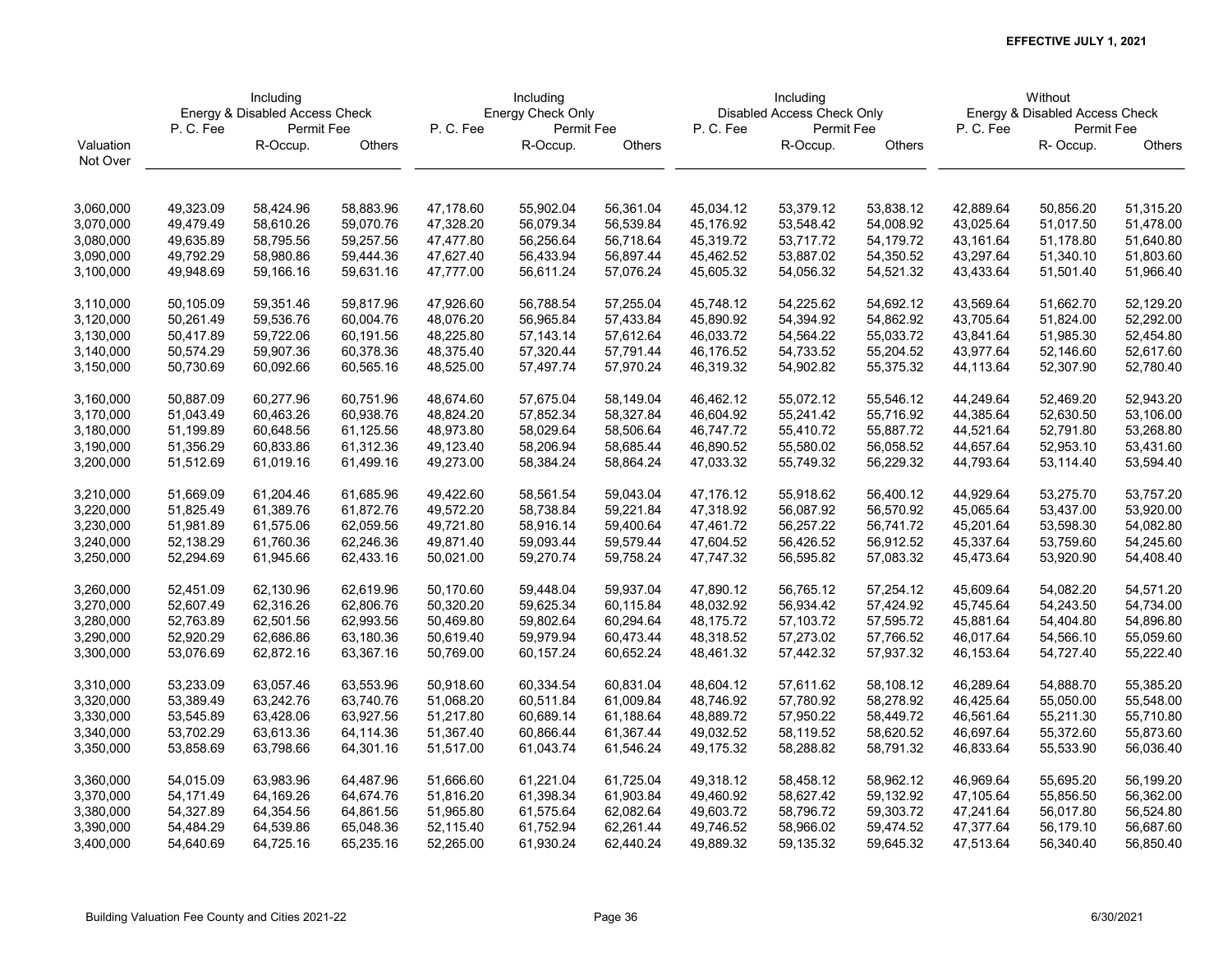**EFFECTIVE JULY 1, 2021**

| Valuation Not Over | Including Energy & Disabled Access Check | | | Including Energy Check Only | | | Including Disabled Access Check Only | | | Without Energy & Disabled Access Check | | |
|---|---|---|---|---|---|---|---|---|---|---|---|---|
| | P. C. Fee | Permit Fee | | P. C. Fee | Permit Fee | | P. C. Fee | Permit Fee | | P. C. Fee | Permit Fee | |
| | | R-Occup. | Others | | R-Occup. | Others | | R-Occup. | Others | | R- Occup. | Others |
| 3,060,000 | 49,323.09 | 58,424.96 | 58,883.96 | 47,178.60 | 55,902.04 | 56,361.04 | 45,034.12 | 53,379.12 | 53,838.12 | 42,889.64 | 50,856.20 | 51,315.20 |
| 3,070,000 | 49,479.49 | 58,610.26 | 59,070.76 | 47,328.20 | 56,079.34 | 56,539.84 | 45,176.92 | 53,548.42 | 54,008.92 | 43,025.64 | 51,017.50 | 51,478.00 |
| 3,080,000 | 49,635.89 | 58,795.56 | 59,257.56 | 47,477.80 | 56,256.64 | 56,718.64 | 45,319.72 | 53,717.72 | 54,179.72 | 43,161.64 | 51,178.80 | 51,640.80 |
| 3,090,000 | 49,792.29 | 58,980.86 | 59,444.36 | 47,627.40 | 56,433.94 | 56,897.44 | 45,462.52 | 53,887.02 | 54,350.52 | 43,297.64 | 51,340.10 | 51,803.60 |
| 3,100,000 | 49,948.69 | 59,166.16 | 59,631.16 | 47,777.00 | 56,611.24 | 57,076.24 | 45,605.32 | 54,056.32 | 54,521.32 | 43,433.64 | 51,501.40 | 51,966.40 |
| 3,110,000 | 50,105.09 | 59,351.46 | 59,817.96 | 47,926.60 | 56,788.54 | 57,255.04 | 45,748.12 | 54,225.62 | 54,692.12 | 43,569.64 | 51,662.70 | 52,129.20 |
| 3,120,000 | 50,261.49 | 59,536.76 | 60,004.76 | 48,076.20 | 56,965.84 | 57,433.84 | 45,890.92 | 54,394.92 | 54,862.92 | 43,705.64 | 51,824.00 | 52,292.00 |
| 3,130,000 | 50,417.89 | 59,722.06 | 60,191.56 | 48,225.80 | 57,143.14 | 57,612.64 | 46,033.72 | 54,564.22 | 55,033.72 | 43,841.64 | 51,985.30 | 52,454.80 |
| 3,140,000 | 50,574.29 | 59,907.36 | 60,378.36 | 48,375.40 | 57,320.44 | 57,791.44 | 46,176.52 | 54,733.52 | 55,204.52 | 43,977.64 | 52,146.60 | 52,617.60 |
| 3,150,000 | 50,730.69 | 60,092.66 | 60,565.16 | 48,525.00 | 57,497.74 | 57,970.24 | 46,319.32 | 54,902.82 | 55,375.32 | 44,113.64 | 52,307.90 | 52,780.40 |
| 3,160,000 | 50,887.09 | 60,277.96 | 60,751.96 | 48,674.60 | 57,675.04 | 58,149.04 | 46,462.12 | 55,072.12 | 55,546.12 | 44,249.64 | 52,469.20 | 52,943.20 |
| 3,170,000 | 51,043.49 | 60,463.26 | 60,938.76 | 48,824.20 | 57,852.34 | 58,327.84 | 46,604.92 | 55,241.42 | 55,716.92 | 44,385.64 | 52,630.50 | 53,106.00 |
| 3,180,000 | 51,199.89 | 60,648.56 | 61,125.56 | 48,973.80 | 58,029.64 | 58,506.64 | 46,747.72 | 55,410.72 | 55,887.72 | 44,521.64 | 52,791.80 | 53,268.80 |
| 3,190,000 | 51,356.29 | 60,833.86 | 61,312.36 | 49,123.40 | 58,206.94 | 58,685.44 | 46,890.52 | 55,580.02 | 56,058.52 | 44,657.64 | 52,953.10 | 53,431.60 |
| 3,200,000 | 51,512.69 | 61,019.16 | 61,499.16 | 49,273.00 | 58,384.24 | 58,864.24 | 47,033.32 | 55,749.32 | 56,229.32 | 44,793.64 | 53,114.40 | 53,594.40 |
| 3,210,000 | 51,669.09 | 61,204.46 | 61,685.96 | 49,422.60 | 58,561.54 | 59,043.04 | 47,176.12 | 55,918.62 | 56,400.12 | 44,929.64 | 53,275.70 | 53,757.20 |
| 3,220,000 | 51,825.49 | 61,389.76 | 61,872.76 | 49,572.20 | 58,738.84 | 59,221.84 | 47,318.92 | 56,087.92 | 56,570.92 | 45,065.64 | 53,437.00 | 53,920.00 |
| 3,230,000 | 51,981.89 | 61,575.06 | 62,059.56 | 49,721.80 | 58,916.14 | 59,400.64 | 47,461.72 | 56,257.22 | 56,741.72 | 45,201.64 | 53,598.30 | 54,082.80 |
| 3,240,000 | 52,138.29 | 61,760.36 | 62,246.36 | 49,871.40 | 59,093.44 | 59,579.44 | 47,604.52 | 56,426.52 | 56,912.52 | 45,337.64 | 53,759.60 | 54,245.60 |
| 3,250,000 | 52,294.69 | 61,945.66 | 62,433.16 | 50,021.00 | 59,270.74 | 59,758.24 | 47,747.32 | 56,595.82 | 57,083.32 | 45,473.64 | 53,920.90 | 54,408.40 |
| 3,260,000 | 52,451.09 | 62,130.96 | 62,619.96 | 50,170.60 | 59,448.04 | 59,937.04 | 47,890.12 | 56,765.12 | 57,254.12 | 45,609.64 | 54,082.20 | 54,571.20 |
| 3,270,000 | 52,607.49 | 62,316.26 | 62,806.76 | 50,320.20 | 59,625.34 | 60,115.84 | 48,032.92 | 56,934.42 | 57,424.92 | 45,745.64 | 54,243.50 | 54,734.00 |
| 3,280,000 | 52,763.89 | 62,501.56 | 62,993.56 | 50,469.80 | 59,802.64 | 60,294.64 | 48,175.72 | 57,103.72 | 57,595.72 | 45,881.64 | 54,404.80 | 54,896.80 |
| 3,290,000 | 52,920.29 | 62,686.86 | 63,180.36 | 50,619.40 | 59,979.94 | 60,473.44 | 48,318.52 | 57,273.02 | 57,766.52 | 46,017.64 | 54,566.10 | 55,059.60 |
| 3,300,000 | 53,076.69 | 62,872.16 | 63,367.16 | 50,769.00 | 60,157.24 | 60,652.24 | 48,461.32 | 57,442.32 | 57,937.32 | 46,153.64 | 54,727.40 | 55,222.40 |
| 3,310,000 | 53,233.09 | 63,057.46 | 63,553.96 | 50,918.60 | 60,334.54 | 60,831.04 | 48,604.12 | 57,611.62 | 58,108.12 | 46,289.64 | 54,888.70 | 55,385.20 |
| 3,320,000 | 53,389.49 | 63,242.76 | 63,740.76 | 51,068.20 | 60,511.84 | 61,009.84 | 48,746.92 | 57,780.92 | 58,278.92 | 46,425.64 | 55,050.00 | 55,548.00 |
| 3,330,000 | 53,545.89 | 63,428.06 | 63,927.56 | 51,217.80 | 60,689.14 | 61,188.64 | 48,889.72 | 57,950.22 | 58,449.72 | 46,561.64 | 55,211.30 | 55,710.80 |
| 3,340,000 | 53,702.29 | 63,613.36 | 64,114.36 | 51,367.40 | 60,866.44 | 61,367.44 | 49,032.52 | 58,119.52 | 58,620.52 | 46,697.64 | 55,372.60 | 55,873.60 |
| 3,350,000 | 53,858.69 | 63,798.66 | 64,301.16 | 51,517.00 | 61,043.74 | 61,546.24 | 49,175.32 | 58,288.82 | 58,791.32 | 46,833.64 | 55,533.90 | 56,036.40 |
| 3,360,000 | 54,015.09 | 63,983.96 | 64,487.96 | 51,666.60 | 61,221.04 | 61,725.04 | 49,318.12 | 58,458.12 | 58,962.12 | 46,969.64 | 55,695.20 | 56,199.20 |
| 3,370,000 | 54,171.49 | 64,169.26 | 64,674.76 | 51,816.20 | 61,398.34 | 61,903.84 | 49,460.92 | 58,627.42 | 59,132.92 | 47,105.64 | 55,856.50 | 56,362.00 |
| 3,380,000 | 54,327.89 | 64,354.56 | 64,861.56 | 51,965.80 | 61,575.64 | 62,082.64 | 49,603.72 | 58,796.72 | 59,303.72 | 47,241.64 | 56,017.80 | 56,524.80 |
| 3,390,000 | 54,484.29 | 64,539.86 | 65,048.36 | 52,115.40 | 61,752.94 | 62,261.44 | 49,746.52 | 58,966.02 | 59,474.52 | 47,377.64 | 56,179.10 | 56,687.60 |
| 3,400,000 | 54,640.69 | 64,725.16 | 65,235.16 | 52,265.00 | 61,930.24 | 62,440.24 | 49,889.32 | 59,135.32 | 59,645.32 | 47,513.64 | 56,340.40 | 56,850.40 |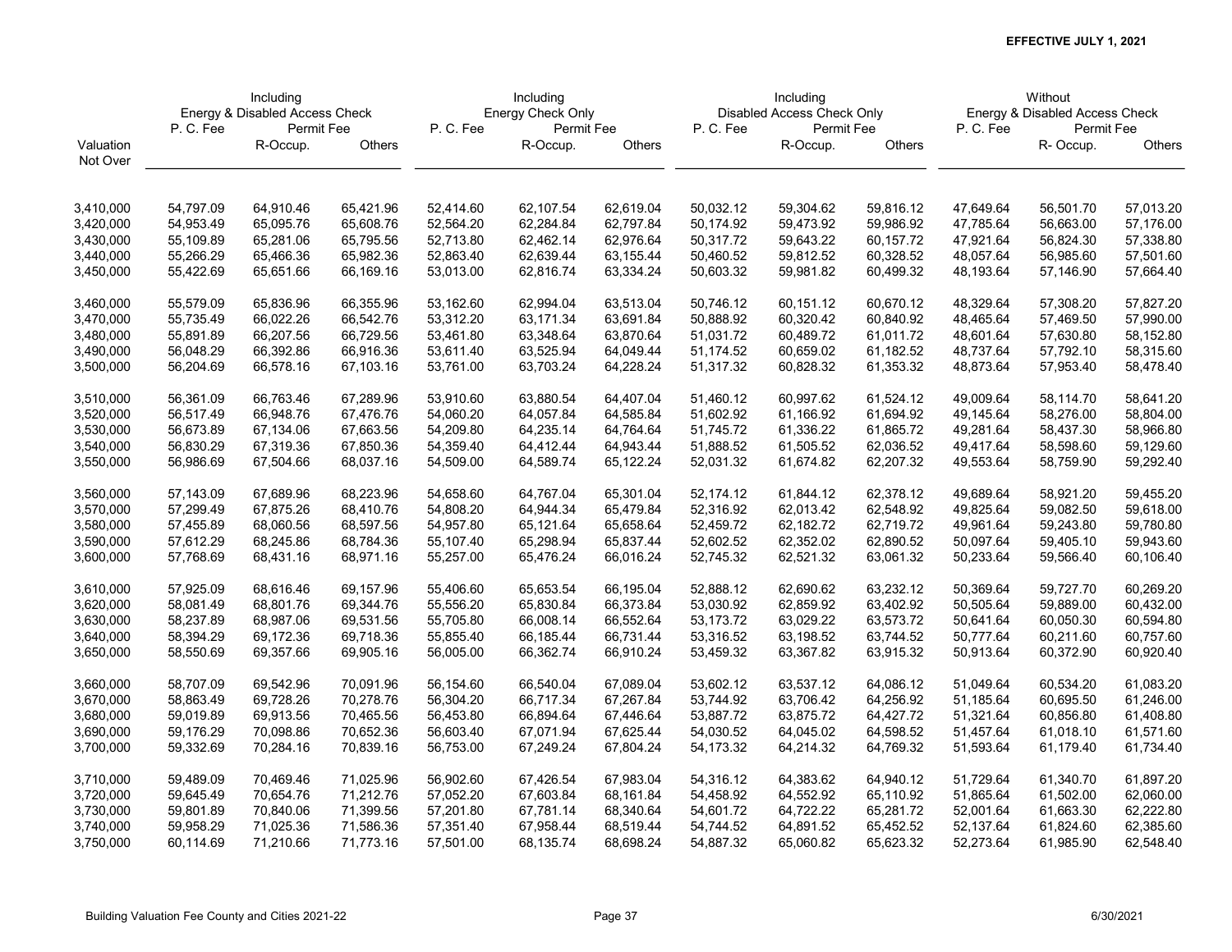**EFFECTIVE JULY 1, 2021**

| Valuation Not Over | Including Energy & Disabled Access Check | | | Including Energy Check Only | | | Including Disabled Access Check Only | | | Without Energy & Disabled Access Check | | |
|---|---|---|---|---|---|---|---|---|---|---|---|---|
| | P. C. Fee | Permit Fee | | P. C. Fee | Permit Fee | | P. C. Fee | Permit Fee | | P. C. Fee | Permit Fee | |
| | | R-Occup. | Others | | R-Occup. | Others | | R-Occup. | Others | | R- Occup. | Others |
| 3,410,000 | 54,797.09 | 64,910.46 | 65,421.96 | 52,414.60 | 62,107.54 | 62,619.04 | 50,032.12 | 59,304.62 | 59,816.12 | 47,649.64 | 56,501.70 | 57,013.20 |
| 3,420,000 | 54,953.49 | 65,095.76 | 65,608.76 | 52,564.20 | 62,284.84 | 62,797.84 | 50,174.92 | 59,473.92 | 59,986.92 | 47,785.64 | 56,663.00 | 57,176.00 |
| 3,430,000 | 55,109.89 | 65,281.06 | 65,795.56 | 52,713.80 | 62,462.14 | 62,976.64 | 50,317.72 | 59,643.22 | 60,157.72 | 47,921.64 | 56,824.30 | 57,338.80 |
| 3,440,000 | 55,266.29 | 65,466.36 | 65,982.36 | 52,863.40 | 62,639.44 | 63,155.44 | 50,460.52 | 59,812.52 | 60,328.52 | 48,057.64 | 56,985.60 | 57,501.60 |
| 3,450,000 | 55,422.69 | 65,651.66 | 66,169.16 | 53,013.00 | 62,816.74 | 63,334.24 | 50,603.32 | 59,981.82 | 60,499.32 | 48,193.64 | 57,146.90 | 57,664.40 |
| 3,460,000 | 55,579.09 | 65,836.96 | 66,355.96 | 53,162.60 | 62,994.04 | 63,513.04 | 50,746.12 | 60,151.12 | 60,670.12 | 48,329.64 | 57,308.20 | 57,827.20 |
| 3,470,000 | 55,735.49 | 66,022.26 | 66,542.76 | 53,312.20 | 63,171.34 | 63,691.84 | 50,888.92 | 60,320.42 | 60,840.92 | 48,465.64 | 57,469.50 | 57,990.00 |
| 3,480,000 | 55,891.89 | 66,207.56 | 66,729.56 | 53,461.80 | 63,348.64 | 63,870.64 | 51,031.72 | 60,489.72 | 61,011.72 | 48,601.64 | 57,630.80 | 58,152.80 |
| 3,490,000 | 56,048.29 | 66,392.86 | 66,916.36 | 53,611.40 | 63,525.94 | 64,049.44 | 51,174.52 | 60,659.02 | 61,182.52 | 48,737.64 | 57,792.10 | 58,315.60 |
| 3,500,000 | 56,204.69 | 66,578.16 | 67,103.16 | 53,761.00 | 63,703.24 | 64,228.24 | 51,317.32 | 60,828.32 | 61,353.32 | 48,873.64 | 57,953.40 | 58,478.40 |
| 3,510,000 | 56,361.09 | 66,763.46 | 67,289.96 | 53,910.60 | 63,880.54 | 64,407.04 | 51,460.12 | 60,997.62 | 61,524.12 | 49,009.64 | 58,114.70 | 58,641.20 |
| 3,520,000 | 56,517.49 | 66,948.76 | 67,476.76 | 54,060.20 | 64,057.84 | 64,585.84 | 51,602.92 | 61,166.92 | 61,694.92 | 49,145.64 | 58,276.00 | 58,804.00 |
| 3,530,000 | 56,673.89 | 67,134.06 | 67,663.56 | 54,209.80 | 64,235.14 | 64,764.64 | 51,745.72 | 61,336.22 | 61,865.72 | 49,281.64 | 58,437.30 | 58,966.80 |
| 3,540,000 | 56,830.29 | 67,319.36 | 67,850.36 | 54,359.40 | 64,412.44 | 64,943.44 | 51,888.52 | 61,505.52 | 62,036.52 | 49,417.64 | 58,598.60 | 59,129.60 |
| 3,550,000 | 56,986.69 | 67,504.66 | 68,037.16 | 54,509.00 | 64,589.74 | 65,122.24 | 52,031.32 | 61,674.82 | 62,207.32 | 49,553.64 | 58,759.90 | 59,292.40 |
| 3,560,000 | 57,143.09 | 67,689.96 | 68,223.96 | 54,658.60 | 64,767.04 | 65,301.04 | 52,174.12 | 61,844.12 | 62,378.12 | 49,689.64 | 58,921.20 | 59,455.20 |
| 3,570,000 | 57,299.49 | 67,875.26 | 68,410.76 | 54,808.20 | 64,944.34 | 65,479.84 | 52,316.92 | 62,013.42 | 62,548.92 | 49,825.64 | 59,082.50 | 59,618.00 |
| 3,580,000 | 57,455.89 | 68,060.56 | 68,597.56 | 54,957.80 | 65,121.64 | 65,658.64 | 52,459.72 | 62,182.72 | 62,719.72 | 49,961.64 | 59,243.80 | 59,780.80 |
| 3,590,000 | 57,612.29 | 68,245.86 | 68,784.36 | 55,107.40 | 65,298.94 | 65,837.44 | 52,602.52 | 62,352.02 | 62,890.52 | 50,097.64 | 59,405.10 | 59,943.60 |
| 3,600,000 | 57,768.69 | 68,431.16 | 68,971.16 | 55,257.00 | 65,476.24 | 66,016.24 | 52,745.32 | 62,521.32 | 63,061.32 | 50,233.64 | 59,566.40 | 60,106.40 |
| 3,610,000 | 57,925.09 | 68,616.46 | 69,157.96 | 55,406.60 | 65,653.54 | 66,195.04 | 52,888.12 | 62,690.62 | 63,232.12 | 50,369.64 | 59,727.70 | 60,269.20 |
| 3,620,000 | 58,081.49 | 68,801.76 | 69,344.76 | 55,556.20 | 65,830.84 | 66,373.84 | 53,030.92 | 62,859.92 | 63,402.92 | 50,505.64 | 59,889.00 | 60,432.00 |
| 3,630,000 | 58,237.89 | 68,987.06 | 69,531.56 | 55,705.80 | 66,008.14 | 66,552.64 | 53,173.72 | 63,029.22 | 63,573.72 | 50,641.64 | 60,050.30 | 60,594.80 |
| 3,640,000 | 58,394.29 | 69,172.36 | 69,718.36 | 55,855.40 | 66,185.44 | 66,731.44 | 53,316.52 | 63,198.52 | 63,744.52 | 50,777.64 | 60,211.60 | 60,757.60 |
| 3,650,000 | 58,550.69 | 69,357.66 | 69,905.16 | 56,005.00 | 66,362.74 | 66,910.24 | 53,459.32 | 63,367.82 | 63,915.32 | 50,913.64 | 60,372.90 | 60,920.40 |
| 3,660,000 | 58,707.09 | 69,542.96 | 70,091.96 | 56,154.60 | 66,540.04 | 67,089.04 | 53,602.12 | 63,537.12 | 64,086.12 | 51,049.64 | 60,534.20 | 61,083.20 |
| 3,670,000 | 58,863.49 | 69,728.26 | 70,278.76 | 56,304.20 | 66,717.34 | 67,267.84 | 53,744.92 | 63,706.42 | 64,256.92 | 51,185.64 | 60,695.50 | 61,246.00 |
| 3,680,000 | 59,019.89 | 69,913.56 | 70,465.56 | 56,453.80 | 66,894.64 | 67,446.64 | 53,887.72 | 63,875.72 | 64,427.72 | 51,321.64 | 60,856.80 | 61,408.80 |
| 3,690,000 | 59,176.29 | 70,098.86 | 70,652.36 | 56,603.40 | 67,071.94 | 67,625.44 | 54,030.52 | 64,045.02 | 64,598.52 | 51,457.64 | 61,018.10 | 61,571.60 |
| 3,700,000 | 59,332.69 | 70,284.16 | 70,839.16 | 56,753.00 | 67,249.24 | 67,804.24 | 54,173.32 | 64,214.32 | 64,769.32 | 51,593.64 | 61,179.40 | 61,734.40 |
| 3,710,000 | 59,489.09 | 70,469.46 | 71,025.96 | 56,902.60 | 67,426.54 | 67,983.04 | 54,316.12 | 64,383.62 | 64,940.12 | 51,729.64 | 61,340.70 | 61,897.20 |
| 3,720,000 | 59,645.49 | 70,654.76 | 71,212.76 | 57,052.20 | 67,603.84 | 68,161.84 | 54,458.92 | 64,552.92 | 65,110.92 | 51,865.64 | 61,502.00 | 62,060.00 |
| 3,730,000 | 59,801.89 | 70,840.06 | 71,399.56 | 57,201.80 | 67,781.14 | 68,340.64 | 54,601.72 | 64,722.22 | 65,281.72 | 52,001.64 | 61,663.30 | 62,222.80 |
| 3,740,000 | 59,958.29 | 71,025.36 | 71,586.36 | 57,351.40 | 67,958.44 | 68,519.44 | 54,744.52 | 64,891.52 | 65,452.52 | 52,137.64 | 61,824.60 | 62,385.60 |
| 3,750,000 | 60,114.69 | 71,210.66 | 71,773.16 | 57,501.00 | 68,135.74 | 68,698.24 | 54,887.32 | 65,060.82 | 65,623.32 | 52,273.64 | 61,985.90 | 62,548.40 |

Building Valuation Fee County and Cities 2021-22 — 6/30/2021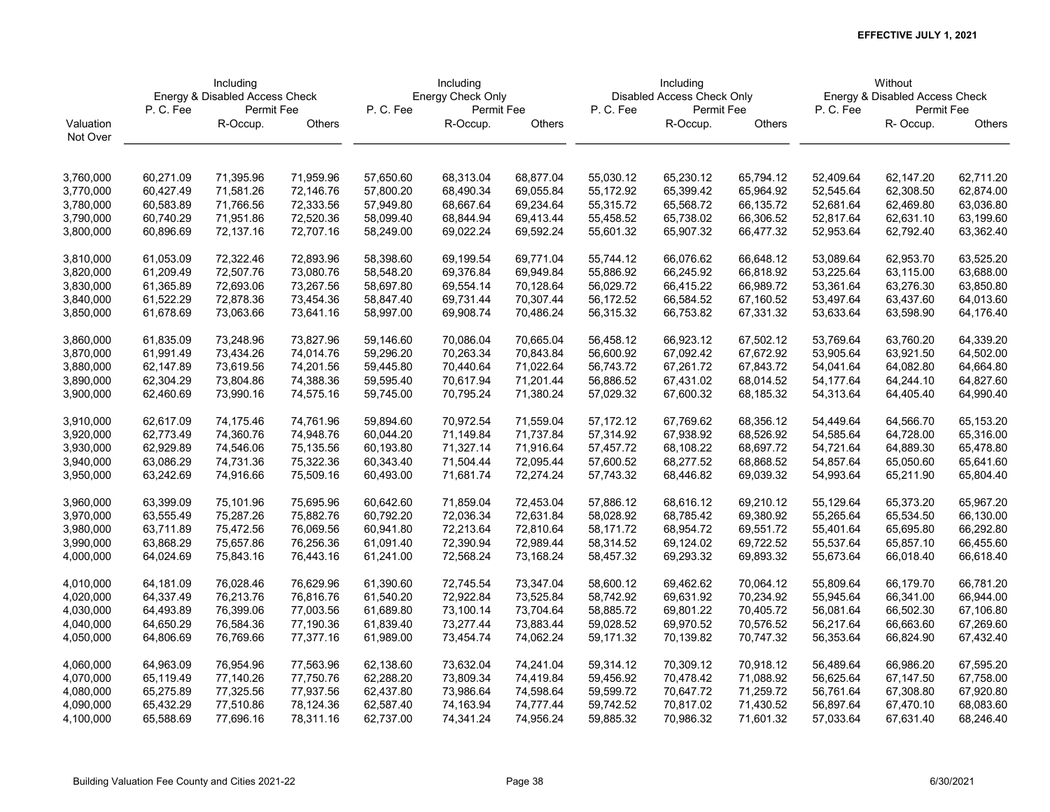**EFFECTIVE JULY 1, 2021**

| | Including Energy & Disabled Access Check | | | Including Energy Check Only | | | Including Disabled Access Check Only | | | Without Energy & Disabled Access Check | | |
|---|---|---|---|---|---|---|---|---|---|---|---|---|
| | P. C. Fee | Permit Fee | | P. C. Fee | Permit Fee | | P. C. Fee | Permit Fee | | P. C. Fee | Permit Fee | |
| Valuation Not Over | | R-Occup. | Others | | R-Occup. | Others | | R-Occup. | Others | | R- Occup. | Others |
| 3,760,000 | 60,271.09 | 71,395.96 | 71,959.96 | 57,650.60 | 68,313.04 | 68,877.04 | 55,030.12 | 65,230.12 | 65,794.12 | 52,409.64 | 62,147.20 | 62,711.20 |
| 3,770,000 | 60,427.49 | 71,581.26 | 72,146.76 | 57,800.20 | 68,490.34 | 69,055.84 | 55,172.92 | 65,399.42 | 65,964.92 | 52,545.64 | 62,308.50 | 62,874.00 |
| 3,780,000 | 60,583.89 | 71,766.56 | 72,333.56 | 57,949.80 | 68,667.64 | 69,234.64 | 55,315.72 | 65,568.72 | 66,135.72 | 52,681.64 | 62,469.80 | 63,036.80 |
| 3,790,000 | 60,740.29 | 71,951.86 | 72,520.36 | 58,099.40 | 68,844.94 | 69,413.44 | 55,458.52 | 65,738.02 | 66,306.52 | 52,817.64 | 62,631.10 | 63,199.60 |
| 3,800,000 | 60,896.69 | 72,137.16 | 72,707.16 | 58,249.00 | 69,022.24 | 69,592.24 | 55,601.32 | 65,907.32 | 66,477.32 | 52,953.64 | 62,792.40 | 63,362.40 |
| 3,810,000 | 61,053.09 | 72,322.46 | 72,893.96 | 58,398.60 | 69,199.54 | 69,771.04 | 55,744.12 | 66,076.62 | 66,648.12 | 53,089.64 | 62,953.70 | 63,525.20 |
| 3,820,000 | 61,209.49 | 72,507.76 | 73,080.76 | 58,548.20 | 69,376.84 | 69,949.84 | 55,886.92 | 66,245.92 | 66,818.92 | 53,225.64 | 63,115.00 | 63,688.00 |
| 3,830,000 | 61,365.89 | 72,693.06 | 73,267.56 | 58,697.80 | 69,554.14 | 70,128.64 | 56,029.72 | 66,415.22 | 66,989.72 | 53,361.64 | 63,276.30 | 63,850.80 |
| 3,840,000 | 61,522.29 | 72,878.36 | 73,454.36 | 58,847.40 | 69,731.44 | 70,307.44 | 56,172.52 | 66,584.52 | 67,160.52 | 53,497.64 | 63,437.60 | 64,013.60 |
| 3,850,000 | 61,678.69 | 73,063.66 | 73,641.16 | 58,997.00 | 69,908.74 | 70,486.24 | 56,315.32 | 66,753.82 | 67,331.32 | 53,633.64 | 63,598.90 | 64,176.40 |
| 3,860,000 | 61,835.09 | 73,248.96 | 73,827.96 | 59,146.60 | 70,086.04 | 70,665.04 | 56,458.12 | 66,923.12 | 67,502.12 | 53,769.64 | 63,760.20 | 64,339.20 |
| 3,870,000 | 61,991.49 | 73,434.26 | 74,014.76 | 59,296.20 | 70,263.34 | 70,843.84 | 56,600.92 | 67,092.42 | 67,672.92 | 53,905.64 | 63,921.50 | 64,502.00 |
| 3,880,000 | 62,147.89 | 73,619.56 | 74,201.56 | 59,445.80 | 70,440.64 | 71,022.64 | 56,743.72 | 67,261.72 | 67,843.72 | 54,041.64 | 64,082.80 | 64,664.80 |
| 3,890,000 | 62,304.29 | 73,804.86 | 74,388.36 | 59,595.40 | 70,617.94 | 71,201.44 | 56,886.52 | 67,431.02 | 68,014.52 | 54,177.64 | 64,244.10 | 64,827.60 |
| 3,900,000 | 62,460.69 | 73,990.16 | 74,575.16 | 59,745.00 | 70,795.24 | 71,380.24 | 57,029.32 | 67,600.32 | 68,185.32 | 54,313.64 | 64,405.40 | 64,990.40 |
| 3,910,000 | 62,617.09 | 74,175.46 | 74,761.96 | 59,894.60 | 70,972.54 | 71,559.04 | 57,172.12 | 67,769.62 | 68,356.12 | 54,449.64 | 64,566.70 | 65,153.20 |
| 3,920,000 | 62,773.49 | 74,360.76 | 74,948.76 | 60,044.20 | 71,149.84 | 71,737.84 | 57,314.92 | 67,938.92 | 68,526.92 | 54,585.64 | 64,728.00 | 65,316.00 |
| 3,930,000 | 62,929.89 | 74,546.06 | 75,135.56 | 60,193.80 | 71,327.14 | 71,916.64 | 57,457.72 | 68,108.22 | 68,697.72 | 54,721.64 | 64,889.30 | 65,478.80 |
| 3,940,000 | 63,086.29 | 74,731.36 | 75,322.36 | 60,343.40 | 71,504.44 | 72,095.44 | 57,600.52 | 68,277.52 | 68,868.52 | 54,857.64 | 65,050.60 | 65,641.60 |
| 3,950,000 | 63,242.69 | 74,916.66 | 75,509.16 | 60,493.00 | 71,681.74 | 72,274.24 | 57,743.32 | 68,446.82 | 69,039.32 | 54,993.64 | 65,211.90 | 65,804.40 |
| 3,960,000 | 63,399.09 | 75,101.96 | 75,695.96 | 60,642.60 | 71,859.04 | 72,453.04 | 57,886.12 | 68,616.12 | 69,210.12 | 55,129.64 | 65,373.20 | 65,967.20 |
| 3,970,000 | 63,555.49 | 75,287.26 | 75,882.76 | 60,792.20 | 72,036.34 | 72,631.84 | 58,028.92 | 68,785.42 | 69,380.92 | 55,265.64 | 65,534.50 | 66,130.00 |
| 3,980,000 | 63,711.89 | 75,472.56 | 76,069.56 | 60,941.80 | 72,213.64 | 72,810.64 | 58,171.72 | 68,954.72 | 69,551.72 | 55,401.64 | 65,695.80 | 66,292.80 |
| 3,990,000 | 63,868.29 | 75,657.86 | 76,256.36 | 61,091.40 | 72,390.94 | 72,989.44 | 58,314.52 | 69,124.02 | 69,722.52 | 55,537.64 | 65,857.10 | 66,455.60 |
| 4,000,000 | 64,024.69 | 75,843.16 | 76,443.16 | 61,241.00 | 72,568.24 | 73,168.24 | 58,457.32 | 69,293.32 | 69,893.32 | 55,673.64 | 66,018.40 | 66,618.40 |
| 4,010,000 | 64,181.09 | 76,028.46 | 76,629.96 | 61,390.60 | 72,745.54 | 73,347.04 | 58,600.12 | 69,462.62 | 70,064.12 | 55,809.64 | 66,179.70 | 66,781.20 |
| 4,020,000 | 64,337.49 | 76,213.76 | 76,816.76 | 61,540.20 | 72,922.84 | 73,525.84 | 58,742.92 | 69,631.92 | 70,234.92 | 55,945.64 | 66,341.00 | 66,944.00 |
| 4,030,000 | 64,493.89 | 76,399.06 | 77,003.56 | 61,689.80 | 73,100.14 | 73,704.64 | 58,885.72 | 69,801.22 | 70,405.72 | 56,081.64 | 66,502.30 | 67,106.80 |
| 4,040,000 | 64,650.29 | 76,584.36 | 77,190.36 | 61,839.40 | 73,277.44 | 73,883.44 | 59,028.52 | 69,970.52 | 70,576.52 | 56,217.64 | 66,663.60 | 67,269.60 |
| 4,050,000 | 64,806.69 | 76,769.66 | 77,377.16 | 61,989.00 | 73,454.74 | 74,062.24 | 59,171.32 | 70,139.82 | 70,747.32 | 56,353.64 | 66,824.90 | 67,432.40 |
| 4,060,000 | 64,963.09 | 76,954.96 | 77,563.96 | 62,138.60 | 73,632.04 | 74,241.04 | 59,314.12 | 70,309.12 | 70,918.12 | 56,489.64 | 66,986.20 | 67,595.20 |
| 4,070,000 | 65,119.49 | 77,140.26 | 77,750.76 | 62,288.20 | 73,809.34 | 74,419.84 | 59,456.92 | 70,478.42 | 71,088.92 | 56,625.64 | 67,147.50 | 67,758.00 |
| 4,080,000 | 65,275.89 | 77,325.56 | 77,937.56 | 62,437.80 | 73,986.64 | 74,598.64 | 59,599.72 | 70,647.72 | 71,259.72 | 56,761.64 | 67,308.80 | 67,920.80 |
| 4,090,000 | 65,432.29 | 77,510.86 | 78,124.36 | 62,587.40 | 74,163.94 | 74,777.44 | 59,742.52 | 70,817.02 | 71,430.52 | 56,897.64 | 67,470.10 | 68,083.60 |
| 4,100,000 | 65,588.69 | 77,696.16 | 78,311.16 | 62,737.00 | 74,341.24 | 74,956.24 | 59,885.32 | 70,986.32 | 71,601.32 | 57,033.64 | 67,631.40 | 68,246.40 |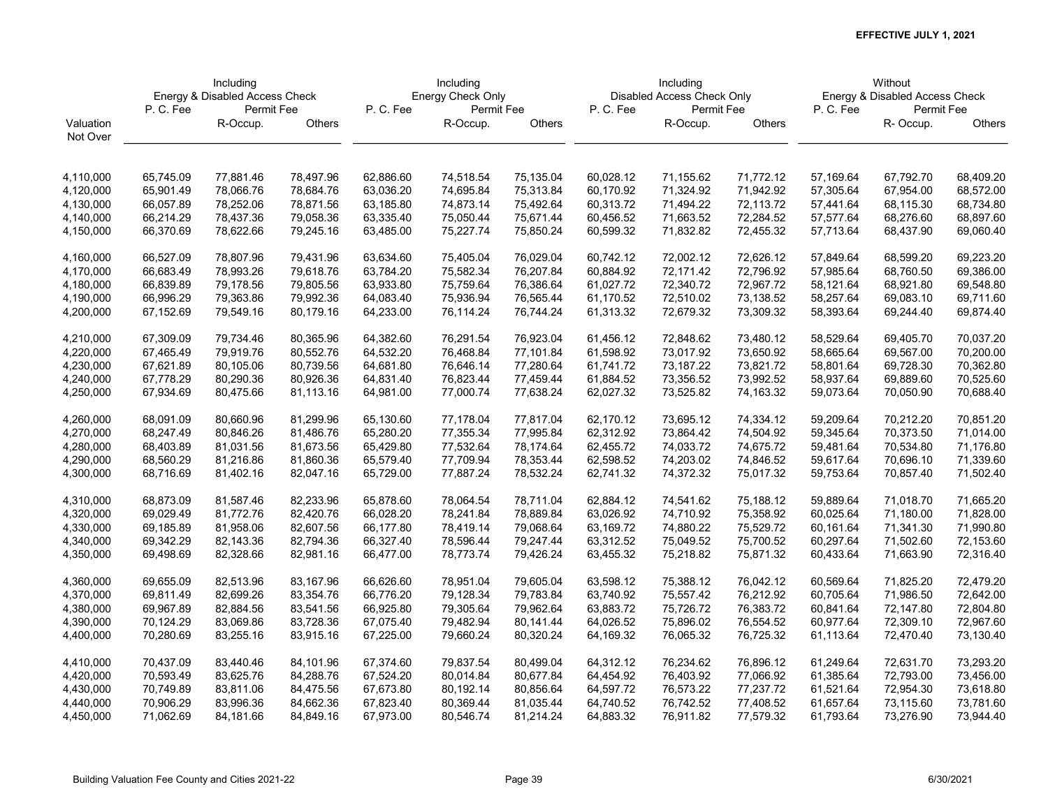**EFFECTIVE JULY 1, 2021**

| Valuation Not Over | Including Energy & Disabled Access Check P. C. Fee | Including Energy & Disabled Access Check Permit Fee R-Occup. | Including Energy & Disabled Access Check Permit Fee Others | Including Energy Check Only P. C. Fee | Including Energy Check Only Permit Fee R-Occup. | Including Energy Check Only Permit Fee Others | Including Disabled Access Check Only P. C. Fee | Including Disabled Access Check Only Permit Fee R-Occup. | Including Disabled Access Check Only Permit Fee Others | Without Energy & Disabled Access Check P. C. Fee | Without Energy & Disabled Access Check Permit Fee R- Occup. | Without Energy & Disabled Access Check Permit Fee Others |
|---|---|---|---|---|---|---|---|---|---|---|---|---|
| 4,110,000 | 65,745.09 | 77,881.46 | 78,497.96 | 62,886.60 | 74,518.54 | 75,135.04 | 60,028.12 | 71,155.62 | 71,772.12 | 57,169.64 | 67,792.70 | 68,409.20 |
| 4,120,000 | 65,901.49 | 78,066.76 | 78,684.76 | 63,036.20 | 74,695.84 | 75,313.84 | 60,170.92 | 71,324.92 | 71,942.92 | 57,305.64 | 67,954.00 | 68,572.00 |
| 4,130,000 | 66,057.89 | 78,252.06 | 78,871.56 | 63,185.80 | 74,873.14 | 75,492.64 | 60,313.72 | 71,494.22 | 72,113.72 | 57,441.64 | 68,115.30 | 68,734.80 |
| 4,140,000 | 66,214.29 | 78,437.36 | 79,058.36 | 63,335.40 | 75,050.44 | 75,671.44 | 60,456.52 | 71,663.52 | 72,284.52 | 57,577.64 | 68,276.60 | 68,897.60 |
| 4,150,000 | 66,370.69 | 78,622.66 | 79,245.16 | 63,485.00 | 75,227.74 | 75,850.24 | 60,599.32 | 71,832.82 | 72,455.32 | 57,713.64 | 68,437.90 | 69,060.40 |
| 4,160,000 | 66,527.09 | 78,807.96 | 79,431.96 | 63,634.60 | 75,405.04 | 76,029.04 | 60,742.12 | 72,002.12 | 72,626.12 | 57,849.64 | 68,599.20 | 69,223.20 |
| 4,170,000 | 66,683.49 | 78,993.26 | 79,618.76 | 63,784.20 | 75,582.34 | 76,207.84 | 60,884.92 | 72,171.42 | 72,796.92 | 57,985.64 | 68,760.50 | 69,386.00 |
| 4,180,000 | 66,839.89 | 79,178.56 | 79,805.56 | 63,933.80 | 75,759.64 | 76,386.64 | 61,027.72 | 72,340.72 | 72,967.72 | 58,121.64 | 68,921.80 | 69,548.80 |
| 4,190,000 | 66,996.29 | 79,363.86 | 79,992.36 | 64,083.40 | 75,936.94 | 76,565.44 | 61,170.52 | 72,510.02 | 73,138.52 | 58,257.64 | 69,083.10 | 69,711.60 |
| 4,200,000 | 67,152.69 | 79,549.16 | 80,179.16 | 64,233.00 | 76,114.24 | 76,744.24 | 61,313.32 | 72,679.32 | 73,309.32 | 58,393.64 | 69,244.40 | 69,874.40 |
| 4,210,000 | 67,309.09 | 79,734.46 | 80,365.96 | 64,382.60 | 76,291.54 | 76,923.04 | 61,456.12 | 72,848.62 | 73,480.12 | 58,529.64 | 69,405.70 | 70,037.20 |
| 4,220,000 | 67,465.49 | 79,919.76 | 80,552.76 | 64,532.20 | 76,468.84 | 77,101.84 | 61,598.92 | 73,017.92 | 73,650.92 | 58,665.64 | 69,567.00 | 70,200.00 |
| 4,230,000 | 67,621.89 | 80,105.06 | 80,739.56 | 64,681.80 | 76,646.14 | 77,280.64 | 61,741.72 | 73,187.22 | 73,821.72 | 58,801.64 | 69,728.30 | 70,362.80 |
| 4,240,000 | 67,778.29 | 80,290.36 | 80,926.36 | 64,831.40 | 76,823.44 | 77,459.44 | 61,884.52 | 73,356.52 | 73,992.52 | 58,937.64 | 69,889.60 | 70,525.60 |
| 4,250,000 | 67,934.69 | 80,475.66 | 81,113.16 | 64,981.00 | 77,000.74 | 77,638.24 | 62,027.32 | 73,525.82 | 74,163.32 | 59,073.64 | 70,050.90 | 70,688.40 |
| 4,260,000 | 68,091.09 | 80,660.96 | 81,299.96 | 65,130.60 | 77,178.04 | 77,817.04 | 62,170.12 | 73,695.12 | 74,334.12 | 59,209.64 | 70,212.20 | 70,851.20 |
| 4,270,000 | 68,247.49 | 80,846.26 | 81,486.76 | 65,280.20 | 77,355.34 | 77,995.84 | 62,312.92 | 73,864.42 | 74,504.92 | 59,345.64 | 70,373.50 | 71,014.00 |
| 4,280,000 | 68,403.89 | 81,031.56 | 81,673.56 | 65,429.80 | 77,532.64 | 78,174.64 | 62,455.72 | 74,033.72 | 74,675.72 | 59,481.64 | 70,534.80 | 71,176.80 |
| 4,290,000 | 68,560.29 | 81,216.86 | 81,860.36 | 65,579.40 | 77,709.94 | 78,353.44 | 62,598.52 | 74,203.02 | 74,846.52 | 59,617.64 | 70,696.10 | 71,339.60 |
| 4,300,000 | 68,716.69 | 81,402.16 | 82,047.16 | 65,729.00 | 77,887.24 | 78,532.24 | 62,741.32 | 74,372.32 | 75,017.32 | 59,753.64 | 70,857.40 | 71,502.40 |
| 4,310,000 | 68,873.09 | 81,587.46 | 82,233.96 | 65,878.60 | 78,064.54 | 78,711.04 | 62,884.12 | 74,541.62 | 75,188.12 | 59,889.64 | 71,018.70 | 71,665.20 |
| 4,320,000 | 69,029.49 | 81,772.76 | 82,420.76 | 66,028.20 | 78,241.84 | 78,889.84 | 63,026.92 | 74,710.92 | 75,358.92 | 60,025.64 | 71,180.00 | 71,828.00 |
| 4,330,000 | 69,185.89 | 81,958.06 | 82,607.56 | 66,177.80 | 78,419.14 | 79,068.64 | 63,169.72 | 74,880.22 | 75,529.72 | 60,161.64 | 71,341.30 | 71,990.80 |
| 4,340,000 | 69,342.29 | 82,143.36 | 82,794.36 | 66,327.40 | 78,596.44 | 79,247.44 | 63,312.52 | 75,049.52 | 75,700.52 | 60,297.64 | 71,502.60 | 72,153.60 |
| 4,350,000 | 69,498.69 | 82,328.66 | 82,981.16 | 66,477.00 | 78,773.74 | 79,426.24 | 63,455.32 | 75,218.82 | 75,871.32 | 60,433.64 | 71,663.90 | 72,316.40 |
| 4,360,000 | 69,655.09 | 82,513.96 | 83,167.96 | 66,626.60 | 78,951.04 | 79,605.04 | 63,598.12 | 75,388.12 | 76,042.12 | 60,569.64 | 71,825.20 | 72,479.20 |
| 4,370,000 | 69,811.49 | 82,699.26 | 83,354.76 | 66,776.20 | 79,128.34 | 79,783.84 | 63,740.92 | 75,557.42 | 76,212.92 | 60,705.64 | 71,986.50 | 72,642.00 |
| 4,380,000 | 69,967.89 | 82,884.56 | 83,541.56 | 66,925.80 | 79,305.64 | 79,962.64 | 63,883.72 | 75,726.72 | 76,383.72 | 60,841.64 | 72,147.80 | 72,804.80 |
| 4,390,000 | 70,124.29 | 83,069.86 | 83,728.36 | 67,075.40 | 79,482.94 | 80,141.44 | 64,026.52 | 75,896.02 | 76,554.52 | 60,977.64 | 72,309.10 | 72,967.60 |
| 4,400,000 | 70,280.69 | 83,255.16 | 83,915.16 | 67,225.00 | 79,660.24 | 80,320.24 | 64,169.32 | 76,065.32 | 76,725.32 | 61,113.64 | 72,470.40 | 73,130.40 |
| 4,410,000 | 70,437.09 | 83,440.46 | 84,101.96 | 67,374.60 | 79,837.54 | 80,499.04 | 64,312.12 | 76,234.62 | 76,896.12 | 61,249.64 | 72,631.70 | 73,293.20 |
| 4,420,000 | 70,593.49 | 83,625.76 | 84,288.76 | 67,524.20 | 80,014.84 | 80,677.84 | 64,454.92 | 76,403.92 | 77,066.92 | 61,385.64 | 72,793.00 | 73,456.00 |
| 4,430,000 | 70,749.89 | 83,811.06 | 84,475.56 | 67,673.80 | 80,192.14 | 80,856.64 | 64,597.72 | 76,573.22 | 77,237.72 | 61,521.64 | 72,954.30 | 73,618.80 |
| 4,440,000 | 70,906.29 | 83,996.36 | 84,662.36 | 67,823.40 | 80,369.44 | 81,035.44 | 64,740.52 | 76,742.52 | 77,408.52 | 61,657.64 | 73,115.60 | 73,781.60 |
| 4,450,000 | 71,062.69 | 84,181.66 | 84,849.16 | 67,973.00 | 80,546.74 | 81,214.24 | 64,883.32 | 76,911.82 | 77,579.32 | 61,793.64 | 73,276.90 | 73,944.40 |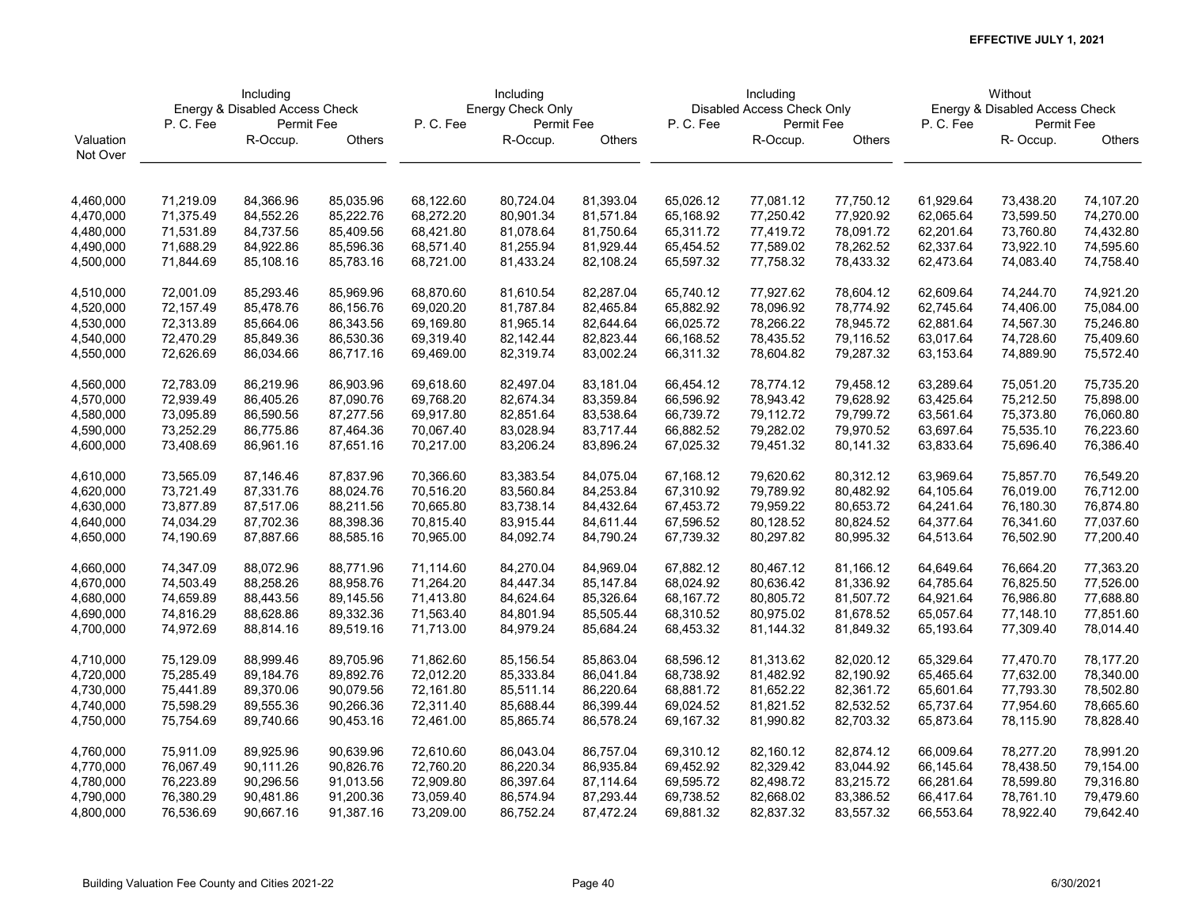**EFFECTIVE JULY 1, 2021**

| Valuation Not Over | Including Energy & Disabled Access Check | | | Including Energy Check Only | | | Including Disabled Access Check Only | | | Without Energy & Disabled Access Check | | |
|---|---|---|---|---|---|---|---|---|---|---|---|---|
| | P. C. Fee | Permit Fee | | P. C. Fee | Permit Fee | | P. C. Fee | Permit Fee | | P. C. Fee | Permit Fee | |
| | | R-Occup. | Others | | R-Occup. | Others | | R-Occup. | Others | | R- Occup. | Others |
| 4,460,000 | 71,219.09 | 84,366.96 | 85,035.96 | 68,122.60 | 80,724.04 | 81,393.04 | 65,026.12 | 77,081.12 | 77,750.12 | 61,929.64 | 73,438.20 | 74,107.20 |
| 4,470,000 | 71,375.49 | 84,552.26 | 85,222.76 | 68,272.20 | 80,901.34 | 81,571.84 | 65,168.92 | 77,250.42 | 77,920.92 | 62,065.64 | 73,599.50 | 74,270.00 |
| 4,480,000 | 71,531.89 | 84,737.56 | 85,409.56 | 68,421.80 | 81,078.64 | 81,750.64 | 65,311.72 | 77,419.72 | 78,091.72 | 62,201.64 | 73,760.80 | 74,432.80 |
| 4,490,000 | 71,688.29 | 84,922.86 | 85,596.36 | 68,571.40 | 81,255.94 | 81,929.44 | 65,454.52 | 77,589.02 | 78,262.52 | 62,337.64 | 73,922.10 | 74,595.60 |
| 4,500,000 | 71,844.69 | 85,108.16 | 85,783.16 | 68,721.00 | 81,433.24 | 82,108.24 | 65,597.32 | 77,758.32 | 78,433.32 | 62,473.64 | 74,083.40 | 74,758.40 |
| 4,510,000 | 72,001.09 | 85,293.46 | 85,969.96 | 68,870.60 | 81,610.54 | 82,287.04 | 65,740.12 | 77,927.62 | 78,604.12 | 62,609.64 | 74,244.70 | 74,921.20 |
| 4,520,000 | 72,157.49 | 85,478.76 | 86,156.76 | 69,020.20 | 81,787.84 | 82,465.84 | 65,882.92 | 78,096.92 | 78,774.92 | 62,745.64 | 74,406.00 | 75,084.00 |
| 4,530,000 | 72,313.89 | 85,664.06 | 86,343.56 | 69,169.80 | 81,965.14 | 82,644.64 | 66,025.72 | 78,266.22 | 78,945.72 | 62,881.64 | 74,567.30 | 75,246.80 |
| 4,540,000 | 72,470.29 | 85,849.36 | 86,530.36 | 69,319.40 | 82,142.44 | 82,823.44 | 66,168.52 | 78,435.52 | 79,116.52 | 63,017.64 | 74,728.60 | 75,409.60 |
| 4,550,000 | 72,626.69 | 86,034.66 | 86,717.16 | 69,469.00 | 82,319.74 | 83,002.24 | 66,311.32 | 78,604.82 | 79,287.32 | 63,153.64 | 74,889.90 | 75,572.40 |
| 4,560,000 | 72,783.09 | 86,219.96 | 86,903.96 | 69,618.60 | 82,497.04 | 83,181.04 | 66,454.12 | 78,774.12 | 79,458.12 | 63,289.64 | 75,051.20 | 75,735.20 |
| 4,570,000 | 72,939.49 | 86,405.26 | 87,090.76 | 69,768.20 | 82,674.34 | 83,359.84 | 66,596.92 | 78,943.42 | 79,628.92 | 63,425.64 | 75,212.50 | 75,898.00 |
| 4,580,000 | 73,095.89 | 86,590.56 | 87,277.56 | 69,917.80 | 82,851.64 | 83,538.64 | 66,739.72 | 79,112.72 | 79,799.72 | 63,561.64 | 75,373.80 | 76,060.80 |
| 4,590,000 | 73,252.29 | 86,775.86 | 87,464.36 | 70,067.40 | 83,028.94 | 83,717.44 | 66,882.52 | 79,282.02 | 79,970.52 | 63,697.64 | 75,535.10 | 76,223.60 |
| 4,600,000 | 73,408.69 | 86,961.16 | 87,651.16 | 70,217.00 | 83,206.24 | 83,896.24 | 67,025.32 | 79,451.32 | 80,141.32 | 63,833.64 | 75,696.40 | 76,386.40 |
| 4,610,000 | 73,565.09 | 87,146.46 | 87,837.96 | 70,366.60 | 83,383.54 | 84,075.04 | 67,168.12 | 79,620.62 | 80,312.12 | 63,969.64 | 75,857.70 | 76,549.20 |
| 4,620,000 | 73,721.49 | 87,331.76 | 88,024.76 | 70,516.20 | 83,560.84 | 84,253.84 | 67,310.92 | 79,789.92 | 80,482.92 | 64,105.64 | 76,019.00 | 76,712.00 |
| 4,630,000 | 73,877.89 | 87,517.06 | 88,211.56 | 70,665.80 | 83,738.14 | 84,432.64 | 67,453.72 | 79,959.22 | 80,653.72 | 64,241.64 | 76,180.30 | 76,874.80 |
| 4,640,000 | 74,034.29 | 87,702.36 | 88,398.36 | 70,815.40 | 83,915.44 | 84,611.44 | 67,596.52 | 80,128.52 | 80,824.52 | 64,377.64 | 76,341.60 | 77,037.60 |
| 4,650,000 | 74,190.69 | 87,887.66 | 88,585.16 | 70,965.00 | 84,092.74 | 84,790.24 | 67,739.32 | 80,297.82 | 80,995.32 | 64,513.64 | 76,502.90 | 77,200.40 |
| 4,660,000 | 74,347.09 | 88,072.96 | 88,771.96 | 71,114.60 | 84,270.04 | 84,969.04 | 67,882.12 | 80,467.12 | 81,166.12 | 64,649.64 | 76,664.20 | 77,363.20 |
| 4,670,000 | 74,503.49 | 88,258.26 | 88,958.76 | 71,264.20 | 84,447.34 | 85,147.84 | 68,024.92 | 80,636.42 | 81,336.92 | 64,785.64 | 76,825.50 | 77,526.00 |
| 4,680,000 | 74,659.89 | 88,443.56 | 89,145.56 | 71,413.80 | 84,624.64 | 85,326.64 | 68,167.72 | 80,805.72 | 81,507.72 | 64,921.64 | 76,986.80 | 77,688.80 |
| 4,690,000 | 74,816.29 | 88,628.86 | 89,332.36 | 71,563.40 | 84,801.94 | 85,505.44 | 68,310.52 | 80,975.02 | 81,678.52 | 65,057.64 | 77,148.10 | 77,851.60 |
| 4,700,000 | 74,972.69 | 88,814.16 | 89,519.16 | 71,713.00 | 84,979.24 | 85,684.24 | 68,453.32 | 81,144.32 | 81,849.32 | 65,193.64 | 77,309.40 | 78,014.40 |
| 4,710,000 | 75,129.09 | 88,999.46 | 89,705.96 | 71,862.60 | 85,156.54 | 85,863.04 | 68,596.12 | 81,313.62 | 82,020.12 | 65,329.64 | 77,470.70 | 78,177.20 |
| 4,720,000 | 75,285.49 | 89,184.76 | 89,892.76 | 72,012.20 | 85,333.84 | 86,041.84 | 68,738.92 | 81,482.92 | 82,190.92 | 65,465.64 | 77,632.00 | 78,340.00 |
| 4,730,000 | 75,441.89 | 89,370.06 | 90,079.56 | 72,161.80 | 85,511.14 | 86,220.64 | 68,881.72 | 81,652.22 | 82,361.72 | 65,601.64 | 77,793.30 | 78,502.80 |
| 4,740,000 | 75,598.29 | 89,555.36 | 90,266.36 | 72,311.40 | 85,688.44 | 86,399.44 | 69,024.52 | 81,821.52 | 82,532.52 | 65,737.64 | 77,954.60 | 78,665.60 |
| 4,750,000 | 75,754.69 | 89,740.66 | 90,453.16 | 72,461.00 | 85,865.74 | 86,578.24 | 69,167.32 | 81,990.82 | 82,703.32 | 65,873.64 | 78,115.90 | 78,828.40 |
| 4,760,000 | 75,911.09 | 89,925.96 | 90,639.96 | 72,610.60 | 86,043.04 | 86,757.04 | 69,310.12 | 82,160.12 | 82,874.12 | 66,009.64 | 78,277.20 | 78,991.20 |
| 4,770,000 | 76,067.49 | 90,111.26 | 90,826.76 | 72,760.20 | 86,220.34 | 86,935.84 | 69,452.92 | 82,329.42 | 83,044.92 | 66,145.64 | 78,438.50 | 79,154.00 |
| 4,780,000 | 76,223.89 | 90,296.56 | 91,013.56 | 72,909.80 | 86,397.64 | 87,114.64 | 69,595.72 | 82,498.72 | 83,215.72 | 66,281.64 | 78,599.80 | 79,316.80 |
| 4,790,000 | 76,380.29 | 90,481.86 | 91,200.36 | 73,059.40 | 86,574.94 | 87,293.44 | 69,738.52 | 82,668.02 | 83,386.52 | 66,417.64 | 78,761.10 | 79,479.60 |
| 4,800,000 | 76,536.69 | 90,667.16 | 91,387.16 | 73,209.00 | 86,752.24 | 87,472.24 | 69,881.32 | 82,837.32 | 83,557.32 | 66,553.64 | 78,922.40 | 79,642.40 |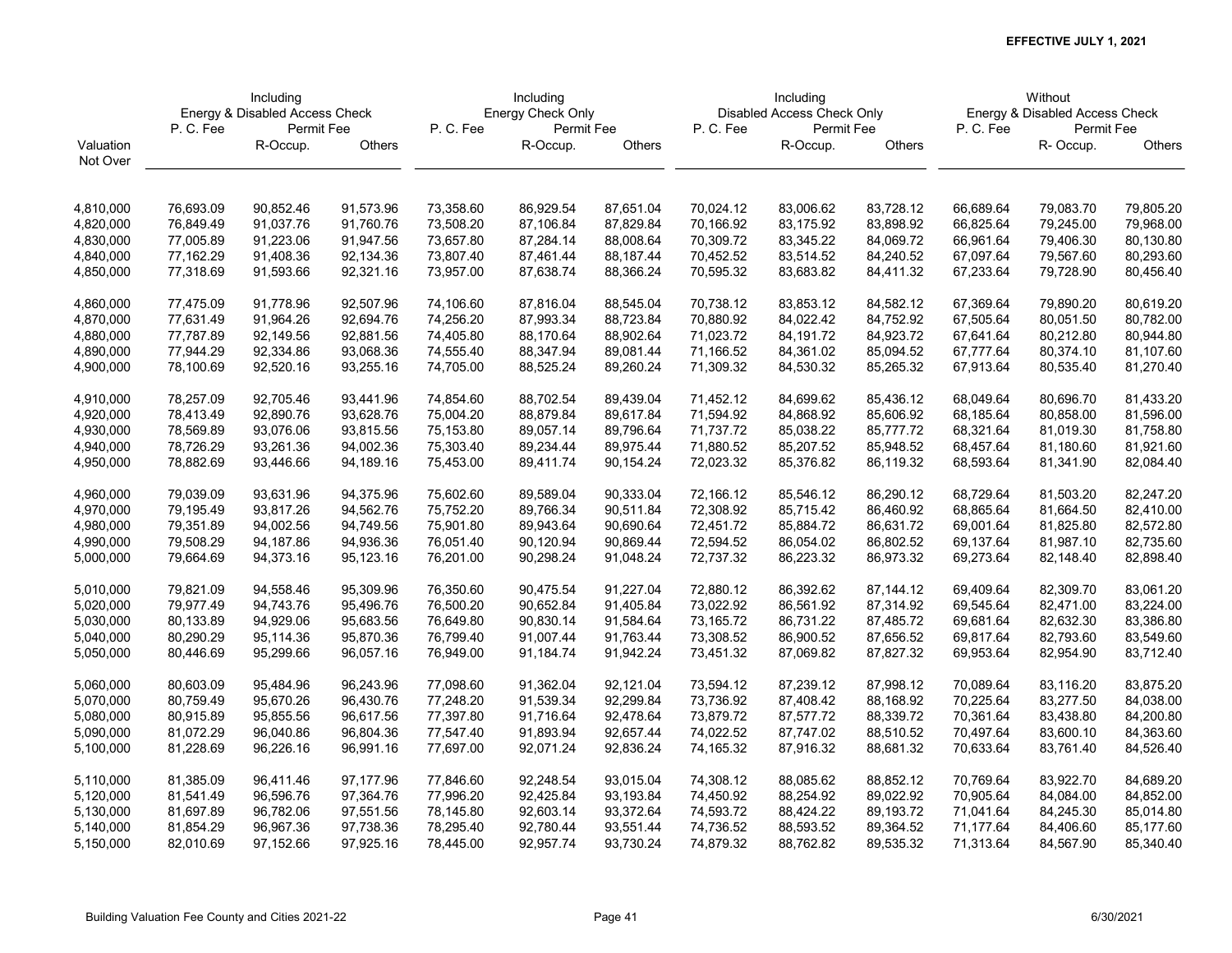**EFFECTIVE JULY 1, 2021**

| Valuation Not Over | Including Energy & Disabled Access Check P. C. Fee | Including Energy & Disabled Access Check Permit Fee R-Occup. | Including Energy & Disabled Access Check Permit Fee Others | Including Energy Check Only P. C. Fee | Including Energy Check Only Permit Fee R-Occup. | Including Energy Check Only Permit Fee Others | Including Disabled Access Check Only P. C. Fee | Including Disabled Access Check Only Permit Fee R-Occup. | Including Disabled Access Check Only Permit Fee Others | Without Energy & Disabled Access Check P. C. Fee | Without Energy & Disabled Access Check Permit Fee R- Occup. | Without Energy & Disabled Access Check Permit Fee Others |
|---|---|---|---|---|---|---|---|---|---|---|---|---|
| 4,810,000 | 76,693.09 | 90,852.46 | 91,573.96 | 73,358.60 | 86,929.54 | 87,651.04 | 70,024.12 | 83,006.62 | 83,728.12 | 66,689.64 | 79,083.70 | 79,805.20 |
| 4,820,000 | 76,849.49 | 91,037.76 | 91,760.76 | 73,508.20 | 87,106.84 | 87,829.84 | 70,166.92 | 83,175.92 | 83,898.92 | 66,825.64 | 79,245.00 | 79,968.00 |
| 4,830,000 | 77,005.89 | 91,223.06 | 91,947.56 | 73,657.80 | 87,284.14 | 88,008.64 | 70,309.72 | 83,345.22 | 84,069.72 | 66,961.64 | 79,406.30 | 80,130.80 |
| 4,840,000 | 77,162.29 | 91,408.36 | 92,134.36 | 73,807.40 | 87,461.44 | 88,187.44 | 70,452.52 | 83,514.52 | 84,240.52 | 67,097.64 | 79,567.60 | 80,293.60 |
| 4,850,000 | 77,318.69 | 91,593.66 | 92,321.16 | 73,957.00 | 87,638.74 | 88,366.24 | 70,595.32 | 83,683.82 | 84,411.32 | 67,233.64 | 79,728.90 | 80,456.40 |
| 4,860,000 | 77,475.09 | 91,778.96 | 92,507.96 | 74,106.60 | 87,816.04 | 88,545.04 | 70,738.12 | 83,853.12 | 84,582.12 | 67,369.64 | 79,890.20 | 80,619.20 |
| 4,870,000 | 77,631.49 | 91,964.26 | 92,694.76 | 74,256.20 | 87,993.34 | 88,723.84 | 70,880.92 | 84,022.42 | 84,752.92 | 67,505.64 | 80,051.50 | 80,782.00 |
| 4,880,000 | 77,787.89 | 92,149.56 | 92,881.56 | 74,405.80 | 88,170.64 | 88,902.64 | 71,023.72 | 84,191.72 | 84,923.72 | 67,641.64 | 80,212.80 | 80,944.80 |
| 4,890,000 | 77,944.29 | 92,334.86 | 93,068.36 | 74,555.40 | 88,347.94 | 89,081.44 | 71,166.52 | 84,361.02 | 85,094.52 | 67,777.64 | 80,374.10 | 81,107.60 |
| 4,900,000 | 78,100.69 | 92,520.16 | 93,255.16 | 74,705.00 | 88,525.24 | 89,260.24 | 71,309.32 | 84,530.32 | 85,265.32 | 67,913.64 | 80,535.40 | 81,270.40 |
| 4,910,000 | 78,257.09 | 92,705.46 | 93,441.96 | 74,854.60 | 88,702.54 | 89,439.04 | 71,452.12 | 84,699.62 | 85,436.12 | 68,049.64 | 80,696.70 | 81,433.20 |
| 4,920,000 | 78,413.49 | 92,890.76 | 93,628.76 | 75,004.20 | 88,879.84 | 89,617.84 | 71,594.92 | 84,868.92 | 85,606.92 | 68,185.64 | 80,858.00 | 81,596.00 |
| 4,930,000 | 78,569.89 | 93,076.06 | 93,815.56 | 75,153.80 | 89,057.14 | 89,796.64 | 71,737.72 | 85,038.22 | 85,777.72 | 68,321.64 | 81,019.30 | 81,758.80 |
| 4,940,000 | 78,726.29 | 93,261.36 | 94,002.36 | 75,303.40 | 89,234.44 | 89,975.44 | 71,880.52 | 85,207.52 | 85,948.52 | 68,457.64 | 81,180.60 | 81,921.60 |
| 4,950,000 | 78,882.69 | 93,446.66 | 94,189.16 | 75,453.00 | 89,411.74 | 90,154.24 | 72,023.32 | 85,376.82 | 86,119.32 | 68,593.64 | 81,341.90 | 82,084.40 |
| 4,960,000 | 79,039.09 | 93,631.96 | 94,375.96 | 75,602.60 | 89,589.04 | 90,333.04 | 72,166.12 | 85,546.12 | 86,290.12 | 68,729.64 | 81,503.20 | 82,247.20 |
| 4,970,000 | 79,195.49 | 93,817.26 | 94,562.76 | 75,752.20 | 89,766.34 | 90,511.84 | 72,308.92 | 85,715.42 | 86,460.92 | 68,865.64 | 81,664.50 | 82,410.00 |
| 4,980,000 | 79,351.89 | 94,002.56 | 94,749.56 | 75,901.80 | 89,943.64 | 90,690.64 | 72,451.72 | 85,884.72 | 86,631.72 | 69,001.64 | 81,825.80 | 82,572.80 |
| 4,990,000 | 79,508.29 | 94,187.86 | 94,936.36 | 76,051.40 | 90,120.94 | 90,869.44 | 72,594.52 | 86,054.02 | 86,802.52 | 69,137.64 | 81,987.10 | 82,735.60 |
| 5,000,000 | 79,664.69 | 94,373.16 | 95,123.16 | 76,201.00 | 90,298.24 | 91,048.24 | 72,737.32 | 86,223.32 | 86,973.32 | 69,273.64 | 82,148.40 | 82,898.40 |
| 5,010,000 | 79,821.09 | 94,558.46 | 95,309.96 | 76,350.60 | 90,475.54 | 91,227.04 | 72,880.12 | 86,392.62 | 87,144.12 | 69,409.64 | 82,309.70 | 83,061.20 |
| 5,020,000 | 79,977.49 | 94,743.76 | 95,496.76 | 76,500.20 | 90,652.84 | 91,405.84 | 73,022.92 | 86,561.92 | 87,314.92 | 69,545.64 | 82,471.00 | 83,224.00 |
| 5,030,000 | 80,133.89 | 94,929.06 | 95,683.56 | 76,649.80 | 90,830.14 | 91,584.64 | 73,165.72 | 86,731.22 | 87,485.72 | 69,681.64 | 82,632.30 | 83,386.80 |
| 5,040,000 | 80,290.29 | 95,114.36 | 95,870.36 | 76,799.40 | 91,007.44 | 91,763.44 | 73,308.52 | 86,900.52 | 87,656.52 | 69,817.64 | 82,793.60 | 83,549.60 |
| 5,050,000 | 80,446.69 | 95,299.66 | 96,057.16 | 76,949.00 | 91,184.74 | 91,942.24 | 73,451.32 | 87,069.82 | 87,827.32 | 69,953.64 | 82,954.90 | 83,712.40 |
| 5,060,000 | 80,603.09 | 95,484.96 | 96,243.96 | 77,098.60 | 91,362.04 | 92,121.04 | 73,594.12 | 87,239.12 | 87,998.12 | 70,089.64 | 83,116.20 | 83,875.20 |
| 5,070,000 | 80,759.49 | 95,670.26 | 96,430.76 | 77,248.20 | 91,539.34 | 92,299.84 | 73,736.92 | 87,408.42 | 88,168.92 | 70,225.64 | 83,277.50 | 84,038.00 |
| 5,080,000 | 80,915.89 | 95,855.56 | 96,617.56 | 77,397.80 | 91,716.64 | 92,478.64 | 73,879.72 | 87,577.72 | 88,339.72 | 70,361.64 | 83,438.80 | 84,200.80 |
| 5,090,000 | 81,072.29 | 96,040.86 | 96,804.36 | 77,547.40 | 91,893.94 | 92,657.44 | 74,022.52 | 87,747.02 | 88,510.52 | 70,497.64 | 83,600.10 | 84,363.60 |
| 5,100,000 | 81,228.69 | 96,226.16 | 96,991.16 | 77,697.00 | 92,071.24 | 92,836.24 | 74,165.32 | 87,916.32 | 88,681.32 | 70,633.64 | 83,761.40 | 84,526.40 |
| 5,110,000 | 81,385.09 | 96,411.46 | 97,177.96 | 77,846.60 | 92,248.54 | 93,015.04 | 74,308.12 | 88,085.62 | 88,852.12 | 70,769.64 | 83,922.70 | 84,689.20 |
| 5,120,000 | 81,541.49 | 96,596.76 | 97,364.76 | 77,996.20 | 92,425.84 | 93,193.84 | 74,450.92 | 88,254.92 | 89,022.92 | 70,905.64 | 84,084.00 | 84,852.00 |
| 5,130,000 | 81,697.89 | 96,782.06 | 97,551.56 | 78,145.80 | 92,603.14 | 93,372.64 | 74,593.72 | 88,424.22 | 89,193.72 | 71,041.64 | 84,245.30 | 85,014.80 |
| 5,140,000 | 81,854.29 | 96,967.36 | 97,738.36 | 78,295.40 | 92,780.44 | 93,551.44 | 74,736.52 | 88,593.52 | 89,364.52 | 71,177.64 | 84,406.60 | 85,177.60 |
| 5,150,000 | 82,010.69 | 97,152.66 | 97,925.16 | 78,445.00 | 92,957.74 | 93,730.24 | 74,879.32 | 88,762.82 | 89,535.32 | 71,313.64 | 84,567.90 | 85,340.40 |

Building Valuation Fee County and Cities 2021-22 — 6/30/2021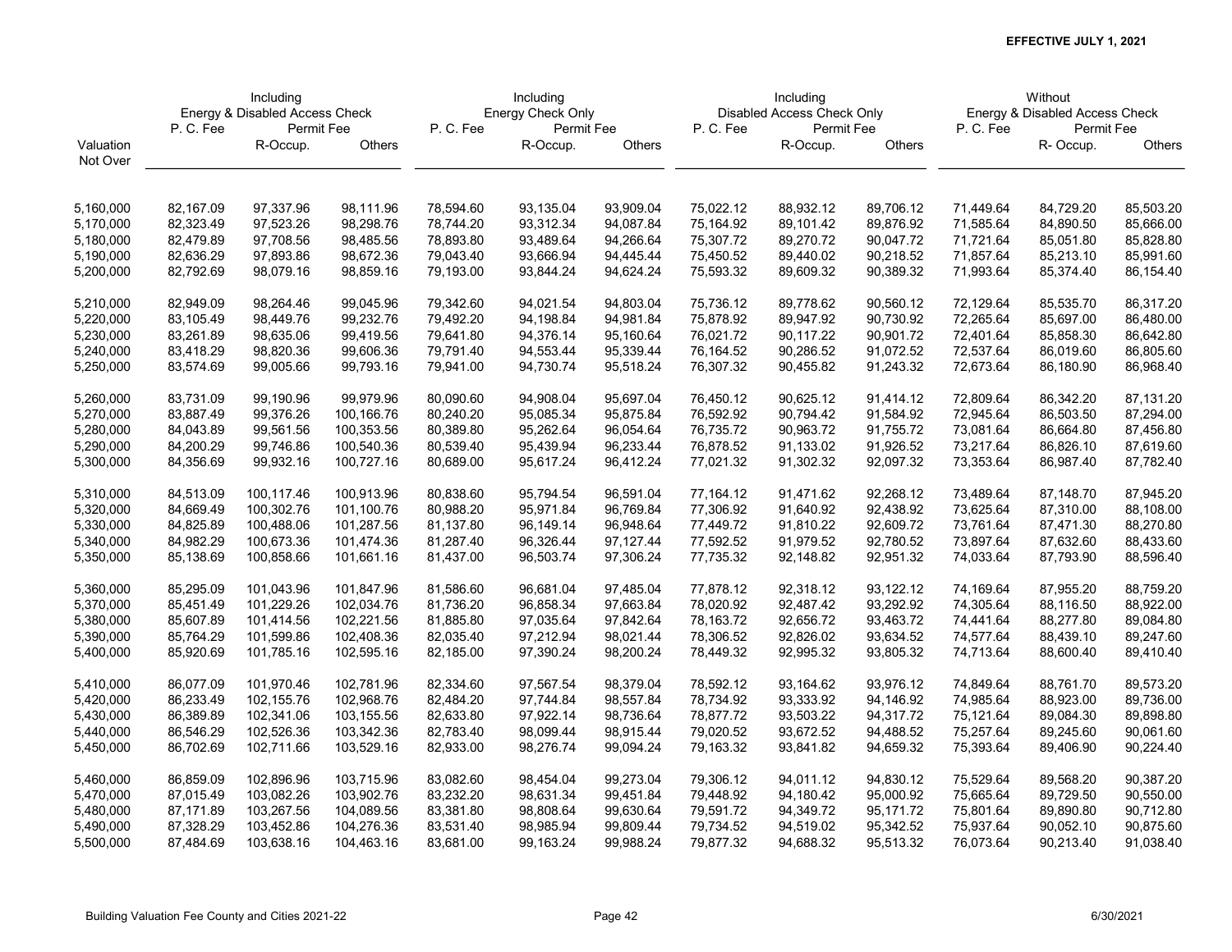EFFECTIVE JULY 1, 2021

| | Including Energy & Disabled Access Check | | | Including Energy Check Only | | | Including Disabled Access Check Only | | | Without Energy & Disabled Access Check | | |
|---|---|---|---|---|---|---|---|---|---|---|---|---|
| | P. C. Fee | Permit Fee | | P. C. Fee | Permit Fee | | P. C. Fee | Permit Fee | | P. C. Fee | Permit Fee | |
| Valuation Not Over | | R-Occup. | Others | | R-Occup. | Others | | R-Occup. | Others | | R- Occup. | Others |
| 5,160,000 | 82,167.09 | 97,337.96 | 98,111.96 | 78,594.60 | 93,135.04 | 93,909.04 | 75,022.12 | 88,932.12 | 89,706.12 | 71,449.64 | 84,729.20 | 85,503.20 |
| 5,170,000 | 82,323.49 | 97,523.26 | 98,298.76 | 78,744.20 | 93,312.34 | 94,087.84 | 75,164.92 | 89,101.42 | 89,876.92 | 71,585.64 | 84,890.50 | 85,666.00 |
| 5,180,000 | 82,479.89 | 97,708.56 | 98,485.56 | 78,893.80 | 93,489.64 | 94,266.64 | 75,307.72 | 89,270.72 | 90,047.72 | 71,721.64 | 85,051.80 | 85,828.80 |
| 5,190,000 | 82,636.29 | 97,893.86 | 98,672.36 | 79,043.40 | 93,666.94 | 94,445.44 | 75,450.52 | 89,440.02 | 90,218.52 | 71,857.64 | 85,213.10 | 85,991.60 |
| 5,200,000 | 82,792.69 | 98,079.16 | 98,859.16 | 79,193.00 | 93,844.24 | 94,624.24 | 75,593.32 | 89,609.32 | 90,389.32 | 71,993.64 | 85,374.40 | 86,154.40 |
| 5,210,000 | 82,949.09 | 98,264.46 | 99,045.96 | 79,342.60 | 94,021.54 | 94,803.04 | 75,736.12 | 89,778.62 | 90,560.12 | 72,129.64 | 85,535.70 | 86,317.20 |
| 5,220,000 | 83,105.49 | 98,449.76 | 99,232.76 | 79,492.20 | 94,198.84 | 94,981.84 | 75,878.92 | 89,947.92 | 90,730.92 | 72,265.64 | 85,697.00 | 86,480.00 |
| 5,230,000 | 83,261.89 | 98,635.06 | 99,419.56 | 79,641.80 | 94,376.14 | 95,160.64 | 76,021.72 | 90,117.22 | 90,901.72 | 72,401.64 | 85,858.30 | 86,642.80 |
| 5,240,000 | 83,418.29 | 98,820.36 | 99,606.36 | 79,791.40 | 94,553.44 | 95,339.44 | 76,164.52 | 90,286.52 | 91,072.52 | 72,537.64 | 86,019.60 | 86,805.60 |
| 5,250,000 | 83,574.69 | 99,005.66 | 99,793.16 | 79,941.00 | 94,730.74 | 95,518.24 | 76,307.32 | 90,455.82 | 91,243.32 | 72,673.64 | 86,180.90 | 86,968.40 |
| 5,260,000 | 83,731.09 | 99,190.96 | 99,979.96 | 80,090.60 | 94,908.04 | 95,697.04 | 76,450.12 | 90,625.12 | 91,414.12 | 72,809.64 | 86,342.20 | 87,131.20 |
| 5,270,000 | 83,887.49 | 99,376.26 | 100,166.76 | 80,240.20 | 95,085.34 | 95,875.84 | 76,592.92 | 90,794.42 | 91,584.92 | 72,945.64 | 86,503.50 | 87,294.00 |
| 5,280,000 | 84,043.89 | 99,561.56 | 100,353.56 | 80,389.80 | 95,262.64 | 96,054.64 | 76,735.72 | 90,963.72 | 91,755.72 | 73,081.64 | 86,664.80 | 87,456.80 |
| 5,290,000 | 84,200.29 | 99,746.86 | 100,540.36 | 80,539.40 | 95,439.94 | 96,233.44 | 76,878.52 | 91,133.02 | 91,926.52 | 73,217.64 | 86,826.10 | 87,619.60 |
| 5,300,000 | 84,356.69 | 99,932.16 | 100,727.16 | 80,689.00 | 95,617.24 | 96,412.24 | 77,021.32 | 91,302.32 | 92,097.32 | 73,353.64 | 86,987.40 | 87,782.40 |
| 5,310,000 | 84,513.09 | 100,117.46 | 100,913.96 | 80,838.60 | 95,794.54 | 96,591.04 | 77,164.12 | 91,471.62 | 92,268.12 | 73,489.64 | 87,148.70 | 87,945.20 |
| 5,320,000 | 84,669.49 | 100,302.76 | 101,100.76 | 80,988.20 | 95,971.84 | 96,769.84 | 77,306.92 | 91,640.92 | 92,438.92 | 73,625.64 | 87,310.00 | 88,108.00 |
| 5,330,000 | 84,825.89 | 100,488.06 | 101,287.56 | 81,137.80 | 96,149.14 | 96,948.64 | 77,449.72 | 91,810.22 | 92,609.72 | 73,761.64 | 87,471.30 | 88,270.80 |
| 5,340,000 | 84,982.29 | 100,673.36 | 101,474.36 | 81,287.40 | 96,326.44 | 97,127.44 | 77,592.52 | 91,979.52 | 92,780.52 | 73,897.64 | 87,632.60 | 88,433.60 |
| 5,350,000 | 85,138.69 | 100,858.66 | 101,661.16 | 81,437.00 | 96,503.74 | 97,306.24 | 77,735.32 | 92,148.82 | 92,951.32 | 74,033.64 | 87,793.90 | 88,596.40 |
| 5,360,000 | 85,295.09 | 101,043.96 | 101,847.96 | 81,586.60 | 96,681.04 | 97,485.04 | 77,878.12 | 92,318.12 | 93,122.12 | 74,169.64 | 87,955.20 | 88,759.20 |
| 5,370,000 | 85,451.49 | 101,229.26 | 102,034.76 | 81,736.20 | 96,858.34 | 97,663.84 | 78,020.92 | 92,487.42 | 93,292.92 | 74,305.64 | 88,116.50 | 88,922.00 |
| 5,380,000 | 85,607.89 | 101,414.56 | 102,221.56 | 81,885.80 | 97,035.64 | 97,842.64 | 78,163.72 | 92,656.72 | 93,463.72 | 74,441.64 | 88,277.80 | 89,084.80 |
| 5,390,000 | 85,764.29 | 101,599.86 | 102,408.36 | 82,035.40 | 97,212.94 | 98,021.44 | 78,306.52 | 92,826.02 | 93,634.52 | 74,577.64 | 88,439.10 | 89,247.60 |
| 5,400,000 | 85,920.69 | 101,785.16 | 102,595.16 | 82,185.00 | 97,390.24 | 98,200.24 | 78,449.32 | 92,995.32 | 93,805.32 | 74,713.64 | 88,600.40 | 89,410.40 |
| 5,410,000 | 86,077.09 | 101,970.46 | 102,781.96 | 82,334.60 | 97,567.54 | 98,379.04 | 78,592.12 | 93,164.62 | 93,976.12 | 74,849.64 | 88,761.70 | 89,573.20 |
| 5,420,000 | 86,233.49 | 102,155.76 | 102,968.76 | 82,484.20 | 97,744.84 | 98,557.84 | 78,734.92 | 93,333.92 | 94,146.92 | 74,985.64 | 88,923.00 | 89,736.00 |
| 5,430,000 | 86,389.89 | 102,341.06 | 103,155.56 | 82,633.80 | 97,922.14 | 98,736.64 | 78,877.72 | 93,503.22 | 94,317.72 | 75,121.64 | 89,084.30 | 89,898.80 |
| 5,440,000 | 86,546.29 | 102,526.36 | 103,342.36 | 82,783.40 | 98,099.44 | 98,915.44 | 79,020.52 | 93,672.52 | 94,488.52 | 75,257.64 | 89,245.60 | 90,061.60 |
| 5,450,000 | 86,702.69 | 102,711.66 | 103,529.16 | 82,933.00 | 98,276.74 | 99,094.24 | 79,163.32 | 93,841.82 | 94,659.32 | 75,393.64 | 89,406.90 | 90,224.40 |
| 5,460,000 | 86,859.09 | 102,896.96 | 103,715.96 | 83,082.60 | 98,454.04 | 99,273.04 | 79,306.12 | 94,011.12 | 94,830.12 | 75,529.64 | 89,568.20 | 90,387.20 |
| 5,470,000 | 87,015.49 | 103,082.26 | 103,902.76 | 83,232.20 | 98,631.34 | 99,451.84 | 79,448.92 | 94,180.42 | 95,000.92 | 75,665.64 | 89,729.50 | 90,550.00 |
| 5,480,000 | 87,171.89 | 103,267.56 | 104,089.56 | 83,381.80 | 98,808.64 | 99,630.64 | 79,591.72 | 94,349.72 | 95,171.72 | 75,801.64 | 89,890.80 | 90,712.80 |
| 5,490,000 | 87,328.29 | 103,452.86 | 104,276.36 | 83,531.40 | 98,985.94 | 99,809.44 | 79,734.52 | 94,519.02 | 95,342.52 | 75,937.64 | 90,052.10 | 90,875.60 |
| 5,500,000 | 87,484.69 | 103,638.16 | 104,463.16 | 83,681.00 | 99,163.24 | 99,988.24 | 79,877.32 | 94,688.32 | 95,513.32 | 76,073.64 | 90,213.40 | 91,038.40 |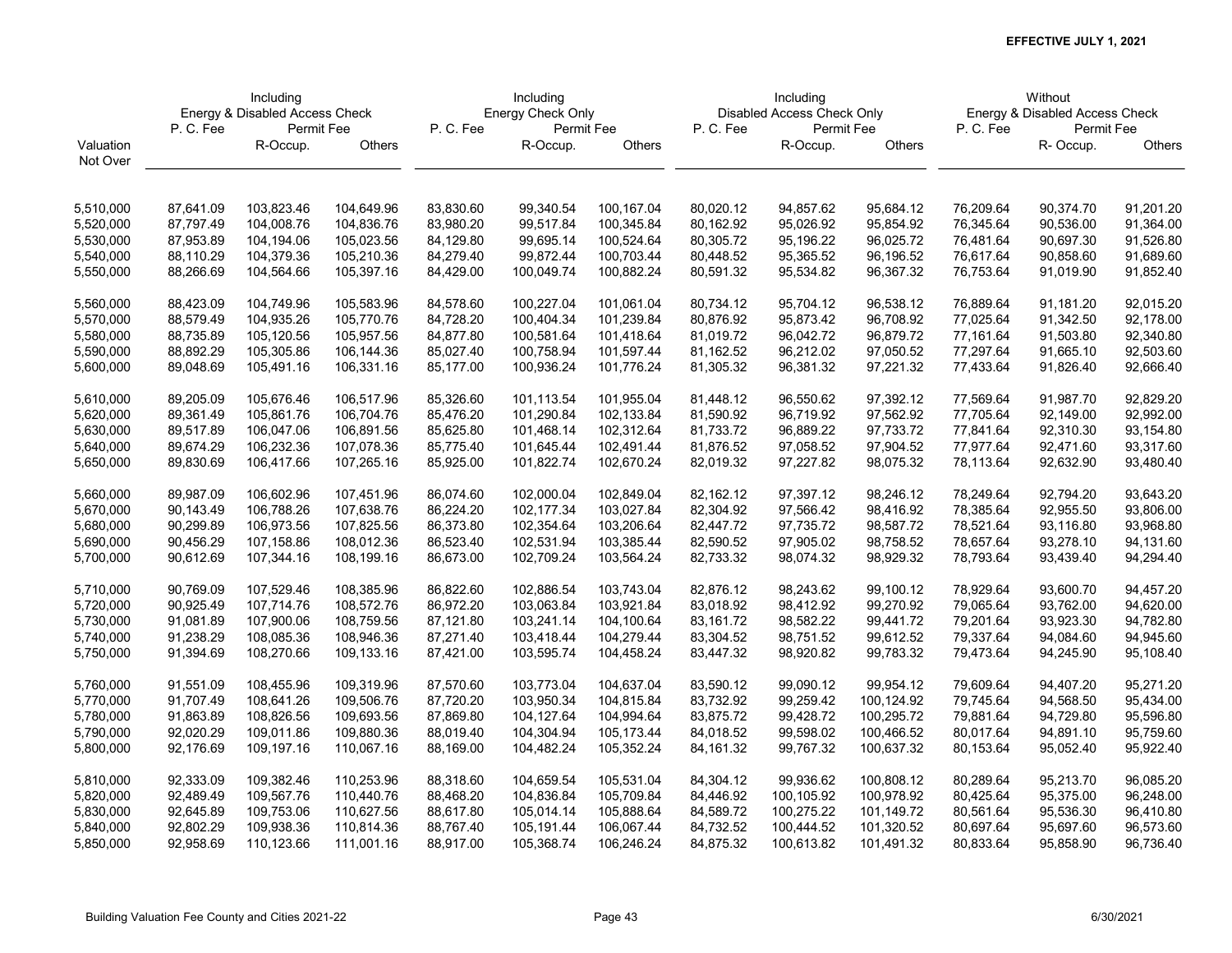**EFFECTIVE JULY 1, 2021**

| Valuation Not Over | Including Energy & Disabled Access Check | | | Including Energy Check Only | | | Including Disabled Access Check Only | | | Without Energy & Disabled Access Check | | |
|---|---|---|---|---|---|---|---|---|---|---|---|---|
| | P. C. Fee | Permit Fee | | P. C. Fee | Permit Fee | | P. C. Fee | Permit Fee | | P. C. Fee | Permit Fee | |
| | | R-Occup. | Others | | R-Occup. | Others | | R-Occup. | Others | | R- Occup. | Others |
| 5,510,000 | 87,641.09 | 103,823.46 | 104,649.96 | 83,830.60 | 99,340.54 | 100,167.04 | 80,020.12 | 94,857.62 | 95,684.12 | 76,209.64 | 90,374.70 | 91,201.20 |
| 5,520,000 | 87,797.49 | 104,008.76 | 104,836.76 | 83,980.20 | 99,517.84 | 100,345.84 | 80,162.92 | 95,026.92 | 95,854.92 | 76,345.64 | 90,536.00 | 91,364.00 |
| 5,530,000 | 87,953.89 | 104,194.06 | 105,023.56 | 84,129.80 | 99,695.14 | 100,524.64 | 80,305.72 | 95,196.22 | 96,025.72 | 76,481.64 | 90,697.30 | 91,526.80 |
| 5,540,000 | 88,110.29 | 104,379.36 | 105,210.36 | 84,279.40 | 99,872.44 | 100,703.44 | 80,448.52 | 95,365.52 | 96,196.52 | 76,617.64 | 90,858.60 | 91,689.60 |
| 5,550,000 | 88,266.69 | 104,564.66 | 105,397.16 | 84,429.00 | 100,049.74 | 100,882.24 | 80,591.32 | 95,534.82 | 96,367.32 | 76,753.64 | 91,019.90 | 91,852.40 |
| 5,560,000 | 88,423.09 | 104,749.96 | 105,583.96 | 84,578.60 | 100,227.04 | 101,061.04 | 80,734.12 | 95,704.12 | 96,538.12 | 76,889.64 | 91,181.20 | 92,015.20 |
| 5,570,000 | 88,579.49 | 104,935.26 | 105,770.76 | 84,728.20 | 100,404.34 | 101,239.84 | 80,876.92 | 95,873.42 | 96,708.92 | 77,025.64 | 91,342.50 | 92,178.00 |
| 5,580,000 | 88,735.89 | 105,120.56 | 105,957.56 | 84,877.80 | 100,581.64 | 101,418.64 | 81,019.72 | 96,042.72 | 96,879.72 | 77,161.64 | 91,503.80 | 92,340.80 |
| 5,590,000 | 88,892.29 | 105,305.86 | 106,144.36 | 85,027.40 | 100,758.94 | 101,597.44 | 81,162.52 | 96,212.02 | 97,050.52 | 77,297.64 | 91,665.10 | 92,503.60 |
| 5,600,000 | 89,048.69 | 105,491.16 | 106,331.16 | 85,177.00 | 100,936.24 | 101,776.24 | 81,305.32 | 96,381.32 | 97,221.32 | 77,433.64 | 91,826.40 | 92,666.40 |
| 5,610,000 | 89,205.09 | 105,676.46 | 106,517.96 | 85,326.60 | 101,113.54 | 101,955.04 | 81,448.12 | 96,550.62 | 97,392.12 | 77,569.64 | 91,987.70 | 92,829.20 |
| 5,620,000 | 89,361.49 | 105,861.76 | 106,704.76 | 85,476.20 | 101,290.84 | 102,133.84 | 81,590.92 | 96,719.92 | 97,562.92 | 77,705.64 | 92,149.00 | 92,992.00 |
| 5,630,000 | 89,517.89 | 106,047.06 | 106,891.56 | 85,625.80 | 101,468.14 | 102,312.64 | 81,733.72 | 96,889.22 | 97,733.72 | 77,841.64 | 92,310.30 | 93,154.80 |
| 5,640,000 | 89,674.29 | 106,232.36 | 107,078.36 | 85,775.40 | 101,645.44 | 102,491.44 | 81,876.52 | 97,058.52 | 97,904.52 | 77,977.64 | 92,471.60 | 93,317.60 |
| 5,650,000 | 89,830.69 | 106,417.66 | 107,265.16 | 85,925.00 | 101,822.74 | 102,670.24 | 82,019.32 | 97,227.82 | 98,075.32 | 78,113.64 | 92,632.90 | 93,480.40 |
| 5,660,000 | 89,987.09 | 106,602.96 | 107,451.96 | 86,074.60 | 102,000.04 | 102,849.04 | 82,162.12 | 97,397.12 | 98,246.12 | 78,249.64 | 92,794.20 | 93,643.20 |
| 5,670,000 | 90,143.49 | 106,788.26 | 107,638.76 | 86,224.20 | 102,177.34 | 103,027.84 | 82,304.92 | 97,566.42 | 98,416.92 | 78,385.64 | 92,955.50 | 93,806.00 |
| 5,680,000 | 90,299.89 | 106,973.56 | 107,825.56 | 86,373.80 | 102,354.64 | 103,206.64 | 82,447.72 | 97,735.72 | 98,587.72 | 78,521.64 | 93,116.80 | 93,968.80 |
| 5,690,000 | 90,456.29 | 107,158.86 | 108,012.36 | 86,523.40 | 102,531.94 | 103,385.44 | 82,590.52 | 97,905.02 | 98,758.52 | 78,657.64 | 93,278.10 | 94,131.60 |
| 5,700,000 | 90,612.69 | 107,344.16 | 108,199.16 | 86,673.00 | 102,709.24 | 103,564.24 | 82,733.32 | 98,074.32 | 98,929.32 | 78,793.64 | 93,439.40 | 94,294.40 |
| 5,710,000 | 90,769.09 | 107,529.46 | 108,385.96 | 86,822.60 | 102,886.54 | 103,743.04 | 82,876.12 | 98,243.62 | 99,100.12 | 78,929.64 | 93,600.70 | 94,457.20 |
| 5,720,000 | 90,925.49 | 107,714.76 | 108,572.76 | 86,972.20 | 103,063.84 | 103,921.84 | 83,018.92 | 98,412.92 | 99,270.92 | 79,065.64 | 93,762.00 | 94,620.00 |
| 5,730,000 | 91,081.89 | 107,900.06 | 108,759.56 | 87,121.80 | 103,241.14 | 104,100.64 | 83,161.72 | 98,582.22 | 99,441.72 | 79,201.64 | 93,923.30 | 94,782.80 |
| 5,740,000 | 91,238.29 | 108,085.36 | 108,946.36 | 87,271.40 | 103,418.44 | 104,279.44 | 83,304.52 | 98,751.52 | 99,612.52 | 79,337.64 | 94,084.60 | 94,945.60 |
| 5,750,000 | 91,394.69 | 108,270.66 | 109,133.16 | 87,421.00 | 103,595.74 | 104,458.24 | 83,447.32 | 98,920.82 | 99,783.32 | 79,473.64 | 94,245.90 | 95,108.40 |
| 5,760,000 | 91,551.09 | 108,455.96 | 109,319.96 | 87,570.60 | 103,773.04 | 104,637.04 | 83,590.12 | 99,090.12 | 99,954.12 | 79,609.64 | 94,407.20 | 95,271.20 |
| 5,770,000 | 91,707.49 | 108,641.26 | 109,506.76 | 87,720.20 | 103,950.34 | 104,815.84 | 83,732.92 | 99,259.42 | 100,124.92 | 79,745.64 | 94,568.50 | 95,434.00 |
| 5,780,000 | 91,863.89 | 108,826.56 | 109,693.56 | 87,869.80 | 104,127.64 | 104,994.64 | 83,875.72 | 99,428.72 | 100,295.72 | 79,881.64 | 94,729.80 | 95,596.80 |
| 5,790,000 | 92,020.29 | 109,011.86 | 109,880.36 | 88,019.40 | 104,304.94 | 105,173.44 | 84,018.52 | 99,598.02 | 100,466.52 | 80,017.64 | 94,891.10 | 95,759.60 |
| 5,800,000 | 92,176.69 | 109,197.16 | 110,067.16 | 88,169.00 | 104,482.24 | 105,352.24 | 84,161.32 | 99,767.32 | 100,637.32 | 80,153.64 | 95,052.40 | 95,922.40 |
| 5,810,000 | 92,333.09 | 109,382.46 | 110,253.96 | 88,318.60 | 104,659.54 | 105,531.04 | 84,304.12 | 99,936.62 | 100,808.12 | 80,289.64 | 95,213.70 | 96,085.20 |
| 5,820,000 | 92,489.49 | 109,567.76 | 110,440.76 | 88,468.20 | 104,836.84 | 105,709.84 | 84,446.92 | 100,105.92 | 100,978.92 | 80,425.64 | 95,375.00 | 96,248.00 |
| 5,830,000 | 92,645.89 | 109,753.06 | 110,627.56 | 88,617.80 | 105,014.14 | 105,888.64 | 84,589.72 | 100,275.22 | 101,149.72 | 80,561.64 | 95,536.30 | 96,410.80 |
| 5,840,000 | 92,802.29 | 109,938.36 | 110,814.36 | 88,767.40 | 105,191.44 | 106,067.44 | 84,732.52 | 100,444.52 | 101,320.52 | 80,697.64 | 95,697.60 | 96,573.60 |
| 5,850,000 | 92,958.69 | 110,123.66 | 111,001.16 | 88,917.00 | 105,368.74 | 106,246.24 | 84,875.32 | 100,613.82 | 101,491.32 | 80,833.64 | 95,858.90 | 96,736.40 |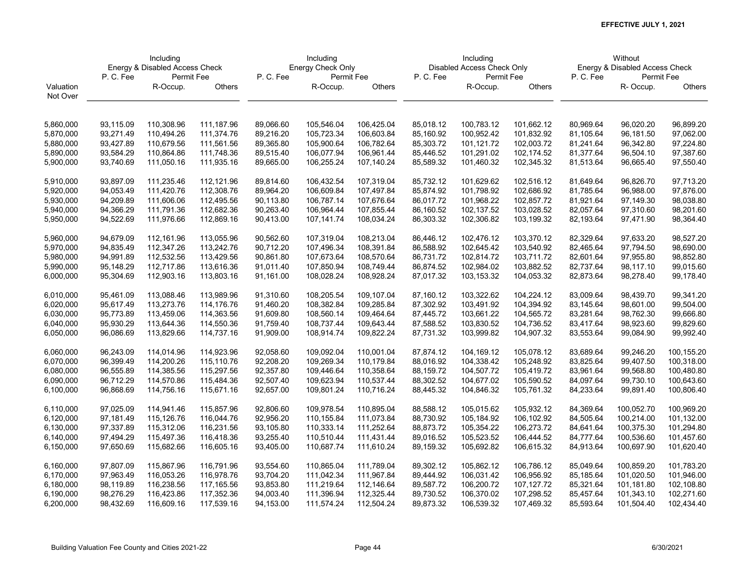**EFFECTIVE JULY 1, 2021**

| Valuation Not Over | Including Energy & Disabled Access Check P. C. Fee | Including Energy & Disabled Access Check Permit Fee R-Occup. | Including Energy & Disabled Access Check Permit Fee Others | Including Energy Check Only P. C. Fee | Including Energy Check Only Permit Fee R-Occup. | Including Energy Check Only Permit Fee Others | Including Disabled Access Check Only P. C. Fee | Including Disabled Access Check Only Permit Fee R-Occup. | Including Disabled Access Check Only Permit Fee Others | Without Energy & Disabled Access Check P. C. Fee | Without Energy & Disabled Access Check Permit Fee R- Occup. | Without Energy & Disabled Access Check Permit Fee Others |
|---|---|---|---|---|---|---|---|---|---|---|---|---|
| 5,860,000 | 93,115.09 | 110,308.96 | 111,187.96 | 89,066.60 | 105,546.04 | 106,425.04 | 85,018.12 | 100,783.12 | 101,662.12 | 80,969.64 | 96,020.20 | 96,899.20 |
| 5,870,000 | 93,271.49 | 110,494.26 | 111,374.76 | 89,216.20 | 105,723.34 | 106,603.84 | 85,160.92 | 100,952.42 | 101,832.92 | 81,105.64 | 96,181.50 | 97,062.00 |
| 5,880,000 | 93,427.89 | 110,679.56 | 111,561.56 | 89,365.80 | 105,900.64 | 106,782.64 | 85,303.72 | 101,121.72 | 102,003.72 | 81,241.64 | 96,342.80 | 97,224.80 |
| 5,890,000 | 93,584.29 | 110,864.86 | 111,748.36 | 89,515.40 | 106,077.94 | 106,961.44 | 85,446.52 | 101,291.02 | 102,174.52 | 81,377.64 | 96,504.10 | 97,387.60 |
| 5,900,000 | 93,740.69 | 111,050.16 | 111,935.16 | 89,665.00 | 106,255.24 | 107,140.24 | 85,589.32 | 101,460.32 | 102,345.32 | 81,513.64 | 96,665.40 | 97,550.40 |
| 5,910,000 | 93,897.09 | 111,235.46 | 112,121.96 | 89,814.60 | 106,432.54 | 107,319.04 | 85,732.12 | 101,629.62 | 102,516.12 | 81,649.64 | 96,826.70 | 97,713.20 |
| 5,920,000 | 94,053.49 | 111,420.76 | 112,308.76 | 89,964.20 | 106,609.84 | 107,497.84 | 85,874.92 | 101,798.92 | 102,686.92 | 81,785.64 | 96,988.00 | 97,876.00 |
| 5,930,000 | 94,209.89 | 111,606.06 | 112,495.56 | 90,113.80 | 106,787.14 | 107,676.64 | 86,017.72 | 101,968.22 | 102,857.72 | 81,921.64 | 97,149.30 | 98,038.80 |
| 5,940,000 | 94,366.29 | 111,791.36 | 112,682.36 | 90,263.40 | 106,964.44 | 107,855.44 | 86,160.52 | 102,137.52 | 103,028.52 | 82,057.64 | 97,310.60 | 98,201.60 |
| 5,950,000 | 94,522.69 | 111,976.66 | 112,869.16 | 90,413.00 | 107,141.74 | 108,034.24 | 86,303.32 | 102,306.82 | 103,199.32 | 82,193.64 | 97,471.90 | 98,364.40 |
| 5,960,000 | 94,679.09 | 112,161.96 | 113,055.96 | 90,562.60 | 107,319.04 | 108,213.04 | 86,446.12 | 102,476.12 | 103,370.12 | 82,329.64 | 97,633.20 | 98,527.20 |
| 5,970,000 | 94,835.49 | 112,347.26 | 113,242.76 | 90,712.20 | 107,496.34 | 108,391.84 | 86,588.92 | 102,645.42 | 103,540.92 | 82,465.64 | 97,794.50 | 98,690.00 |
| 5,980,000 | 94,991.89 | 112,532.56 | 113,429.56 | 90,861.80 | 107,673.64 | 108,570.64 | 86,731.72 | 102,814.72 | 103,711.72 | 82,601.64 | 97,955.80 | 98,852.80 |
| 5,990,000 | 95,148.29 | 112,717.86 | 113,616.36 | 91,011.40 | 107,850.94 | 108,749.44 | 86,874.52 | 102,984.02 | 103,882.52 | 82,737.64 | 98,117.10 | 99,015.60 |
| 6,000,000 | 95,304.69 | 112,903.16 | 113,803.16 | 91,161.00 | 108,028.24 | 108,928.24 | 87,017.32 | 103,153.32 | 104,053.32 | 82,873.64 | 98,278.40 | 99,178.40 |
| 6,010,000 | 95,461.09 | 113,088.46 | 113,989.96 | 91,310.60 | 108,205.54 | 109,107.04 | 87,160.12 | 103,322.62 | 104,224.12 | 83,009.64 | 98,439.70 | 99,341.20 |
| 6,020,000 | 95,617.49 | 113,273.76 | 114,176.76 | 91,460.20 | 108,382.84 | 109,285.84 | 87,302.92 | 103,491.92 | 104,394.92 | 83,145.64 | 98,601.00 | 99,504.00 |
| 6,030,000 | 95,773.89 | 113,459.06 | 114,363.56 | 91,609.80 | 108,560.14 | 109,464.64 | 87,445.72 | 103,661.22 | 104,565.72 | 83,281.64 | 98,762.30 | 99,666.80 |
| 6,040,000 | 95,930.29 | 113,644.36 | 114,550.36 | 91,759.40 | 108,737.44 | 109,643.44 | 87,588.52 | 103,830.52 | 104,736.52 | 83,417.64 | 98,923.60 | 99,829.60 |
| 6,050,000 | 96,086.69 | 113,829.66 | 114,737.16 | 91,909.00 | 108,914.74 | 109,822.24 | 87,731.32 | 103,999.82 | 104,907.32 | 83,553.64 | 99,084.90 | 99,992.40 |
| 6,060,000 | 96,243.09 | 114,014.96 | 114,923.96 | 92,058.60 | 109,092.04 | 110,001.04 | 87,874.12 | 104,169.12 | 105,078.12 | 83,689.64 | 99,246.20 | 100,155.20 |
| 6,070,000 | 96,399.49 | 114,200.26 | 115,110.76 | 92,208.20 | 109,269.34 | 110,179.84 | 88,016.92 | 104,338.42 | 105,248.92 | 83,825.64 | 99,407.50 | 100,318.00 |
| 6,080,000 | 96,555.89 | 114,385.56 | 115,297.56 | 92,357.80 | 109,446.64 | 110,358.64 | 88,159.72 | 104,507.72 | 105,419.72 | 83,961.64 | 99,568.80 | 100,480.80 |
| 6,090,000 | 96,712.29 | 114,570.86 | 115,484.36 | 92,507.40 | 109,623.94 | 110,537.44 | 88,302.52 | 104,677.02 | 105,590.52 | 84,097.64 | 99,730.10 | 100,643.60 |
| 6,100,000 | 96,868.69 | 114,756.16 | 115,671.16 | 92,657.00 | 109,801.24 | 110,716.24 | 88,445.32 | 104,846.32 | 105,761.32 | 84,233.64 | 99,891.40 | 100,806.40 |
| 6,110,000 | 97,025.09 | 114,941.46 | 115,857.96 | 92,806.60 | 109,978.54 | 110,895.04 | 88,588.12 | 105,015.62 | 105,932.12 | 84,369.64 | 100,052.70 | 100,969.20 |
| 6,120,000 | 97,181.49 | 115,126.76 | 116,044.76 | 92,956.20 | 110,155.84 | 111,073.84 | 88,730.92 | 105,184.92 | 106,102.92 | 84,505.64 | 100,214.00 | 101,132.00 |
| 6,130,000 | 97,337.89 | 115,312.06 | 116,231.56 | 93,105.80 | 110,333.14 | 111,252.64 | 88,873.72 | 105,354.22 | 106,273.72 | 84,641.64 | 100,375.30 | 101,294.80 |
| 6,140,000 | 97,494.29 | 115,497.36 | 116,418.36 | 93,255.40 | 110,510.44 | 111,431.44 | 89,016.52 | 105,523.52 | 106,444.52 | 84,777.64 | 100,536.60 | 101,457.60 |
| 6,150,000 | 97,650.69 | 115,682.66 | 116,605.16 | 93,405.00 | 110,687.74 | 111,610.24 | 89,159.32 | 105,692.82 | 106,615.32 | 84,913.64 | 100,697.90 | 101,620.40 |
| 6,160,000 | 97,807.09 | 115,867.96 | 116,791.96 | 93,554.60 | 110,865.04 | 111,789.04 | 89,302.12 | 105,862.12 | 106,786.12 | 85,049.64 | 100,859.20 | 101,783.20 |
| 6,170,000 | 97,963.49 | 116,053.26 | 116,978.76 | 93,704.20 | 111,042.34 | 111,967.84 | 89,444.92 | 106,031.42 | 106,956.92 | 85,185.64 | 101,020.50 | 101,946.00 |
| 6,180,000 | 98,119.89 | 116,238.56 | 117,165.56 | 93,853.80 | 111,219.64 | 112,146.64 | 89,587.72 | 106,200.72 | 107,127.72 | 85,321.64 | 101,181.80 | 102,108.80 |
| 6,190,000 | 98,276.29 | 116,423.86 | 117,352.36 | 94,003.40 | 111,396.94 | 112,325.44 | 89,730.52 | 106,370.02 | 107,298.52 | 85,457.64 | 101,343.10 | 102,271.60 |
| 6,200,000 | 98,432.69 | 116,609.16 | 117,539.16 | 94,153.00 | 111,574.24 | 112,504.24 | 89,873.32 | 106,539.32 | 107,469.32 | 85,593.64 | 101,504.40 | 102,434.40 |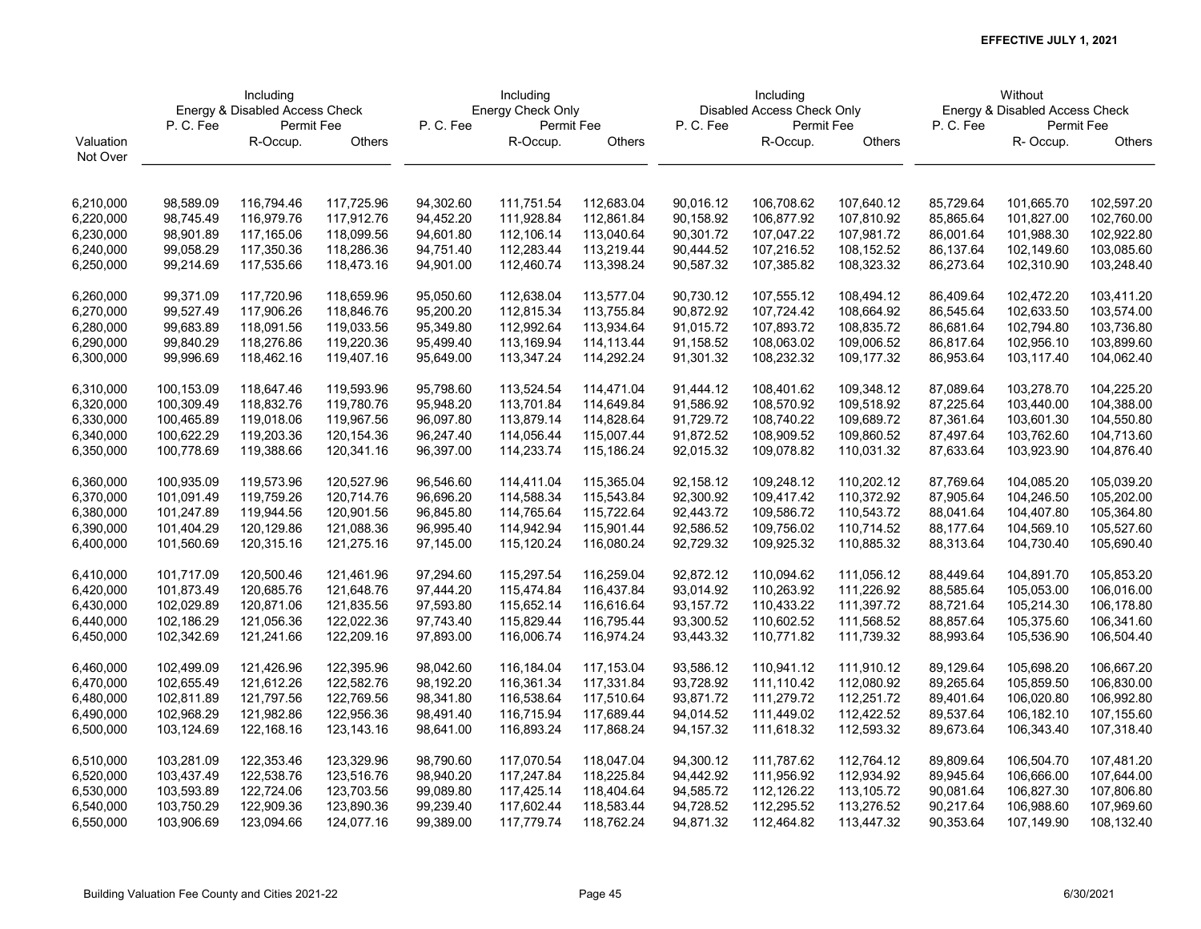**EFFECTIVE JULY 1, 2021**

| Valuation Not Over | Including Energy & Disabled Access Check P. C. Fee | Permit Fee R-Occup. | Others | Including Energy Check Only P. C. Fee | Permit Fee R-Occup. | Others | Including Disabled Access Check Only P. C. Fee | Permit Fee R-Occup. | Others | Without Energy & Disabled Access Check P. C. Fee | Permit Fee R- Occup. | Others |
|---|---|---|---|---|---|---|---|---|---|---|---|---|
| 6,210,000 | 98,589.09 | 116,794.46 | 117,725.96 | 94,302.60 | 111,751.54 | 112,683.04 | 90,016.12 | 106,708.62 | 107,640.12 | 85,729.64 | 101,665.70 | 102,597.20 |
| 6,220,000 | 98,745.49 | 116,979.76 | 117,912.76 | 94,452.20 | 111,928.84 | 112,861.84 | 90,158.92 | 106,877.92 | 107,810.92 | 85,865.64 | 101,827.00 | 102,760.00 |
| 6,230,000 | 98,901.89 | 117,165.06 | 118,099.56 | 94,601.80 | 112,106.14 | 113,040.64 | 90,301.72 | 107,047.22 | 107,981.72 | 86,001.64 | 101,988.30 | 102,922.80 |
| 6,240,000 | 99,058.29 | 117,350.36 | 118,286.36 | 94,751.40 | 112,283.44 | 113,219.44 | 90,444.52 | 107,216.52 | 108,152.52 | 86,137.64 | 102,149.60 | 103,085.60 |
| 6,250,000 | 99,214.69 | 117,535.66 | 118,473.16 | 94,901.00 | 112,460.74 | 113,398.24 | 90,587.32 | 107,385.82 | 108,323.32 | 86,273.64 | 102,310.90 | 103,248.40 |
| 6,260,000 | 99,371.09 | 117,720.96 | 118,659.96 | 95,050.60 | 112,638.04 | 113,577.04 | 90,730.12 | 107,555.12 | 108,494.12 | 86,409.64 | 102,472.20 | 103,411.20 |
| 6,270,000 | 99,527.49 | 117,906.26 | 118,846.76 | 95,200.20 | 112,815.34 | 113,755.84 | 90,872.92 | 107,724.42 | 108,664.92 | 86,545.64 | 102,633.50 | 103,574.00 |
| 6,280,000 | 99,683.89 | 118,091.56 | 119,033.56 | 95,349.80 | 112,992.64 | 113,934.64 | 91,015.72 | 107,893.72 | 108,835.72 | 86,681.64 | 102,794.80 | 103,736.80 |
| 6,290,000 | 99,840.29 | 118,276.86 | 119,220.36 | 95,499.40 | 113,169.94 | 114,113.44 | 91,158.52 | 108,063.02 | 109,006.52 | 86,817.64 | 102,956.10 | 103,899.60 |
| 6,300,000 | 99,996.69 | 118,462.16 | 119,407.16 | 95,649.00 | 113,347.24 | 114,292.24 | 91,301.32 | 108,232.32 | 109,177.32 | 86,953.64 | 103,117.40 | 104,062.40 |
| 6,310,000 | 100,153.09 | 118,647.46 | 119,593.96 | 95,798.60 | 113,524.54 | 114,471.04 | 91,444.12 | 108,401.62 | 109,348.12 | 87,089.64 | 103,278.70 | 104,225.20 |
| 6,320,000 | 100,309.49 | 118,832.76 | 119,780.76 | 95,948.20 | 113,701.84 | 114,649.84 | 91,586.92 | 108,570.92 | 109,518.92 | 87,225.64 | 103,440.00 | 104,388.00 |
| 6,330,000 | 100,465.89 | 119,018.06 | 119,967.56 | 96,097.80 | 113,879.14 | 114,828.64 | 91,729.72 | 108,740.22 | 109,689.72 | 87,361.64 | 103,601.30 | 104,550.80 |
| 6,340,000 | 100,622.29 | 119,203.36 | 120,154.36 | 96,247.40 | 114,056.44 | 115,007.44 | 91,872.52 | 108,909.52 | 109,860.52 | 87,497.64 | 103,762.60 | 104,713.60 |
| 6,350,000 | 100,778.69 | 119,388.66 | 120,341.16 | 96,397.00 | 114,233.74 | 115,186.24 | 92,015.32 | 109,078.82 | 110,031.32 | 87,633.64 | 103,923.90 | 104,876.40 |
| 6,360,000 | 100,935.09 | 119,573.96 | 120,527.96 | 96,546.60 | 114,411.04 | 115,365.04 | 92,158.12 | 109,248.12 | 110,202.12 | 87,769.64 | 104,085.20 | 105,039.20 |
| 6,370,000 | 101,091.49 | 119,759.26 | 120,714.76 | 96,696.20 | 114,588.34 | 115,543.84 | 92,300.92 | 109,417.42 | 110,372.92 | 87,905.64 | 104,246.50 | 105,202.00 |
| 6,380,000 | 101,247.89 | 119,944.56 | 120,901.56 | 96,845.80 | 114,765.64 | 115,722.64 | 92,443.72 | 109,586.72 | 110,543.72 | 88,041.64 | 104,407.80 | 105,364.80 |
| 6,390,000 | 101,404.29 | 120,129.86 | 121,088.36 | 96,995.40 | 114,942.94 | 115,901.44 | 92,586.52 | 109,756.02 | 110,714.52 | 88,177.64 | 104,569.10 | 105,527.60 |
| 6,400,000 | 101,560.69 | 120,315.16 | 121,275.16 | 97,145.00 | 115,120.24 | 116,080.24 | 92,729.32 | 109,925.32 | 110,885.32 | 88,313.64 | 104,730.40 | 105,690.40 |
| 6,410,000 | 101,717.09 | 120,500.46 | 121,461.96 | 97,294.60 | 115,297.54 | 116,259.04 | 92,872.12 | 110,094.62 | 111,056.12 | 88,449.64 | 104,891.70 | 105,853.20 |
| 6,420,000 | 101,873.49 | 120,685.76 | 121,648.76 | 97,444.20 | 115,474.84 | 116,437.84 | 93,014.92 | 110,263.92 | 111,226.92 | 88,585.64 | 105,053.00 | 106,016.00 |
| 6,430,000 | 102,029.89 | 120,871.06 | 121,835.56 | 97,593.80 | 115,652.14 | 116,616.64 | 93,157.72 | 110,433.22 | 111,397.72 | 88,721.64 | 105,214.30 | 106,178.80 |
| 6,440,000 | 102,186.29 | 121,056.36 | 122,022.36 | 97,743.40 | 115,829.44 | 116,795.44 | 93,300.52 | 110,602.52 | 111,568.52 | 88,857.64 | 105,375.60 | 106,341.60 |
| 6,450,000 | 102,342.69 | 121,241.66 | 122,209.16 | 97,893.00 | 116,006.74 | 116,974.24 | 93,443.32 | 110,771.82 | 111,739.32 | 88,993.64 | 105,536.90 | 106,504.40 |
| 6,460,000 | 102,499.09 | 121,426.96 | 122,395.96 | 98,042.60 | 116,184.04 | 117,153.04 | 93,586.12 | 110,941.12 | 111,910.12 | 89,129.64 | 105,698.20 | 106,667.20 |
| 6,470,000 | 102,655.49 | 121,612.26 | 122,582.76 | 98,192.20 | 116,361.34 | 117,331.84 | 93,728.92 | 111,110.42 | 112,080.92 | 89,265.64 | 105,859.50 | 106,830.00 |
| 6,480,000 | 102,811.89 | 121,797.56 | 122,769.56 | 98,341.80 | 116,538.64 | 117,510.64 | 93,871.72 | 111,279.72 | 112,251.72 | 89,401.64 | 106,020.80 | 106,992.80 |
| 6,490,000 | 102,968.29 | 121,982.86 | 122,956.36 | 98,491.40 | 116,715.94 | 117,689.44 | 94,014.52 | 111,449.02 | 112,422.52 | 89,537.64 | 106,182.10 | 107,155.60 |
| 6,500,000 | 103,124.69 | 122,168.16 | 123,143.16 | 98,641.00 | 116,893.24 | 117,868.24 | 94,157.32 | 111,618.32 | 112,593.32 | 89,673.64 | 106,343.40 | 107,318.40 |
| 6,510,000 | 103,281.09 | 122,353.46 | 123,329.96 | 98,790.60 | 117,070.54 | 118,047.04 | 94,300.12 | 111,787.62 | 112,764.12 | 89,809.64 | 106,504.70 | 107,481.20 |
| 6,520,000 | 103,437.49 | 122,538.76 | 123,516.76 | 98,940.20 | 117,247.84 | 118,225.84 | 94,442.92 | 111,956.92 | 112,934.92 | 89,945.64 | 106,666.00 | 107,644.00 |
| 6,530,000 | 103,593.89 | 122,724.06 | 123,703.56 | 99,089.80 | 117,425.14 | 118,404.64 | 94,585.72 | 112,126.22 | 113,105.72 | 90,081.64 | 106,827.30 | 107,806.80 |
| 6,540,000 | 103,750.29 | 122,909.36 | 123,890.36 | 99,239.40 | 117,602.44 | 118,583.44 | 94,728.52 | 112,295.52 | 113,276.52 | 90,217.64 | 106,988.60 | 107,969.60 |
| 6,550,000 | 103,906.69 | 123,094.66 | 124,077.16 | 99,389.00 | 117,779.74 | 118,762.24 | 94,871.32 | 112,464.82 | 113,447.32 | 90,353.64 | 107,149.90 | 108,132.40 |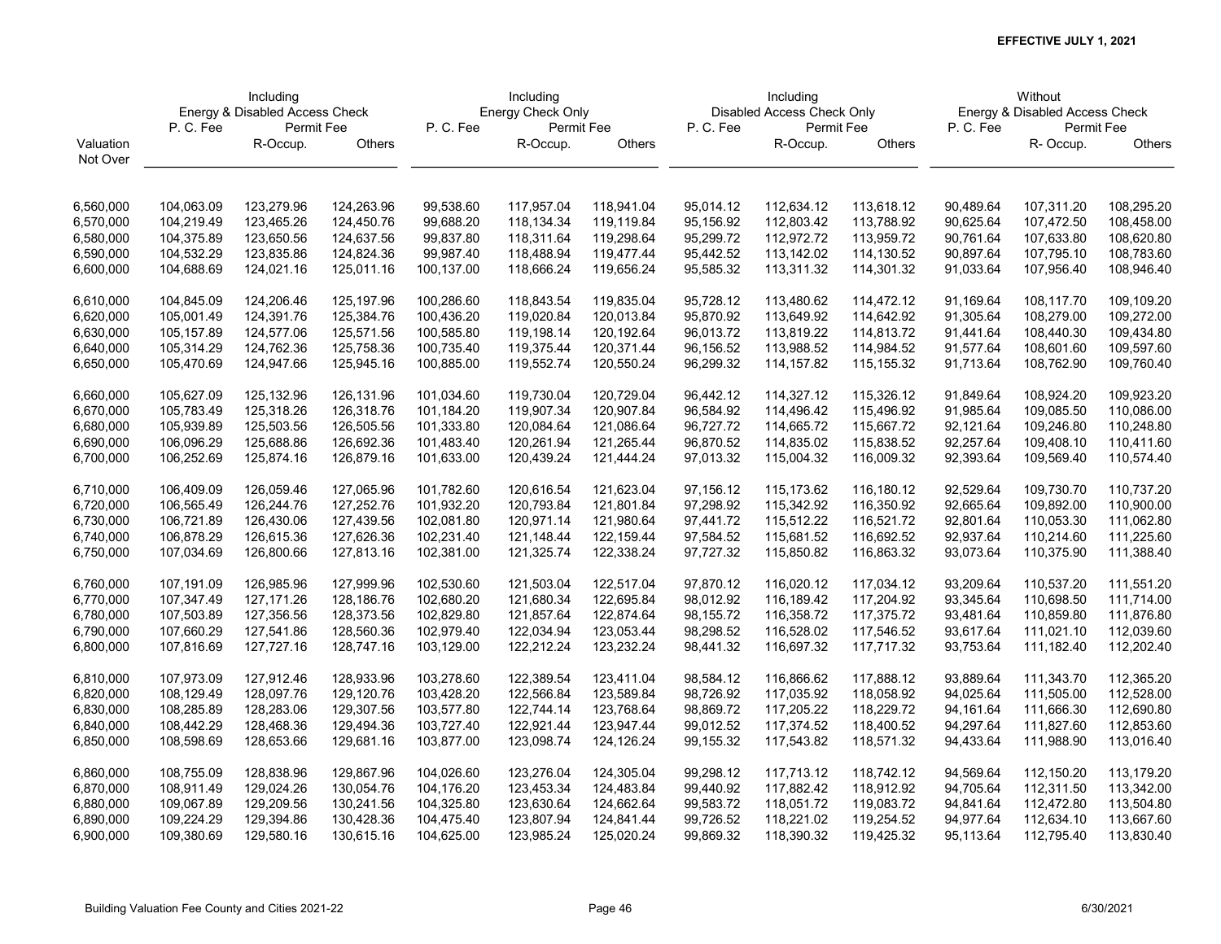EFFECTIVE JULY 1, 2021

| Valuation Not Over | Including Energy & Disabled Access Check | | | Including Energy Check Only | | | Including Disabled Access Check Only | | | Without Energy & Disabled Access Check | | |
|---|---|---|---|---|---|---|---|---|---|---|---|---|
| | P. C. Fee | Permit Fee | | P. C. Fee | Permit Fee | | P. C. Fee | Permit Fee | | P. C. Fee | Permit Fee | |
| | | R-Occup. | Others | | R-Occup. | Others | | R-Occup. | Others | | R- Occup. | Others |
| 6,560,000 | 104,063.09 | 123,279.96 | 124,263.96 | 99,538.60 | 117,957.04 | 118,941.04 | 95,014.12 | 112,634.12 | 113,618.12 | 90,489.64 | 107,311.20 | 108,295.20 |
| 6,570,000 | 104,219.49 | 123,465.26 | 124,450.76 | 99,688.20 | 118,134.34 | 119,119.84 | 95,156.92 | 112,803.42 | 113,788.92 | 90,625.64 | 107,472.50 | 108,458.00 |
| 6,580,000 | 104,375.89 | 123,650.56 | 124,637.56 | 99,837.80 | 118,311.64 | 119,298.64 | 95,299.72 | 112,972.72 | 113,959.72 | 90,761.64 | 107,633.80 | 108,620.80 |
| 6,590,000 | 104,532.29 | 123,835.86 | 124,824.36 | 99,987.40 | 118,488.94 | 119,477.44 | 95,442.52 | 113,142.02 | 114,130.52 | 90,897.64 | 107,795.10 | 108,783.60 |
| 6,600,000 | 104,688.69 | 124,021.16 | 125,011.16 | 100,137.00 | 118,666.24 | 119,656.24 | 95,585.32 | 113,311.32 | 114,301.32 | 91,033.64 | 107,956.40 | 108,946.40 |
| 6,610,000 | 104,845.09 | 124,206.46 | 125,197.96 | 100,286.60 | 118,843.54 | 119,835.04 | 95,728.12 | 113,480.62 | 114,472.12 | 91,169.64 | 108,117.70 | 109,109.20 |
| 6,620,000 | 105,001.49 | 124,391.76 | 125,384.76 | 100,436.20 | 119,020.84 | 120,013.84 | 95,870.92 | 113,649.92 | 114,642.92 | 91,305.64 | 108,279.00 | 109,272.00 |
| 6,630,000 | 105,157.89 | 124,577.06 | 125,571.56 | 100,585.80 | 119,198.14 | 120,192.64 | 96,013.72 | 113,819.22 | 114,813.72 | 91,441.64 | 108,440.30 | 109,434.80 |
| 6,640,000 | 105,314.29 | 124,762.36 | 125,758.36 | 100,735.40 | 119,375.44 | 120,371.44 | 96,156.52 | 113,988.52 | 114,984.52 | 91,577.64 | 108,601.60 | 109,597.60 |
| 6,650,000 | 105,470.69 | 124,947.66 | 125,945.16 | 100,885.00 | 119,552.74 | 120,550.24 | 96,299.32 | 114,157.82 | 115,155.32 | 91,713.64 | 108,762.90 | 109,760.40 |
| 6,660,000 | 105,627.09 | 125,132.96 | 126,131.96 | 101,034.60 | 119,730.04 | 120,729.04 | 96,442.12 | 114,327.12 | 115,326.12 | 91,849.64 | 108,924.20 | 109,923.20 |
| 6,670,000 | 105,783.49 | 125,318.26 | 126,318.76 | 101,184.20 | 119,907.34 | 120,907.84 | 96,584.92 | 114,496.42 | 115,496.92 | 91,985.64 | 109,085.50 | 110,086.00 |
| 6,680,000 | 105,939.89 | 125,503.56 | 126,505.56 | 101,333.80 | 120,084.64 | 121,086.64 | 96,727.72 | 114,665.72 | 115,667.72 | 92,121.64 | 109,246.80 | 110,248.80 |
| 6,690,000 | 106,096.29 | 125,688.86 | 126,692.36 | 101,483.40 | 120,261.94 | 121,265.44 | 96,870.52 | 114,835.02 | 115,838.52 | 92,257.64 | 109,408.10 | 110,411.60 |
| 6,700,000 | 106,252.69 | 125,874.16 | 126,879.16 | 101,633.00 | 120,439.24 | 121,444.24 | 97,013.32 | 115,004.32 | 116,009.32 | 92,393.64 | 109,569.40 | 110,574.40 |
| 6,710,000 | 106,409.09 | 126,059.46 | 127,065.96 | 101,782.60 | 120,616.54 | 121,623.04 | 97,156.12 | 115,173.62 | 116,180.12 | 92,529.64 | 109,730.70 | 110,737.20 |
| 6,720,000 | 106,565.49 | 126,244.76 | 127,252.76 | 101,932.20 | 120,793.84 | 121,801.84 | 97,298.92 | 115,342.92 | 116,350.92 | 92,665.64 | 109,892.00 | 110,900.00 |
| 6,730,000 | 106,721.89 | 126,430.06 | 127,439.56 | 102,081.80 | 120,971.14 | 121,980.64 | 97,441.72 | 115,512.22 | 116,521.72 | 92,801.64 | 110,053.30 | 111,062.80 |
| 6,740,000 | 106,878.29 | 126,615.36 | 127,626.36 | 102,231.40 | 121,148.44 | 122,159.44 | 97,584.52 | 115,681.52 | 116,692.52 | 92,937.64 | 110,214.60 | 111,225.60 |
| 6,750,000 | 107,034.69 | 126,800.66 | 127,813.16 | 102,381.00 | 121,325.74 | 122,338.24 | 97,727.32 | 115,850.82 | 116,863.32 | 93,073.64 | 110,375.90 | 111,388.40 |
| 6,760,000 | 107,191.09 | 126,985.96 | 127,999.96 | 102,530.60 | 121,503.04 | 122,517.04 | 97,870.12 | 116,020.12 | 117,034.12 | 93,209.64 | 110,537.20 | 111,551.20 |
| 6,770,000 | 107,347.49 | 127,171.26 | 128,186.76 | 102,680.20 | 121,680.34 | 122,695.84 | 98,012.92 | 116,189.42 | 117,204.92 | 93,345.64 | 110,698.50 | 111,714.00 |
| 6,780,000 | 107,503.89 | 127,356.56 | 128,373.56 | 102,829.80 | 121,857.64 | 122,874.64 | 98,155.72 | 116,358.72 | 117,375.72 | 93,481.64 | 110,859.80 | 111,876.80 |
| 6,790,000 | 107,660.29 | 127,541.86 | 128,560.36 | 102,979.40 | 122,034.94 | 123,053.44 | 98,298.52 | 116,528.02 | 117,546.52 | 93,617.64 | 111,021.10 | 112,039.60 |
| 6,800,000 | 107,816.69 | 127,727.16 | 128,747.16 | 103,129.00 | 122,212.24 | 123,232.24 | 98,441.32 | 116,697.32 | 117,717.32 | 93,753.64 | 111,182.40 | 112,202.40 |
| 6,810,000 | 107,973.09 | 127,912.46 | 128,933.96 | 103,278.60 | 122,389.54 | 123,411.04 | 98,584.12 | 116,866.62 | 117,888.12 | 93,889.64 | 111,343.70 | 112,365.20 |
| 6,820,000 | 108,129.49 | 128,097.76 | 129,120.76 | 103,428.20 | 122,566.84 | 123,589.84 | 98,726.92 | 117,035.92 | 118,058.92 | 94,025.64 | 111,505.00 | 112,528.00 |
| 6,830,000 | 108,285.89 | 128,283.06 | 129,307.56 | 103,577.80 | 122,744.14 | 123,768.64 | 98,869.72 | 117,205.22 | 118,229.72 | 94,161.64 | 111,666.30 | 112,690.80 |
| 6,840,000 | 108,442.29 | 128,468.36 | 129,494.36 | 103,727.40 | 122,921.44 | 123,947.44 | 99,012.52 | 117,374.52 | 118,400.52 | 94,297.64 | 111,827.60 | 112,853.60 |
| 6,850,000 | 108,598.69 | 128,653.66 | 129,681.16 | 103,877.00 | 123,098.74 | 124,126.24 | 99,155.32 | 117,543.82 | 118,571.32 | 94,433.64 | 111,988.90 | 113,016.40 |
| 6,860,000 | 108,755.09 | 128,838.96 | 129,867.96 | 104,026.60 | 123,276.04 | 124,305.04 | 99,298.12 | 117,713.12 | 118,742.12 | 94,569.64 | 112,150.20 | 113,179.20 |
| 6,870,000 | 108,911.49 | 129,024.26 | 130,054.76 | 104,176.20 | 123,453.34 | 124,483.84 | 99,440.92 | 117,882.42 | 118,912.92 | 94,705.64 | 112,311.50 | 113,342.00 |
| 6,880,000 | 109,067.89 | 129,209.56 | 130,241.56 | 104,325.80 | 123,630.64 | 124,662.64 | 99,583.72 | 118,051.72 | 119,083.72 | 94,841.64 | 112,472.80 | 113,504.80 |
| 6,890,000 | 109,224.29 | 129,394.86 | 130,428.36 | 104,475.40 | 123,807.94 | 124,841.44 | 99,726.52 | 118,221.02 | 119,254.52 | 94,977.64 | 112,634.10 | 113,667.60 |
| 6,900,000 | 109,380.69 | 129,580.16 | 130,615.16 | 104,625.00 | 123,985.24 | 125,020.24 | 99,869.32 | 118,390.32 | 119,425.32 | 95,113.64 | 112,795.40 | 113,830.40 |

Building Valuation Fee County and Cities 2021-22 Page 46 6/30/2021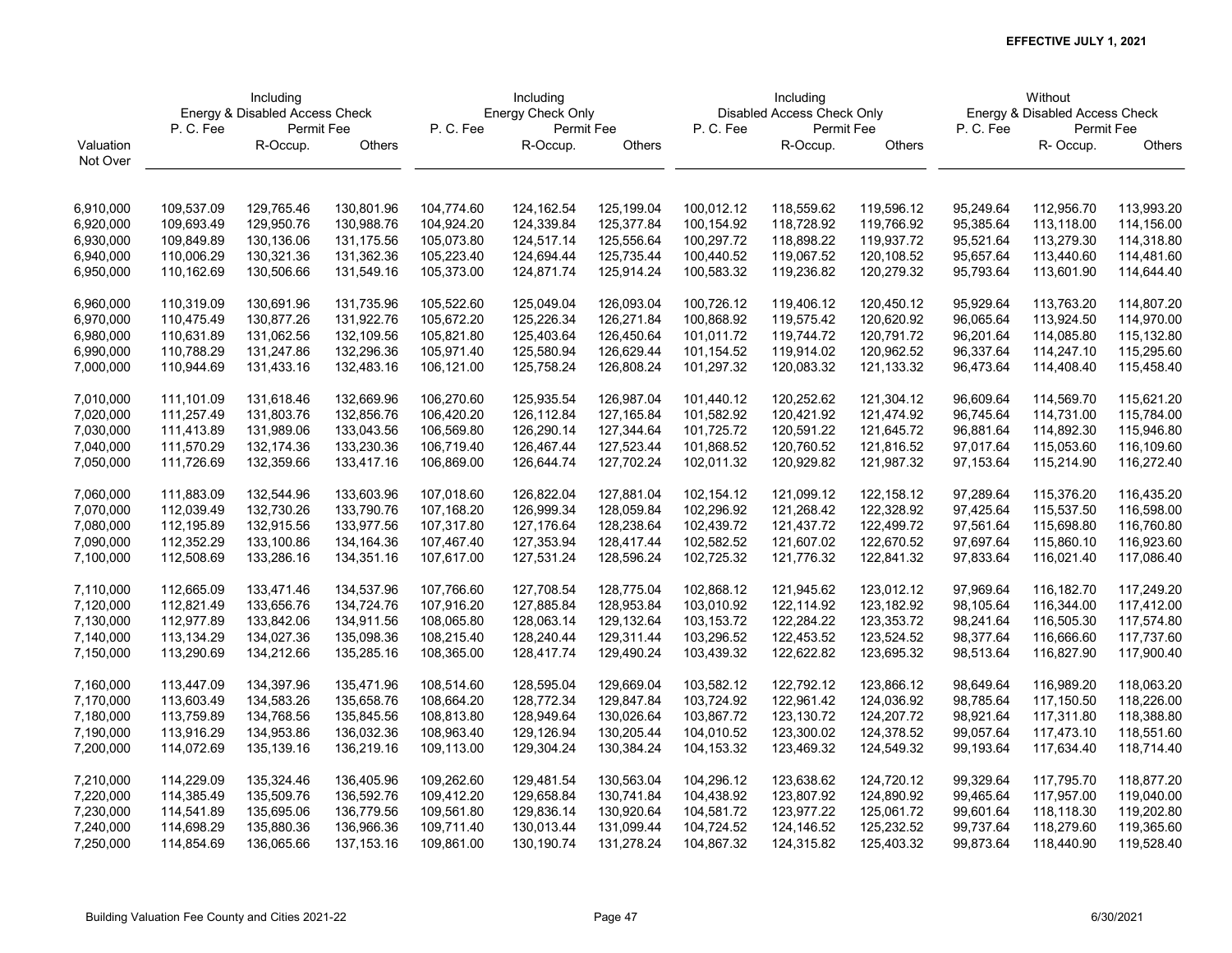**EFFECTIVE JULY 1, 2021**

| Valuation Not Over | Including Energy & Disabled Access Check | | | Including Energy Check Only | | | Including Disabled Access Check Only | | | Without Energy & Disabled Access Check | | |
|---|---|---|---|---|---|---|---|---|---|---|---|---|
| | P. C. Fee | Permit Fee | | P. C. Fee | Permit Fee | | P. C. Fee | Permit Fee | | P. C. Fee | Permit Fee | |
| | | R-Occup. | Others | | R-Occup. | Others | | R-Occup. | Others | | R- Occup. | Others |
| 6,910,000 | 109,537.09 | 129,765.46 | 130,801.96 | 104,774.60 | 124,162.54 | 125,199.04 | 100,012.12 | 118,559.62 | 119,596.12 | 95,249.64 | 112,956.70 | 113,993.20 |
| 6,920,000 | 109,693.49 | 129,950.76 | 130,988.76 | 104,924.20 | 124,339.84 | 125,377.84 | 100,154.92 | 118,728.92 | 119,766.92 | 95,385.64 | 113,118.00 | 114,156.00 |
| 6,930,000 | 109,849.89 | 130,136.06 | 131,175.56 | 105,073.80 | 124,517.14 | 125,556.64 | 100,297.72 | 118,898.22 | 119,937.72 | 95,521.64 | 113,279.30 | 114,318.80 |
| 6,940,000 | 110,006.29 | 130,321.36 | 131,362.36 | 105,223.40 | 124,694.44 | 125,735.44 | 100,440.52 | 119,067.52 | 120,108.52 | 95,657.64 | 113,440.60 | 114,481.60 |
| 6,950,000 | 110,162.69 | 130,506.66 | 131,549.16 | 105,373.00 | 124,871.74 | 125,914.24 | 100,583.32 | 119,236.82 | 120,279.32 | 95,793.64 | 113,601.90 | 114,644.40 |
| 6,960,000 | 110,319.09 | 130,691.96 | 131,735.96 | 105,522.60 | 125,049.04 | 126,093.04 | 100,726.12 | 119,406.12 | 120,450.12 | 95,929.64 | 113,763.20 | 114,807.20 |
| 6,970,000 | 110,475.49 | 130,877.26 | 131,922.76 | 105,672.20 | 125,226.34 | 126,271.84 | 100,868.92 | 119,575.42 | 120,620.92 | 96,065.64 | 113,924.50 | 114,970.00 |
| 6,980,000 | 110,631.89 | 131,062.56 | 132,109.56 | 105,821.80 | 125,403.64 | 126,450.64 | 101,011.72 | 119,744.72 | 120,791.72 | 96,201.64 | 114,085.80 | 115,132.80 |
| 6,990,000 | 110,788.29 | 131,247.86 | 132,296.36 | 105,971.40 | 125,580.94 | 126,629.44 | 101,154.52 | 119,914.02 | 120,962.52 | 96,337.64 | 114,247.10 | 115,295.60 |
| 7,000,000 | 110,944.69 | 131,433.16 | 132,483.16 | 106,121.00 | 125,758.24 | 126,808.24 | 101,297.32 | 120,083.32 | 121,133.32 | 96,473.64 | 114,408.40 | 115,458.40 |
| 7,010,000 | 111,101.09 | 131,618.46 | 132,669.96 | 106,270.60 | 125,935.54 | 126,987.04 | 101,440.12 | 120,252.62 | 121,304.12 | 96,609.64 | 114,569.70 | 115,621.20 |
| 7,020,000 | 111,257.49 | 131,803.76 | 132,856.76 | 106,420.20 | 126,112.84 | 127,165.84 | 101,582.92 | 120,421.92 | 121,474.92 | 96,745.64 | 114,731.00 | 115,784.00 |
| 7,030,000 | 111,413.89 | 131,989.06 | 133,043.56 | 106,569.80 | 126,290.14 | 127,344.64 | 101,725.72 | 120,591.22 | 121,645.72 | 96,881.64 | 114,892.30 | 115,946.80 |
| 7,040,000 | 111,570.29 | 132,174.36 | 133,230.36 | 106,719.40 | 126,467.44 | 127,523.44 | 101,868.52 | 120,760.52 | 121,816.52 | 97,017.64 | 115,053.60 | 116,109.60 |
| 7,050,000 | 111,726.69 | 132,359.66 | 133,417.16 | 106,869.00 | 126,644.74 | 127,702.24 | 102,011.32 | 120,929.82 | 121,987.32 | 97,153.64 | 115,214.90 | 116,272.40 |
| 7,060,000 | 111,883.09 | 132,544.96 | 133,603.96 | 107,018.60 | 126,822.04 | 127,881.04 | 102,154.12 | 121,099.12 | 122,158.12 | 97,289.64 | 115,376.20 | 116,435.20 |
| 7,070,000 | 112,039.49 | 132,730.26 | 133,790.76 | 107,168.20 | 126,999.34 | 128,059.84 | 102,296.92 | 121,268.42 | 122,328.92 | 97,425.64 | 115,537.50 | 116,598.00 |
| 7,080,000 | 112,195.89 | 132,915.56 | 133,977.56 | 107,317.80 | 127,176.64 | 128,238.64 | 102,439.72 | 121,437.72 | 122,499.72 | 97,561.64 | 115,698.80 | 116,760.80 |
| 7,090,000 | 112,352.29 | 133,100.86 | 134,164.36 | 107,467.40 | 127,353.94 | 128,417.44 | 102,582.52 | 121,607.02 | 122,670.52 | 97,697.64 | 115,860.10 | 116,923.60 |
| 7,100,000 | 112,508.69 | 133,286.16 | 134,351.16 | 107,617.00 | 127,531.24 | 128,596.24 | 102,725.32 | 121,776.32 | 122,841.32 | 97,833.64 | 116,021.40 | 117,086.40 |
| 7,110,000 | 112,665.09 | 133,471.46 | 134,537.96 | 107,766.60 | 127,708.54 | 128,775.04 | 102,868.12 | 121,945.62 | 123,012.12 | 97,969.64 | 116,182.70 | 117,249.20 |
| 7,120,000 | 112,821.49 | 133,656.76 | 134,724.76 | 107,916.20 | 127,885.84 | 128,953.84 | 103,010.92 | 122,114.92 | 123,182.92 | 98,105.64 | 116,344.00 | 117,412.00 |
| 7,130,000 | 112,977.89 | 133,842.06 | 134,911.56 | 108,065.80 | 128,063.14 | 129,132.64 | 103,153.72 | 122,284.22 | 123,353.72 | 98,241.64 | 116,505.30 | 117,574.80 |
| 7,140,000 | 113,134.29 | 134,027.36 | 135,098.36 | 108,215.40 | 128,240.44 | 129,311.44 | 103,296.52 | 122,453.52 | 123,524.52 | 98,377.64 | 116,666.60 | 117,737.60 |
| 7,150,000 | 113,290.69 | 134,212.66 | 135,285.16 | 108,365.00 | 128,417.74 | 129,490.24 | 103,439.32 | 122,622.82 | 123,695.32 | 98,513.64 | 116,827.90 | 117,900.40 |
| 7,160,000 | 113,447.09 | 134,397.96 | 135,471.96 | 108,514.60 | 128,595.04 | 129,669.04 | 103,582.12 | 122,792.12 | 123,866.12 | 98,649.64 | 116,989.20 | 118,063.20 |
| 7,170,000 | 113,603.49 | 134,583.26 | 135,658.76 | 108,664.20 | 128,772.34 | 129,847.84 | 103,724.92 | 122,961.42 | 124,036.92 | 98,785.64 | 117,150.50 | 118,226.00 |
| 7,180,000 | 113,759.89 | 134,768.56 | 135,845.56 | 108,813.80 | 128,949.64 | 130,026.64 | 103,867.72 | 123,130.72 | 124,207.72 | 98,921.64 | 117,311.80 | 118,388.80 |
| 7,190,000 | 113,916.29 | 134,953.86 | 136,032.36 | 108,963.40 | 129,126.94 | 130,205.44 | 104,010.52 | 123,300.02 | 124,378.52 | 99,057.64 | 117,473.10 | 118,551.60 |
| 7,200,000 | 114,072.69 | 135,139.16 | 136,219.16 | 109,113.00 | 129,304.24 | 130,384.24 | 104,153.32 | 123,469.32 | 124,549.32 | 99,193.64 | 117,634.40 | 118,714.40 |
| 7,210,000 | 114,229.09 | 135,324.46 | 136,405.96 | 109,262.60 | 129,481.54 | 130,563.04 | 104,296.12 | 123,638.62 | 124,720.12 | 99,329.64 | 117,795.70 | 118,877.20 |
| 7,220,000 | 114,385.49 | 135,509.76 | 136,592.76 | 109,412.20 | 129,658.84 | 130,741.84 | 104,438.92 | 123,807.92 | 124,890.92 | 99,465.64 | 117,957.00 | 119,040.00 |
| 7,230,000 | 114,541.89 | 135,695.06 | 136,779.56 | 109,561.80 | 129,836.14 | 130,920.64 | 104,581.72 | 123,977.22 | 125,061.72 | 99,601.64 | 118,118.30 | 119,202.80 |
| 7,240,000 | 114,698.29 | 135,880.36 | 136,966.36 | 109,711.40 | 130,013.44 | 131,099.44 | 104,724.52 | 124,146.52 | 125,232.52 | 99,737.64 | 118,279.60 | 119,365.60 |
| 7,250,000 | 114,854.69 | 136,065.66 | 137,153.16 | 109,861.00 | 130,190.74 | 131,278.24 | 104,867.32 | 124,315.82 | 125,403.32 | 99,873.64 | 118,440.90 | 119,528.40 |

Building Valuation Fee County and Cities 2021-22 | 6/30/2021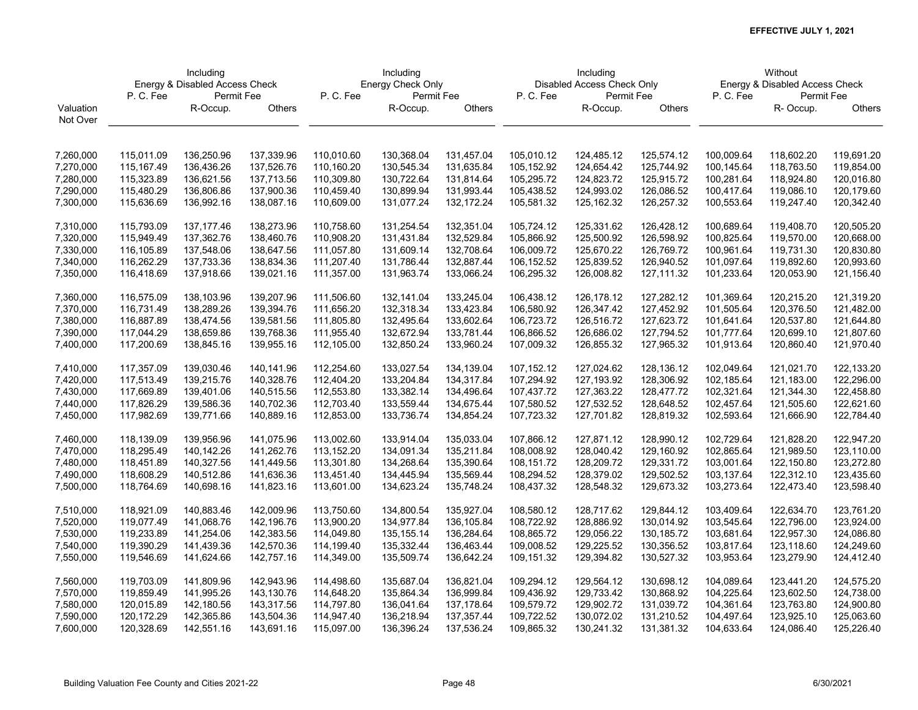**EFFECTIVE JULY 1, 2021**

| Valuation Not Over | Including Energy & Disabled Access Check | | | Including Energy Check Only | | | Including Disabled Access Check Only | | | Without Energy & Disabled Access Check | | |
|---|---|---|---|---|---|---|---|---|---|---|---|---|
| | P. C. Fee | Permit Fee | | P. C. Fee | Permit Fee | | P. C. Fee | Permit Fee | | P. C. Fee | Permit Fee | |
| | | R-Occup. | Others | | R-Occup. | Others | | R-Occup. | Others | | R- Occup. | Others |
| 7,260,000 | 115,011.09 | 136,250.96 | 137,339.96 | 110,010.60 | 130,368.04 | 131,457.04 | 105,010.12 | 124,485.12 | 125,574.12 | 100,009.64 | 118,602.20 | 119,691.20 |
| 7,270,000 | 115,167.49 | 136,436.26 | 137,526.76 | 110,160.20 | 130,545.34 | 131,635.84 | 105,152.92 | 124,654.42 | 125,744.92 | 100,145.64 | 118,763.50 | 119,854.00 |
| 7,280,000 | 115,323.89 | 136,621.56 | 137,713.56 | 110,309.80 | 130,722.64 | 131,814.64 | 105,295.72 | 124,823.72 | 125,915.72 | 100,281.64 | 118,924.80 | 120,016.80 |
| 7,290,000 | 115,480.29 | 136,806.86 | 137,900.36 | 110,459.40 | 130,899.94 | 131,993.44 | 105,438.52 | 124,993.02 | 126,086.52 | 100,417.64 | 119,086.10 | 120,179.60 |
| 7,300,000 | 115,636.69 | 136,992.16 | 138,087.16 | 110,609.00 | 131,077.24 | 132,172.24 | 105,581.32 | 125,162.32 | 126,257.32 | 100,553.64 | 119,247.40 | 120,342.40 |
| 7,310,000 | 115,793.09 | 137,177.46 | 138,273.96 | 110,758.60 | 131,254.54 | 132,351.04 | 105,724.12 | 125,331.62 | 126,428.12 | 100,689.64 | 119,408.70 | 120,505.20 |
| 7,320,000 | 115,949.49 | 137,362.76 | 138,460.76 | 110,908.20 | 131,431.84 | 132,529.84 | 105,866.92 | 125,500.92 | 126,598.92 | 100,825.64 | 119,570.00 | 120,668.00 |
| 7,330,000 | 116,105.89 | 137,548.06 | 138,647.56 | 111,057.80 | 131,609.14 | 132,708.64 | 106,009.72 | 125,670.22 | 126,769.72 | 100,961.64 | 119,731.30 | 120,830.80 |
| 7,340,000 | 116,262.29 | 137,733.36 | 138,834.36 | 111,207.40 | 131,786.44 | 132,887.44 | 106,152.52 | 125,839.52 | 126,940.52 | 101,097.64 | 119,892.60 | 120,993.60 |
| 7,350,000 | 116,418.69 | 137,918.66 | 139,021.16 | 111,357.00 | 131,963.74 | 133,066.24 | 106,295.32 | 126,008.82 | 127,111.32 | 101,233.64 | 120,053.90 | 121,156.40 |
| 7,360,000 | 116,575.09 | 138,103.96 | 139,207.96 | 111,506.60 | 132,141.04 | 133,245.04 | 106,438.12 | 126,178.12 | 127,282.12 | 101,369.64 | 120,215.20 | 121,319.20 |
| 7,370,000 | 116,731.49 | 138,289.26 | 139,394.76 | 111,656.20 | 132,318.34 | 133,423.84 | 106,580.92 | 126,347.42 | 127,452.92 | 101,505.64 | 120,376.50 | 121,482.00 |
| 7,380,000 | 116,887.89 | 138,474.56 | 139,581.56 | 111,805.80 | 132,495.64 | 133,602.64 | 106,723.72 | 126,516.72 | 127,623.72 | 101,641.64 | 120,537.80 | 121,644.80 |
| 7,390,000 | 117,044.29 | 138,659.86 | 139,768.36 | 111,955.40 | 132,672.94 | 133,781.44 | 106,866.52 | 126,686.02 | 127,794.52 | 101,777.64 | 120,699.10 | 121,807.60 |
| 7,400,000 | 117,200.69 | 138,845.16 | 139,955.16 | 112,105.00 | 132,850.24 | 133,960.24 | 107,009.32 | 126,855.32 | 127,965.32 | 101,913.64 | 120,860.40 | 121,970.40 |
| 7,410,000 | 117,357.09 | 139,030.46 | 140,141.96 | 112,254.60 | 133,027.54 | 134,139.04 | 107,152.12 | 127,024.62 | 128,136.12 | 102,049.64 | 121,021.70 | 122,133.20 |
| 7,420,000 | 117,513.49 | 139,215.76 | 140,328.76 | 112,404.20 | 133,204.84 | 134,317.84 | 107,294.92 | 127,193.92 | 128,306.92 | 102,185.64 | 121,183.00 | 122,296.00 |
| 7,430,000 | 117,669.89 | 139,401.06 | 140,515.56 | 112,553.80 | 133,382.14 | 134,496.64 | 107,437.72 | 127,363.22 | 128,477.72 | 102,321.64 | 121,344.30 | 122,458.80 |
| 7,440,000 | 117,826.29 | 139,586.36 | 140,702.36 | 112,703.40 | 133,559.44 | 134,675.44 | 107,580.52 | 127,532.52 | 128,648.52 | 102,457.64 | 121,505.60 | 122,621.60 |
| 7,450,000 | 117,982.69 | 139,771.66 | 140,889.16 | 112,853.00 | 133,736.74 | 134,854.24 | 107,723.32 | 127,701.82 | 128,819.32 | 102,593.64 | 121,666.90 | 122,784.40 |
| 7,460,000 | 118,139.09 | 139,956.96 | 141,075.96 | 113,002.60 | 133,914.04 | 135,033.04 | 107,866.12 | 127,871.12 | 128,990.12 | 102,729.64 | 121,828.20 | 122,947.20 |
| 7,470,000 | 118,295.49 | 140,142.26 | 141,262.76 | 113,152.20 | 134,091.34 | 135,211.84 | 108,008.92 | 128,040.42 | 129,160.92 | 102,865.64 | 121,989.50 | 123,110.00 |
| 7,480,000 | 118,451.89 | 140,327.56 | 141,449.56 | 113,301.80 | 134,268.64 | 135,390.64 | 108,151.72 | 128,209.72 | 129,331.72 | 103,001.64 | 122,150.80 | 123,272.80 |
| 7,490,000 | 118,608.29 | 140,512.86 | 141,636.36 | 113,451.40 | 134,445.94 | 135,569.44 | 108,294.52 | 128,379.02 | 129,502.52 | 103,137.64 | 122,312.10 | 123,435.60 |
| 7,500,000 | 118,764.69 | 140,698.16 | 141,823.16 | 113,601.00 | 134,623.24 | 135,748.24 | 108,437.32 | 128,548.32 | 129,673.32 | 103,273.64 | 122,473.40 | 123,598.40 |
| 7,510,000 | 118,921.09 | 140,883.46 | 142,009.96 | 113,750.60 | 134,800.54 | 135,927.04 | 108,580.12 | 128,717.62 | 129,844.12 | 103,409.64 | 122,634.70 | 123,761.20 |
| 7,520,000 | 119,077.49 | 141,068.76 | 142,196.76 | 113,900.20 | 134,977.84 | 136,105.84 | 108,722.92 | 128,886.92 | 130,014.92 | 103,545.64 | 122,796.00 | 123,924.00 |
| 7,530,000 | 119,233.89 | 141,254.06 | 142,383.56 | 114,049.80 | 135,155.14 | 136,284.64 | 108,865.72 | 129,056.22 | 130,185.72 | 103,681.64 | 122,957.30 | 124,086.80 |
| 7,540,000 | 119,390.29 | 141,439.36 | 142,570.36 | 114,199.40 | 135,332.44 | 136,463.44 | 109,008.52 | 129,225.52 | 130,356.52 | 103,817.64 | 123,118.60 | 124,249.60 |
| 7,550,000 | 119,546.69 | 141,624.66 | 142,757.16 | 114,349.00 | 135,509.74 | 136,642.24 | 109,151.32 | 129,394.82 | 130,527.32 | 103,953.64 | 123,279.90 | 124,412.40 |
| 7,560,000 | 119,703.09 | 141,809.96 | 142,943.96 | 114,498.60 | 135,687.04 | 136,821.04 | 109,294.12 | 129,564.12 | 130,698.12 | 104,089.64 | 123,441.20 | 124,575.20 |
| 7,570,000 | 119,859.49 | 141,995.26 | 143,130.76 | 114,648.20 | 135,864.34 | 136,999.84 | 109,436.92 | 129,733.42 | 130,868.92 | 104,225.64 | 123,602.50 | 124,738.00 |
| 7,580,000 | 120,015.89 | 142,180.56 | 143,317.56 | 114,797.80 | 136,041.64 | 137,178.64 | 109,579.72 | 129,902.72 | 131,039.72 | 104,361.64 | 123,763.80 | 124,900.80 |
| 7,590,000 | 120,172.29 | 142,365.86 | 143,504.36 | 114,947.40 | 136,218.94 | 137,357.44 | 109,722.52 | 130,072.02 | 131,210.52 | 104,497.64 | 123,925.10 | 125,063.60 |
| 7,600,000 | 120,328.69 | 142,551.16 | 143,691.16 | 115,097.00 | 136,396.24 | 137,536.24 | 109,865.32 | 130,241.32 | 131,381.32 | 104,633.64 | 124,086.40 | 125,226.40 |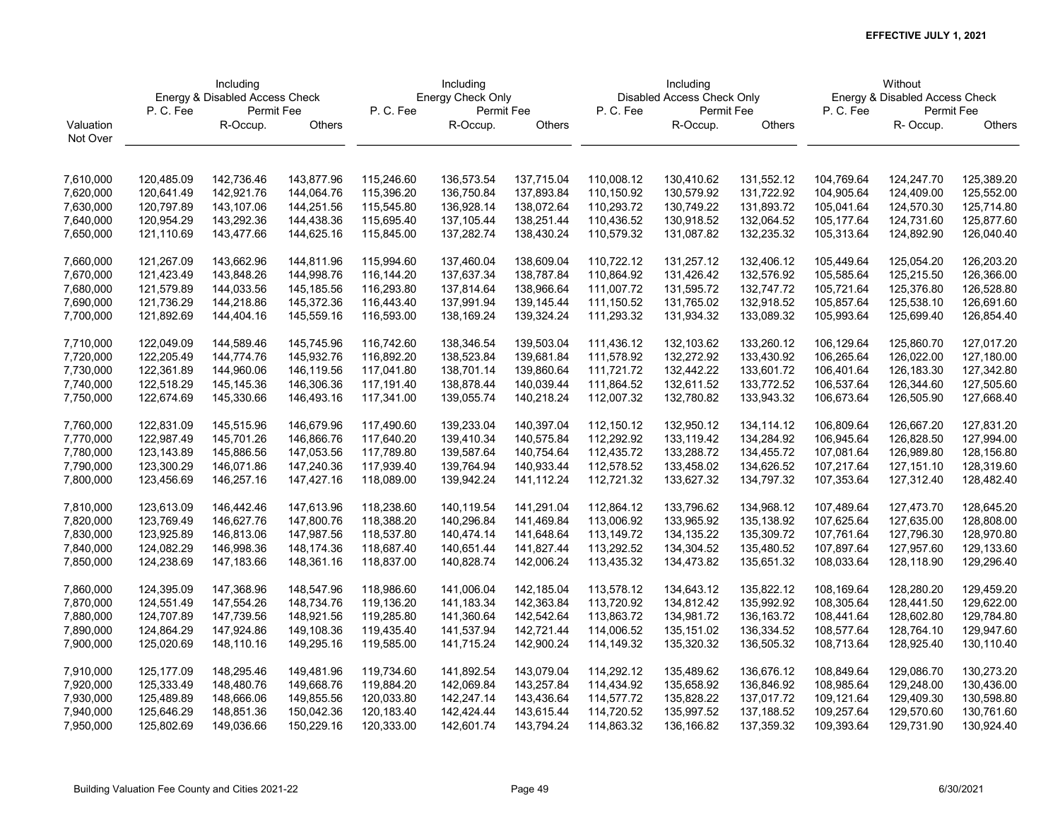**EFFECTIVE JULY 1, 2021**

| Valuation Not Over | Including Energy & Disabled Access Check | | | Including Energy Check Only | | | Including Disabled Access Check Only | | | Without Energy & Disabled Access Check | | |
|---|---|---|---|---|---|---|---|---|---|---|---|---|
| | P. C. Fee | Permit Fee | | P. C. Fee | Permit Fee | | P. C. Fee | Permit Fee | | P. C. Fee | Permit Fee | |
| | | R-Occup. | Others | | R-Occup. | Others | | R-Occup. | Others | | R- Occup. | Others |
| 7,610,000 | 120,485.09 | 142,736.46 | 143,877.96 | 115,246.60 | 136,573.54 | 137,715.04 | 110,008.12 | 130,410.62 | 131,552.12 | 104,769.64 | 124,247.70 | 125,389.20 |
| 7,620,000 | 120,641.49 | 142,921.76 | 144,064.76 | 115,396.20 | 136,750.84 | 137,893.84 | 110,150.92 | 130,579.92 | 131,722.92 | 104,905.64 | 124,409.00 | 125,552.00 |
| 7,630,000 | 120,797.89 | 143,107.06 | 144,251.56 | 115,545.80 | 136,928.14 | 138,072.64 | 110,293.72 | 130,749.22 | 131,893.72 | 105,041.64 | 124,570.30 | 125,714.80 |
| 7,640,000 | 120,954.29 | 143,292.36 | 144,438.36 | 115,695.40 | 137,105.44 | 138,251.44 | 110,436.52 | 130,918.52 | 132,064.52 | 105,177.64 | 124,731.60 | 125,877.60 |
| 7,650,000 | 121,110.69 | 143,477.66 | 144,625.16 | 115,845.00 | 137,282.74 | 138,430.24 | 110,579.32 | 131,087.82 | 132,235.32 | 105,313.64 | 124,892.90 | 126,040.40 |
| 7,660,000 | 121,267.09 | 143,662.96 | 144,811.96 | 115,994.60 | 137,460.04 | 138,609.04 | 110,722.12 | 131,257.12 | 132,406.12 | 105,449.64 | 125,054.20 | 126,203.20 |
| 7,670,000 | 121,423.49 | 143,848.26 | 144,998.76 | 116,144.20 | 137,637.34 | 138,787.84 | 110,864.92 | 131,426.42 | 132,576.92 | 105,585.64 | 125,215.50 | 126,366.00 |
| 7,680,000 | 121,579.89 | 144,033.56 | 145,185.56 | 116,293.80 | 137,814.64 | 138,966.64 | 111,007.72 | 131,595.72 | 132,747.72 | 105,721.64 | 125,376.80 | 126,528.80 |
| 7,690,000 | 121,736.29 | 144,218.86 | 145,372.36 | 116,443.40 | 137,991.94 | 139,145.44 | 111,150.52 | 131,765.02 | 132,918.52 | 105,857.64 | 125,538.10 | 126,691.60 |
| 7,700,000 | 121,892.69 | 144,404.16 | 145,559.16 | 116,593.00 | 138,169.24 | 139,324.24 | 111,293.32 | 131,934.32 | 133,089.32 | 105,993.64 | 125,699.40 | 126,854.40 |
| 7,710,000 | 122,049.09 | 144,589.46 | 145,745.96 | 116,742.60 | 138,346.54 | 139,503.04 | 111,436.12 | 132,103.62 | 133,260.12 | 106,129.64 | 125,860.70 | 127,017.20 |
| 7,720,000 | 122,205.49 | 144,774.76 | 145,932.76 | 116,892.20 | 138,523.84 | 139,681.84 | 111,578.92 | 132,272.92 | 133,430.92 | 106,265.64 | 126,022.00 | 127,180.00 |
| 7,730,000 | 122,361.89 | 144,960.06 | 146,119.56 | 117,041.80 | 138,701.14 | 139,860.64 | 111,721.72 | 132,442.22 | 133,601.72 | 106,401.64 | 126,183.30 | 127,342.80 |
| 7,740,000 | 122,518.29 | 145,145.36 | 146,306.36 | 117,191.40 | 138,878.44 | 140,039.44 | 111,864.52 | 132,611.52 | 133,772.52 | 106,537.64 | 126,344.60 | 127,505.60 |
| 7,750,000 | 122,674.69 | 145,330.66 | 146,493.16 | 117,341.00 | 139,055.74 | 140,218.24 | 112,007.32 | 132,780.82 | 133,943.32 | 106,673.64 | 126,505.90 | 127,668.40 |
| 7,760,000 | 122,831.09 | 145,515.96 | 146,679.96 | 117,490.60 | 139,233.04 | 140,397.04 | 112,150.12 | 132,950.12 | 134,114.12 | 106,809.64 | 126,667.20 | 127,831.20 |
| 7,770,000 | 122,987.49 | 145,701.26 | 146,866.76 | 117,640.20 | 139,410.34 | 140,575.84 | 112,292.92 | 133,119.42 | 134,284.92 | 106,945.64 | 126,828.50 | 127,994.00 |
| 7,780,000 | 123,143.89 | 145,886.56 | 147,053.56 | 117,789.80 | 139,587.64 | 140,754.64 | 112,435.72 | 133,288.72 | 134,455.72 | 107,081.64 | 126,989.80 | 128,156.80 |
| 7,790,000 | 123,300.29 | 146,071.86 | 147,240.36 | 117,939.40 | 139,764.94 | 140,933.44 | 112,578.52 | 133,458.02 | 134,626.52 | 107,217.64 | 127,151.10 | 128,319.60 |
| 7,800,000 | 123,456.69 | 146,257.16 | 147,427.16 | 118,089.00 | 139,942.24 | 141,112.24 | 112,721.32 | 133,627.32 | 134,797.32 | 107,353.64 | 127,312.40 | 128,482.40 |
| 7,810,000 | 123,613.09 | 146,442.46 | 147,613.96 | 118,238.60 | 140,119.54 | 141,291.04 | 112,864.12 | 133,796.62 | 134,968.12 | 107,489.64 | 127,473.70 | 128,645.20 |
| 7,820,000 | 123,769.49 | 146,627.76 | 147,800.76 | 118,388.20 | 140,296.84 | 141,469.84 | 113,006.92 | 133,965.92 | 135,138.92 | 107,625.64 | 127,635.00 | 128,808.00 |
| 7,830,000 | 123,925.89 | 146,813.06 | 147,987.56 | 118,537.80 | 140,474.14 | 141,648.64 | 113,149.72 | 134,135.22 | 135,309.72 | 107,761.64 | 127,796.30 | 128,970.80 |
| 7,840,000 | 124,082.29 | 146,998.36 | 148,174.36 | 118,687.40 | 140,651.44 | 141,827.44 | 113,292.52 | 134,304.52 | 135,480.52 | 107,897.64 | 127,957.60 | 129,133.60 |
| 7,850,000 | 124,238.69 | 147,183.66 | 148,361.16 | 118,837.00 | 140,828.74 | 142,006.24 | 113,435.32 | 134,473.82 | 135,651.32 | 108,033.64 | 128,118.90 | 129,296.40 |
| 7,860,000 | 124,395.09 | 147,368.96 | 148,547.96 | 118,986.60 | 141,006.04 | 142,185.04 | 113,578.12 | 134,643.12 | 135,822.12 | 108,169.64 | 128,280.20 | 129,459.20 |
| 7,870,000 | 124,551.49 | 147,554.26 | 148,734.76 | 119,136.20 | 141,183.34 | 142,363.84 | 113,720.92 | 134,812.42 | 135,992.92 | 108,305.64 | 128,441.50 | 129,622.00 |
| 7,880,000 | 124,707.89 | 147,739.56 | 148,921.56 | 119,285.80 | 141,360.64 | 142,542.64 | 113,863.72 | 134,981.72 | 136,163.72 | 108,441.64 | 128,602.80 | 129,784.80 |
| 7,890,000 | 124,864.29 | 147,924.86 | 149,108.36 | 119,435.40 | 141,537.94 | 142,721.44 | 114,006.52 | 135,151.02 | 136,334.52 | 108,577.64 | 128,764.10 | 129,947.60 |
| 7,900,000 | 125,020.69 | 148,110.16 | 149,295.16 | 119,585.00 | 141,715.24 | 142,900.24 | 114,149.32 | 135,320.32 | 136,505.32 | 108,713.64 | 128,925.40 | 130,110.40 |
| 7,910,000 | 125,177.09 | 148,295.46 | 149,481.96 | 119,734.60 | 141,892.54 | 143,079.04 | 114,292.12 | 135,489.62 | 136,676.12 | 108,849.64 | 129,086.70 | 130,273.20 |
| 7,920,000 | 125,333.49 | 148,480.76 | 149,668.76 | 119,884.20 | 142,069.84 | 143,257.84 | 114,434.92 | 135,658.92 | 136,846.92 | 108,985.64 | 129,248.00 | 130,436.00 |
| 7,930,000 | 125,489.89 | 148,666.06 | 149,855.56 | 120,033.80 | 142,247.14 | 143,436.64 | 114,577.72 | 135,828.22 | 137,017.72 | 109,121.64 | 129,409.30 | 130,598.80 |
| 7,940,000 | 125,646.29 | 148,851.36 | 150,042.36 | 120,183.40 | 142,424.44 | 143,615.44 | 114,720.52 | 135,997.52 | 137,188.52 | 109,257.64 | 129,570.60 | 130,761.60 |
| 7,950,000 | 125,802.69 | 149,036.66 | 150,229.16 | 120,333.00 | 142,601.74 | 143,794.24 | 114,863.32 | 136,166.82 | 137,359.32 | 109,393.64 | 129,731.90 | 130,924.40 |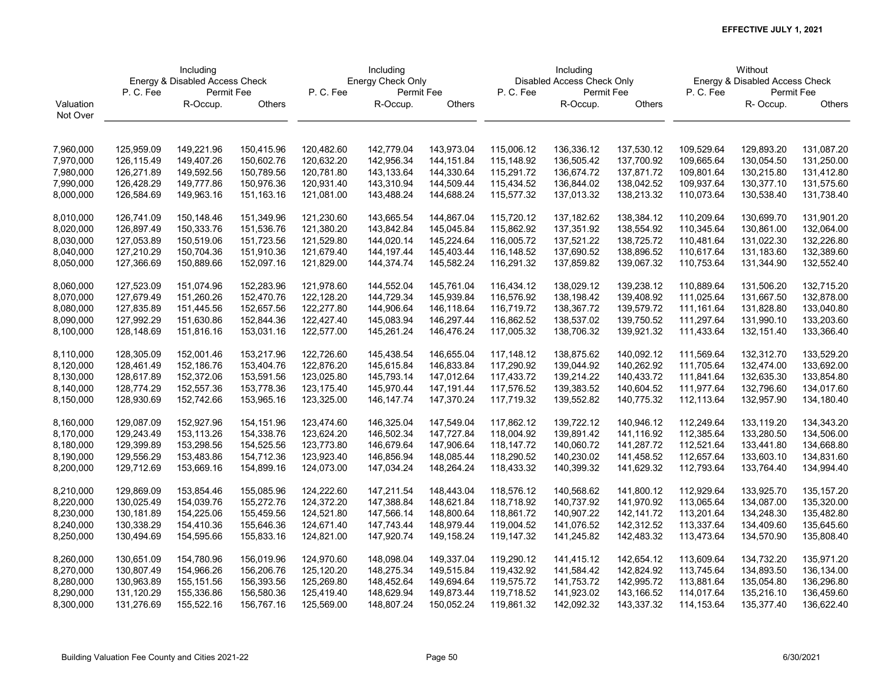**EFFECTIVE JULY 1, 2021**

| | Including Energy & Disabled Access Check | | | Including Energy Check Only | | | Including Disabled Access Check Only | | | Without Energy & Disabled Access Check | | |
|---|---|---|---|---|---|---|---|---|---|---|---|---|
| | P. C. Fee | Permit Fee | | P. C. Fee | Permit Fee | | P. C. Fee | Permit Fee | | P. C. Fee | Permit Fee | |
| Valuation Not Over | | R-Occup. | Others | | R-Occup. | Others | | R-Occup. | Others | | R- Occup. | Others |
| 7,960,000 | 125,959.09 | 149,221.96 | 150,415.96 | 120,482.60 | 142,779.04 | 143,973.04 | 115,006.12 | 136,336.12 | 137,530.12 | 109,529.64 | 129,893.20 | 131,087.20 |
| 7,970,000 | 126,115.49 | 149,407.26 | 150,602.76 | 120,632.20 | 142,956.34 | 144,151.84 | 115,148.92 | 136,505.42 | 137,700.92 | 109,665.64 | 130,054.50 | 131,250.00 |
| 7,980,000 | 126,271.89 | 149,592.56 | 150,789.56 | 120,781.80 | 143,133.64 | 144,330.64 | 115,291.72 | 136,674.72 | 137,871.72 | 109,801.64 | 130,215.80 | 131,412.80 |
| 7,990,000 | 126,428.29 | 149,777.86 | 150,976.36 | 120,931.40 | 143,310.94 | 144,509.44 | 115,434.52 | 136,844.02 | 138,042.52 | 109,937.64 | 130,377.10 | 131,575.60 |
| 8,000,000 | 126,584.69 | 149,963.16 | 151,163.16 | 121,081.00 | 143,488.24 | 144,688.24 | 115,577.32 | 137,013.32 | 138,213.32 | 110,073.64 | 130,538.40 | 131,738.40 |
| 8,010,000 | 126,741.09 | 150,148.46 | 151,349.96 | 121,230.60 | 143,665.54 | 144,867.04 | 115,720.12 | 137,182.62 | 138,384.12 | 110,209.64 | 130,699.70 | 131,901.20 |
| 8,020,000 | 126,897.49 | 150,333.76 | 151,536.76 | 121,380.20 | 143,842.84 | 145,045.84 | 115,862.92 | 137,351.92 | 138,554.92 | 110,345.64 | 130,861.00 | 132,064.00 |
| 8,030,000 | 127,053.89 | 150,519.06 | 151,723.56 | 121,529.80 | 144,020.14 | 145,224.64 | 116,005.72 | 137,521.22 | 138,725.72 | 110,481.64 | 131,022.30 | 132,226.80 |
| 8,040,000 | 127,210.29 | 150,704.36 | 151,910.36 | 121,679.40 | 144,197.44 | 145,403.44 | 116,148.52 | 137,690.52 | 138,896.52 | 110,617.64 | 131,183.60 | 132,389.60 |
| 8,050,000 | 127,366.69 | 150,889.66 | 152,097.16 | 121,829.00 | 144,374.74 | 145,582.24 | 116,291.32 | 137,859.82 | 139,067.32 | 110,753.64 | 131,344.90 | 132,552.40 |
| 8,060,000 | 127,523.09 | 151,074.96 | 152,283.96 | 121,978.60 | 144,552.04 | 145,761.04 | 116,434.12 | 138,029.12 | 139,238.12 | 110,889.64 | 131,506.20 | 132,715.20 |
| 8,070,000 | 127,679.49 | 151,260.26 | 152,470.76 | 122,128.20 | 144,729.34 | 145,939.84 | 116,576.92 | 138,198.42 | 139,408.92 | 111,025.64 | 131,667.50 | 132,878.00 |
| 8,080,000 | 127,835.89 | 151,445.56 | 152,657.56 | 122,277.80 | 144,906.64 | 146,118.64 | 116,719.72 | 138,367.72 | 139,579.72 | 111,161.64 | 131,828.80 | 133,040.80 |
| 8,090,000 | 127,992.29 | 151,630.86 | 152,844.36 | 122,427.40 | 145,083.94 | 146,297.44 | 116,862.52 | 138,537.02 | 139,750.52 | 111,297.64 | 131,990.10 | 133,203.60 |
| 8,100,000 | 128,148.69 | 151,816.16 | 153,031.16 | 122,577.00 | 145,261.24 | 146,476.24 | 117,005.32 | 138,706.32 | 139,921.32 | 111,433.64 | 132,151.40 | 133,366.40 |
| 8,110,000 | 128,305.09 | 152,001.46 | 153,217.96 | 122,726.60 | 145,438.54 | 146,655.04 | 117,148.12 | 138,875.62 | 140,092.12 | 111,569.64 | 132,312.70 | 133,529.20 |
| 8,120,000 | 128,461.49 | 152,186.76 | 153,404.76 | 122,876.20 | 145,615.84 | 146,833.84 | 117,290.92 | 139,044.92 | 140,262.92 | 111,705.64 | 132,474.00 | 133,692.00 |
| 8,130,000 | 128,617.89 | 152,372.06 | 153,591.56 | 123,025.80 | 145,793.14 | 147,012.64 | 117,433.72 | 139,214.22 | 140,433.72 | 111,841.64 | 132,635.30 | 133,854.80 |
| 8,140,000 | 128,774.29 | 152,557.36 | 153,778.36 | 123,175.40 | 145,970.44 | 147,191.44 | 117,576.52 | 139,383.52 | 140,604.52 | 111,977.64 | 132,796.60 | 134,017.60 |
| 8,150,000 | 128,930.69 | 152,742.66 | 153,965.16 | 123,325.00 | 146,147.74 | 147,370.24 | 117,719.32 | 139,552.82 | 140,775.32 | 112,113.64 | 132,957.90 | 134,180.40 |
| 8,160,000 | 129,087.09 | 152,927.96 | 154,151.96 | 123,474.60 | 146,325.04 | 147,549.04 | 117,862.12 | 139,722.12 | 140,946.12 | 112,249.64 | 133,119.20 | 134,343.20 |
| 8,170,000 | 129,243.49 | 153,113.26 | 154,338.76 | 123,624.20 | 146,502.34 | 147,727.84 | 118,004.92 | 139,891.42 | 141,116.92 | 112,385.64 | 133,280.50 | 134,506.00 |
| 8,180,000 | 129,399.89 | 153,298.56 | 154,525.56 | 123,773.80 | 146,679.64 | 147,906.64 | 118,147.72 | 140,060.72 | 141,287.72 | 112,521.64 | 133,441.80 | 134,668.80 |
| 8,190,000 | 129,556.29 | 153,483.86 | 154,712.36 | 123,923.40 | 146,856.94 | 148,085.44 | 118,290.52 | 140,230.02 | 141,458.52 | 112,657.64 | 133,603.10 | 134,831.60 |
| 8,200,000 | 129,712.69 | 153,669.16 | 154,899.16 | 124,073.00 | 147,034.24 | 148,264.24 | 118,433.32 | 140,399.32 | 141,629.32 | 112,793.64 | 133,764.40 | 134,994.40 |
| 8,210,000 | 129,869.09 | 153,854.46 | 155,085.96 | 124,222.60 | 147,211.54 | 148,443.04 | 118,576.12 | 140,568.62 | 141,800.12 | 112,929.64 | 133,925.70 | 135,157.20 |
| 8,220,000 | 130,025.49 | 154,039.76 | 155,272.76 | 124,372.20 | 147,388.84 | 148,621.84 | 118,718.92 | 140,737.92 | 141,970.92 | 113,065.64 | 134,087.00 | 135,320.00 |
| 8,230,000 | 130,181.89 | 154,225.06 | 155,459.56 | 124,521.80 | 147,566.14 | 148,800.64 | 118,861.72 | 140,907.22 | 142,141.72 | 113,201.64 | 134,248.30 | 135,482.80 |
| 8,240,000 | 130,338.29 | 154,410.36 | 155,646.36 | 124,671.40 | 147,743.44 | 148,979.44 | 119,004.52 | 141,076.52 | 142,312.52 | 113,337.64 | 134,409.60 | 135,645.60 |
| 8,250,000 | 130,494.69 | 154,595.66 | 155,833.16 | 124,821.00 | 147,920.74 | 149,158.24 | 119,147.32 | 141,245.82 | 142,483.32 | 113,473.64 | 134,570.90 | 135,808.40 |
| 8,260,000 | 130,651.09 | 154,780.96 | 156,019.96 | 124,970.60 | 148,098.04 | 149,337.04 | 119,290.12 | 141,415.12 | 142,654.12 | 113,609.64 | 134,732.20 | 135,971.20 |
| 8,270,000 | 130,807.49 | 154,966.26 | 156,206.76 | 125,120.20 | 148,275.34 | 149,515.84 | 119,432.92 | 141,584.42 | 142,824.92 | 113,745.64 | 134,893.50 | 136,134.00 |
| 8,280,000 | 130,963.89 | 155,151.56 | 156,393.56 | 125,269.80 | 148,452.64 | 149,694.64 | 119,575.72 | 141,753.72 | 142,995.72 | 113,881.64 | 135,054.80 | 136,296.80 |
| 8,290,000 | 131,120.29 | 155,336.86 | 156,580.36 | 125,419.40 | 148,629.94 | 149,873.44 | 119,718.52 | 141,923.02 | 143,166.52 | 114,017.64 | 135,216.10 | 136,459.60 |
| 8,300,000 | 131,276.69 | 155,522.16 | 156,767.16 | 125,569.00 | 148,807.24 | 150,052.24 | 119,861.32 | 142,092.32 | 143,337.32 | 114,153.64 | 135,377.40 | 136,622.40 |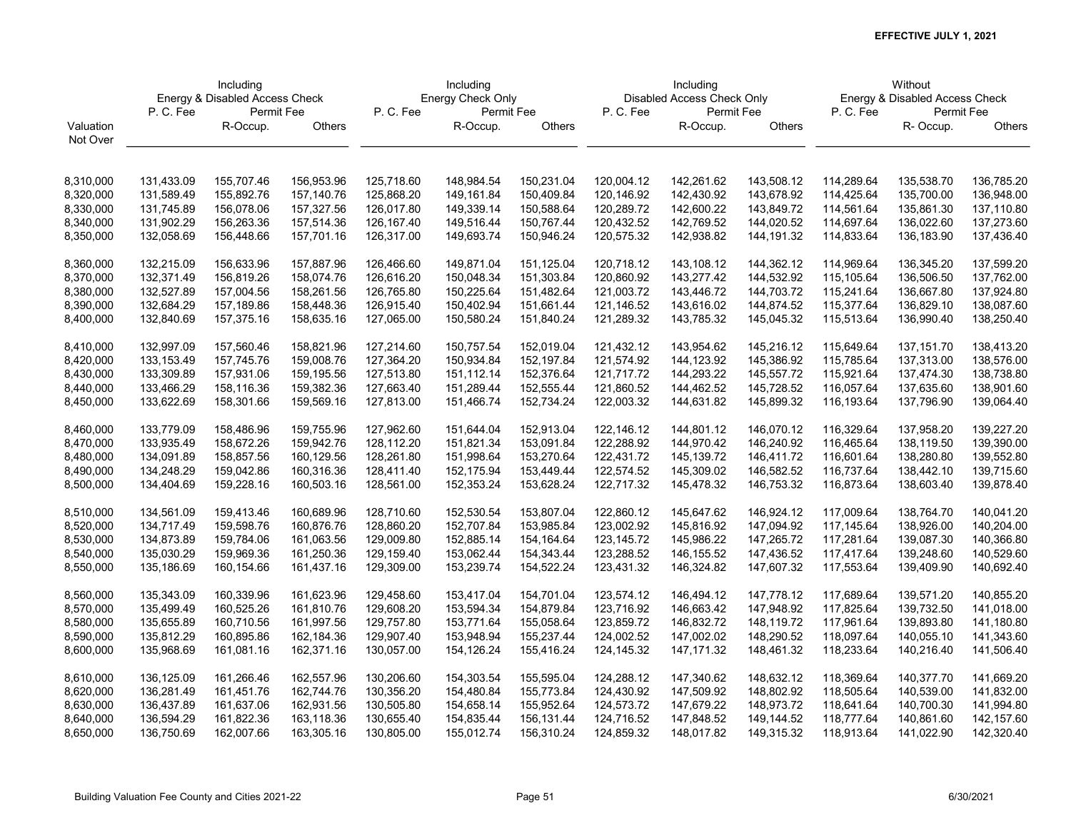**EFFECTIVE JULY 1, 2021**

| Valuation Not Over | Including Energy & Disabled Access Check | | | Including Energy Check Only | | | Including Disabled Access Check Only | | | Without Energy & Disabled Access Check | | |
|---|---|---|---|---|---|---|---|---|---|---|---|---|
| | P. C. Fee | Permit Fee | | P. C. Fee | Permit Fee | | P. C. Fee | Permit Fee | | P. C. Fee | Permit Fee | |
| | | R-Occup. | Others | | R-Occup. | Others | | R-Occup. | Others | | R- Occup. | Others |
| 8,310,000 | 131,433.09 | 155,707.46 | 156,953.96 | 125,718.60 | 148,984.54 | 150,231.04 | 120,004.12 | 142,261.62 | 143,508.12 | 114,289.64 | 135,538.70 | 136,785.20 |
| 8,320,000 | 131,589.49 | 155,892.76 | 157,140.76 | 125,868.20 | 149,161.84 | 150,409.84 | 120,146.92 | 142,430.92 | 143,678.92 | 114,425.64 | 135,700.00 | 136,948.00 |
| 8,330,000 | 131,745.89 | 156,078.06 | 157,327.56 | 126,017.80 | 149,339.14 | 150,588.64 | 120,289.72 | 142,600.22 | 143,849.72 | 114,561.64 | 135,861.30 | 137,110.80 |
| 8,340,000 | 131,902.29 | 156,263.36 | 157,514.36 | 126,167.40 | 149,516.44 | 150,767.44 | 120,432.52 | 142,769.52 | 144,020.52 | 114,697.64 | 136,022.60 | 137,273.60 |
| 8,350,000 | 132,058.69 | 156,448.66 | 157,701.16 | 126,317.00 | 149,693.74 | 150,946.24 | 120,575.32 | 142,938.82 | 144,191.32 | 114,833.64 | 136,183.90 | 137,436.40 |
| 8,360,000 | 132,215.09 | 156,633.96 | 157,887.96 | 126,466.60 | 149,871.04 | 151,125.04 | 120,718.12 | 143,108.12 | 144,362.12 | 114,969.64 | 136,345.20 | 137,599.20 |
| 8,370,000 | 132,371.49 | 156,819.26 | 158,074.76 | 126,616.20 | 150,048.34 | 151,303.84 | 120,860.92 | 143,277.42 | 144,532.92 | 115,105.64 | 136,506.50 | 137,762.00 |
| 8,380,000 | 132,527.89 | 157,004.56 | 158,261.56 | 126,765.80 | 150,225.64 | 151,482.64 | 121,003.72 | 143,446.72 | 144,703.72 | 115,241.64 | 136,667.80 | 137,924.80 |
| 8,390,000 | 132,684.29 | 157,189.86 | 158,448.36 | 126,915.40 | 150,402.94 | 151,661.44 | 121,146.52 | 143,616.02 | 144,874.52 | 115,377.64 | 136,829.10 | 138,087.60 |
| 8,400,000 | 132,840.69 | 157,375.16 | 158,635.16 | 127,065.00 | 150,580.24 | 151,840.24 | 121,289.32 | 143,785.32 | 145,045.32 | 115,513.64 | 136,990.40 | 138,250.40 |
| 8,410,000 | 132,997.09 | 157,560.46 | 158,821.96 | 127,214.60 | 150,757.54 | 152,019.04 | 121,432.12 | 143,954.62 | 145,216.12 | 115,649.64 | 137,151.70 | 138,413.20 |
| 8,420,000 | 133,153.49 | 157,745.76 | 159,008.76 | 127,364.20 | 150,934.84 | 152,197.84 | 121,574.92 | 144,123.92 | 145,386.92 | 115,785.64 | 137,313.00 | 138,576.00 |
| 8,430,000 | 133,309.89 | 157,931.06 | 159,195.56 | 127,513.80 | 151,112.14 | 152,376.64 | 121,717.72 | 144,293.22 | 145,557.72 | 115,921.64 | 137,474.30 | 138,738.80 |
| 8,440,000 | 133,466.29 | 158,116.36 | 159,382.36 | 127,663.40 | 151,289.44 | 152,555.44 | 121,860.52 | 144,462.52 | 145,728.52 | 116,057.64 | 137,635.60 | 138,901.60 |
| 8,450,000 | 133,622.69 | 158,301.66 | 159,569.16 | 127,813.00 | 151,466.74 | 152,734.24 | 122,003.32 | 144,631.82 | 145,899.32 | 116,193.64 | 137,796.90 | 139,064.40 |
| 8,460,000 | 133,779.09 | 158,486.96 | 159,755.96 | 127,962.60 | 151,644.04 | 152,913.04 | 122,146.12 | 144,801.12 | 146,070.12 | 116,329.64 | 137,958.20 | 139,227.20 |
| 8,470,000 | 133,935.49 | 158,672.26 | 159,942.76 | 128,112.20 | 151,821.34 | 153,091.84 | 122,288.92 | 144,970.42 | 146,240.92 | 116,465.64 | 138,119.50 | 139,390.00 |
| 8,480,000 | 134,091.89 | 158,857.56 | 160,129.56 | 128,261.80 | 151,998.64 | 153,270.64 | 122,431.72 | 145,139.72 | 146,411.72 | 116,601.64 | 138,280.80 | 139,552.80 |
| 8,490,000 | 134,248.29 | 159,042.86 | 160,316.36 | 128,411.40 | 152,175.94 | 153,449.44 | 122,574.52 | 145,309.02 | 146,582.52 | 116,737.64 | 138,442.10 | 139,715.60 |
| 8,500,000 | 134,404.69 | 159,228.16 | 160,503.16 | 128,561.00 | 152,353.24 | 153,628.24 | 122,717.32 | 145,478.32 | 146,753.32 | 116,873.64 | 138,603.40 | 139,878.40 |
| 8,510,000 | 134,561.09 | 159,413.46 | 160,689.96 | 128,710.60 | 152,530.54 | 153,807.04 | 122,860.12 | 145,647.62 | 146,924.12 | 117,009.64 | 138,764.70 | 140,041.20 |
| 8,520,000 | 134,717.49 | 159,598.76 | 160,876.76 | 128,860.20 | 152,707.84 | 153,985.84 | 123,002.92 | 145,816.92 | 147,094.92 | 117,145.64 | 138,926.00 | 140,204.00 |
| 8,530,000 | 134,873.89 | 159,784.06 | 161,063.56 | 129,009.80 | 152,885.14 | 154,164.64 | 123,145.72 | 145,986.22 | 147,265.72 | 117,281.64 | 139,087.30 | 140,366.80 |
| 8,540,000 | 135,030.29 | 159,969.36 | 161,250.36 | 129,159.40 | 153,062.44 | 154,343.44 | 123,288.52 | 146,155.52 | 147,436.52 | 117,417.64 | 139,248.60 | 140,529.60 |
| 8,550,000 | 135,186.69 | 160,154.66 | 161,437.16 | 129,309.00 | 153,239.74 | 154,522.24 | 123,431.32 | 146,324.82 | 147,607.32 | 117,553.64 | 139,409.90 | 140,692.40 |
| 8,560,000 | 135,343.09 | 160,339.96 | 161,623.96 | 129,458.60 | 153,417.04 | 154,701.04 | 123,574.12 | 146,494.12 | 147,778.12 | 117,689.64 | 139,571.20 | 140,855.20 |
| 8,570,000 | 135,499.49 | 160,525.26 | 161,810.76 | 129,608.20 | 153,594.34 | 154,879.84 | 123,716.92 | 146,663.42 | 147,948.92 | 117,825.64 | 139,732.50 | 141,018.00 |
| 8,580,000 | 135,655.89 | 160,710.56 | 161,997.56 | 129,757.80 | 153,771.64 | 155,058.64 | 123,859.72 | 146,832.72 | 148,119.72 | 117,961.64 | 139,893.80 | 141,180.80 |
| 8,590,000 | 135,812.29 | 160,895.86 | 162,184.36 | 129,907.40 | 153,948.94 | 155,237.44 | 124,002.52 | 147,002.02 | 148,290.52 | 118,097.64 | 140,055.10 | 141,343.60 |
| 8,600,000 | 135,968.69 | 161,081.16 | 162,371.16 | 130,057.00 | 154,126.24 | 155,416.24 | 124,145.32 | 147,171.32 | 148,461.32 | 118,233.64 | 140,216.40 | 141,506.40 |
| 8,610,000 | 136,125.09 | 161,266.46 | 162,557.96 | 130,206.60 | 154,303.54 | 155,595.04 | 124,288.12 | 147,340.62 | 148,632.12 | 118,369.64 | 140,377.70 | 141,669.20 |
| 8,620,000 | 136,281.49 | 161,451.76 | 162,744.76 | 130,356.20 | 154,480.84 | 155,773.84 | 124,430.92 | 147,509.92 | 148,802.92 | 118,505.64 | 140,539.00 | 141,832.00 |
| 8,630,000 | 136,437.89 | 161,637.06 | 162,931.56 | 130,505.80 | 154,658.14 | 155,952.64 | 124,573.72 | 147,679.22 | 148,973.72 | 118,641.64 | 140,700.30 | 141,994.80 |
| 8,640,000 | 136,594.29 | 161,822.36 | 163,118.36 | 130,655.40 | 154,835.44 | 156,131.44 | 124,716.52 | 147,848.52 | 149,144.52 | 118,777.64 | 140,861.60 | 142,157.60 |
| 8,650,000 | 136,750.69 | 162,007.66 | 163,305.16 | 130,805.00 | 155,012.74 | 156,310.24 | 124,859.32 | 148,017.82 | 149,315.32 | 118,913.64 | 141,022.90 | 142,320.40 |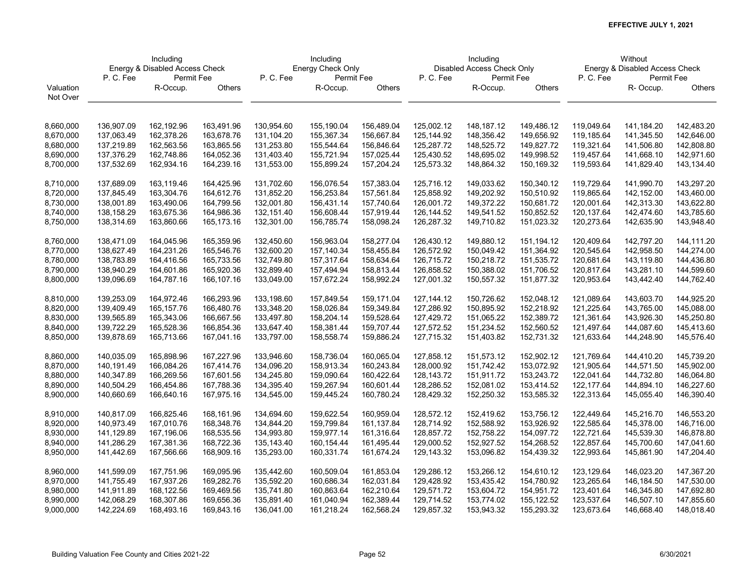**EFFECTIVE JULY 1, 2021**

| Valuation Not Over | Including Energy & Disabled Access Check P. C. Fee | Including Energy & Disabled Access Check Permit Fee R-Occup. | Including Energy & Disabled Access Check Permit Fee Others | Including Energy Check Only P. C. Fee | Including Energy Check Only Permit Fee R-Occup. | Including Energy Check Only Permit Fee Others | Including Disabled Access Check Only P. C. Fee | Including Disabled Access Check Only Permit Fee R-Occup. | Including Disabled Access Check Only Permit Fee Others | Without Energy & Disabled Access Check P. C. Fee | Without Energy & Disabled Access Check Permit Fee R- Occup. | Without Energy & Disabled Access Check Permit Fee Others |
|---|---|---|---|---|---|---|---|---|---|---|---|---|
| 8,660,000 | 136,907.09 | 162,192.96 | 163,491.96 | 130,954.60 | 155,190.04 | 156,489.04 | 125,002.12 | 148,187.12 | 149,486.12 | 119,049.64 | 141,184.20 | 142,483.20 |
| 8,670,000 | 137,063.49 | 162,378.26 | 163,678.76 | 131,104.20 | 155,367.34 | 156,667.84 | 125,144.92 | 148,356.42 | 149,656.92 | 119,185.64 | 141,345.50 | 142,646.00 |
| 8,680,000 | 137,219.89 | 162,563.56 | 163,865.56 | 131,253.80 | 155,544.64 | 156,846.64 | 125,287.72 | 148,525.72 | 149,827.72 | 119,321.64 | 141,506.80 | 142,808.80 |
| 8,690,000 | 137,376.29 | 162,748.86 | 164,052.36 | 131,403.40 | 155,721.94 | 157,025.44 | 125,430.52 | 148,695.02 | 149,998.52 | 119,457.64 | 141,668.10 | 142,971.60 |
| 8,700,000 | 137,532.69 | 162,934.16 | 164,239.16 | 131,553.00 | 155,899.24 | 157,204.24 | 125,573.32 | 148,864.32 | 150,169.32 | 119,593.64 | 141,829.40 | 143,134.40 |
| 8,710,000 | 137,689.09 | 163,119.46 | 164,425.96 | 131,702.60 | 156,076.54 | 157,383.04 | 125,716.12 | 149,033.62 | 150,340.12 | 119,729.64 | 141,990.70 | 143,297.20 |
| 8,720,000 | 137,845.49 | 163,304.76 | 164,612.76 | 131,852.20 | 156,253.84 | 157,561.84 | 125,858.92 | 149,202.92 | 150,510.92 | 119,865.64 | 142,152.00 | 143,460.00 |
| 8,730,000 | 138,001.89 | 163,490.06 | 164,799.56 | 132,001.80 | 156,431.14 | 157,740.64 | 126,001.72 | 149,372.22 | 150,681.72 | 120,001.64 | 142,313.30 | 143,622.80 |
| 8,740,000 | 138,158.29 | 163,675.36 | 164,986.36 | 132,151.40 | 156,608.44 | 157,919.44 | 126,144.52 | 149,541.52 | 150,852.52 | 120,137.64 | 142,474.60 | 143,785.60 |
| 8,750,000 | 138,314.69 | 163,860.66 | 165,173.16 | 132,301.00 | 156,785.74 | 158,098.24 | 126,287.32 | 149,710.82 | 151,023.32 | 120,273.64 | 142,635.90 | 143,948.40 |
| 8,760,000 | 138,471.09 | 164,045.96 | 165,359.96 | 132,450.60 | 156,963.04 | 158,277.04 | 126,430.12 | 149,880.12 | 151,194.12 | 120,409.64 | 142,797.20 | 144,111.20 |
| 8,770,000 | 138,627.49 | 164,231.26 | 165,546.76 | 132,600.20 | 157,140.34 | 158,455.84 | 126,572.92 | 150,049.42 | 151,364.92 | 120,545.64 | 142,958.50 | 144,274.00 |
| 8,780,000 | 138,783.89 | 164,416.56 | 165,733.56 | 132,749.80 | 157,317.64 | 158,634.64 | 126,715.72 | 150,218.72 | 151,535.72 | 120,681.64 | 143,119.80 | 144,436.80 |
| 8,790,000 | 138,940.29 | 164,601.86 | 165,920.36 | 132,899.40 | 157,494.94 | 158,813.44 | 126,858.52 | 150,388.02 | 151,706.52 | 120,817.64 | 143,281.10 | 144,599.60 |
| 8,800,000 | 139,096.69 | 164,787.16 | 166,107.16 | 133,049.00 | 157,672.24 | 158,992.24 | 127,001.32 | 150,557.32 | 151,877.32 | 120,953.64 | 143,442.40 | 144,762.40 |
| 8,810,000 | 139,253.09 | 164,972.46 | 166,293.96 | 133,198.60 | 157,849.54 | 159,171.04 | 127,144.12 | 150,726.62 | 152,048.12 | 121,089.64 | 143,603.70 | 144,925.20 |
| 8,820,000 | 139,409.49 | 165,157.76 | 166,480.76 | 133,348.20 | 158,026.84 | 159,349.84 | 127,286.92 | 150,895.92 | 152,218.92 | 121,225.64 | 143,765.00 | 145,088.00 |
| 8,830,000 | 139,565.89 | 165,343.06 | 166,667.56 | 133,497.80 | 158,204.14 | 159,528.64 | 127,429.72 | 151,065.22 | 152,389.72 | 121,361.64 | 143,926.30 | 145,250.80 |
| 8,840,000 | 139,722.29 | 165,528.36 | 166,854.36 | 133,647.40 | 158,381.44 | 159,707.44 | 127,572.52 | 151,234.52 | 152,560.52 | 121,497.64 | 144,087.60 | 145,413.60 |
| 8,850,000 | 139,878.69 | 165,713.66 | 167,041.16 | 133,797.00 | 158,558.74 | 159,886.24 | 127,715.32 | 151,403.82 | 152,731.32 | 121,633.64 | 144,248.90 | 145,576.40 |
| 8,860,000 | 140,035.09 | 165,898.96 | 167,227.96 | 133,946.60 | 158,736.04 | 160,065.04 | 127,858.12 | 151,573.12 | 152,902.12 | 121,769.64 | 144,410.20 | 145,739.20 |
| 8,870,000 | 140,191.49 | 166,084.26 | 167,414.76 | 134,096.20 | 158,913.34 | 160,243.84 | 128,000.92 | 151,742.42 | 153,072.92 | 121,905.64 | 144,571.50 | 145,902.00 |
| 8,880,000 | 140,347.89 | 166,269.56 | 167,601.56 | 134,245.80 | 159,090.64 | 160,422.64 | 128,143.72 | 151,911.72 | 153,243.72 | 122,041.64 | 144,732.80 | 146,064.80 |
| 8,890,000 | 140,504.29 | 166,454.86 | 167,788.36 | 134,395.40 | 159,267.94 | 160,601.44 | 128,286.52 | 152,081.02 | 153,414.52 | 122,177.64 | 144,894.10 | 146,227.60 |
| 8,900,000 | 140,660.69 | 166,640.16 | 167,975.16 | 134,545.00 | 159,445.24 | 160,780.24 | 128,429.32 | 152,250.32 | 153,585.32 | 122,313.64 | 145,055.40 | 146,390.40 |
| 8,910,000 | 140,817.09 | 166,825.46 | 168,161.96 | 134,694.60 | 159,622.54 | 160,959.04 | 128,572.12 | 152,419.62 | 153,756.12 | 122,449.64 | 145,216.70 | 146,553.20 |
| 8,920,000 | 140,973.49 | 167,010.76 | 168,348.76 | 134,844.20 | 159,799.84 | 161,137.84 | 128,714.92 | 152,588.92 | 153,926.92 | 122,585.64 | 145,378.00 | 146,716.00 |
| 8,930,000 | 141,129.89 | 167,196.06 | 168,535.56 | 134,993.80 | 159,977.14 | 161,316.64 | 128,857.72 | 152,758.22 | 154,097.72 | 122,721.64 | 145,539.30 | 146,878.80 |
| 8,940,000 | 141,286.29 | 167,381.36 | 168,722.36 | 135,143.40 | 160,154.44 | 161,495.44 | 129,000.52 | 152,927.52 | 154,268.52 | 122,857.64 | 145,700.60 | 147,041.60 |
| 8,950,000 | 141,442.69 | 167,566.66 | 168,909.16 | 135,293.00 | 160,331.74 | 161,674.24 | 129,143.32 | 153,096.82 | 154,439.32 | 122,993.64 | 145,861.90 | 147,204.40 |
| 8,960,000 | 141,599.09 | 167,751.96 | 169,095.96 | 135,442.60 | 160,509.04 | 161,853.04 | 129,286.12 | 153,266.12 | 154,610.12 | 123,129.64 | 146,023.20 | 147,367.20 |
| 8,970,000 | 141,755.49 | 167,937.26 | 169,282.76 | 135,592.20 | 160,686.34 | 162,031.84 | 129,428.92 | 153,435.42 | 154,780.92 | 123,265.64 | 146,184.50 | 147,530.00 |
| 8,980,000 | 141,911.89 | 168,122.56 | 169,469.56 | 135,741.80 | 160,863.64 | 162,210.64 | 129,571.72 | 153,604.72 | 154,951.72 | 123,401.64 | 146,345.80 | 147,692.80 |
| 8,990,000 | 142,068.29 | 168,307.86 | 169,656.36 | 135,891.40 | 161,040.94 | 162,389.44 | 129,714.52 | 153,774.02 | 155,122.52 | 123,537.64 | 146,507.10 | 147,855.60 |
| 9,000,000 | 142,224.69 | 168,493.16 | 169,843.16 | 136,041.00 | 161,218.24 | 162,568.24 | 129,857.32 | 153,943.32 | 155,293.32 | 123,673.64 | 146,668.40 | 148,018.40 |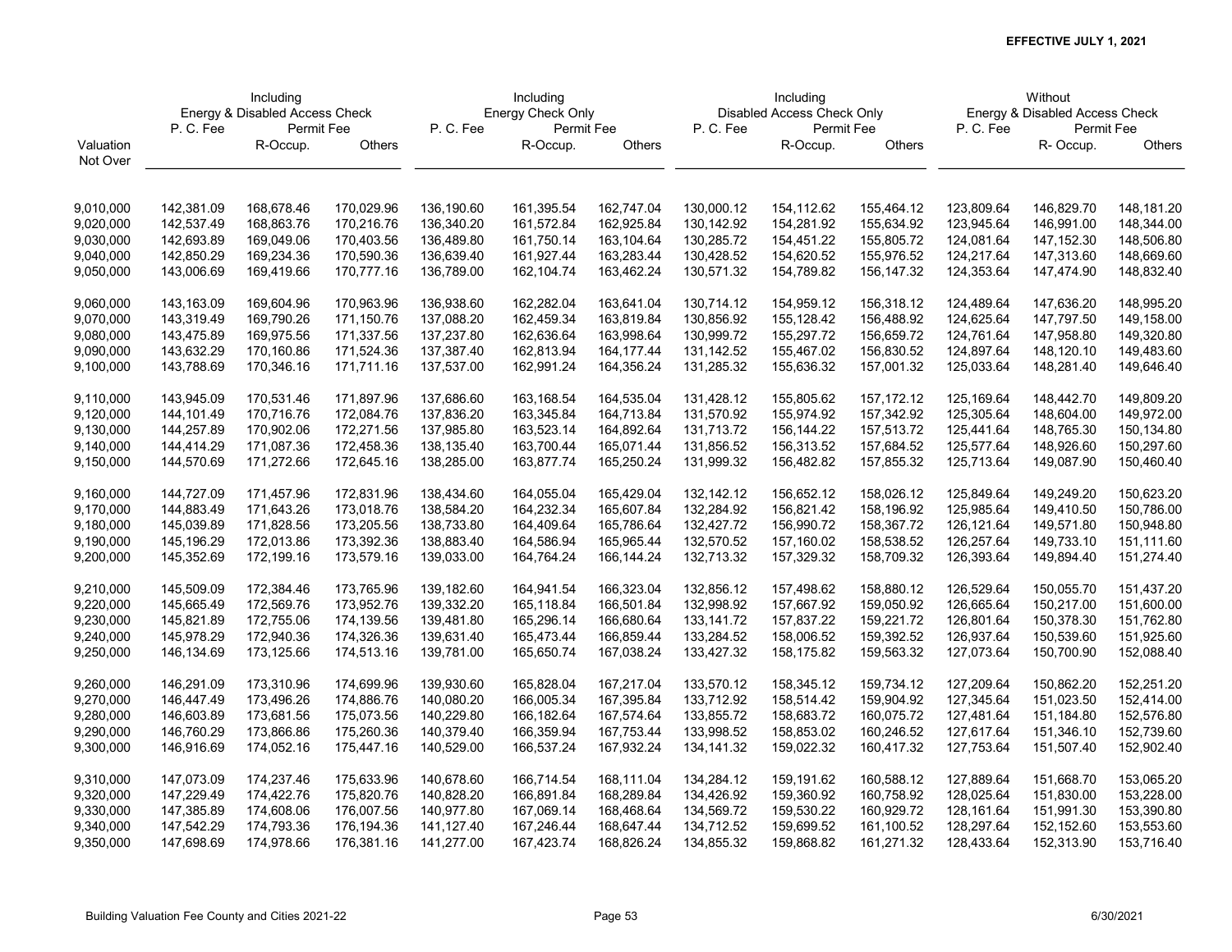**EFFECTIVE JULY 1, 2021**

| Valuation Not Over | Including Energy & Disabled Access Check | | | Including Energy Check Only | | | Including Disabled Access Check Only | | | Without Energy & Disabled Access Check | | |
|---|---|---|---|---|---|---|---|---|---|---|---|---|
| | P. C. Fee | Permit Fee | | P. C. Fee | Permit Fee | | P. C. Fee | Permit Fee | | P. C. Fee | Permit Fee | |
| | | R-Occup. | Others | | R-Occup. | Others | | R-Occup. | Others | | R- Occup. | Others |
| 9,010,000 | 142,381.09 | 168,678.46 | 170,029.96 | 136,190.60 | 161,395.54 | 162,747.04 | 130,000.12 | 154,112.62 | 155,464.12 | 123,809.64 | 146,829.70 | 148,181.20 |
| 9,020,000 | 142,537.49 | 168,863.76 | 170,216.76 | 136,340.20 | 161,572.84 | 162,925.84 | 130,142.92 | 154,281.92 | 155,634.92 | 123,945.64 | 146,991.00 | 148,344.00 |
| 9,030,000 | 142,693.89 | 169,049.06 | 170,403.56 | 136,489.80 | 161,750.14 | 163,104.64 | 130,285.72 | 154,451.22 | 155,805.72 | 124,081.64 | 147,152.30 | 148,506.80 |
| 9,040,000 | 142,850.29 | 169,234.36 | 170,590.36 | 136,639.40 | 161,927.44 | 163,283.44 | 130,428.52 | 154,620.52 | 155,976.52 | 124,217.64 | 147,313.60 | 148,669.60 |
| 9,050,000 | 143,006.69 | 169,419.66 | 170,777.16 | 136,789.00 | 162,104.74 | 163,462.24 | 130,571.32 | 154,789.82 | 156,147.32 | 124,353.64 | 147,474.90 | 148,832.40 |
| 9,060,000 | 143,163.09 | 169,604.96 | 170,963.96 | 136,938.60 | 162,282.04 | 163,641.04 | 130,714.12 | 154,959.12 | 156,318.12 | 124,489.64 | 147,636.20 | 148,995.20 |
| 9,070,000 | 143,319.49 | 169,790.26 | 171,150.76 | 137,088.20 | 162,459.34 | 163,819.84 | 130,856.92 | 155,128.42 | 156,488.92 | 124,625.64 | 147,797.50 | 149,158.00 |
| 9,080,000 | 143,475.89 | 169,975.56 | 171,337.56 | 137,237.80 | 162,636.64 | 163,998.64 | 130,999.72 | 155,297.72 | 156,659.72 | 124,761.64 | 147,958.80 | 149,320.80 |
| 9,090,000 | 143,632.29 | 170,160.86 | 171,524.36 | 137,387.40 | 162,813.94 | 164,177.44 | 131,142.52 | 155,467.02 | 156,830.52 | 124,897.64 | 148,120.10 | 149,483.60 |
| 9,100,000 | 143,788.69 | 170,346.16 | 171,711.16 | 137,537.00 | 162,991.24 | 164,356.24 | 131,285.32 | 155,636.32 | 157,001.32 | 125,033.64 | 148,281.40 | 149,646.40 |
| 9,110,000 | 143,945.09 | 170,531.46 | 171,897.96 | 137,686.60 | 163,168.54 | 164,535.04 | 131,428.12 | 155,805.62 | 157,172.12 | 125,169.64 | 148,442.70 | 149,809.20 |
| 9,120,000 | 144,101.49 | 170,716.76 | 172,084.76 | 137,836.20 | 163,345.84 | 164,713.84 | 131,570.92 | 155,974.92 | 157,342.92 | 125,305.64 | 148,604.00 | 149,972.00 |
| 9,130,000 | 144,257.89 | 170,902.06 | 172,271.56 | 137,985.80 | 163,523.14 | 164,892.64 | 131,713.72 | 156,144.22 | 157,513.72 | 125,441.64 | 148,765.30 | 150,134.80 |
| 9,140,000 | 144,414.29 | 171,087.36 | 172,458.36 | 138,135.40 | 163,700.44 | 165,071.44 | 131,856.52 | 156,313.52 | 157,684.52 | 125,577.64 | 148,926.60 | 150,297.60 |
| 9,150,000 | 144,570.69 | 171,272.66 | 172,645.16 | 138,285.00 | 163,877.74 | 165,250.24 | 131,999.32 | 156,482.82 | 157,855.32 | 125,713.64 | 149,087.90 | 150,460.40 |
| 9,160,000 | 144,727.09 | 171,457.96 | 172,831.96 | 138,434.60 | 164,055.04 | 165,429.04 | 132,142.12 | 156,652.12 | 158,026.12 | 125,849.64 | 149,249.20 | 150,623.20 |
| 9,170,000 | 144,883.49 | 171,643.26 | 173,018.76 | 138,584.20 | 164,232.34 | 165,607.84 | 132,284.92 | 156,821.42 | 158,196.92 | 125,985.64 | 149,410.50 | 150,786.00 |
| 9,180,000 | 145,039.89 | 171,828.56 | 173,205.56 | 138,733.80 | 164,409.64 | 165,786.64 | 132,427.72 | 156,990.72 | 158,367.72 | 126,121.64 | 149,571.80 | 150,948.80 |
| 9,190,000 | 145,196.29 | 172,013.86 | 173,392.36 | 138,883.40 | 164,586.94 | 165,965.44 | 132,570.52 | 157,160.02 | 158,538.52 | 126,257.64 | 149,733.10 | 151,111.60 |
| 9,200,000 | 145,352.69 | 172,199.16 | 173,579.16 | 139,033.00 | 164,764.24 | 166,144.24 | 132,713.32 | 157,329.32 | 158,709.32 | 126,393.64 | 149,894.40 | 151,274.40 |
| 9,210,000 | 145,509.09 | 172,384.46 | 173,765.96 | 139,182.60 | 164,941.54 | 166,323.04 | 132,856.12 | 157,498.62 | 158,880.12 | 126,529.64 | 150,055.70 | 151,437.20 |
| 9,220,000 | 145,665.49 | 172,569.76 | 173,952.76 | 139,332.20 | 165,118.84 | 166,501.84 | 132,998.92 | 157,667.92 | 159,050.92 | 126,665.64 | 150,217.00 | 151,600.00 |
| 9,230,000 | 145,821.89 | 172,755.06 | 174,139.56 | 139,481.80 | 165,296.14 | 166,680.64 | 133,141.72 | 157,837.22 | 159,221.72 | 126,801.64 | 150,378.30 | 151,762.80 |
| 9,240,000 | 145,978.29 | 172,940.36 | 174,326.36 | 139,631.40 | 165,473.44 | 166,859.44 | 133,284.52 | 158,006.52 | 159,392.52 | 126,937.64 | 150,539.60 | 151,925.60 |
| 9,250,000 | 146,134.69 | 173,125.66 | 174,513.16 | 139,781.00 | 165,650.74 | 167,038.24 | 133,427.32 | 158,175.82 | 159,563.32 | 127,073.64 | 150,700.90 | 152,088.40 |
| 9,260,000 | 146,291.09 | 173,310.96 | 174,699.96 | 139,930.60 | 165,828.04 | 167,217.04 | 133,570.12 | 158,345.12 | 159,734.12 | 127,209.64 | 150,862.20 | 152,251.20 |
| 9,270,000 | 146,447.49 | 173,496.26 | 174,886.76 | 140,080.20 | 166,005.34 | 167,395.84 | 133,712.92 | 158,514.42 | 159,904.92 | 127,345.64 | 151,023.50 | 152,414.00 |
| 9,280,000 | 146,603.89 | 173,681.56 | 175,073.56 | 140,229.80 | 166,182.64 | 167,574.64 | 133,855.72 | 158,683.72 | 160,075.72 | 127,481.64 | 151,184.80 | 152,576.80 |
| 9,290,000 | 146,760.29 | 173,866.86 | 175,260.36 | 140,379.40 | 166,359.94 | 167,753.44 | 133,998.52 | 158,853.02 | 160,246.52 | 127,617.64 | 151,346.10 | 152,739.60 |
| 9,300,000 | 146,916.69 | 174,052.16 | 175,447.16 | 140,529.00 | 166,537.24 | 167,932.24 | 134,141.32 | 159,022.32 | 160,417.32 | 127,753.64 | 151,507.40 | 152,902.40 |
| 9,310,000 | 147,073.09 | 174,237.46 | 175,633.96 | 140,678.60 | 166,714.54 | 168,111.04 | 134,284.12 | 159,191.62 | 160,588.12 | 127,889.64 | 151,668.70 | 153,065.20 |
| 9,320,000 | 147,229.49 | 174,422.76 | 175,820.76 | 140,828.20 | 166,891.84 | 168,289.84 | 134,426.92 | 159,360.92 | 160,758.92 | 128,025.64 | 151,830.00 | 153,228.00 |
| 9,330,000 | 147,385.89 | 174,608.06 | 176,007.56 | 140,977.80 | 167,069.14 | 168,468.64 | 134,569.72 | 159,530.22 | 160,929.72 | 128,161.64 | 151,991.30 | 153,390.80 |
| 9,340,000 | 147,542.29 | 174,793.36 | 176,194.36 | 141,127.40 | 167,246.44 | 168,647.44 | 134,712.52 | 159,699.52 | 161,100.52 | 128,297.64 | 152,152.60 | 153,553.60 |
| 9,350,000 | 147,698.69 | 174,978.66 | 176,381.16 | 141,277.00 | 167,423.74 | 168,826.24 | 134,855.32 | 159,868.82 | 161,271.32 | 128,433.64 | 152,313.90 | 153,716.40 |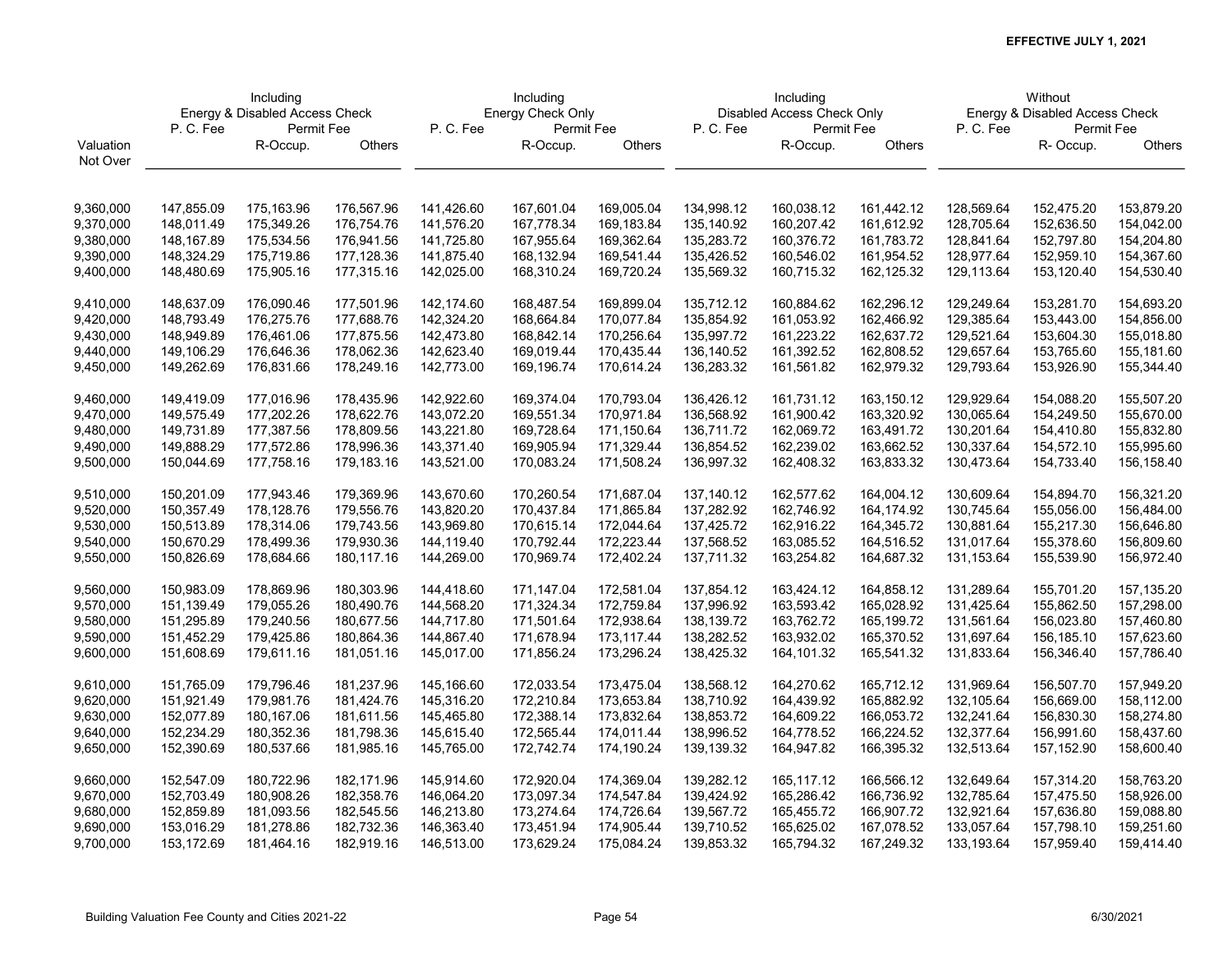**EFFECTIVE JULY 1, 2021**

| Valuation Not Over | Including Energy & Disabled Access Check P. C. Fee | Including Energy & Disabled Access Check Permit Fee R-Occup. | Including Energy & Disabled Access Check Permit Fee Others | Including Energy Check Only P. C. Fee | Including Energy Check Only Permit Fee R-Occup. | Including Energy Check Only Permit Fee Others | Including Disabled Access Check Only P. C. Fee | Including Disabled Access Check Only Permit Fee R-Occup. | Including Disabled Access Check Only Permit Fee Others | Without Energy & Disabled Access Check P. C. Fee | Without Energy & Disabled Access Check Permit Fee R- Occup. | Without Energy & Disabled Access Check Permit Fee Others |
|---|---|---|---|---|---|---|---|---|---|---|---|---|
| 9,360,000 | 147,855.09 | 175,163.96 | 176,567.96 | 141,426.60 | 167,601.04 | 169,005.04 | 134,998.12 | 160,038.12 | 161,442.12 | 128,569.64 | 152,475.20 | 153,879.20 |
| 9,370,000 | 148,011.49 | 175,349.26 | 176,754.76 | 141,576.20 | 167,778.34 | 169,183.84 | 135,140.92 | 160,207.42 | 161,612.92 | 128,705.64 | 152,636.50 | 154,042.00 |
| 9,380,000 | 148,167.89 | 175,534.56 | 176,941.56 | 141,725.80 | 167,955.64 | 169,362.64 | 135,283.72 | 160,376.72 | 161,783.72 | 128,841.64 | 152,797.80 | 154,204.80 |
| 9,390,000 | 148,324.29 | 175,719.86 | 177,128.36 | 141,875.40 | 168,132.94 | 169,541.44 | 135,426.52 | 160,546.02 | 161,954.52 | 128,977.64 | 152,959.10 | 154,367.60 |
| 9,400,000 | 148,480.69 | 175,905.16 | 177,315.16 | 142,025.00 | 168,310.24 | 169,720.24 | 135,569.32 | 160,715.32 | 162,125.32 | 129,113.64 | 153,120.40 | 154,530.40 |
| 9,410,000 | 148,637.09 | 176,090.46 | 177,501.96 | 142,174.60 | 168,487.54 | 169,899.04 | 135,712.12 | 160,884.62 | 162,296.12 | 129,249.64 | 153,281.70 | 154,693.20 |
| 9,420,000 | 148,793.49 | 176,275.76 | 177,688.76 | 142,324.20 | 168,664.84 | 170,077.84 | 135,854.92 | 161,053.92 | 162,466.92 | 129,385.64 | 153,443.00 | 154,856.00 |
| 9,430,000 | 148,949.89 | 176,461.06 | 177,875.56 | 142,473.80 | 168,842.14 | 170,256.64 | 135,997.72 | 161,223.22 | 162,637.72 | 129,521.64 | 153,604.30 | 155,018.80 |
| 9,440,000 | 149,106.29 | 176,646.36 | 178,062.36 | 142,623.40 | 169,019.44 | 170,435.44 | 136,140.52 | 161,392.52 | 162,808.52 | 129,657.64 | 153,765.60 | 155,181.60 |
| 9,450,000 | 149,262.69 | 176,831.66 | 178,249.16 | 142,773.00 | 169,196.74 | 170,614.24 | 136,283.32 | 161,561.82 | 162,979.32 | 129,793.64 | 153,926.90 | 155,344.40 |
| 9,460,000 | 149,419.09 | 177,016.96 | 178,435.96 | 142,922.60 | 169,374.04 | 170,793.04 | 136,426.12 | 161,731.12 | 163,150.12 | 129,929.64 | 154,088.20 | 155,507.20 |
| 9,470,000 | 149,575.49 | 177,202.26 | 178,622.76 | 143,072.20 | 169,551.34 | 170,971.84 | 136,568.92 | 161,900.42 | 163,320.92 | 130,065.64 | 154,249.50 | 155,670.00 |
| 9,480,000 | 149,731.89 | 177,387.56 | 178,809.56 | 143,221.80 | 169,728.64 | 171,150.64 | 136,711.72 | 162,069.72 | 163,491.72 | 130,201.64 | 154,410.80 | 155,832.80 |
| 9,490,000 | 149,888.29 | 177,572.86 | 178,996.36 | 143,371.40 | 169,905.94 | 171,329.44 | 136,854.52 | 162,239.02 | 163,662.52 | 130,337.64 | 154,572.10 | 155,995.60 |
| 9,500,000 | 150,044.69 | 177,758.16 | 179,183.16 | 143,521.00 | 170,083.24 | 171,508.24 | 136,997.32 | 162,408.32 | 163,833.32 | 130,473.64 | 154,733.40 | 156,158.40 |
| 9,510,000 | 150,201.09 | 177,943.46 | 179,369.96 | 143,670.60 | 170,260.54 | 171,687.04 | 137,140.12 | 162,577.62 | 164,004.12 | 130,609.64 | 154,894.70 | 156,321.20 |
| 9,520,000 | 150,357.49 | 178,128.76 | 179,556.76 | 143,820.20 | 170,437.84 | 171,865.84 | 137,282.92 | 162,746.92 | 164,174.92 | 130,745.64 | 155,056.00 | 156,484.00 |
| 9,530,000 | 150,513.89 | 178,314.06 | 179,743.56 | 143,969.80 | 170,615.14 | 172,044.64 | 137,425.72 | 162,916.22 | 164,345.72 | 130,881.64 | 155,217.30 | 156,646.80 |
| 9,540,000 | 150,670.29 | 178,499.36 | 179,930.36 | 144,119.40 | 170,792.44 | 172,223.44 | 137,568.52 | 163,085.52 | 164,516.52 | 131,017.64 | 155,378.60 | 156,809.60 |
| 9,550,000 | 150,826.69 | 178,684.66 | 180,117.16 | 144,269.00 | 170,969.74 | 172,402.24 | 137,711.32 | 163,254.82 | 164,687.32 | 131,153.64 | 155,539.90 | 156,972.40 |
| 9,560,000 | 150,983.09 | 178,869.96 | 180,303.96 | 144,418.60 | 171,147.04 | 172,581.04 | 137,854.12 | 163,424.12 | 164,858.12 | 131,289.64 | 155,701.20 | 157,135.20 |
| 9,570,000 | 151,139.49 | 179,055.26 | 180,490.76 | 144,568.20 | 171,324.34 | 172,759.84 | 137,996.92 | 163,593.42 | 165,028.92 | 131,425.64 | 155,862.50 | 157,298.00 |
| 9,580,000 | 151,295.89 | 179,240.56 | 180,677.56 | 144,717.80 | 171,501.64 | 172,938.64 | 138,139.72 | 163,762.72 | 165,199.72 | 131,561.64 | 156,023.80 | 157,460.80 |
| 9,590,000 | 151,452.29 | 179,425.86 | 180,864.36 | 144,867.40 | 171,678.94 | 173,117.44 | 138,282.52 | 163,932.02 | 165,370.52 | 131,697.64 | 156,185.10 | 157,623.60 |
| 9,600,000 | 151,608.69 | 179,611.16 | 181,051.16 | 145,017.00 | 171,856.24 | 173,296.24 | 138,425.32 | 164,101.32 | 165,541.32 | 131,833.64 | 156,346.40 | 157,786.40 |
| 9,610,000 | 151,765.09 | 179,796.46 | 181,237.96 | 145,166.60 | 172,033.54 | 173,475.04 | 138,568.12 | 164,270.62 | 165,712.12 | 131,969.64 | 156,507.70 | 157,949.20 |
| 9,620,000 | 151,921.49 | 179,981.76 | 181,424.76 | 145,316.20 | 172,210.84 | 173,653.84 | 138,710.92 | 164,439.92 | 165,882.92 | 132,105.64 | 156,669.00 | 158,112.00 |
| 9,630,000 | 152,077.89 | 180,167.06 | 181,611.56 | 145,465.80 | 172,388.14 | 173,832.64 | 138,853.72 | 164,609.22 | 166,053.72 | 132,241.64 | 156,830.30 | 158,274.80 |
| 9,640,000 | 152,234.29 | 180,352.36 | 181,798.36 | 145,615.40 | 172,565.44 | 174,011.44 | 138,996.52 | 164,778.52 | 166,224.52 | 132,377.64 | 156,991.60 | 158,437.60 |
| 9,650,000 | 152,390.69 | 180,537.66 | 181,985.16 | 145,765.00 | 172,742.74 | 174,190.24 | 139,139.32 | 164,947.82 | 166,395.32 | 132,513.64 | 157,152.90 | 158,600.40 |
| 9,660,000 | 152,547.09 | 180,722.96 | 182,171.96 | 145,914.60 | 172,920.04 | 174,369.04 | 139,282.12 | 165,117.12 | 166,566.12 | 132,649.64 | 157,314.20 | 158,763.20 |
| 9,670,000 | 152,703.49 | 180,908.26 | 182,358.76 | 146,064.20 | 173,097.34 | 174,547.84 | 139,424.92 | 165,286.42 | 166,736.92 | 132,785.64 | 157,475.50 | 158,926.00 |
| 9,680,000 | 152,859.89 | 181,093.56 | 182,545.56 | 146,213.80 | 173,274.64 | 174,726.64 | 139,567.72 | 165,455.72 | 166,907.72 | 132,921.64 | 157,636.80 | 159,088.80 |
| 9,690,000 | 153,016.29 | 181,278.86 | 182,732.36 | 146,363.40 | 173,451.94 | 174,905.44 | 139,710.52 | 165,625.02 | 167,078.52 | 133,057.64 | 157,798.10 | 159,251.60 |
| 9,700,000 | 153,172.69 | 181,464.16 | 182,919.16 | 146,513.00 | 173,629.24 | 175,084.24 | 139,853.32 | 165,794.32 | 167,249.32 | 133,193.64 | 157,959.40 | 159,414.40 |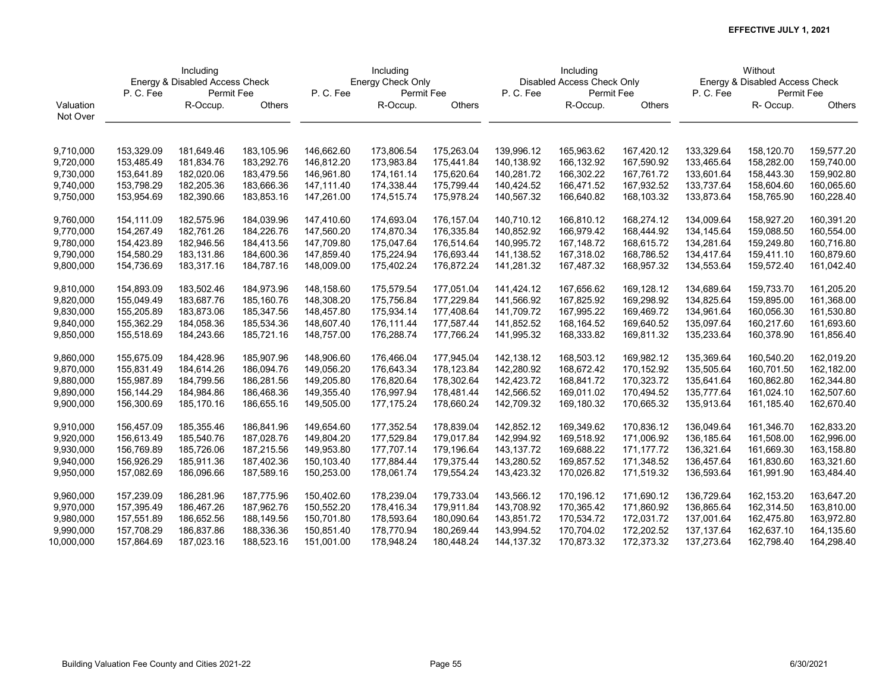**EFFECTIVE JULY 1, 2021**

| | Including Energy & Disabled Access Check | | | Including Energy Check Only | | | Including Disabled Access Check Only | | | Without Energy & Disabled Access Check | | |
|---|---|---|---|---|---|---|---|---|---|---|---|---|
| | P. C. Fee | Permit Fee | | P. C. Fee | Permit Fee | | P. C. Fee | Permit Fee | | P. C. Fee | Permit Fee | |
| Valuation Not Over | | R-Occup. | Others | | R-Occup. | Others | | R-Occup. | Others | | R- Occup. | Others |
| 9,710,000 | 153,329.09 | 181,649.46 | 183,105.96 | 146,662.60 | 173,806.54 | 175,263.04 | 139,996.12 | 165,963.62 | 167,420.12 | 133,329.64 | 158,120.70 | 159,577.20 |
| 9,720,000 | 153,485.49 | 181,834.76 | 183,292.76 | 146,812.20 | 173,983.84 | 175,441.84 | 140,138.92 | 166,132.92 | 167,590.92 | 133,465.64 | 158,282.00 | 159,740.00 |
| 9,730,000 | 153,641.89 | 182,020.06 | 183,479.56 | 146,961.80 | 174,161.14 | 175,620.64 | 140,281.72 | 166,302.22 | 167,761.72 | 133,601.64 | 158,443.30 | 159,902.80 |
| 9,740,000 | 153,798.29 | 182,205.36 | 183,666.36 | 147,111.40 | 174,338.44 | 175,799.44 | 140,424.52 | 166,471.52 | 167,932.52 | 133,737.64 | 158,604.60 | 160,065.60 |
| 9,750,000 | 153,954.69 | 182,390.66 | 183,853.16 | 147,261.00 | 174,515.74 | 175,978.24 | 140,567.32 | 166,640.82 | 168,103.32 | 133,873.64 | 158,765.90 | 160,228.40 |
| 9,760,000 | 154,111.09 | 182,575.96 | 184,039.96 | 147,410.60 | 174,693.04 | 176,157.04 | 140,710.12 | 166,810.12 | 168,274.12 | 134,009.64 | 158,927.20 | 160,391.20 |
| 9,770,000 | 154,267.49 | 182,761.26 | 184,226.76 | 147,560.20 | 174,870.34 | 176,335.84 | 140,852.92 | 166,979.42 | 168,444.92 | 134,145.64 | 159,088.50 | 160,554.00 |
| 9,780,000 | 154,423.89 | 182,946.56 | 184,413.56 | 147,709.80 | 175,047.64 | 176,514.64 | 140,995.72 | 167,148.72 | 168,615.72 | 134,281.64 | 159,249.80 | 160,716.80 |
| 9,790,000 | 154,580.29 | 183,131.86 | 184,600.36 | 147,859.40 | 175,224.94 | 176,693.44 | 141,138.52 | 167,318.02 | 168,786.52 | 134,417.64 | 159,411.10 | 160,879.60 |
| 9,800,000 | 154,736.69 | 183,317.16 | 184,787.16 | 148,009.00 | 175,402.24 | 176,872.24 | 141,281.32 | 167,487.32 | 168,957.32 | 134,553.64 | 159,572.40 | 161,042.40 |
| 9,810,000 | 154,893.09 | 183,502.46 | 184,973.96 | 148,158.60 | 175,579.54 | 177,051.04 | 141,424.12 | 167,656.62 | 169,128.12 | 134,689.64 | 159,733.70 | 161,205.20 |
| 9,820,000 | 155,049.49 | 183,687.76 | 185,160.76 | 148,308.20 | 175,756.84 | 177,229.84 | 141,566.92 | 167,825.92 | 169,298.92 | 134,825.64 | 159,895.00 | 161,368.00 |
| 9,830,000 | 155,205.89 | 183,873.06 | 185,347.56 | 148,457.80 | 175,934.14 | 177,408.64 | 141,709.72 | 167,995.22 | 169,469.72 | 134,961.64 | 160,056.30 | 161,530.80 |
| 9,840,000 | 155,362.29 | 184,058.36 | 185,534.36 | 148,607.40 | 176,111.44 | 177,587.44 | 141,852.52 | 168,164.52 | 169,640.52 | 135,097.64 | 160,217.60 | 161,693.60 |
| 9,850,000 | 155,518.69 | 184,243.66 | 185,721.16 | 148,757.00 | 176,288.74 | 177,766.24 | 141,995.32 | 168,333.82 | 169,811.32 | 135,233.64 | 160,378.90 | 161,856.40 |
| 9,860,000 | 155,675.09 | 184,428.96 | 185,907.96 | 148,906.60 | 176,466.04 | 177,945.04 | 142,138.12 | 168,503.12 | 169,982.12 | 135,369.64 | 160,540.20 | 162,019.20 |
| 9,870,000 | 155,831.49 | 184,614.26 | 186,094.76 | 149,056.20 | 176,643.34 | 178,123.84 | 142,280.92 | 168,672.42 | 170,152.92 | 135,505.64 | 160,701.50 | 162,182.00 |
| 9,880,000 | 155,987.89 | 184,799.56 | 186,281.56 | 149,205.80 | 176,820.64 | 178,302.64 | 142,423.72 | 168,841.72 | 170,323.72 | 135,641.64 | 160,862.80 | 162,344.80 |
| 9,890,000 | 156,144.29 | 184,984.86 | 186,468.36 | 149,355.40 | 176,997.94 | 178,481.44 | 142,566.52 | 169,011.02 | 170,494.52 | 135,777.64 | 161,024.10 | 162,507.60 |
| 9,900,000 | 156,300.69 | 185,170.16 | 186,655.16 | 149,505.00 | 177,175.24 | 178,660.24 | 142,709.32 | 169,180.32 | 170,665.32 | 135,913.64 | 161,185.40 | 162,670.40 |
| 9,910,000 | 156,457.09 | 185,355.46 | 186,841.96 | 149,654.60 | 177,352.54 | 178,839.04 | 142,852.12 | 169,349.62 | 170,836.12 | 136,049.64 | 161,346.70 | 162,833.20 |
| 9,920,000 | 156,613.49 | 185,540.76 | 187,028.76 | 149,804.20 | 177,529.84 | 179,017.84 | 142,994.92 | 169,518.92 | 171,006.92 | 136,185.64 | 161,508.00 | 162,996.00 |
| 9,930,000 | 156,769.89 | 185,726.06 | 187,215.56 | 149,953.80 | 177,707.14 | 179,196.64 | 143,137.72 | 169,688.22 | 171,177.72 | 136,321.64 | 161,669.30 | 163,158.80 |
| 9,940,000 | 156,926.29 | 185,911.36 | 187,402.36 | 150,103.40 | 177,884.44 | 179,375.44 | 143,280.52 | 169,857.52 | 171,348.52 | 136,457.64 | 161,830.60 | 163,321.60 |
| 9,950,000 | 157,082.69 | 186,096.66 | 187,589.16 | 150,253.00 | 178,061.74 | 179,554.24 | 143,423.32 | 170,026.82 | 171,519.32 | 136,593.64 | 161,991.90 | 163,484.40 |
| 9,960,000 | 157,239.09 | 186,281.96 | 187,775.96 | 150,402.60 | 178,239.04 | 179,733.04 | 143,566.12 | 170,196.12 | 171,690.12 | 136,729.64 | 162,153.20 | 163,647.20 |
| 9,970,000 | 157,395.49 | 186,467.26 | 187,962.76 | 150,552.20 | 178,416.34 | 179,911.84 | 143,708.92 | 170,365.42 | 171,860.92 | 136,865.64 | 162,314.50 | 163,810.00 |
| 9,980,000 | 157,551.89 | 186,652.56 | 188,149.56 | 150,701.80 | 178,593.64 | 180,090.64 | 143,851.72 | 170,534.72 | 172,031.72 | 137,001.64 | 162,475.80 | 163,972.80 |
| 9,990,000 | 157,708.29 | 186,837.86 | 188,336.36 | 150,851.40 | 178,770.94 | 180,269.44 | 143,994.52 | 170,704.02 | 172,202.52 | 137,137.64 | 162,637.10 | 164,135.60 |
| 10,000,000 | 157,864.69 | 187,023.16 | 188,523.16 | 151,001.00 | 178,948.24 | 180,448.24 | 144,137.32 | 170,873.32 | 172,373.32 | 137,273.64 | 162,798.40 | 164,298.40 |